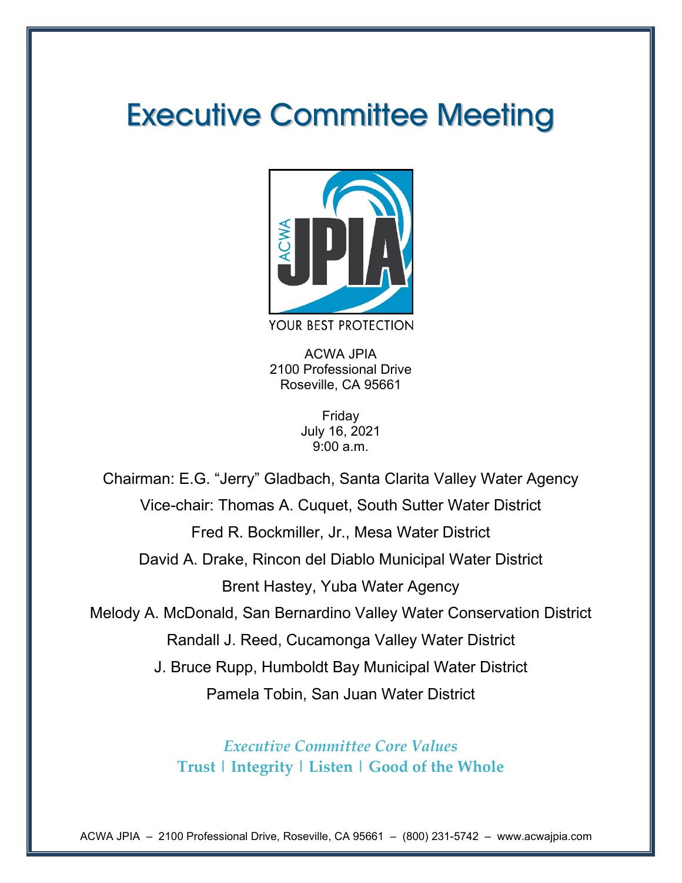# Executive Committee Meeting

YOUR BEST PROTECTION

ACWA JPIA
2100 Professional Drive
Roseville, CA 95661

Friday
July 16, 2021
9:00 a.m.

Chairman: E.G. "Jerry" Gladbach, Santa Clarita Valley Water Agency

Vice-chair: Thomas A. Cuquet, South Sutter Water District

Fred R. Bockmiller, Jr., Mesa Water District

David A. Drake, Rincon del Diablo Municipal Water District

Brent Hastey, Yuba Water Agency

Melody A. McDonald, San Bernardino Valley Water Conservation District

Randall J. Reed, Cucamonga Valley Water District

J. Bruce Rupp, Humboldt Bay Municipal Water District

Pamela Tobin, San Juan Water District

*Executive Committee Core Values*

**Trust | Integrity | Listen | Good of the Whole**

ACWA JPIA – 2100 Professional Drive, Roseville, CA 95661 – (800) 231-5742 – www.acwajpia.com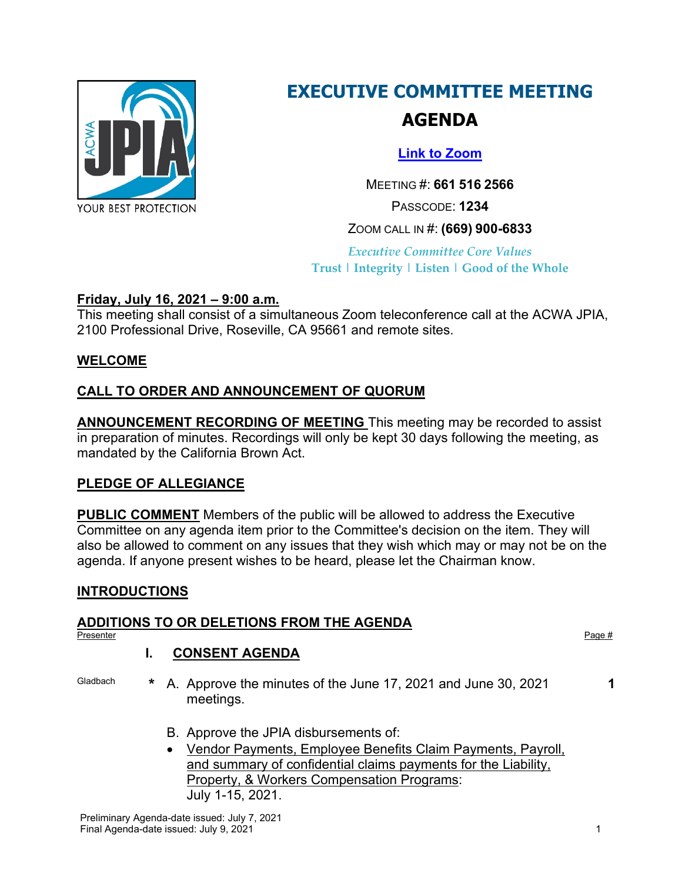# EXECUTIVE COMMITTEE MEETING

## AGENDA

[Link to Zoom]

MEETING #: **661 516 2566**

PASSCODE: **1234**

ZOOM CALL IN #: **(669) 900-6833**

*Executive Committee Core Values*

**Trust | Integrity | Listen | Good of the Whole**

**Friday, July 16, 2021 – 9:00 a.m.**

This meeting shall consist of a simultaneous Zoom teleconference call at the ACWA JPIA, 2100 Professional Drive, Roseville, CA 95661 and remote sites.

**WELCOME**

**CALL TO ORDER AND ANNOUNCEMENT OF QUORUM**

**ANNOUNCEMENT RECORDING OF MEETING** This meeting may be recorded to assist in preparation of minutes. Recordings will only be kept 30 days following the meeting, as mandated by the California Brown Act.

**PLEDGE OF ALLEGIANCE**

**PUBLIC COMMENT** Members of the public will be allowed to address the Executive Committee on any agenda item prior to the Committee's decision on the item. They will also be allowed to comment on any issues that they wish which may or may not be on the agenda. If anyone present wishes to be heard, please let the Chairman know.

**INTRODUCTIONS**

**ADDITIONS TO OR DELETIONS FROM THE AGENDA**

| Presenter | | Page # |
|---|---|---|
| | **I. CONSENT AGENDA** | |
| Gladbach | * A. Approve the minutes of the June 17, 2021 and June 30, 2021 meetings. | **1** |
| | B. Approve the JPIA disbursements of:<br>• Vendor Payments, Employee Benefits Claim Payments, Payroll, and summary of confidential claims payments for the Liability, Property, & Workers Compensation Programs: July 1-15, 2021. | |

Preliminary Agenda-date issued: July 7, 2021
Final Agenda-date issued: July 9, 2021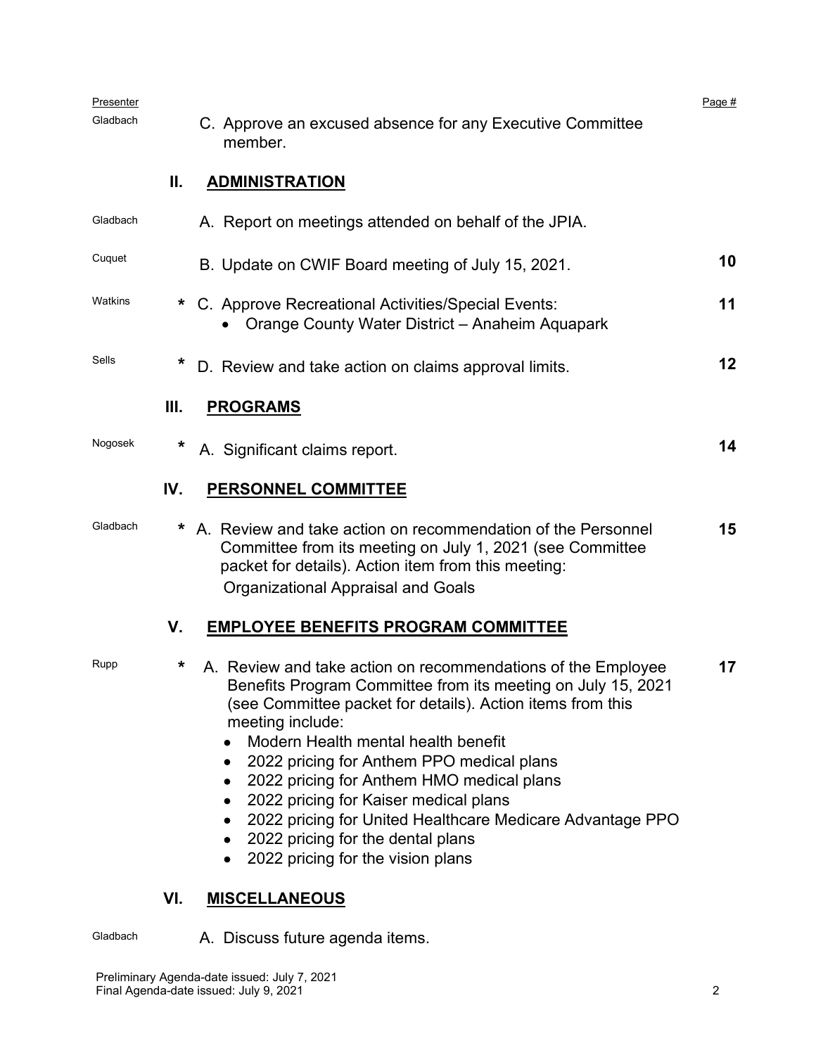| Presenter | | | Page # |
|---|---|---|---|
| Gladbach | | C. Approve an excused absence for any Executive Committee member. | |
| | **II.** | **ADMINISTRATION** | |
| Gladbach | | A. Report on meetings attended on behalf of the JPIA. | |
| Cuquet | | B. Update on CWIF Board meeting of July 15, 2021. | **10** |
| Watkins | * | C. Approve Recreational Activities/Special Events:<br>• Orange County Water District – Anaheim Aquapark | **11** |
| Sells | * | D. Review and take action on claims approval limits. | **12** |
| | **III.** | **PROGRAMS** | |
| Nogosek | * | A. Significant claims report. | **14** |
| | **IV.** | **PERSONNEL COMMITTEE** | |
| Gladbach | * | A. Review and take action on recommendation of the Personnel Committee from its meeting on July 1, 2021 (see Committee packet for details). Action item from this meeting:<br>Organizational Appraisal and Goals | **15** |
| | **V.** | **EMPLOYEE BENEFITS PROGRAM COMMITTEE** | |
| Rupp | * | A. Review and take action on recommendations of the Employee Benefits Program Committee from its meeting on July 15, 2021 (see Committee packet for details). Action items from this meeting include:<br>• Modern Health mental health benefit<br>• 2022 pricing for Anthem PPO medical plans<br>• 2022 pricing for Anthem HMO medical plans<br>• 2022 pricing for Kaiser medical plans<br>• 2022 pricing for United Healthcare Medicare Advantage PPO<br>• 2022 pricing for the dental plans<br>• 2022 pricing for the vision plans | **17** |
| | **VI.** | **MISCELLANEOUS** | |
| Gladbach | | A. Discuss future agenda items. | |

Preliminary Agenda-date issued: July 7, 2021
Final Agenda-date issued: July 9, 2021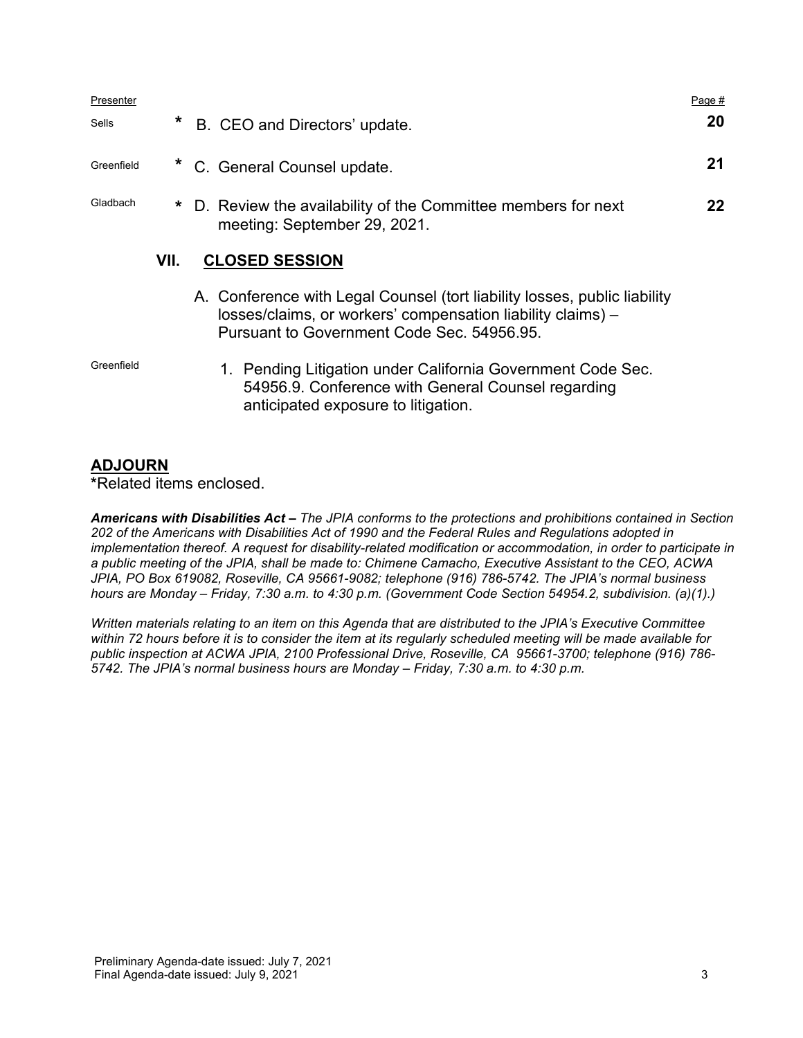| Presenter | | | Page # |
|---|---|---|---|
| Sells | * | B. CEO and Directors' update. | **20** |
| Greenfield | * | C. General Counsel update. | **21** |
| Gladbach | * | D. Review the availability of the Committee members for next meeting: September 29, 2021. | **22** |

## VII. CLOSED SESSION

A. Conference with Legal Counsel (tort liability losses, public liability losses/claims, or workers' compensation liability claims) – Pursuant to Government Code Sec. 54956.95.

Greenfield

1. Pending Litigation under California Government Code Sec. 54956.9. Conference with General Counsel regarding anticipated exposure to litigation.

## ADJOURN

***Related items enclosed.**

***Americans with Disabilities Act –** The JPIA conforms to the protections and prohibitions contained in Section 202 of the Americans with Disabilities Act of 1990 and the Federal Rules and Regulations adopted in implementation thereof. A request for disability-related modification or accommodation, in order to participate in a public meeting of the JPIA, shall be made to: Chimene Camacho, Executive Assistant to the CEO, ACWA JPIA, PO Box 619082, Roseville, CA 95661-9082; telephone (916) 786-5742. The JPIA's normal business hours are Monday – Friday, 7:30 a.m. to 4:30 p.m. (Government Code Section 54954.2, subdivision. (a)(1).)*

*Written materials relating to an item on this Agenda that are distributed to the JPIA's Executive Committee within 72 hours before it is to consider the item at its regularly scheduled meeting will be made available for public inspection at ACWA JPIA, 2100 Professional Drive, Roseville, CA 95661-3700; telephone (916) 786-5742. The JPIA's normal business hours are Monday – Friday, 7:30 a.m. to 4:30 p.m.*

Preliminary Agenda-date issued: July 7, 2021
Final Agenda-date issued: July 9, 2021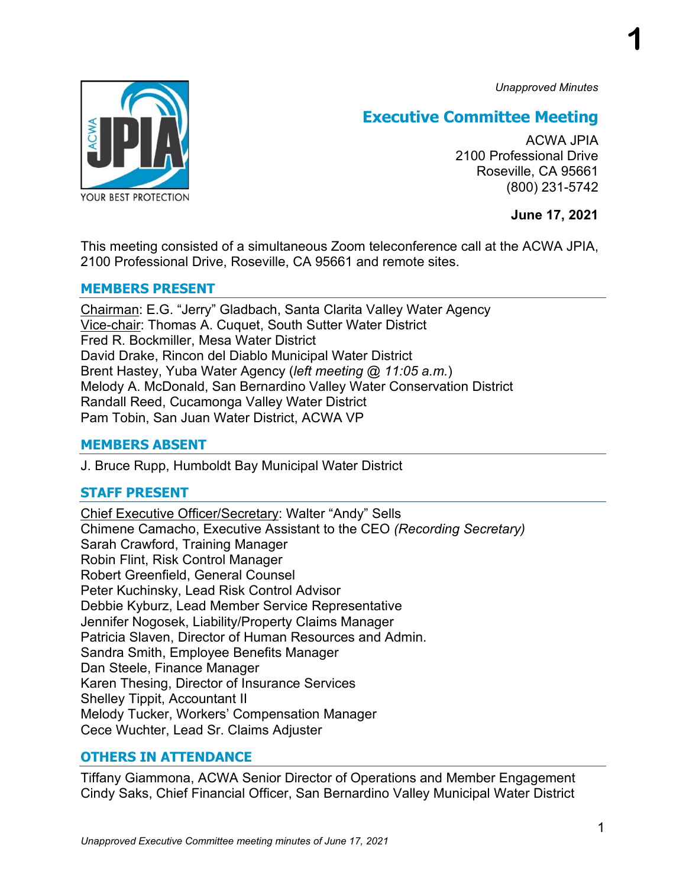*Unapproved Minutes*

# Executive Committee Meeting

ACWA JPIA
2100 Professional Drive
Roseville, CA 95661
(800) 231-5742

**June 17, 2021**

This meeting consisted of a simultaneous Zoom teleconference call at the ACWA JPIA, 2100 Professional Drive, Roseville, CA 95661 and remote sites.

## MEMBERS PRESENT

Chairman: E.G. "Jerry" Gladbach, Santa Clarita Valley Water Agency
Vice-chair: Thomas A. Cuquet, South Sutter Water District
Fred R. Bockmiller, Mesa Water District
David Drake, Rincon del Diablo Municipal Water District
Brent Hastey, Yuba Water Agency (*left meeting @ 11:05 a.m.*)
Melody A. McDonald, San Bernardino Valley Water Conservation District
Randall Reed, Cucamonga Valley Water District
Pam Tobin, San Juan Water District, ACWA VP

## MEMBERS ABSENT

J. Bruce Rupp, Humboldt Bay Municipal Water District

## STAFF PRESENT

Chief Executive Officer/Secretary: Walter "Andy" Sells
Chimene Camacho, Executive Assistant to the CEO *(Recording Secretary)*
Sarah Crawford, Training Manager
Robin Flint, Risk Control Manager
Robert Greenfield, General Counsel
Peter Kuchinsky, Lead Risk Control Advisor
Debbie Kyburz, Lead Member Service Representative
Jennifer Nogosek, Liability/Property Claims Manager
Patricia Slaven, Director of Human Resources and Admin.
Sandra Smith, Employee Benefits Manager
Dan Steele, Finance Manager
Karen Thesing, Director of Insurance Services
Shelley Tippit, Accountant II
Melody Tucker, Workers' Compensation Manager
Cece Wuchter, Lead Sr. Claims Adjuster

## OTHERS IN ATTENDANCE

Tiffany Giammona, ACWA Senior Director of Operations and Member Engagement
Cindy Saks, Chief Financial Officer, San Bernardino Valley Municipal Water District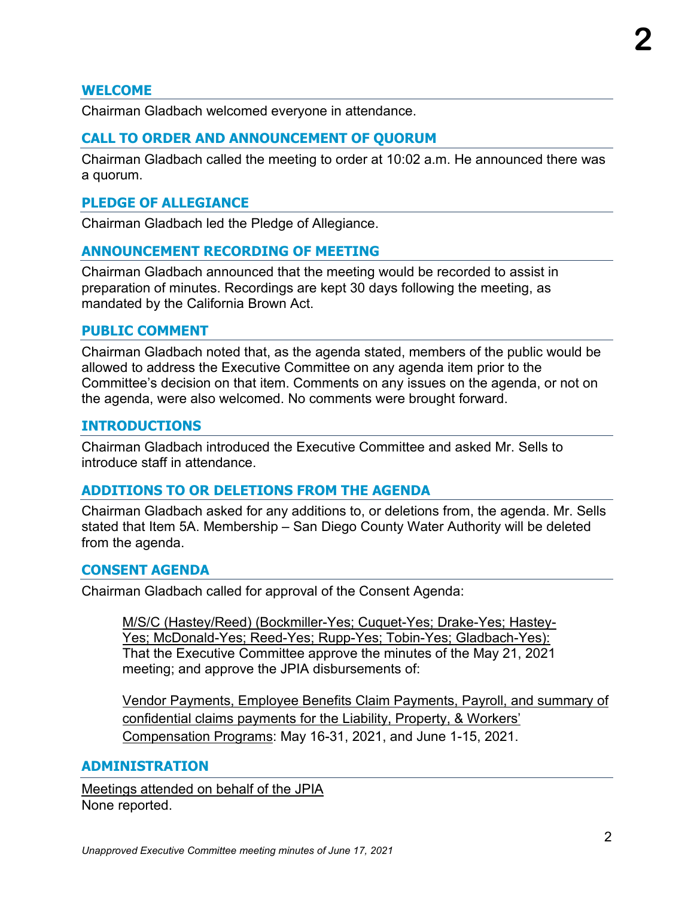## WELCOME

Chairman Gladbach welcomed everyone in attendance.

## CALL TO ORDER AND ANNOUNCEMENT OF QUORUM

Chairman Gladbach called the meeting to order at 10:02 a.m. He announced there was a quorum.

## PLEDGE OF ALLEGIANCE

Chairman Gladbach led the Pledge of Allegiance.

## ANNOUNCEMENT RECORDING OF MEETING

Chairman Gladbach announced that the meeting would be recorded to assist in preparation of minutes. Recordings are kept 30 days following the meeting, as mandated by the California Brown Act.

## PUBLIC COMMENT

Chairman Gladbach noted that, as the agenda stated, members of the public would be allowed to address the Executive Committee on any agenda item prior to the Committee's decision on that item. Comments on any issues on the agenda, or not on the agenda, were also welcomed. No comments were brought forward.

## INTRODUCTIONS

Chairman Gladbach introduced the Executive Committee and asked Mr. Sells to introduce staff in attendance.

## ADDITIONS TO OR DELETIONS FROM THE AGENDA

Chairman Gladbach asked for any additions to, or deletions from, the agenda. Mr. Sells stated that Item 5A. Membership – San Diego County Water Authority will be deleted from the agenda.

## CONSENT AGENDA

Chairman Gladbach called for approval of the Consent Agenda:

> M/S/C (Hastey/Reed) (Bockmiller-Yes; Cuquet-Yes; Drake-Yes; Hastey-Yes; McDonald-Yes; Reed-Yes; Rupp-Yes; Tobin-Yes; Gladbach-Yes): That the Executive Committee approve the minutes of the May 21, 2021 meeting; and approve the JPIA disbursements of:
>
> Vendor Payments, Employee Benefits Claim Payments, Payroll, and summary of confidential claims payments for the Liability, Property, & Workers' Compensation Programs: May 16-31, 2021, and June 1-15, 2021.

## ADMINISTRATION

Meetings attended on behalf of the JPIA
None reported.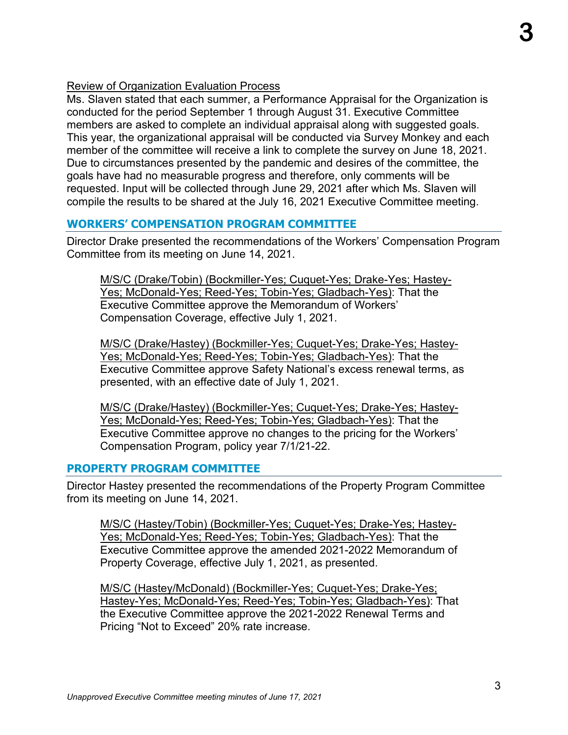Review of Organization Evaluation Process

Ms. Slaven stated that each summer, a Performance Appraisal for the Organization is conducted for the period September 1 through August 31. Executive Committee members are asked to complete an individual appraisal along with suggested goals. This year, the organizational appraisal will be conducted via Survey Monkey and each member of the committee will receive a link to complete the survey on June 18, 2021. Due to circumstances presented by the pandemic and desires of the committee, the goals have had no measurable progress and therefore, only comments will be requested. Input will be collected through June 29, 2021 after which Ms. Slaven will compile the results to be shared at the July 16, 2021 Executive Committee meeting.

## WORKERS' COMPENSATION PROGRAM COMMITTEE

Director Drake presented the recommendations of the Workers' Compensation Program Committee from its meeting on June 14, 2021.

> M/S/C (Drake/Tobin) (Bockmiller-Yes; Cuquet-Yes; Drake-Yes; Hastey-Yes; McDonald-Yes; Reed-Yes; Tobin-Yes; Gladbach-Yes): That the Executive Committee approve the Memorandum of Workers' Compensation Coverage, effective July 1, 2021.

> M/S/C (Drake/Hastey) (Bockmiller-Yes; Cuquet-Yes; Drake-Yes; Hastey-Yes; McDonald-Yes; Reed-Yes; Tobin-Yes; Gladbach-Yes): That the Executive Committee approve Safety National's excess renewal terms, as presented, with an effective date of July 1, 2021.

> M/S/C (Drake/Hastey) (Bockmiller-Yes; Cuquet-Yes; Drake-Yes; Hastey-Yes; McDonald-Yes; Reed-Yes; Tobin-Yes; Gladbach-Yes): That the Executive Committee approve no changes to the pricing for the Workers' Compensation Program, policy year 7/1/21-22.

## PROPERTY PROGRAM COMMITTEE

Director Hastey presented the recommendations of the Property Program Committee from its meeting on June 14, 2021.

> M/S/C (Hastey/Tobin) (Bockmiller-Yes; Cuquet-Yes; Drake-Yes; Hastey-Yes; McDonald-Yes; Reed-Yes; Tobin-Yes; Gladbach-Yes): That the Executive Committee approve the amended 2021-2022 Memorandum of Property Coverage, effective July 1, 2021, as presented.

> M/S/C (Hastey/McDonald) (Bockmiller-Yes; Cuquet-Yes; Drake-Yes; Hastey-Yes; McDonald-Yes; Reed-Yes; Tobin-Yes; Gladbach-Yes): That the Executive Committee approve the 2021-2022 Renewal Terms and Pricing "Not to Exceed" 20% rate increase.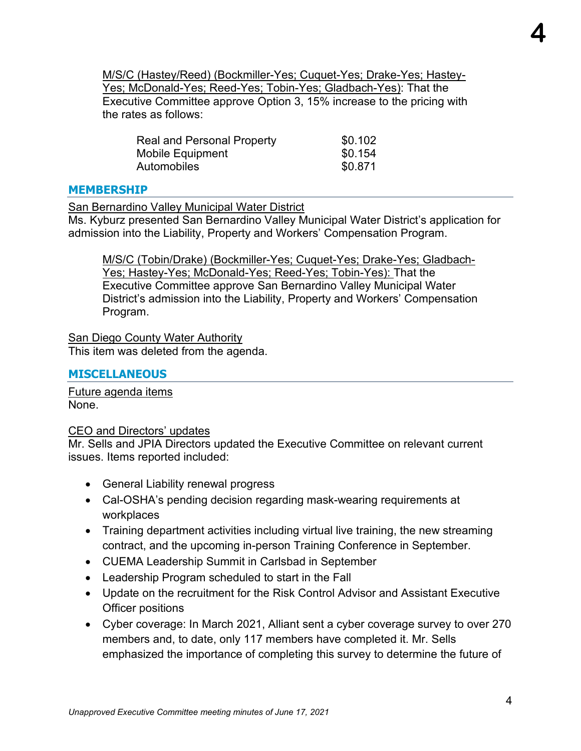M/S/C (Hastey/Reed) (Bockmiller-Yes; Cuquet-Yes; Drake-Yes; Hastey-Yes; McDonald-Yes; Reed-Yes; Tobin-Yes; Gladbach-Yes): That the Executive Committee approve Option 3, 15% increase to the pricing with the rates as follows:

| | |
|---|---|
| Real and Personal Property | $0.102 |
| Mobile Equipment | $0.154 |
| Automobiles | $0.871 |

## MEMBERSHIP

San Bernardino Valley Municipal Water District

Ms. Kyburz presented San Bernardino Valley Municipal Water District's application for admission into the Liability, Property and Workers' Compensation Program.

M/S/C (Tobin/Drake) (Bockmiller-Yes; Cuquet-Yes; Drake-Yes; Gladbach-Yes; Hastey-Yes; McDonald-Yes; Reed-Yes; Tobin-Yes): That the Executive Committee approve San Bernardino Valley Municipal Water District's admission into the Liability, Property and Workers' Compensation Program.

San Diego County Water Authority

This item was deleted from the agenda.

## MISCELLANEOUS

Future agenda items

None.

CEO and Directors' updates

Mr. Sells and JPIA Directors updated the Executive Committee on relevant current issues. Items reported included:

- General Liability renewal progress
- Cal-OSHA's pending decision regarding mask-wearing requirements at workplaces
- Training department activities including virtual live training, the new streaming contract, and the upcoming in-person Training Conference in September.
- CUEMA Leadership Summit in Carlsbad in September
- Leadership Program scheduled to start in the Fall
- Update on the recruitment for the Risk Control Advisor and Assistant Executive Officer positions
- Cyber coverage: In March 2021, Alliant sent a cyber coverage survey to over 270 members and, to date, only 117 members have completed it. Mr. Sells emphasized the importance of completing this survey to determine the future of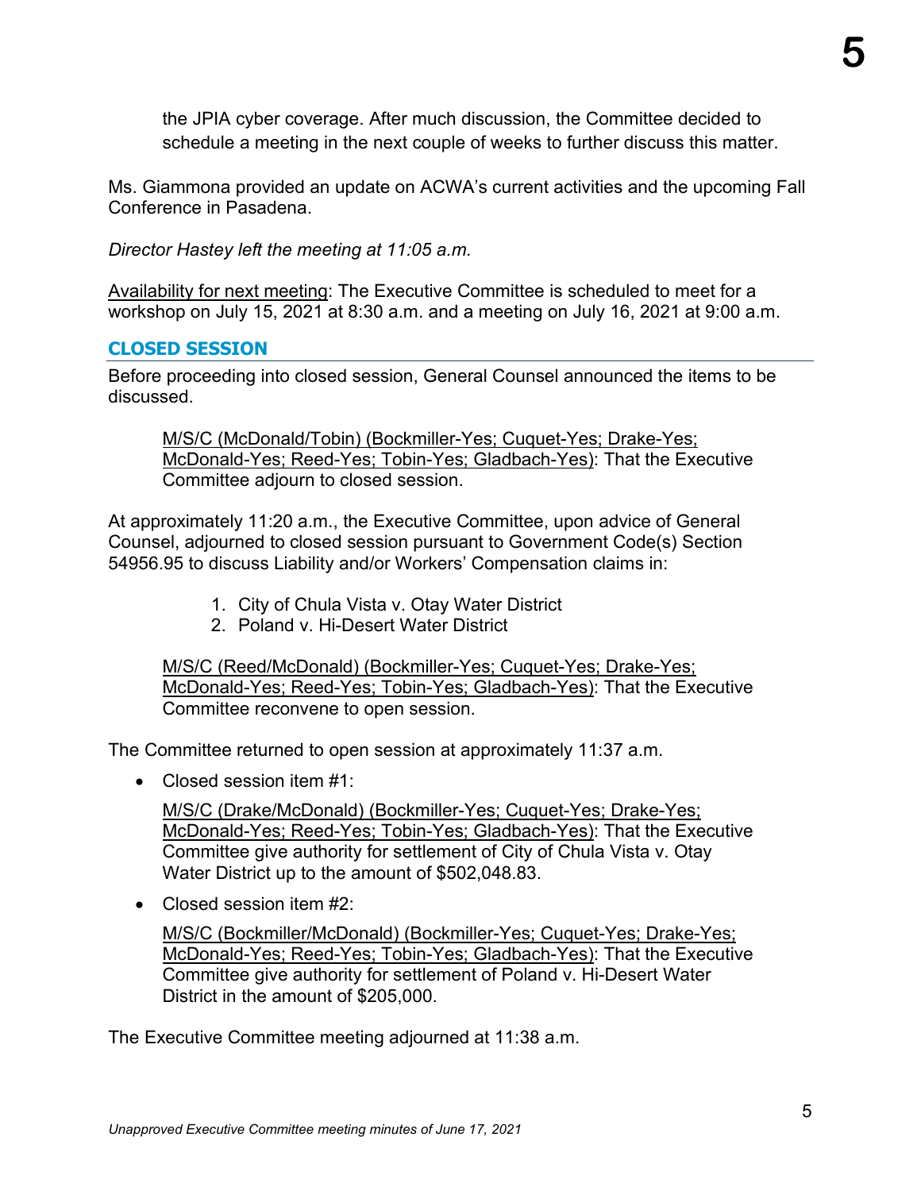the JPIA cyber coverage. After much discussion, the Committee decided to schedule a meeting in the next couple of weeks to further discuss this matter.

Ms. Giammona provided an update on ACWA's current activities and the upcoming Fall Conference in Pasadena.

*Director Hastey left the meeting at 11:05 a.m.*

Availability for next meeting: The Executive Committee is scheduled to meet for a workshop on July 15, 2021 at 8:30 a.m. and a meeting on July 16, 2021 at 9:00 a.m.

## CLOSED SESSION

Before proceeding into closed session, General Counsel announced the items to be discussed.

> M/S/C (McDonald/Tobin) (Bockmiller-Yes; Cuquet-Yes; Drake-Yes; McDonald-Yes; Reed-Yes; Tobin-Yes; Gladbach-Yes): That the Executive Committee adjourn to closed session.

At approximately 11:20 a.m., the Executive Committee, upon advice of General Counsel, adjourned to closed session pursuant to Government Code(s) Section 54956.95 to discuss Liability and/or Workers' Compensation claims in:

1. City of Chula Vista v. Otay Water District
2. Poland v. Hi-Desert Water District

> M/S/C (Reed/McDonald) (Bockmiller-Yes; Cuquet-Yes; Drake-Yes; McDonald-Yes; Reed-Yes; Tobin-Yes; Gladbach-Yes): That the Executive Committee reconvene to open session.

The Committee returned to open session at approximately 11:37 a.m.

- Closed session item #1:

  M/S/C (Drake/McDonald) (Bockmiller-Yes; Cuquet-Yes; Drake-Yes; McDonald-Yes; Reed-Yes; Tobin-Yes; Gladbach-Yes): That the Executive Committee give authority for settlement of City of Chula Vista v. Otay Water District up to the amount of $502,048.83.

- Closed session item #2:

  M/S/C (Bockmiller/McDonald) (Bockmiller-Yes; Cuquet-Yes; Drake-Yes; McDonald-Yes; Reed-Yes; Tobin-Yes; Gladbach-Yes): That the Executive Committee give authority for settlement of Poland v. Hi-Desert Water District in the amount of $205,000.

The Executive Committee meeting adjourned at 11:38 a.m.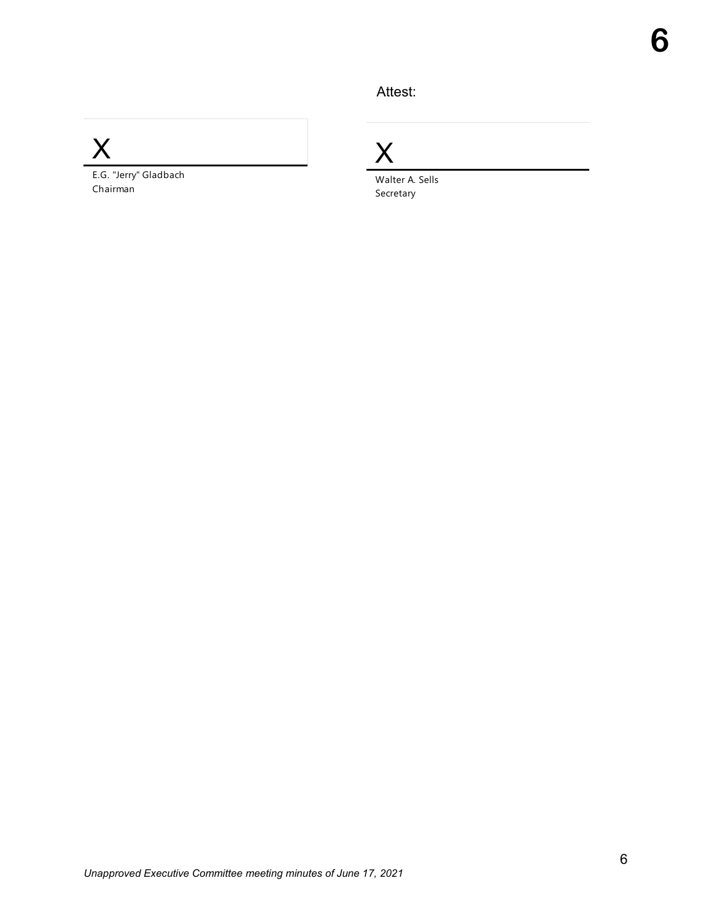Attest:

X

E.G. "Jerry" Gladbach
Chairman

X

Walter A. Sells
Secretary

*Unapproved Executive Committee meeting minutes of June 17, 2021*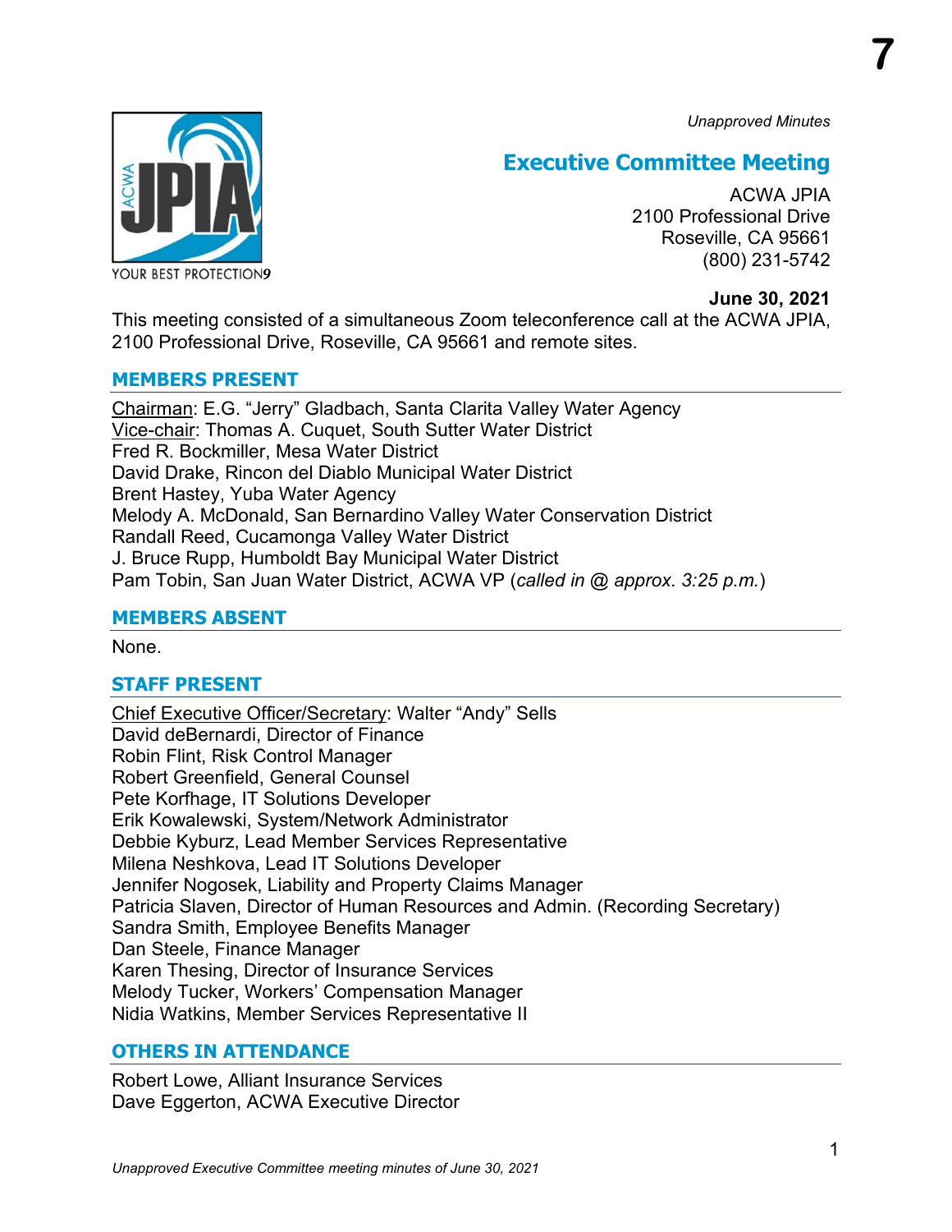7

*Unapproved Minutes*

# Executive Committee Meeting

ACWA JPIA
2100 Professional Drive
Roseville, CA 95661
(800) 231-5742

**June 30, 2021**

This meeting consisted of a simultaneous Zoom teleconference call at the ACWA JPIA, 2100 Professional Drive, Roseville, CA 95661 and remote sites.

## MEMBERS PRESENT

Chairman: E.G. "Jerry" Gladbach, Santa Clarita Valley Water Agency
Vice-chair: Thomas A. Cuquet, South Sutter Water District
Fred R. Bockmiller, Mesa Water District
David Drake, Rincon del Diablo Municipal Water District
Brent Hastey, Yuba Water Agency
Melody A. McDonald, San Bernardino Valley Water Conservation District
Randall Reed, Cucamonga Valley Water District
J. Bruce Rupp, Humboldt Bay Municipal Water District
Pam Tobin, San Juan Water District, ACWA VP (*called in @ approx. 3:25 p.m.*)

## MEMBERS ABSENT

None.

## STAFF PRESENT

Chief Executive Officer/Secretary: Walter "Andy" Sells
David deBernardi, Director of Finance
Robin Flint, Risk Control Manager
Robert Greenfield, General Counsel
Pete Korfhage, IT Solutions Developer
Erik Kowalewski, System/Network Administrator
Debbie Kyburz, Lead Member Services Representative
Milena Neshkova, Lead IT Solutions Developer
Jennifer Nogosek, Liability and Property Claims Manager
Patricia Slaven, Director of Human Resources and Admin. (Recording Secretary)
Sandra Smith, Employee Benefits Manager
Dan Steele, Finance Manager
Karen Thesing, Director of Insurance Services
Melody Tucker, Workers' Compensation Manager
Nidia Watkins, Member Services Representative II

## OTHERS IN ATTENDANCE

Robert Lowe, Alliant Insurance Services
Dave Eggerton, ACWA Executive Director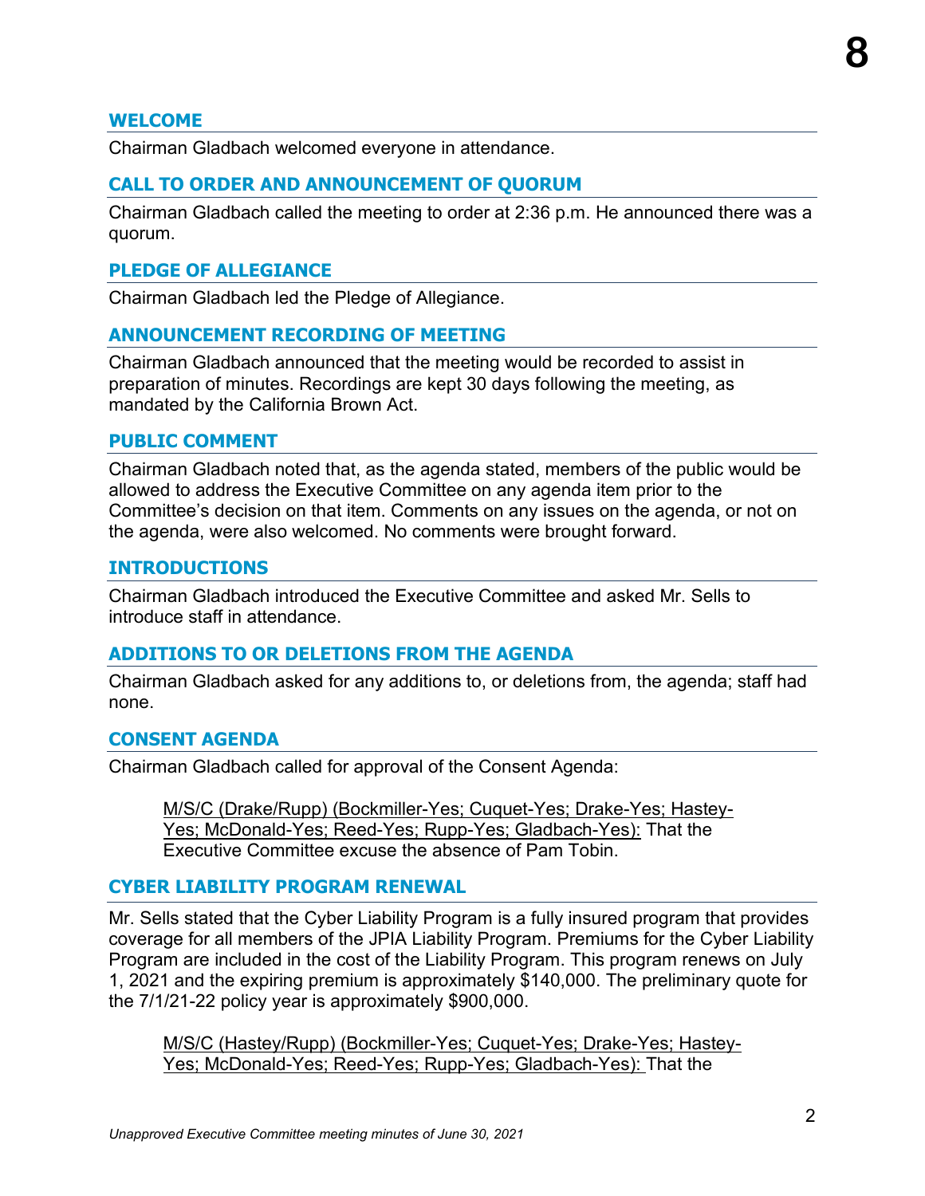## WELCOME

Chairman Gladbach welcomed everyone in attendance.

## CALL TO ORDER AND ANNOUNCEMENT OF QUORUM

Chairman Gladbach called the meeting to order at 2:36 p.m. He announced there was a quorum.

## PLEDGE OF ALLEGIANCE

Chairman Gladbach led the Pledge of Allegiance.

## ANNOUNCEMENT RECORDING OF MEETING

Chairman Gladbach announced that the meeting would be recorded to assist in preparation of minutes. Recordings are kept 30 days following the meeting, as mandated by the California Brown Act.

## PUBLIC COMMENT

Chairman Gladbach noted that, as the agenda stated, members of the public would be allowed to address the Executive Committee on any agenda item prior to the Committee's decision on that item. Comments on any issues on the agenda, or not on the agenda, were also welcomed. No comments were brought forward.

## INTRODUCTIONS

Chairman Gladbach introduced the Executive Committee and asked Mr. Sells to introduce staff in attendance.

## ADDITIONS TO OR DELETIONS FROM THE AGENDA

Chairman Gladbach asked for any additions to, or deletions from, the agenda; staff had none.

## CONSENT AGENDA

Chairman Gladbach called for approval of the Consent Agenda:

> M/S/C (Drake/Rupp) (Bockmiller-Yes; Cuquet-Yes; Drake-Yes; Hastey-Yes; McDonald-Yes; Reed-Yes; Rupp-Yes; Gladbach-Yes): That the Executive Committee excuse the absence of Pam Tobin.

## CYBER LIABILITY PROGRAM RENEWAL

Mr. Sells stated that the Cyber Liability Program is a fully insured program that provides coverage for all members of the JPIA Liability Program. Premiums for the Cyber Liability Program are included in the cost of the Liability Program. This program renews on July 1, 2021 and the expiring premium is approximately $140,000. The preliminary quote for the 7/1/21-22 policy year is approximately $900,000.

> M/S/C (Hastey/Rupp) (Bockmiller-Yes; Cuquet-Yes; Drake-Yes; Hastey-Yes; McDonald-Yes; Reed-Yes; Rupp-Yes; Gladbach-Yes): That the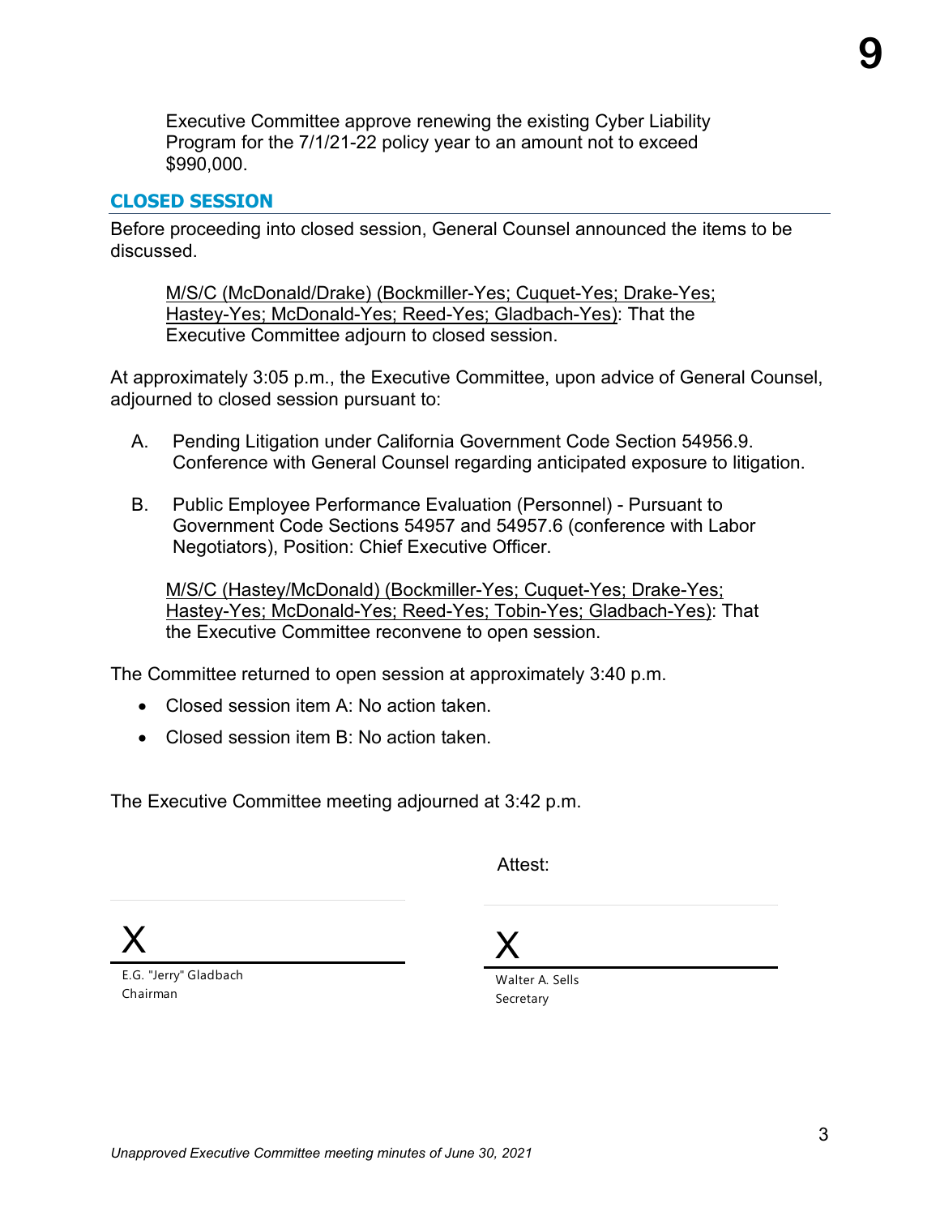Executive Committee approve renewing the existing Cyber Liability Program for the 7/1/21-22 policy year to an amount not to exceed $990,000.

## CLOSED SESSION

Before proceeding into closed session, General Counsel announced the items to be discussed.

<u>M/S/C (McDonald/Drake) (Bockmiller-Yes; Cuquet-Yes; Drake-Yes; Hastey-Yes; McDonald-Yes; Reed-Yes; Gladbach-Yes)</u>: That the Executive Committee adjourn to closed session.

At approximately 3:05 p.m., the Executive Committee, upon advice of General Counsel, adjourned to closed session pursuant to:

A. Pending Litigation under California Government Code Section 54956.9. Conference with General Counsel regarding anticipated exposure to litigation.

B. Public Employee Performance Evaluation (Personnel) - Pursuant to Government Code Sections 54957 and 54957.6 (conference with Labor Negotiators), Position: Chief Executive Officer.

<u>M/S/C (Hastey/McDonald) (Bockmiller-Yes; Cuquet-Yes; Drake-Yes; Hastey-Yes; McDonald-Yes; Reed-Yes; Tobin-Yes; Gladbach-Yes)</u>: That the Executive Committee reconvene to open session.

The Committee returned to open session at approximately 3:40 p.m.

- Closed session item A: No action taken.
- Closed session item B: No action taken.

The Executive Committee meeting adjourned at 3:42 p.m.

Attest:

X

E.G. "Jerry" Gladbach
Chairman

X

Walter A. Sells
Secretary

*Unapproved Executive Committee meeting minutes of June 30, 2021*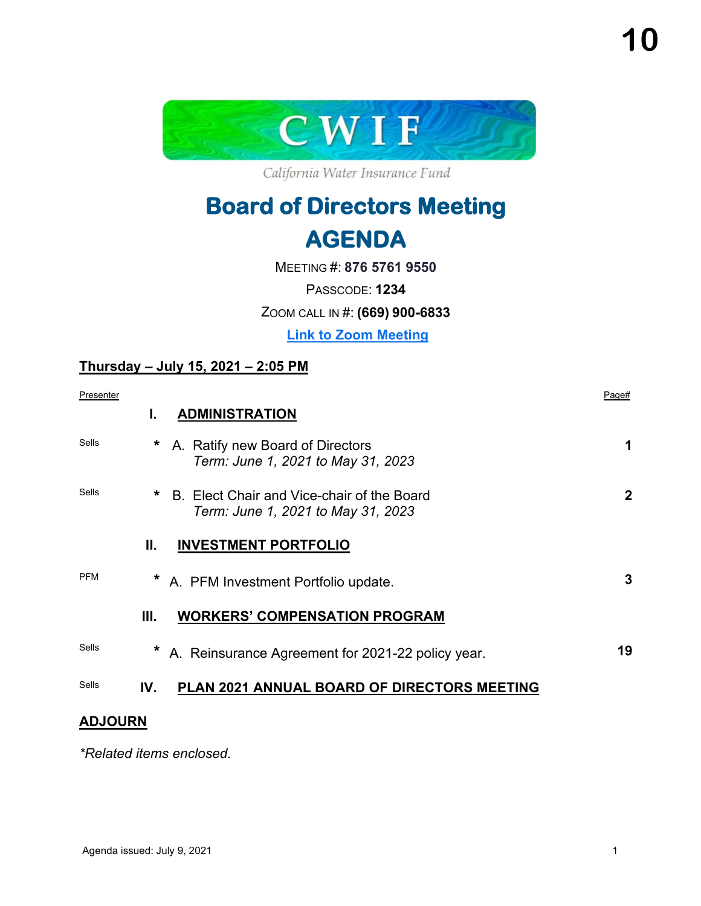10

CWIF

California Water Insurance Fund

# Board of Directors Meeting
# AGENDA

MEETING #: **876 5761 9550**

PASSCODE: **1234**

ZOOM CALL IN #: **(669) 900-6833**

**Link to Zoom Meeting**

**Thursday – July 15, 2021 – 2:05 PM**

| Presenter | | | Page# |
|---|---|---|---|
| | **I.** | **ADMINISTRATION** | |
| Sells | * | A. Ratify new Board of Directors<br>*Term: June 1, 2021 to May 31, 2023* | **1** |
| Sells | * | B. Elect Chair and Vice-chair of the Board<br>*Term: June 1, 2021 to May 31, 2023* | **2** |
| | **II.** | **INVESTMENT PORTFOLIO** | |
| PFM | * | A. PFM Investment Portfolio update. | **3** |
| | **III.** | **WORKERS' COMPENSATION PROGRAM** | |
| Sells | * | A. Reinsurance Agreement for 2021-22 policy year. | **19** |
| Sells | **IV.** | **PLAN 2021 ANNUAL BOARD OF DIRECTORS MEETING** | |

**ADJOURN**

*\*Related items enclosed.*

Agenda issued: July 9, 2021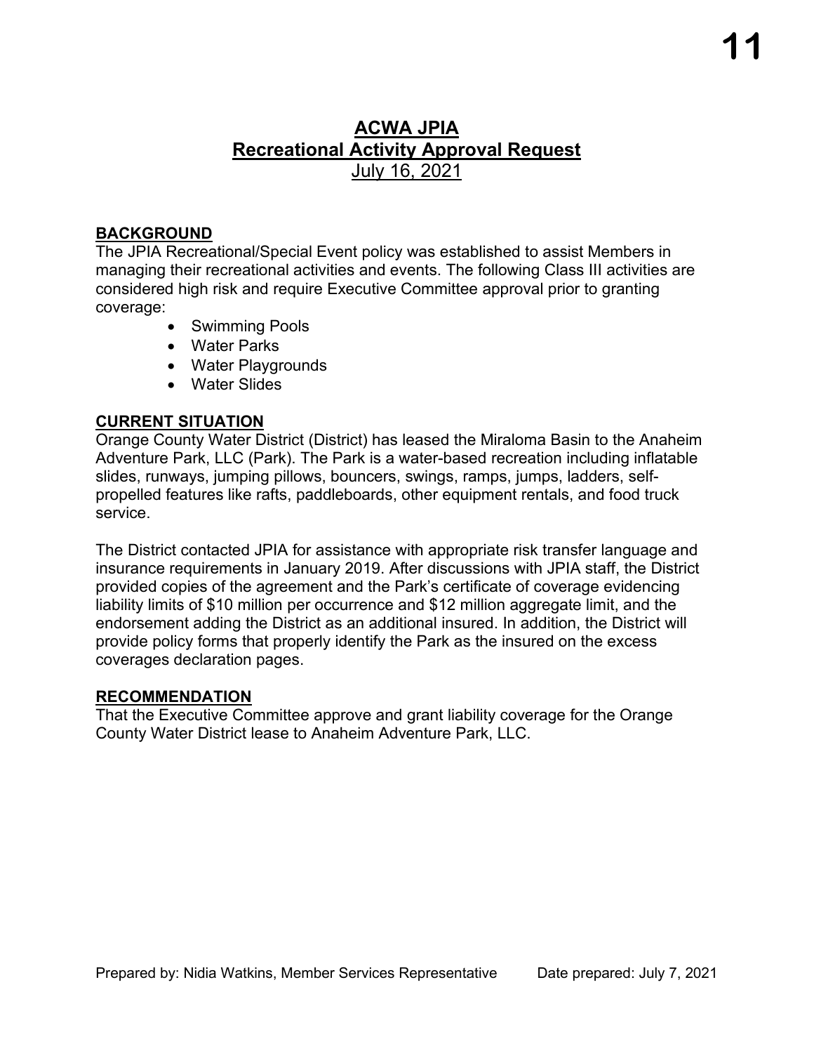# ACWA JPIA
## Recreational Activity Approval Request
July 16, 2021

### BACKGROUND

The JPIA Recreational/Special Event policy was established to assist Members in managing their recreational activities and events. The following Class III activities are considered high risk and require Executive Committee approval prior to granting coverage:

- Swimming Pools
- Water Parks
- Water Playgrounds
- Water Slides

### CURRENT SITUATION

Orange County Water District (District) has leased the Miraloma Basin to the Anaheim Adventure Park, LLC (Park). The Park is a water-based recreation including inflatable slides, runways, jumping pillows, bouncers, swings, ramps, jumps, ladders, self-propelled features like rafts, paddleboards, other equipment rentals, and food truck service.

The District contacted JPIA for assistance with appropriate risk transfer language and insurance requirements in January 2019. After discussions with JPIA staff, the District provided copies of the agreement and the Park's certificate of coverage evidencing liability limits of $10 million per occurrence and $12 million aggregate limit, and the endorsement adding the District as an additional insured. In addition, the District will provide policy forms that properly identify the Park as the insured on the excess coverages declaration pages.

### RECOMMENDATION

That the Executive Committee approve and grant liability coverage for the Orange County Water District lease to Anaheim Adventure Park, LLC.

Prepared by: Nidia Watkins, Member Services Representative Date prepared: July 7, 2021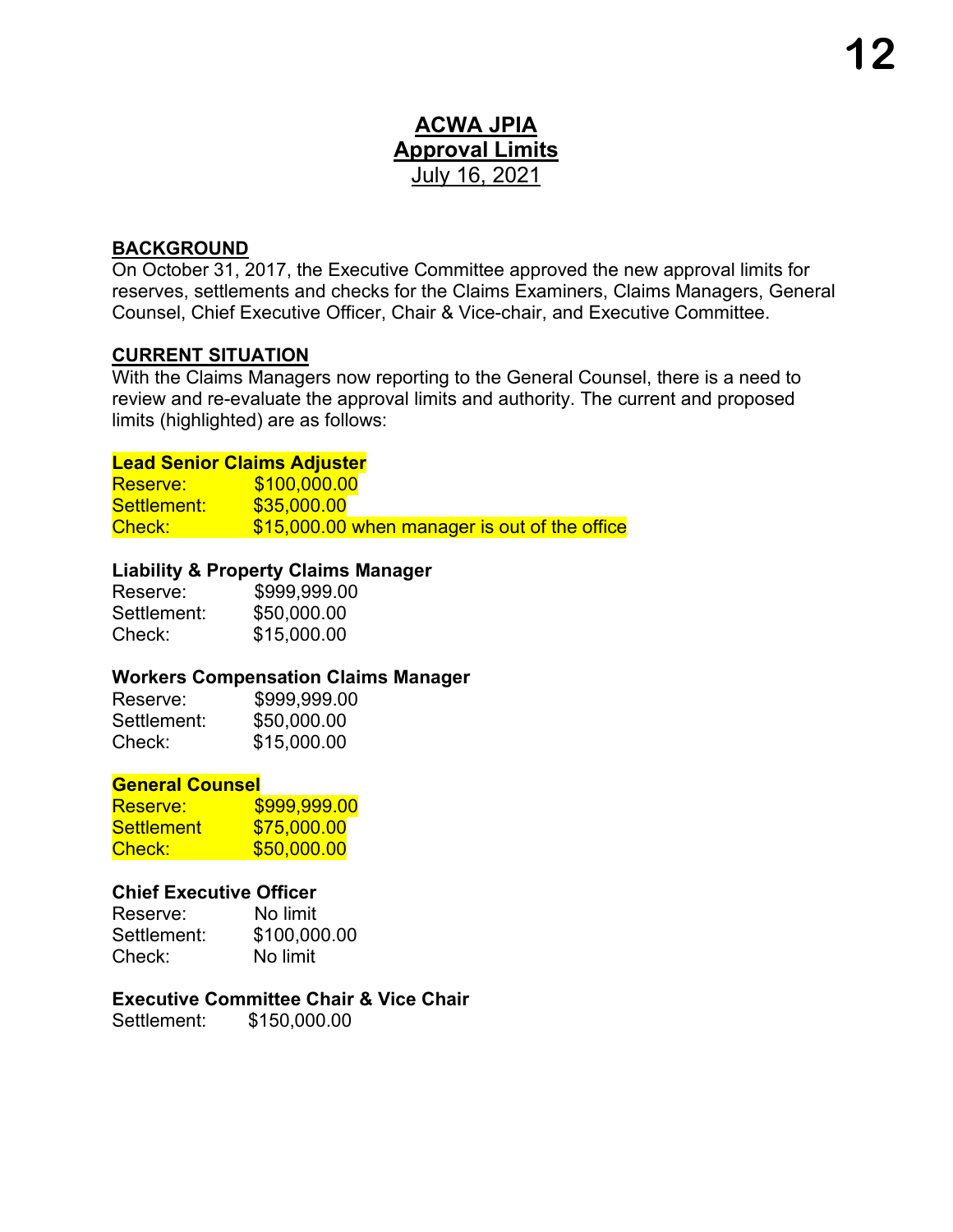# ACWA JPIA

## Approval Limits

July 16, 2021

### BACKGROUND

On October 31, 2017, the Executive Committee approved the new approval limits for reserves, settlements and checks for the Claims Examiners, Claims Managers, General Counsel, Chief Executive Officer, Chair & Vice-chair, and Executive Committee.

### CURRENT SITUATION

With the Claims Managers now reporting to the General Counsel, there is a need to review and re-evaluate the approval limits and authority. The current and proposed limits (highlighted) are as follows:

**Lead Senior Claims Adjuster**
Reserve: $100,000.00
Settlement: $35,000.00
Check: $15,000.00 when manager is out of the office

**Liability & Property Claims Manager**
Reserve: $999,999.00
Settlement: $50,000.00
Check: $15,000.00

**Workers Compensation Claims Manager**
Reserve: $999,999.00
Settlement: $50,000.00
Check: $15,000.00

**General Counsel**
Reserve: $999,999.00
Settlement $75,000.00
Check: $50,000.00

**Chief Executive Officer**
Reserve: No limit
Settlement: $100,000.00
Check: No limit

**Executive Committee Chair & Vice Chair**
Settlement: $150,000.00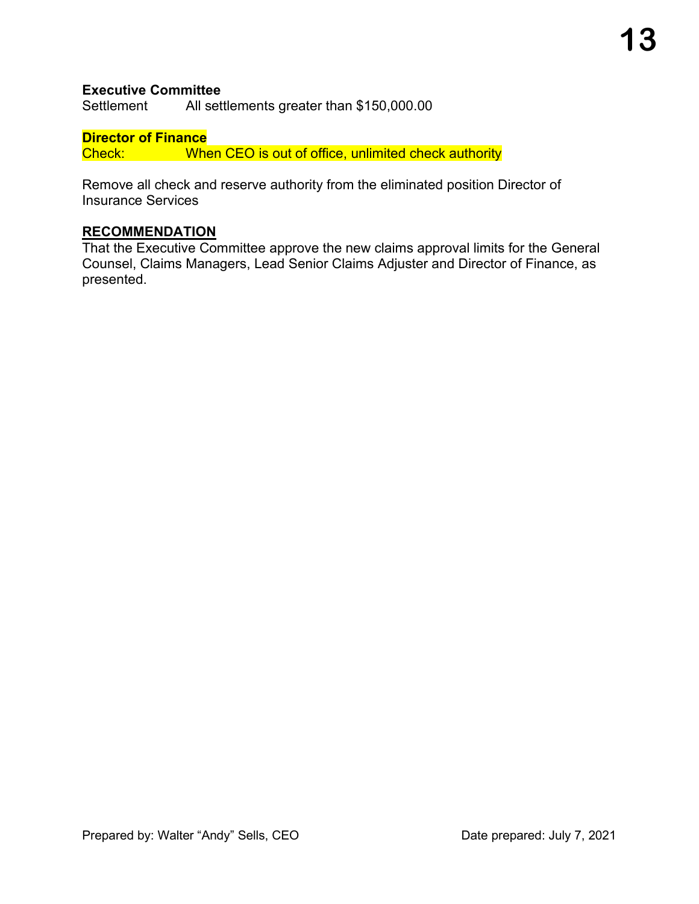**Executive Committee**
Settlement All settlements greater than $150,000.00

**Director of Finance**
Check: When CEO is out of office, unlimited check authority

Remove all check and reserve authority from the eliminated position Director of Insurance Services

**RECOMMENDATION**

That the Executive Committee approve the new claims approval limits for the General Counsel, Claims Managers, Lead Senior Claims Adjuster and Director of Finance, as presented.

Prepared by: Walter "Andy" Sells, CEO Date prepared: July 7, 2021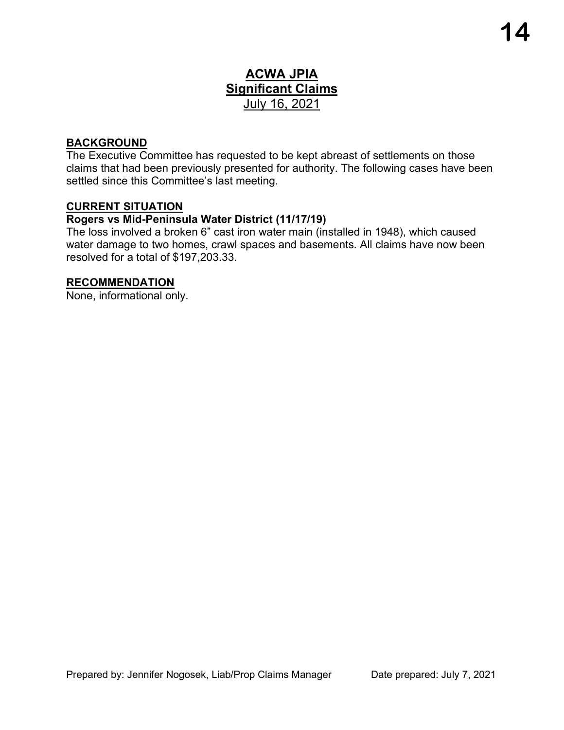# ACWA JPIA
## Significant Claims
July 16, 2021

**BACKGROUND**

The Executive Committee has requested to be kept abreast of settlements on those claims that had been previously presented for authority. The following cases have been settled since this Committee's last meeting.

**CURRENT SITUATION**

**Rogers vs Mid-Peninsula Water District (11/17/19)**

The loss involved a broken 6" cast iron water main (installed in 1948), which caused water damage to two homes, crawl spaces and basements. All claims have now been resolved for a total of $197,203.33.

**RECOMMENDATION**

None, informational only.

Prepared by: Jennifer Nogosek, Liab/Prop Claims Manager    Date prepared: July 7, 2021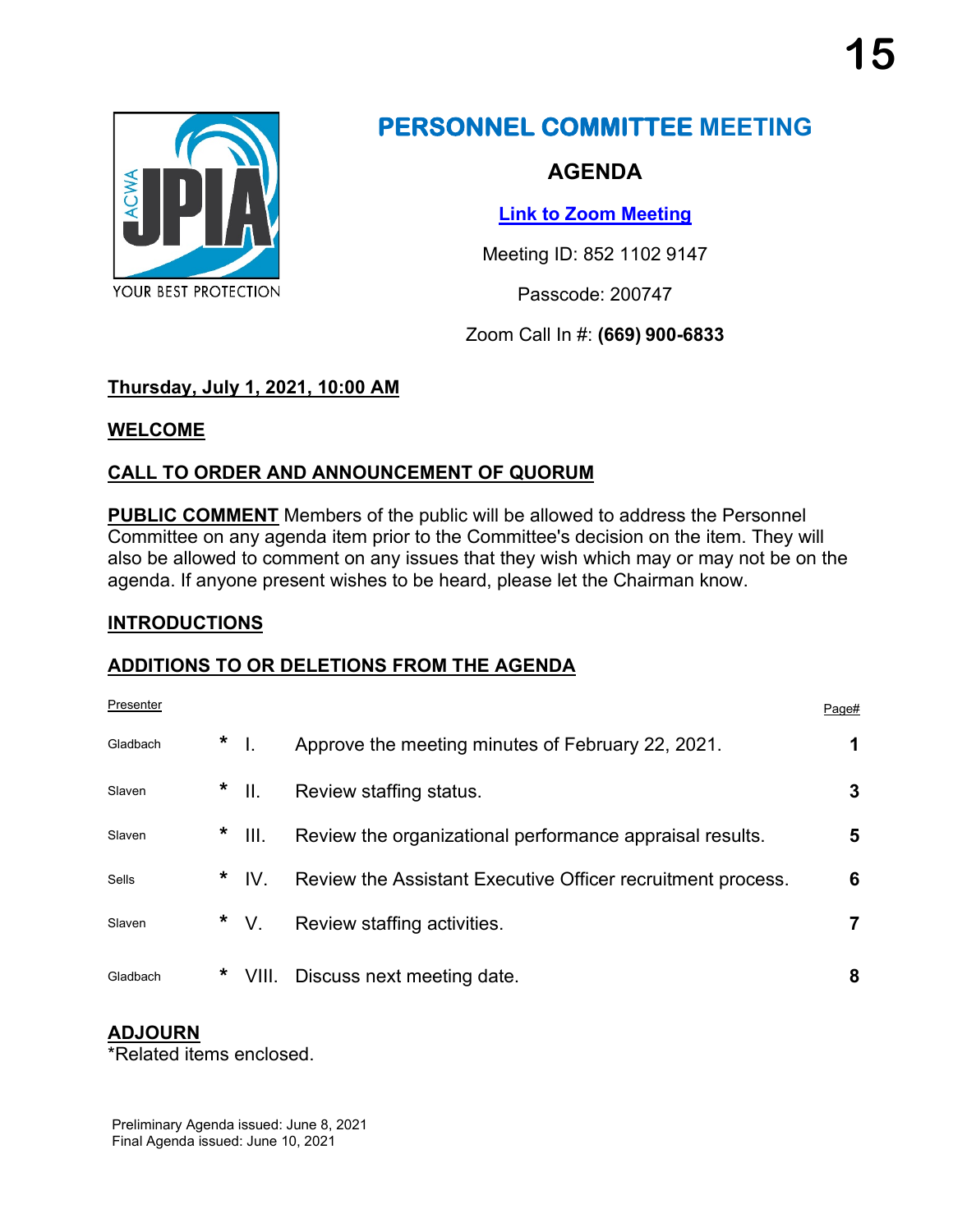# PERSONNEL COMMITTEE MEETING

## AGENDA

[Link to Zoom Meeting]

Meeting ID: 852 1102 9147

Passcode: 200747

Zoom Call In #: **(669) 900-6833**

**Thursday, July 1, 2021, 10:00 AM**

**WELCOME**

**CALL TO ORDER AND ANNOUNCEMENT OF QUORUM**

**PUBLIC COMMENT** Members of the public will be allowed to address the Personnel Committee on any agenda item prior to the Committee's decision on the item. They will also be allowed to comment on any issues that they wish which may or may not be on the agenda. If anyone present wishes to be heard, please let the Chairman know.

**INTRODUCTIONS**

**ADDITIONS TO OR DELETIONS FROM THE AGENDA**

| Presenter | | | | Page# |
|---|---|---|---|---|
| Gladbach | * | I. | Approve the meeting minutes of February 22, 2021. | **1** |
| Slaven | * | II. | Review staffing status. | **3** |
| Slaven | * | III. | Review the organizational performance appraisal results. | **5** |
| Sells | * | IV. | Review the Assistant Executive Officer recruitment process. | **6** |
| Slaven | * | V. | Review staffing activities. | **7** |
| Gladbach | * | VIII. | Discuss next meeting date. | **8** |

**ADJOURN**

*Related items enclosed.

Preliminary Agenda issued: June 8, 2021
Final Agenda issued: June 10, 2021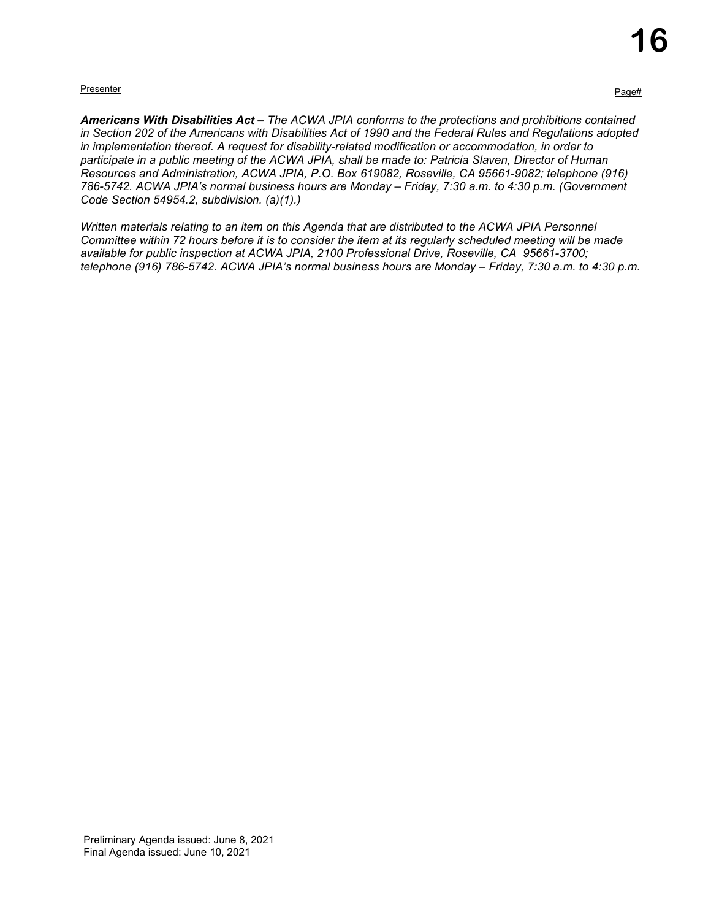Presenter Page#

***Americans With Disabilities Act –*** *The ACWA JPIA conforms to the protections and prohibitions contained in Section 202 of the Americans with Disabilities Act of 1990 and the Federal Rules and Regulations adopted in implementation thereof. A request for disability-related modification or accommodation, in order to participate in a public meeting of the ACWA JPIA, shall be made to: Patricia Slaven, Director of Human Resources and Administration, ACWA JPIA, P.O. Box 619082, Roseville, CA 95661-9082; telephone (916) 786-5742. ACWA JPIA's normal business hours are Monday – Friday, 7:30 a.m. to 4:30 p.m. (Government Code Section 54954.2, subdivision. (a)(1).)*

*Written materials relating to an item on this Agenda that are distributed to the ACWA JPIA Personnel Committee within 72 hours before it is to consider the item at its regularly scheduled meeting will be made available for public inspection at ACWA JPIA, 2100 Professional Drive, Roseville, CA 95661-3700; telephone (916) 786-5742. ACWA JPIA's normal business hours are Monday – Friday, 7:30 a.m. to 4:30 p.m.*

Preliminary Agenda issued: June 8, 2021
Final Agenda issued: June 10, 2021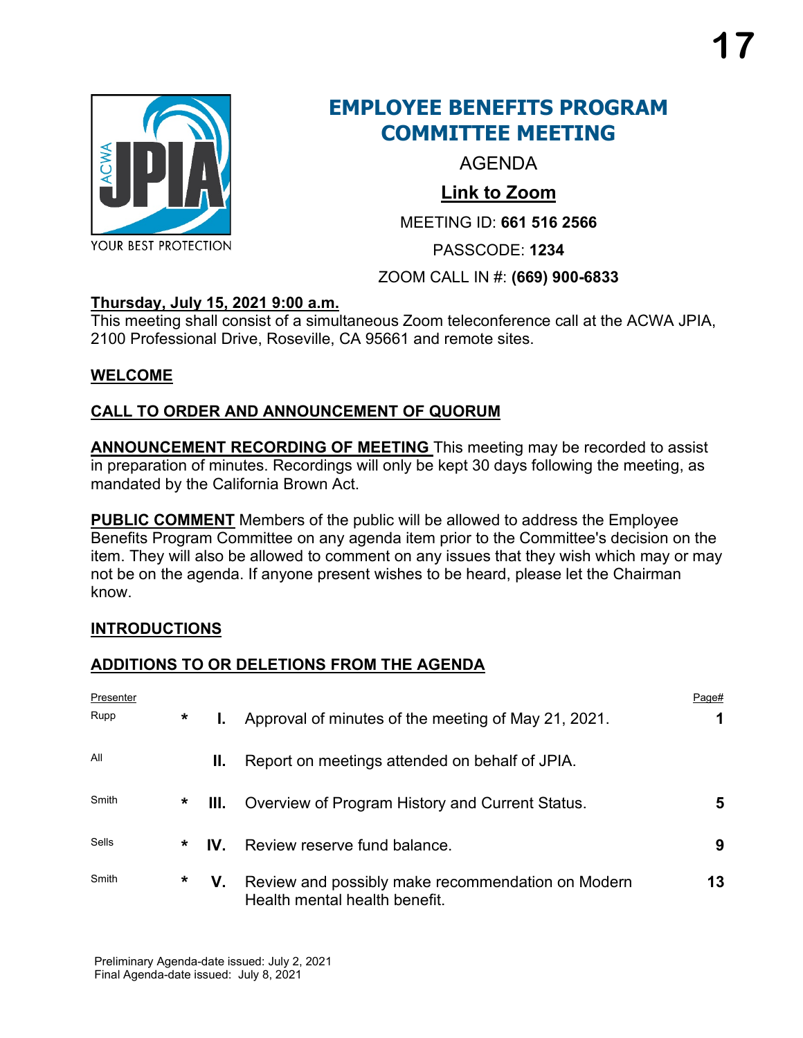# EMPLOYEE BENEFITS PROGRAM COMMITTEE MEETING

AGENDA

**Link to Zoom**

MEETING ID: **661 516 2566**

PASSCODE: **1234**

ZOOM CALL IN #: **(669) 900-6833**

YOUR BEST PROTECTION

**Thursday, July 15, 2021 9:00 a.m.**

This meeting shall consist of a simultaneous Zoom teleconference call at the ACWA JPIA, 2100 Professional Drive, Roseville, CA 95661 and remote sites.

**WELCOME**

**CALL TO ORDER AND ANNOUNCEMENT OF QUORUM**

**ANNOUNCEMENT RECORDING OF MEETING** This meeting may be recorded to assist in preparation of minutes. Recordings will only be kept 30 days following the meeting, as mandated by the California Brown Act.

**PUBLIC COMMENT** Members of the public will be allowed to address the Employee Benefits Program Committee on any agenda item prior to the Committee's decision on the item. They will also be allowed to comment on any issues that they wish which may or may not be on the agenda. If anyone present wishes to be heard, please let the Chairman know.

**INTRODUCTIONS**

**ADDITIONS TO OR DELETIONS FROM THE AGENDA**

| Presenter | | | | Page# |
|---|---|---|---|---|
| Rupp | * | **I.** | Approval of minutes of the meeting of May 21, 2021. | **1** |
| All | | **II.** | Report on meetings attended on behalf of JPIA. | |
| Smith | * | **III.** | Overview of Program History and Current Status. | **5** |
| Sells | * | **IV.** | Review reserve fund balance. | **9** |
| Smith | * | **V.** | Review and possibly make recommendation on Modern Health mental health benefit. | **13** |

Preliminary Agenda-date issued: July 2, 2021
Final Agenda-date issued: July 8, 2021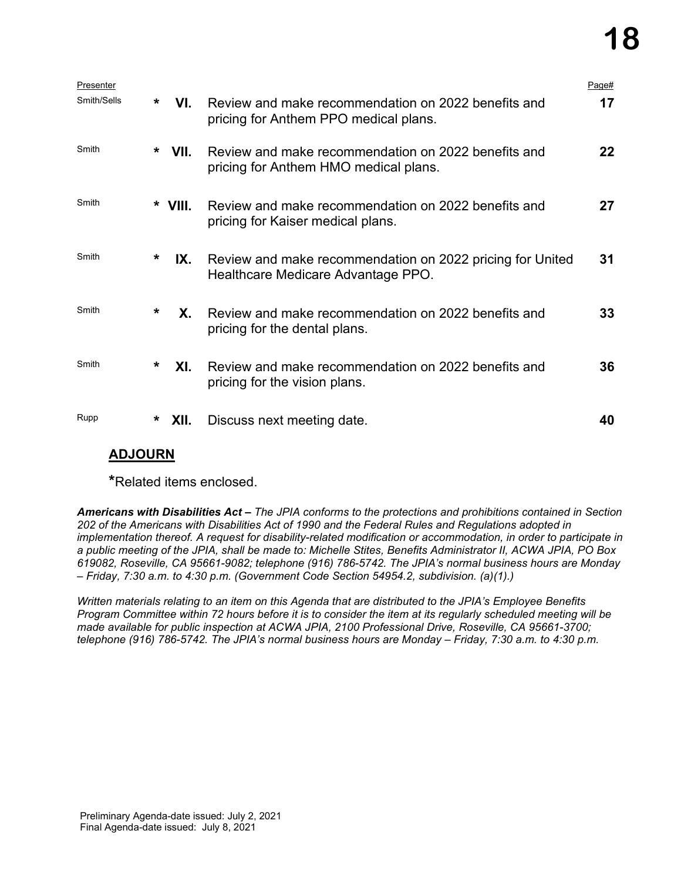| Presenter | | | | Page# |
|---|---|---|---|---|
| Smith/Sells | * | VI. | Review and make recommendation on 2022 benefits and pricing for Anthem PPO medical plans. | 17 |
| Smith | * | VII. | Review and make recommendation on 2022 benefits and pricing for Anthem HMO medical plans. | 22 |
| Smith | * | VIII. | Review and make recommendation on 2022 benefits and pricing for Kaiser medical plans. | 27 |
| Smith | * | IX. | Review and make recommendation on 2022 pricing for United Healthcare Medicare Advantage PPO. | 31 |
| Smith | * | X. | Review and make recommendation on 2022 benefits and pricing for the dental plans. | 33 |
| Smith | * | XI. | Review and make recommendation on 2022 benefits and pricing for the vision plans. | 36 |
| Rupp | * | XII. | Discuss next meeting date. | 40 |

**ADJOURN**

**\***Related items enclosed.

***Americans with Disabilities Act –*** *The JPIA conforms to the protections and prohibitions contained in Section 202 of the Americans with Disabilities Act of 1990 and the Federal Rules and Regulations adopted in implementation thereof. A request for disability-related modification or accommodation, in order to participate in a public meeting of the JPIA, shall be made to: Michelle Stites, Benefits Administrator II, ACWA JPIA, PO Box 619082, Roseville, CA 95661-9082; telephone (916) 786-5742. The JPIA's normal business hours are Monday – Friday, 7:30 a.m. to 4:30 p.m. (Government Code Section 54954.2, subdivision. (a)(1).)*

*Written materials relating to an item on this Agenda that are distributed to the JPIA's Employee Benefits Program Committee within 72 hours before it is to consider the item at its regularly scheduled meeting will be made available for public inspection at ACWA JPIA, 2100 Professional Drive, Roseville, CA 95661-3700; telephone (916) 786-5742. The JPIA's normal business hours are Monday – Friday, 7:30 a.m. to 4:30 p.m.*

Preliminary Agenda-date issued: July 2, 2021
Final Agenda-date issued: July 8, 2021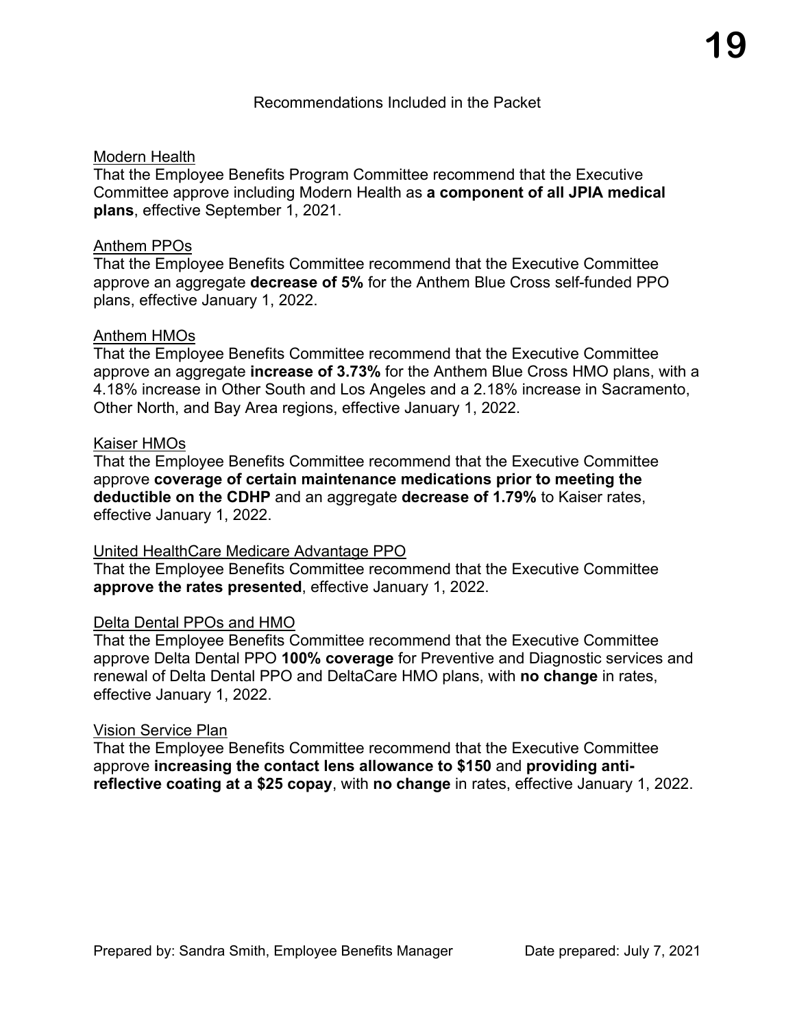Recommendations Included in the Packet

Modern Health
That the Employee Benefits Program Committee recommend that the Executive Committee approve including Modern Health as **a component of all JPIA medical plans**, effective September 1, 2021.

Anthem PPOs
That the Employee Benefits Committee recommend that the Executive Committee approve an aggregate **decrease of 5%** for the Anthem Blue Cross self-funded PPO plans, effective January 1, 2022.

Anthem HMOs
That the Employee Benefits Committee recommend that the Executive Committee approve an aggregate **increase of 3.73%** for the Anthem Blue Cross HMO plans, with a 4.18% increase in Other South and Los Angeles and a 2.18% increase in Sacramento, Other North, and Bay Area regions, effective January 1, 2022.

Kaiser HMOs
That the Employee Benefits Committee recommend that the Executive Committee approve **coverage of certain maintenance medications prior to meeting the deductible on the CDHP** and an aggregate **decrease of 1.79%** to Kaiser rates, effective January 1, 2022.

United HealthCare Medicare Advantage PPO
That the Employee Benefits Committee recommend that the Executive Committee **approve the rates presented**, effective January 1, 2022.

Delta Dental PPOs and HMO
That the Employee Benefits Committee recommend that the Executive Committee approve Delta Dental PPO **100% coverage** for Preventive and Diagnostic services and renewal of Delta Dental PPO and DeltaCare HMO plans, with **no change** in rates, effective January 1, 2022.

Vision Service Plan
That the Employee Benefits Committee recommend that the Executive Committee approve **increasing the contact lens allowance to $150** and **providing anti-reflective coating at a $25 copay**, with **no change** in rates, effective January 1, 2022.

Prepared by: Sandra Smith, Employee Benefits Manager Date prepared: July 7, 2021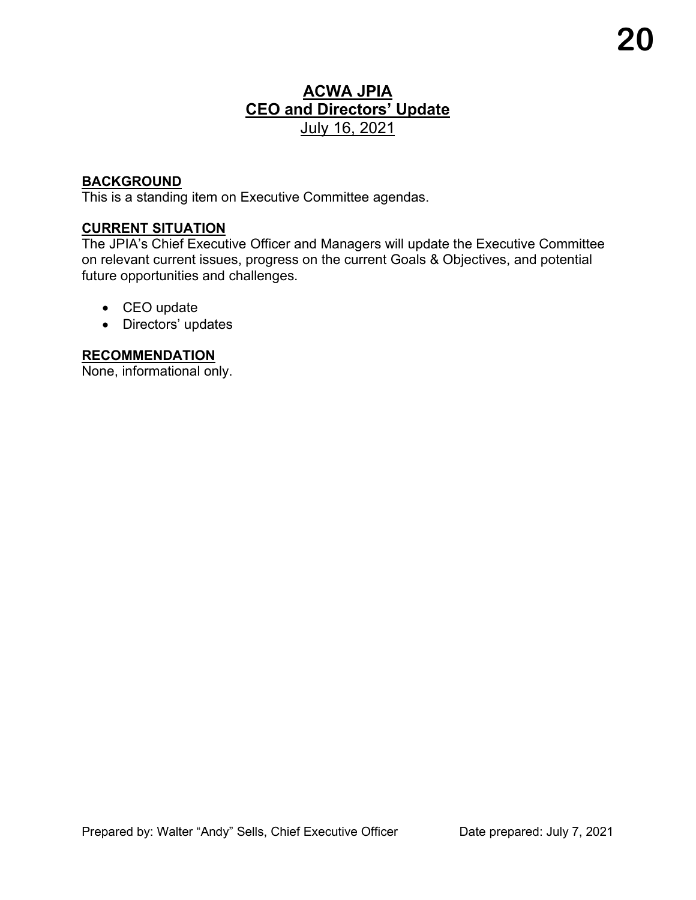# ACWA JPIA

# CEO and Directors' Update

July 16, 2021

## BACKGROUND

This is a standing item on Executive Committee agendas.

## CURRENT SITUATION

The JPIA's Chief Executive Officer and Managers will update the Executive Committee on relevant current issues, progress on the current Goals & Objectives, and potential future opportunities and challenges.

- CEO update
- Directors' updates

## RECOMMENDATION

None, informational only.

Prepared by: Walter "Andy" Sells, Chief Executive Officer

Date prepared: July 7, 2021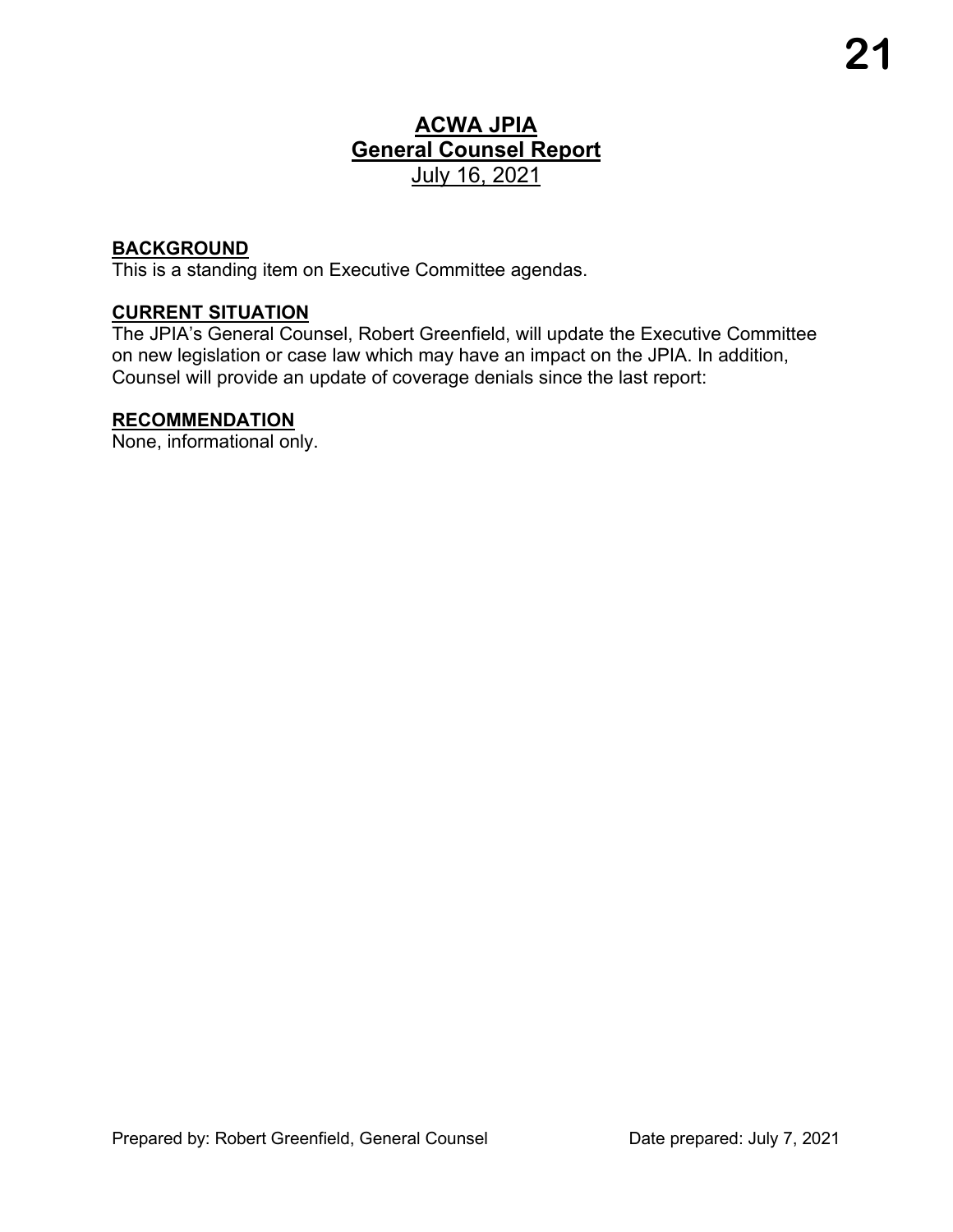# ACWA JPIA
## General Counsel Report
July 16, 2021

**BACKGROUND**
This is a standing item on Executive Committee agendas.

**CURRENT SITUATION**
The JPIA's General Counsel, Robert Greenfield, will update the Executive Committee on new legislation or case law which may have an impact on the JPIA. In addition, Counsel will provide an update of coverage denials since the last report:

**RECOMMENDATION**
None, informational only.

Prepared by: Robert Greenfield, General Counsel    Date prepared: July 7, 2021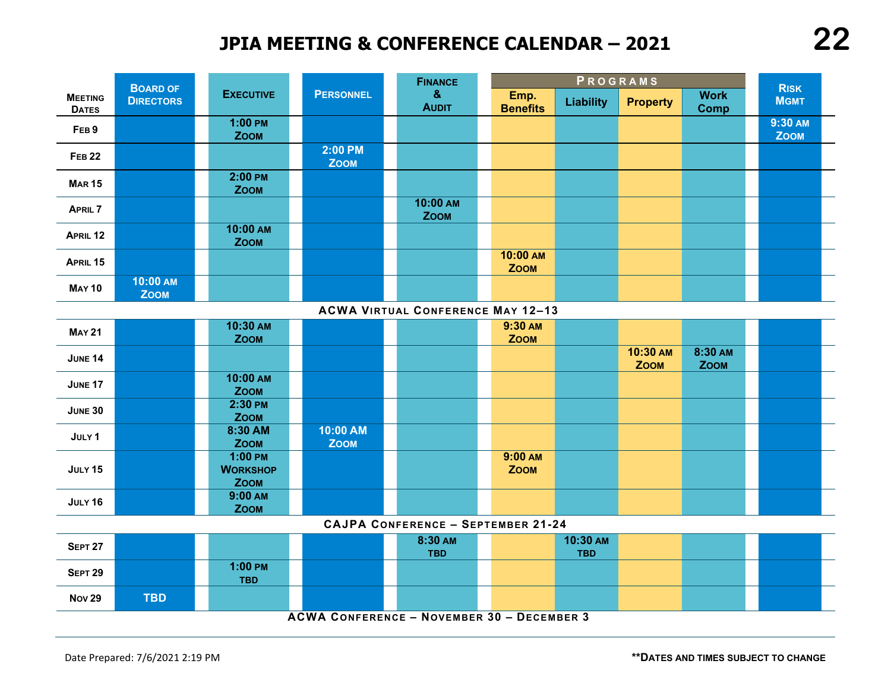# JPIA MEETING & CONFERENCE CALENDAR – 2021

| Meeting Dates | Board of Directors | Executive | Personnel | Finance & Audit | Programs: Emp. Benefits | Programs: Liability | Programs: Property | Programs: Work Comp | Risk Mgmt |
|---|---|---|---|---|---|---|---|---|---|
| Feb 9 | | 1:00 PM Zoom | | | | | | | 9:30 AM Zoom |
| Feb 22 | | | 2:00 PM Zoom | | | | | | |
| Mar 15 | | 2:00 PM Zoom | | | | | | | |
| April 7 | | | | 10:00 AM Zoom | | | | | |
| April 12 | | 10:00 AM Zoom | | | | | | | |
| April 15 | | | | | 10:00 AM Zoom | | | | |
| May 10 | 10:00 AM Zoom | | | | | | | | |
| **ACWA Virtual Conference May 12–13** | | | | | | | | | |
| May 21 | | 10:30 AM Zoom | | | 9:30 AM Zoom | | | | |
| June 14 | | | | | | | 10:30 AM Zoom | 8:30 AM Zoom | |
| June 17 | | 10:00 AM Zoom | | | | | | | |
| June 30 | | 2:30 PM Zoom | | | | | | | |
| July 1 | | 8:30 AM Zoom | 10:00 AM Zoom | | | | | | |
| July 15 | | 1:00 PM Workshop Zoom | | | 9:00 AM Zoom | | | | |
| July 16 | | 9:00 AM Zoom | | | | | | | |
| **CAJPA Conference – September 21-24** | | | | | | | | | |
| Sept 27 | | | | 8:30 AM TBD | | 10:30 AM TBD | | | |
| Sept 29 | | 1:00 PM TBD | | | | | | | |
| Nov 29 | TBD | | | | | | | | |
| **ACWA Conference – November 30 – December 3** | | | | | | | | | |

Date Prepared: 7/6/2021 2:19 PM

**Dates and times subject to change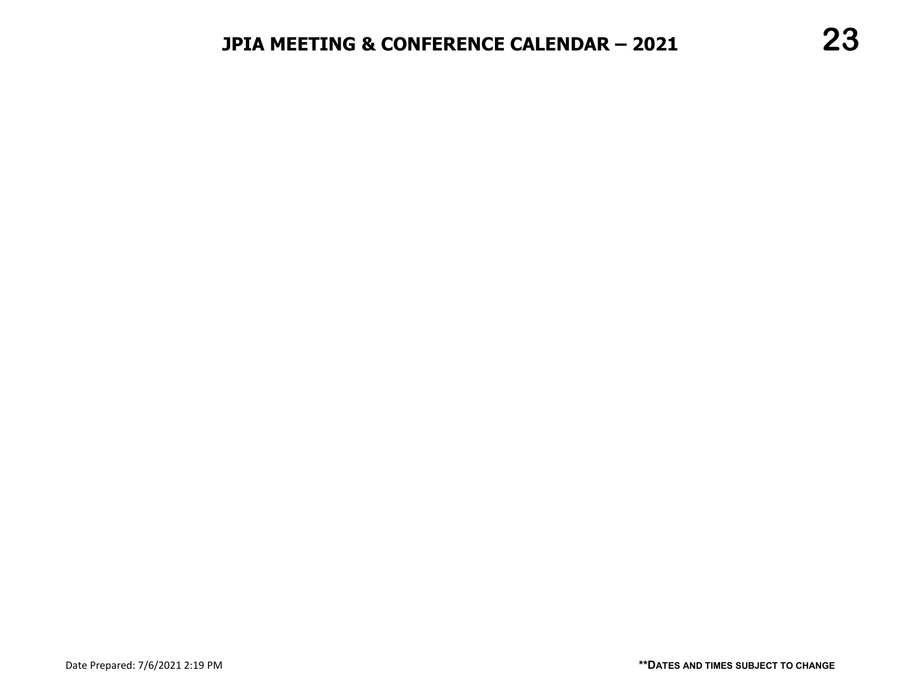# JPIA MEETING & CONFERENCE CALENDAR – 2021

23

Date Prepared: 7/6/2021 2:19 PM

**DATES AND TIMES SUBJECT TO CHANGE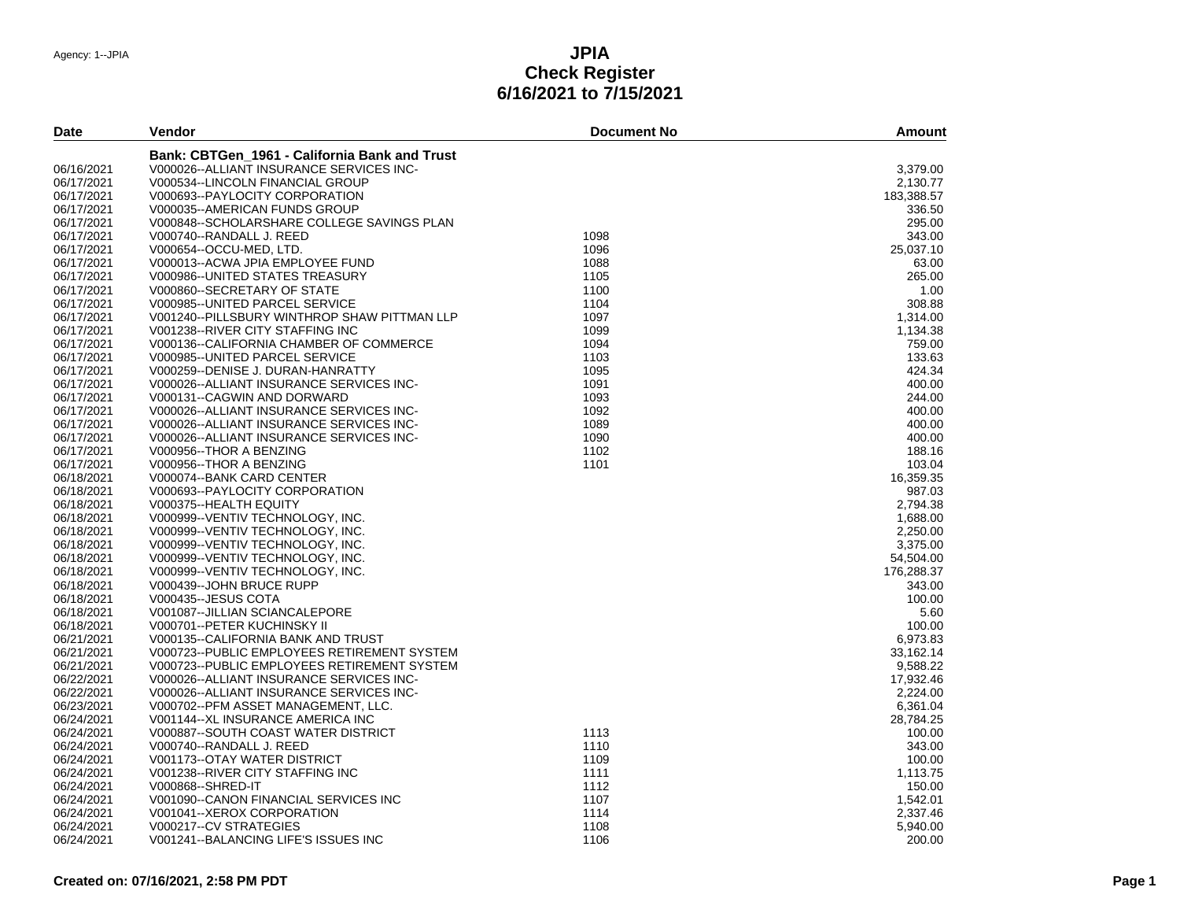Agency: 1--JPIA

# JPIA
## Check Register
## 6/16/2021 to 7/15/2021

| Date | Vendor | Document No | Amount |
|---|---|---|---|
| | **Bank: CBTGen_1961 - California Bank and Trust** | | |
| 06/16/2021 | V000026--ALLIANT INSURANCE SERVICES INC- | | 3,379.00 |
| 06/17/2021 | V000534--LINCOLN FINANCIAL GROUP | | 2,130.77 |
| 06/17/2021 | V000693--PAYLOCITY CORPORATION | | 183,388.57 |
| 06/17/2021 | V000035--AMERICAN FUNDS GROUP | | 336.50 |
| 06/17/2021 | V000848--SCHOLARSHARE COLLEGE SAVINGS PLAN | | 295.00 |
| 06/17/2021 | V000740--RANDALL J. REED | 1098 | 343.00 |
| 06/17/2021 | V000654--OCCU-MED, LTD. | 1096 | 25,037.10 |
| 06/17/2021 | V000013--ACWA JPIA EMPLOYEE FUND | 1088 | 63.00 |
| 06/17/2021 | V000986--UNITED STATES TREASURY | 1105 | 265.00 |
| 06/17/2021 | V000860--SECRETARY OF STATE | 1100 | 1.00 |
| 06/17/2021 | V000985--UNITED PARCEL SERVICE | 1104 | 308.88 |
| 06/17/2021 | V001240--PILLSBURY WINTHROP SHAW PITTMAN LLP | 1097 | 1,314.00 |
| 06/17/2021 | V001238--RIVER CITY STAFFING INC | 1099 | 1,134.38 |
| 06/17/2021 | V000136--CALIFORNIA CHAMBER OF COMMERCE | 1094 | 759.00 |
| 06/17/2021 | V000985--UNITED PARCEL SERVICE | 1103 | 133.63 |
| 06/17/2021 | V000259--DENISE J. DURAN-HANRATTY | 1095 | 424.34 |
| 06/17/2021 | V000026--ALLIANT INSURANCE SERVICES INC- | 1091 | 400.00 |
| 06/17/2021 | V000131--CAGWIN AND DORWARD | 1093 | 244.00 |
| 06/17/2021 | V000026--ALLIANT INSURANCE SERVICES INC- | 1092 | 400.00 |
| 06/17/2021 | V000026--ALLIANT INSURANCE SERVICES INC- | 1089 | 400.00 |
| 06/17/2021 | V000026--ALLIANT INSURANCE SERVICES INC- | 1090 | 400.00 |
| 06/17/2021 | V000956--THOR A BENZING | 1102 | 188.16 |
| 06/17/2021 | V000956--THOR A BENZING | 1101 | 103.04 |
| 06/18/2021 | V000074--BANK CARD CENTER | | 16,359.35 |
| 06/18/2021 | V000693--PAYLOCITY CORPORATION | | 987.03 |
| 06/18/2021 | V000375--HEALTH EQUITY | | 2,794.38 |
| 06/18/2021 | V000999--VENTIV TECHNOLOGY, INC. | | 1,688.00 |
| 06/18/2021 | V000999--VENTIV TECHNOLOGY, INC. | | 2,250.00 |
| 06/18/2021 | V000999--VENTIV TECHNOLOGY, INC. | | 3,375.00 |
| 06/18/2021 | V000999--VENTIV TECHNOLOGY, INC. | | 54,504.00 |
| 06/18/2021 | V000999--VENTIV TECHNOLOGY, INC. | | 176,288.37 |
| 06/18/2021 | V000439--JOHN BRUCE RUPP | | 343.00 |
| 06/18/2021 | V000435--JESUS COTA | | 100.00 |
| 06/18/2021 | V001087--JILLIAN SCIANCALEPORE | | 5.60 |
| 06/18/2021 | V000701--PETER KUCHINSKY II | | 100.00 |
| 06/21/2021 | V000135--CALIFORNIA BANK AND TRUST | | 6,973.83 |
| 06/21/2021 | V000723--PUBLIC EMPLOYEES RETIREMENT SYSTEM | | 33,162.14 |
| 06/21/2021 | V000723--PUBLIC EMPLOYEES RETIREMENT SYSTEM | | 9,588.22 |
| 06/22/2021 | V000026--ALLIANT INSURANCE SERVICES INC- | | 17,932.46 |
| 06/22/2021 | V000026--ALLIANT INSURANCE SERVICES INC- | | 2,224.00 |
| 06/23/2021 | V000702--PFM ASSET MANAGEMENT, LLC. | | 6,361.04 |
| 06/24/2021 | V001144--XL INSURANCE AMERICA INC | | 28,784.25 |
| 06/24/2021 | V000887--SOUTH COAST WATER DISTRICT | 1113 | 100.00 |
| 06/24/2021 | V000740--RANDALL J. REED | 1110 | 343.00 |
| 06/24/2021 | V001173--OTAY WATER DISTRICT | 1109 | 100.00 |
| 06/24/2021 | V001238--RIVER CITY STAFFING INC | 1111 | 1,113.75 |
| 06/24/2021 | V000868--SHRED-IT | 1112 | 150.00 |
| 06/24/2021 | V001090--CANON FINANCIAL SERVICES INC | 1107 | 1,542.01 |
| 06/24/2021 | V001041--XEROX CORPORATION | 1114 | 2,337.46 |
| 06/24/2021 | V000217--CV STRATEGIES | 1108 | 5,940.00 |
| 06/24/2021 | V001241--BALANCING LIFE'S ISSUES INC | 1106 | 200.00 |

**Created on: 07/16/2021, 2:58 PM PDT**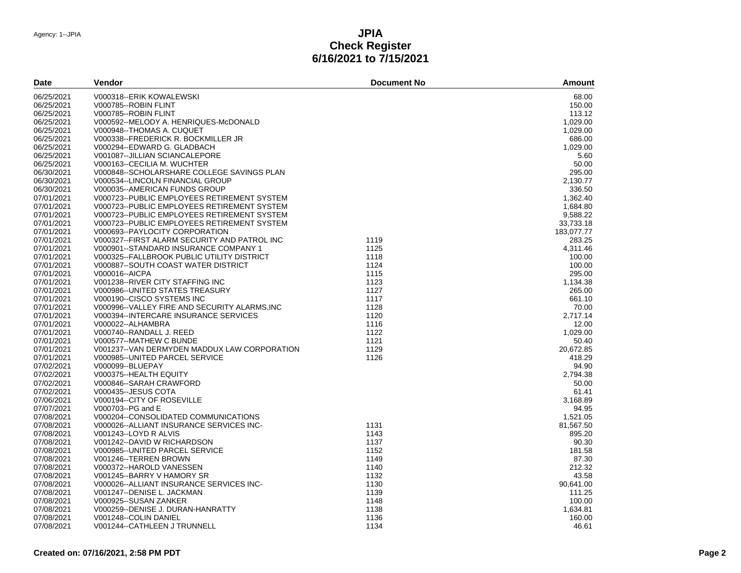Agency: 1--JPIA

# JPIA
## Check Register
## 6/16/2021 to 7/15/2021

| Date | Vendor | Document No | Amount |
|---|---|---|---|
| 06/25/2021 | V000318--ERIK KOWALEWSKI | | 68.00 |
| 06/25/2021 | V000785--ROBIN FLINT | | 150.00 |
| 06/25/2021 | V000785--ROBIN FLINT | | 113.12 |
| 06/25/2021 | V000592--MELODY A. HENRIQUES-McDONALD | | 1,029.00 |
| 06/25/2021 | V000948--THOMAS A. CUQUET | | 1,029.00 |
| 06/25/2021 | V000338--FREDERICK R. BOCKMILLER JR | | 686.00 |
| 06/25/2021 | V000294--EDWARD G. GLADBACH | | 1,029.00 |
| 06/25/2021 | V001087--JILLIAN SCIANCALEPORE | | 5.60 |
| 06/25/2021 | V000163--CECILIA M. WUCHTER | | 50.00 |
| 06/30/2021 | V000848--SCHOLARSHARE COLLEGE SAVINGS PLAN | | 295.00 |
| 06/30/2021 | V000534--LINCOLN FINANCIAL GROUP | | 2,130.77 |
| 06/30/2021 | V000035--AMERICAN FUNDS GROUP | | 336.50 |
| 07/01/2021 | V000723--PUBLIC EMPLOYEES RETIREMENT SYSTEM | | 1,362.40 |
| 07/01/2021 | V000723--PUBLIC EMPLOYEES RETIREMENT SYSTEM | | 1,684.80 |
| 07/01/2021 | V000723--PUBLIC EMPLOYEES RETIREMENT SYSTEM | | 9,588.22 |
| 07/01/2021 | V000723--PUBLIC EMPLOYEES RETIREMENT SYSTEM | | 33,733.18 |
| 07/01/2021 | V000693--PAYLOCITY CORPORATION | | 183,077.77 |
| 07/01/2021 | V000327--FIRST ALARM SECURITY AND PATROL INC | 1119 | 283.25 |
| 07/01/2021 | V000901--STANDARD INSURANCE COMPANY 1 | 1125 | 4,311.46 |
| 07/01/2021 | V000325--FALLBROOK PUBLIC UTILITY DISTRICT | 1118 | 100.00 |
| 07/01/2021 | V000887--SOUTH COAST WATER DISTRICT | 1124 | 100.00 |
| 07/01/2021 | V000016--AICPA | 1115 | 295.00 |
| 07/01/2021 | V001238--RIVER CITY STAFFING INC | 1123 | 1,134.38 |
| 07/01/2021 | V000986--UNITED STATES TREASURY | 1127 | 265.00 |
| 07/01/2021 | V000190--CISCO SYSTEMS INC | 1117 | 661.10 |
| 07/01/2021 | V000996--VALLEY FIRE AND SECURITY ALARMS,INC | 1128 | 70.00 |
| 07/01/2021 | V000394--INTERCARE INSURANCE SERVICES | 1120 | 2,717.14 |
| 07/01/2021 | V000022--ALHAMBRA | 1116 | 12.00 |
| 07/01/2021 | V000740--RANDALL J. REED | 1122 | 1,029.00 |
| 07/01/2021 | V000577--MATHEW C BUNDE | 1121 | 50.40 |
| 07/01/2021 | V001237--VAN DERMYDEN MADDUX LAW CORPORATION | 1129 | 20,672.85 |
| 07/01/2021 | V000985--UNITED PARCEL SERVICE | 1126 | 418.29 |
| 07/02/2021 | V000099--BLUEPAY | | 94.90 |
| 07/02/2021 | V000375--HEALTH EQUITY | | 2,794.38 |
| 07/02/2021 | V000846--SARAH CRAWFORD | | 50.00 |
| 07/02/2021 | V000435--JESUS COTA | | 61.41 |
| 07/06/2021 | V000194--CITY OF ROSEVILLE | | 3,168.89 |
| 07/07/2021 | V000703--PG and E | | 94.95 |
| 07/08/2021 | V000204--CONSOLIDATED COMMUNICATIONS | | 1,521.05 |
| 07/08/2021 | V000026--ALLIANT INSURANCE SERVICES INC- | 1131 | 81,567.50 |
| 07/08/2021 | V001243--LOYD R ALVIS | 1143 | 895.20 |
| 07/08/2021 | V001242--DAVID W RICHARDSON | 1137 | 90.30 |
| 07/08/2021 | V000985--UNITED PARCEL SERVICE | 1152 | 181.58 |
| 07/08/2021 | V001246--TERREN BROWN | 1149 | 87.30 |
| 07/08/2021 | V000372--HAROLD VANESSEN | 1140 | 212.32 |
| 07/08/2021 | V001245--BARRY V HAMORY SR | 1132 | 43.58 |
| 07/08/2021 | V000026--ALLIANT INSURANCE SERVICES INC- | 1130 | 90,641.00 |
| 07/08/2021 | V001247--DENISE L. JACKMAN | 1139 | 111.25 |
| 07/08/2021 | V000925--SUSAN ZANKER | 1148 | 100.00 |
| 07/08/2021 | V000259--DENISE J. DURAN-HANRATTY | 1138 | 1,634.81 |
| 07/08/2021 | V001248--COLIN DANIEL | 1136 | 160.00 |
| 07/08/2021 | V001244--CATHLEEN J TRUNNELL | 1134 | 46.61 |

**Created on: 07/16/2021, 2:58 PM PDT**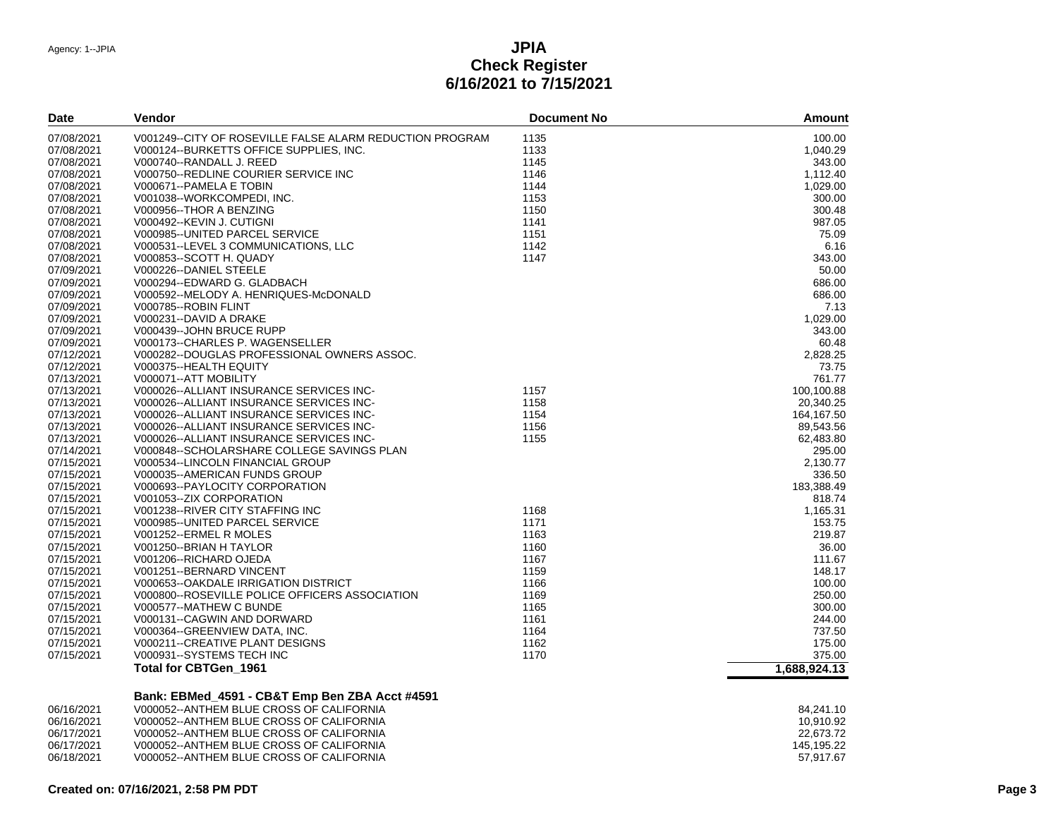Agency: 1--JPIA

# JPIA
## Check Register
## 6/16/2021 to 7/15/2021

| Date | Vendor | Document No | Amount |
|---|---|---|---|
| 07/08/2021 | V001249--CITY OF ROSEVILLE FALSE ALARM REDUCTION PROGRAM | 1135 | 100.00 |
| 07/08/2021 | V000124--BURKETTS OFFICE SUPPLIES, INC. | 1133 | 1,040.29 |
| 07/08/2021 | V000740--RANDALL J. REED | 1145 | 343.00 |
| 07/08/2021 | V000750--REDLINE COURIER SERVICE INC | 1146 | 1,112.40 |
| 07/08/2021 | V000671--PAMELA E TOBIN | 1144 | 1,029.00 |
| 07/08/2021 | V001038--WORKCOMPEDI, INC. | 1153 | 300.00 |
| 07/08/2021 | V000956--THOR A BENZING | 1150 | 300.48 |
| 07/08/2021 | V000492--KEVIN J. CUTIGNI | 1141 | 987.05 |
| 07/08/2021 | V000985--UNITED PARCEL SERVICE | 1151 | 75.09 |
| 07/08/2021 | V000531--LEVEL 3 COMMUNICATIONS, LLC | 1142 | 6.16 |
| 07/08/2021 | V000853--SCOTT H. QUADY | 1147 | 343.00 |
| 07/09/2021 | V000226--DANIEL STEELE | | 50.00 |
| 07/09/2021 | V000294--EDWARD G. GLADBACH | | 686.00 |
| 07/09/2021 | V000592--MELODY A. HENRIQUES-McDONALD | | 686.00 |
| 07/09/2021 | V000785--ROBIN FLINT | | 7.13 |
| 07/09/2021 | V000231--DAVID A DRAKE | | 1,029.00 |
| 07/09/2021 | V000439--JOHN BRUCE RUPP | | 343.00 |
| 07/09/2021 | V000173--CHARLES P. WAGENSELLER | | 60.48 |
| 07/12/2021 | V000282--DOUGLAS PROFESSIONAL OWNERS ASSOC. | | 2,828.25 |
| 07/12/2021 | V000375--HEALTH EQUITY | | 73.75 |
| 07/13/2021 | V000071--ATT MOBILITY | | 761.77 |
| 07/13/2021 | V000026--ALLIANT INSURANCE SERVICES INC- | 1157 | 100,100.88 |
| 07/13/2021 | V000026--ALLIANT INSURANCE SERVICES INC- | 1158 | 20,340.25 |
| 07/13/2021 | V000026--ALLIANT INSURANCE SERVICES INC- | 1154 | 164,167.50 |
| 07/13/2021 | V000026--ALLIANT INSURANCE SERVICES INC- | 1156 | 89,543.56 |
| 07/13/2021 | V000026--ALLIANT INSURANCE SERVICES INC- | 1155 | 62,483.80 |
| 07/14/2021 | V000848--SCHOLARSHARE COLLEGE SAVINGS PLAN | | 295.00 |
| 07/15/2021 | V000534--LINCOLN FINANCIAL GROUP | | 2,130.77 |
| 07/15/2021 | V000035--AMERICAN FUNDS GROUP | | 336.50 |
| 07/15/2021 | V000693--PAYLOCITY CORPORATION | | 183,388.49 |
| 07/15/2021 | V001053--ZIX CORPORATION | | 818.74 |
| 07/15/2021 | V001238--RIVER CITY STAFFING INC | 1168 | 1,165.31 |
| 07/15/2021 | V000985--UNITED PARCEL SERVICE | 1171 | 153.75 |
| 07/15/2021 | V001252--ERMEL R MOLES | 1163 | 219.87 |
| 07/15/2021 | V001250--BRIAN H TAYLOR | 1160 | 36.00 |
| 07/15/2021 | V001206--RICHARD OJEDA | 1167 | 111.67 |
| 07/15/2021 | V001251--BERNARD VINCENT | 1159 | 148.17 |
| 07/15/2021 | V000653--OAKDALE IRRIGATION DISTRICT | 1166 | 100.00 |
| 07/15/2021 | V000800--ROSEVILLE POLICE OFFICERS ASSOCIATION | 1169 | 250.00 |
| 07/15/2021 | V000577--MATHEW C BUNDE | 1165 | 300.00 |
| 07/15/2021 | V000131--CAGWIN AND DORWARD | 1161 | 244.00 |
| 07/15/2021 | V000364--GREENVIEW DATA, INC. | 1164 | 737.50 |
| 07/15/2021 | V000211--CREATIVE PLANT DESIGNS | 1162 | 175.00 |
| 07/15/2021 | V000931--SYSTEMS TECH INC | 1170 | 375.00 |
| | **Total for CBTGen_1961** | | **1,688,924.13** |

**Bank: EBMed_4591 - CB&T Emp Ben ZBA Acct #4591**

| Date | Vendor | Document No | Amount |
|---|---|---|---|
| 06/16/2021 | V000052--ANTHEM BLUE CROSS OF CALIFORNIA | | 84,241.10 |
| 06/16/2021 | V000052--ANTHEM BLUE CROSS OF CALIFORNIA | | 10,910.92 |
| 06/17/2021 | V000052--ANTHEM BLUE CROSS OF CALIFORNIA | | 22,673.72 |
| 06/17/2021 | V000052--ANTHEM BLUE CROSS OF CALIFORNIA | | 145,195.22 |
| 06/18/2021 | V000052--ANTHEM BLUE CROSS OF CALIFORNIA | | 57,917.67 |

**Created on: 07/16/2021, 2:58 PM PDT**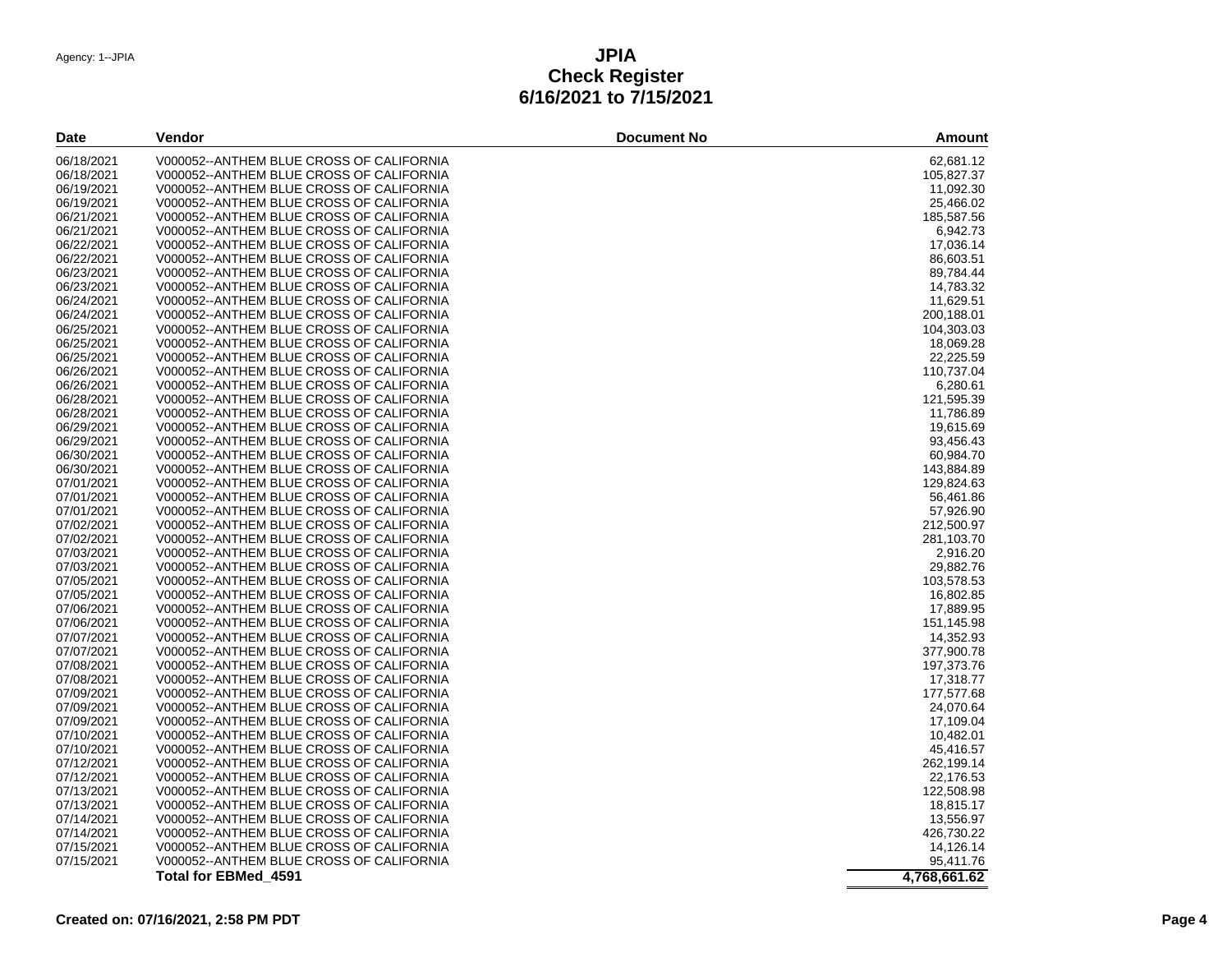Agency: 1--JPIA

# JPIA
## Check Register
## 6/16/2021 to 7/15/2021

| Date | Vendor | Document No | Amount |
|---|---|---|---|
| 06/18/2021 | V000052--ANTHEM BLUE CROSS OF CALIFORNIA | | 62,681.12 |
| 06/18/2021 | V000052--ANTHEM BLUE CROSS OF CALIFORNIA | | 105,827.37 |
| 06/19/2021 | V000052--ANTHEM BLUE CROSS OF CALIFORNIA | | 11,092.30 |
| 06/19/2021 | V000052--ANTHEM BLUE CROSS OF CALIFORNIA | | 25,466.02 |
| 06/21/2021 | V000052--ANTHEM BLUE CROSS OF CALIFORNIA | | 185,587.56 |
| 06/21/2021 | V000052--ANTHEM BLUE CROSS OF CALIFORNIA | | 6,942.73 |
| 06/22/2021 | V000052--ANTHEM BLUE CROSS OF CALIFORNIA | | 17,036.14 |
| 06/22/2021 | V000052--ANTHEM BLUE CROSS OF CALIFORNIA | | 86,603.51 |
| 06/23/2021 | V000052--ANTHEM BLUE CROSS OF CALIFORNIA | | 89,784.44 |
| 06/23/2021 | V000052--ANTHEM BLUE CROSS OF CALIFORNIA | | 14,783.32 |
| 06/24/2021 | V000052--ANTHEM BLUE CROSS OF CALIFORNIA | | 11,629.51 |
| 06/24/2021 | V000052--ANTHEM BLUE CROSS OF CALIFORNIA | | 200,188.01 |
| 06/25/2021 | V000052--ANTHEM BLUE CROSS OF CALIFORNIA | | 104,303.03 |
| 06/25/2021 | V000052--ANTHEM BLUE CROSS OF CALIFORNIA | | 18,069.28 |
| 06/25/2021 | V000052--ANTHEM BLUE CROSS OF CALIFORNIA | | 22,225.59 |
| 06/26/2021 | V000052--ANTHEM BLUE CROSS OF CALIFORNIA | | 110,737.04 |
| 06/26/2021 | V000052--ANTHEM BLUE CROSS OF CALIFORNIA | | 6,280.61 |
| 06/28/2021 | V000052--ANTHEM BLUE CROSS OF CALIFORNIA | | 121,595.39 |
| 06/28/2021 | V000052--ANTHEM BLUE CROSS OF CALIFORNIA | | 11,786.89 |
| 06/29/2021 | V000052--ANTHEM BLUE CROSS OF CALIFORNIA | | 19,615.69 |
| 06/29/2021 | V000052--ANTHEM BLUE CROSS OF CALIFORNIA | | 93,456.43 |
| 06/30/2021 | V000052--ANTHEM BLUE CROSS OF CALIFORNIA | | 60,984.70 |
| 06/30/2021 | V000052--ANTHEM BLUE CROSS OF CALIFORNIA | | 143,884.89 |
| 07/01/2021 | V000052--ANTHEM BLUE CROSS OF CALIFORNIA | | 129,824.63 |
| 07/01/2021 | V000052--ANTHEM BLUE CROSS OF CALIFORNIA | | 56,461.86 |
| 07/01/2021 | V000052--ANTHEM BLUE CROSS OF CALIFORNIA | | 57,926.90 |
| 07/02/2021 | V000052--ANTHEM BLUE CROSS OF CALIFORNIA | | 212,500.97 |
| 07/02/2021 | V000052--ANTHEM BLUE CROSS OF CALIFORNIA | | 281,103.70 |
| 07/03/2021 | V000052--ANTHEM BLUE CROSS OF CALIFORNIA | | 2,916.20 |
| 07/03/2021 | V000052--ANTHEM BLUE CROSS OF CALIFORNIA | | 29,882.76 |
| 07/05/2021 | V000052--ANTHEM BLUE CROSS OF CALIFORNIA | | 103,578.53 |
| 07/05/2021 | V000052--ANTHEM BLUE CROSS OF CALIFORNIA | | 16,802.85 |
| 07/06/2021 | V000052--ANTHEM BLUE CROSS OF CALIFORNIA | | 17,889.95 |
| 07/06/2021 | V000052--ANTHEM BLUE CROSS OF CALIFORNIA | | 151,145.98 |
| 07/07/2021 | V000052--ANTHEM BLUE CROSS OF CALIFORNIA | | 14,352.93 |
| 07/07/2021 | V000052--ANTHEM BLUE CROSS OF CALIFORNIA | | 377,900.78 |
| 07/08/2021 | V000052--ANTHEM BLUE CROSS OF CALIFORNIA | | 197,373.76 |
| 07/08/2021 | V000052--ANTHEM BLUE CROSS OF CALIFORNIA | | 17,318.77 |
| 07/09/2021 | V000052--ANTHEM BLUE CROSS OF CALIFORNIA | | 177,577.68 |
| 07/09/2021 | V000052--ANTHEM BLUE CROSS OF CALIFORNIA | | 24,070.64 |
| 07/09/2021 | V000052--ANTHEM BLUE CROSS OF CALIFORNIA | | 17,109.04 |
| 07/10/2021 | V000052--ANTHEM BLUE CROSS OF CALIFORNIA | | 10,482.01 |
| 07/10/2021 | V000052--ANTHEM BLUE CROSS OF CALIFORNIA | | 45,416.57 |
| 07/12/2021 | V000052--ANTHEM BLUE CROSS OF CALIFORNIA | | 262,199.14 |
| 07/12/2021 | V000052--ANTHEM BLUE CROSS OF CALIFORNIA | | 22,176.53 |
| 07/13/2021 | V000052--ANTHEM BLUE CROSS OF CALIFORNIA | | 122,508.98 |
| 07/13/2021 | V000052--ANTHEM BLUE CROSS OF CALIFORNIA | | 18,815.17 |
| 07/14/2021 | V000052--ANTHEM BLUE CROSS OF CALIFORNIA | | 13,556.97 |
| 07/14/2021 | V000052--ANTHEM BLUE CROSS OF CALIFORNIA | | 426,730.22 |
| 07/15/2021 | V000052--ANTHEM BLUE CROSS OF CALIFORNIA | | 14,126.14 |
| 07/15/2021 | V000052--ANTHEM BLUE CROSS OF CALIFORNIA | | 95,411.76 |
| | **Total for EBMed_4591** | | **4,768,661.62** |

**Created on: 07/16/2021, 2:58 PM PDT**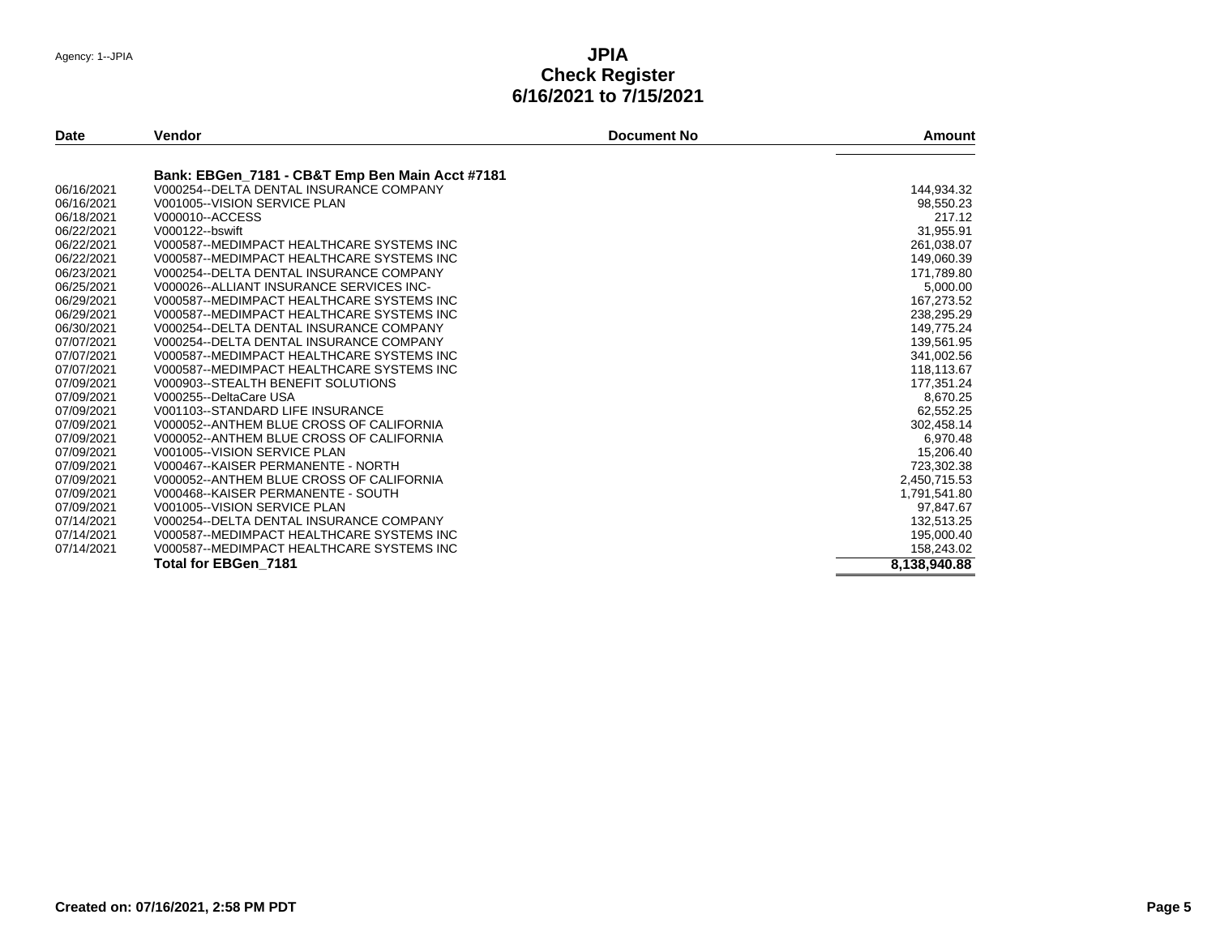Agency: 1--JPIA

# JPIA
## Check Register
## 6/16/2021 to 7/15/2021

| Date | Vendor | Document No | Amount |
|---|---|---|---|
| | **Bank: EBGen_7181 - CB&T Emp Ben Main Acct #7181** | | |
| 06/16/2021 | V000254--DELTA DENTAL INSURANCE COMPANY | | 144,934.32 |
| 06/16/2021 | V001005--VISION SERVICE PLAN | | 98,550.23 |
| 06/18/2021 | V000010--ACCESS | | 217.12 |
| 06/22/2021 | V000122--bswift | | 31,955.91 |
| 06/22/2021 | V000587--MEDIMPACT HEALTHCARE SYSTEMS INC | | 261,038.07 |
| 06/22/2021 | V000587--MEDIMPACT HEALTHCARE SYSTEMS INC | | 149,060.39 |
| 06/23/2021 | V000254--DELTA DENTAL INSURANCE COMPANY | | 171,789.80 |
| 06/25/2021 | V000026--ALLIANT INSURANCE SERVICES INC- | | 5,000.00 |
| 06/29/2021 | V000587--MEDIMPACT HEALTHCARE SYSTEMS INC | | 167,273.52 |
| 06/29/2021 | V000587--MEDIMPACT HEALTHCARE SYSTEMS INC | | 238,295.29 |
| 06/30/2021 | V000254--DELTA DENTAL INSURANCE COMPANY | | 149,775.24 |
| 07/07/2021 | V000254--DELTA DENTAL INSURANCE COMPANY | | 139,561.95 |
| 07/07/2021 | V000587--MEDIMPACT HEALTHCARE SYSTEMS INC | | 341,002.56 |
| 07/07/2021 | V000587--MEDIMPACT HEALTHCARE SYSTEMS INC | | 118,113.67 |
| 07/09/2021 | V000903--STEALTH BENEFIT SOLUTIONS | | 177,351.24 |
| 07/09/2021 | V000255--DeltaCare USA | | 8,670.25 |
| 07/09/2021 | V001103--STANDARD LIFE INSURANCE | | 62,552.25 |
| 07/09/2021 | V000052--ANTHEM BLUE CROSS OF CALIFORNIA | | 302,458.14 |
| 07/09/2021 | V000052--ANTHEM BLUE CROSS OF CALIFORNIA | | 6,970.48 |
| 07/09/2021 | V001005--VISION SERVICE PLAN | | 15,206.40 |
| 07/09/2021 | V000467--KAISER PERMANENTE - NORTH | | 723,302.38 |
| 07/09/2021 | V000052--ANTHEM BLUE CROSS OF CALIFORNIA | | 2,450,715.53 |
| 07/09/2021 | V000468--KAISER PERMANENTE - SOUTH | | 1,791,541.80 |
| 07/09/2021 | V001005--VISION SERVICE PLAN | | 97,847.67 |
| 07/14/2021 | V000254--DELTA DENTAL INSURANCE COMPANY | | 132,513.25 |
| 07/14/2021 | V000587--MEDIMPACT HEALTHCARE SYSTEMS INC | | 195,000.40 |
| 07/14/2021 | V000587--MEDIMPACT HEALTHCARE SYSTEMS INC | | 158,243.02 |
| | **Total for EBGen_7181** | | **8,138,940.88** |

**Created on: 07/16/2021, 2:58 PM PDT**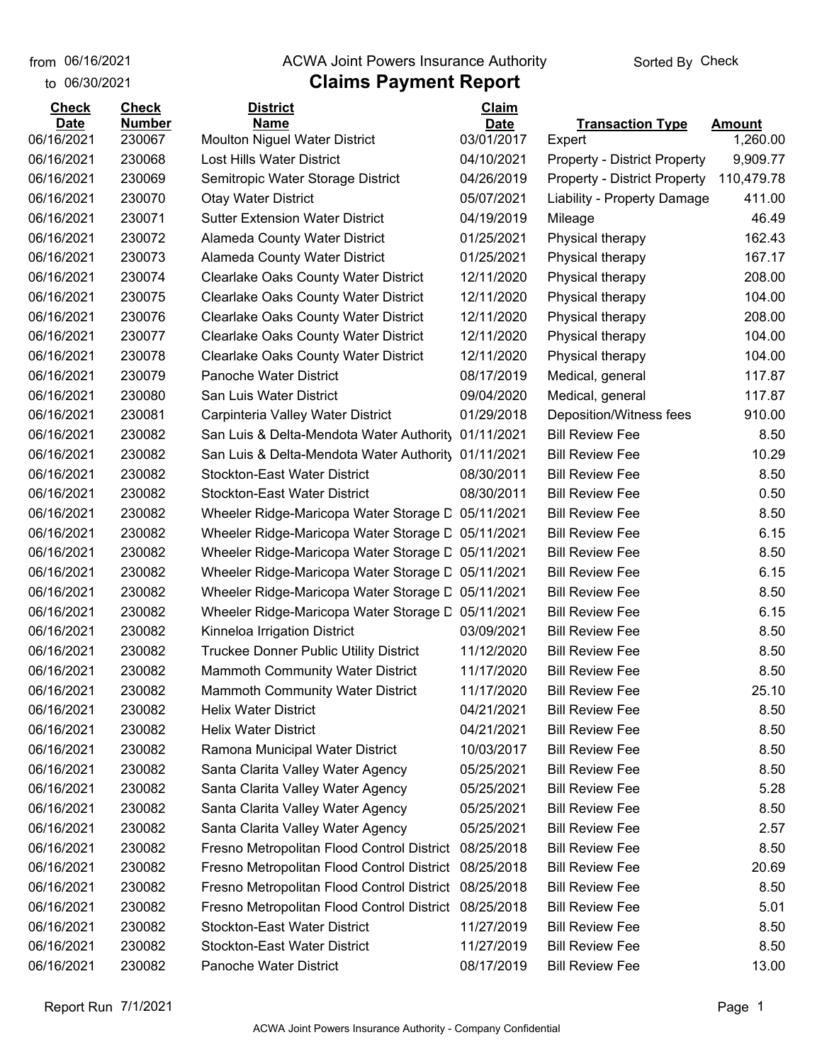from 06/16/2021
to 06/30/2021

ACWA Joint Powers Insurance Authority

# Claims Payment Report

Sorted By Check

| Check Date | Check Number | District Name | Claim Date | Transaction Type | Amount |
|---|---|---|---|---|---|
| 06/16/2021 | 230067 | Moulton Niguel Water District | 03/01/2017 | Expert | 1,260.00 |
| 06/16/2021 | 230068 | Lost Hills Water District | 04/10/2021 | Property - District Property | 9,909.77 |
| 06/16/2021 | 230069 | Semitropic Water Storage District | 04/26/2019 | Property - District Property | 110,479.78 |
| 06/16/2021 | 230070 | Otay Water District | 05/07/2021 | Liability - Property Damage | 411.00 |
| 06/16/2021 | 230071 | Sutter Extension Water District | 04/19/2019 | Mileage | 46.49 |
| 06/16/2021 | 230072 | Alameda County Water District | 01/25/2021 | Physical therapy | 162.43 |
| 06/16/2021 | 230073 | Alameda County Water District | 01/25/2021 | Physical therapy | 167.17 |
| 06/16/2021 | 230074 | Clearlake Oaks County Water District | 12/11/2020 | Physical therapy | 208.00 |
| 06/16/2021 | 230075 | Clearlake Oaks County Water District | 12/11/2020 | Physical therapy | 104.00 |
| 06/16/2021 | 230076 | Clearlake Oaks County Water District | 12/11/2020 | Physical therapy | 208.00 |
| 06/16/2021 | 230077 | Clearlake Oaks County Water District | 12/11/2020 | Physical therapy | 104.00 |
| 06/16/2021 | 230078 | Clearlake Oaks County Water District | 12/11/2020 | Physical therapy | 104.00 |
| 06/16/2021 | 230079 | Panoche Water District | 08/17/2019 | Medical, general | 117.87 |
| 06/16/2021 | 230080 | San Luis Water District | 09/04/2020 | Medical, general | 117.87 |
| 06/16/2021 | 230081 | Carpinteria Valley Water District | 01/29/2018 | Deposition/Witness fees | 910.00 |
| 06/16/2021 | 230082 | San Luis & Delta-Mendota Water Authority | 01/11/2021 | Bill Review Fee | 8.50 |
| 06/16/2021 | 230082 | San Luis & Delta-Mendota Water Authority | 01/11/2021 | Bill Review Fee | 10.29 |
| 06/16/2021 | 230082 | Stockton-East Water District | 08/30/2011 | Bill Review Fee | 8.50 |
| 06/16/2021 | 230082 | Stockton-East Water District | 08/30/2011 | Bill Review Fee | 0.50 |
| 06/16/2021 | 230082 | Wheeler Ridge-Maricopa Water Storage D | 05/11/2021 | Bill Review Fee | 8.50 |
| 06/16/2021 | 230082 | Wheeler Ridge-Maricopa Water Storage D | 05/11/2021 | Bill Review Fee | 6.15 |
| 06/16/2021 | 230082 | Wheeler Ridge-Maricopa Water Storage D | 05/11/2021 | Bill Review Fee | 8.50 |
| 06/16/2021 | 230082 | Wheeler Ridge-Maricopa Water Storage D | 05/11/2021 | Bill Review Fee | 6.15 |
| 06/16/2021 | 230082 | Wheeler Ridge-Maricopa Water Storage D | 05/11/2021 | Bill Review Fee | 8.50 |
| 06/16/2021 | 230082 | Wheeler Ridge-Maricopa Water Storage D | 05/11/2021 | Bill Review Fee | 6.15 |
| 06/16/2021 | 230082 | Kinneloa Irrigation District | 03/09/2021 | Bill Review Fee | 8.50 |
| 06/16/2021 | 230082 | Truckee Donner Public Utility District | 11/12/2020 | Bill Review Fee | 8.50 |
| 06/16/2021 | 230082 | Mammoth Community Water District | 11/17/2020 | Bill Review Fee | 8.50 |
| 06/16/2021 | 230082 | Mammoth Community Water District | 11/17/2020 | Bill Review Fee | 25.10 |
| 06/16/2021 | 230082 | Helix Water District | 04/21/2021 | Bill Review Fee | 8.50 |
| 06/16/2021 | 230082 | Helix Water District | 04/21/2021 | Bill Review Fee | 8.50 |
| 06/16/2021 | 230082 | Ramona Municipal Water District | 10/03/2017 | Bill Review Fee | 8.50 |
| 06/16/2021 | 230082 | Santa Clarita Valley Water Agency | 05/25/2021 | Bill Review Fee | 8.50 |
| 06/16/2021 | 230082 | Santa Clarita Valley Water Agency | 05/25/2021 | Bill Review Fee | 5.28 |
| 06/16/2021 | 230082 | Santa Clarita Valley Water Agency | 05/25/2021 | Bill Review Fee | 8.50 |
| 06/16/2021 | 230082 | Santa Clarita Valley Water Agency | 05/25/2021 | Bill Review Fee | 2.57 |
| 06/16/2021 | 230082 | Fresno Metropolitan Flood Control District | 08/25/2018 | Bill Review Fee | 8.50 |
| 06/16/2021 | 230082 | Fresno Metropolitan Flood Control District | 08/25/2018 | Bill Review Fee | 20.69 |
| 06/16/2021 | 230082 | Fresno Metropolitan Flood Control District | 08/25/2018 | Bill Review Fee | 8.50 |
| 06/16/2021 | 230082 | Fresno Metropolitan Flood Control District | 08/25/2018 | Bill Review Fee | 5.01 |
| 06/16/2021 | 230082 | Stockton-East Water District | 11/27/2019 | Bill Review Fee | 8.50 |
| 06/16/2021 | 230082 | Stockton-East Water District | 11/27/2019 | Bill Review Fee | 8.50 |
| 06/16/2021 | 230082 | Panoche Water District | 08/17/2019 | Bill Review Fee | 13.00 |

Report Run 7/1/2021

ACWA Joint Powers Insurance Authority - Company Confidential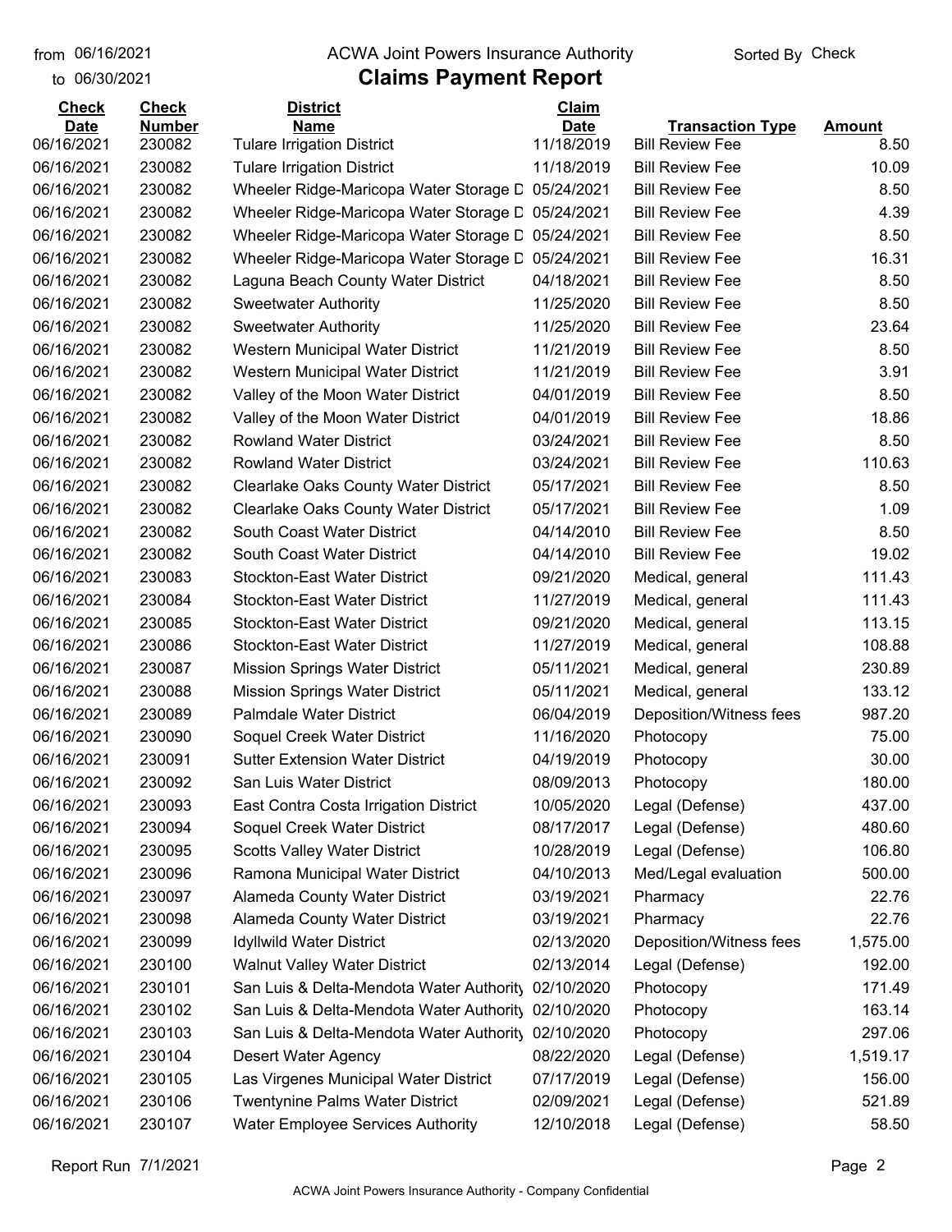from 06/16/2021 to 06/30/2021

# ACWA Joint Powers Insurance Authority

## Claims Payment Report

Sorted By Check

| Check Date | Check Number | District Name | Claim Date | Transaction Type | Amount |
|---|---|---|---|---|---|
| 06/16/2021 | 230082 | Tulare Irrigation District | 11/18/2019 | Bill Review Fee | 8.50 |
| 06/16/2021 | 230082 | Tulare Irrigation District | 11/18/2019 | Bill Review Fee | 10.09 |
| 06/16/2021 | 230082 | Wheeler Ridge-Maricopa Water Storage D | 05/24/2021 | Bill Review Fee | 8.50 |
| 06/16/2021 | 230082 | Wheeler Ridge-Maricopa Water Storage D | 05/24/2021 | Bill Review Fee | 4.39 |
| 06/16/2021 | 230082 | Wheeler Ridge-Maricopa Water Storage D | 05/24/2021 | Bill Review Fee | 8.50 |
| 06/16/2021 | 230082 | Wheeler Ridge-Maricopa Water Storage D | 05/24/2021 | Bill Review Fee | 16.31 |
| 06/16/2021 | 230082 | Laguna Beach County Water District | 04/18/2021 | Bill Review Fee | 8.50 |
| 06/16/2021 | 230082 | Sweetwater Authority | 11/25/2020 | Bill Review Fee | 8.50 |
| 06/16/2021 | 230082 | Sweetwater Authority | 11/25/2020 | Bill Review Fee | 23.64 |
| 06/16/2021 | 230082 | Western Municipal Water District | 11/21/2019 | Bill Review Fee | 8.50 |
| 06/16/2021 | 230082 | Western Municipal Water District | 11/21/2019 | Bill Review Fee | 3.91 |
| 06/16/2021 | 230082 | Valley of the Moon Water District | 04/01/2019 | Bill Review Fee | 8.50 |
| 06/16/2021 | 230082 | Valley of the Moon Water District | 04/01/2019 | Bill Review Fee | 18.86 |
| 06/16/2021 | 230082 | Rowland Water District | 03/24/2021 | Bill Review Fee | 8.50 |
| 06/16/2021 | 230082 | Rowland Water District | 03/24/2021 | Bill Review Fee | 110.63 |
| 06/16/2021 | 230082 | Clearlake Oaks County Water District | 05/17/2021 | Bill Review Fee | 8.50 |
| 06/16/2021 | 230082 | Clearlake Oaks County Water District | 05/17/2021 | Bill Review Fee | 1.09 |
| 06/16/2021 | 230082 | South Coast Water District | 04/14/2010 | Bill Review Fee | 8.50 |
| 06/16/2021 | 230082 | South Coast Water District | 04/14/2010 | Bill Review Fee | 19.02 |
| 06/16/2021 | 230083 | Stockton-East Water District | 09/21/2020 | Medical, general | 111.43 |
| 06/16/2021 | 230084 | Stockton-East Water District | 11/27/2019 | Medical, general | 111.43 |
| 06/16/2021 | 230085 | Stockton-East Water District | 09/21/2020 | Medical, general | 113.15 |
| 06/16/2021 | 230086 | Stockton-East Water District | 11/27/2019 | Medical, general | 108.88 |
| 06/16/2021 | 230087 | Mission Springs Water District | 05/11/2021 | Medical, general | 230.89 |
| 06/16/2021 | 230088 | Mission Springs Water District | 05/11/2021 | Medical, general | 133.12 |
| 06/16/2021 | 230089 | Palmdale Water District | 06/04/2019 | Deposition/Witness fees | 987.20 |
| 06/16/2021 | 230090 | Soquel Creek Water District | 11/16/2020 | Photocopy | 75.00 |
| 06/16/2021 | 230091 | Sutter Extension Water District | 04/19/2019 | Photocopy | 30.00 |
| 06/16/2021 | 230092 | San Luis Water District | 08/09/2013 | Photocopy | 180.00 |
| 06/16/2021 | 230093 | East Contra Costa Irrigation District | 10/05/2020 | Legal (Defense) | 437.00 |
| 06/16/2021 | 230094 | Soquel Creek Water District | 08/17/2017 | Legal (Defense) | 480.60 |
| 06/16/2021 | 230095 | Scotts Valley Water District | 10/28/2019 | Legal (Defense) | 106.80 |
| 06/16/2021 | 230096 | Ramona Municipal Water District | 04/10/2013 | Med/Legal evaluation | 500.00 |
| 06/16/2021 | 230097 | Alameda County Water District | 03/19/2021 | Pharmacy | 22.76 |
| 06/16/2021 | 230098 | Alameda County Water District | 03/19/2021 | Pharmacy | 22.76 |
| 06/16/2021 | 230099 | Idyllwild Water District | 02/13/2020 | Deposition/Witness fees | 1,575.00 |
| 06/16/2021 | 230100 | Walnut Valley Water District | 02/13/2014 | Legal (Defense) | 192.00 |
| 06/16/2021 | 230101 | San Luis & Delta-Mendota Water Authority | 02/10/2020 | Photocopy | 171.49 |
| 06/16/2021 | 230102 | San Luis & Delta-Mendota Water Authority | 02/10/2020 | Photocopy | 163.14 |
| 06/16/2021 | 230103 | San Luis & Delta-Mendota Water Authority | 02/10/2020 | Photocopy | 297.06 |
| 06/16/2021 | 230104 | Desert Water Agency | 08/22/2020 | Legal (Defense) | 1,519.17 |
| 06/16/2021 | 230105 | Las Virgenes Municipal Water District | 07/17/2019 | Legal (Defense) | 156.00 |
| 06/16/2021 | 230106 | Twentynine Palms Water District | 02/09/2021 | Legal (Defense) | 521.89 |
| 06/16/2021 | 230107 | Water Employee Services Authority | 12/10/2018 | Legal (Defense) | 58.50 |

Report Run 7/1/2021

ACWA Joint Powers Insurance Authority - Company Confidential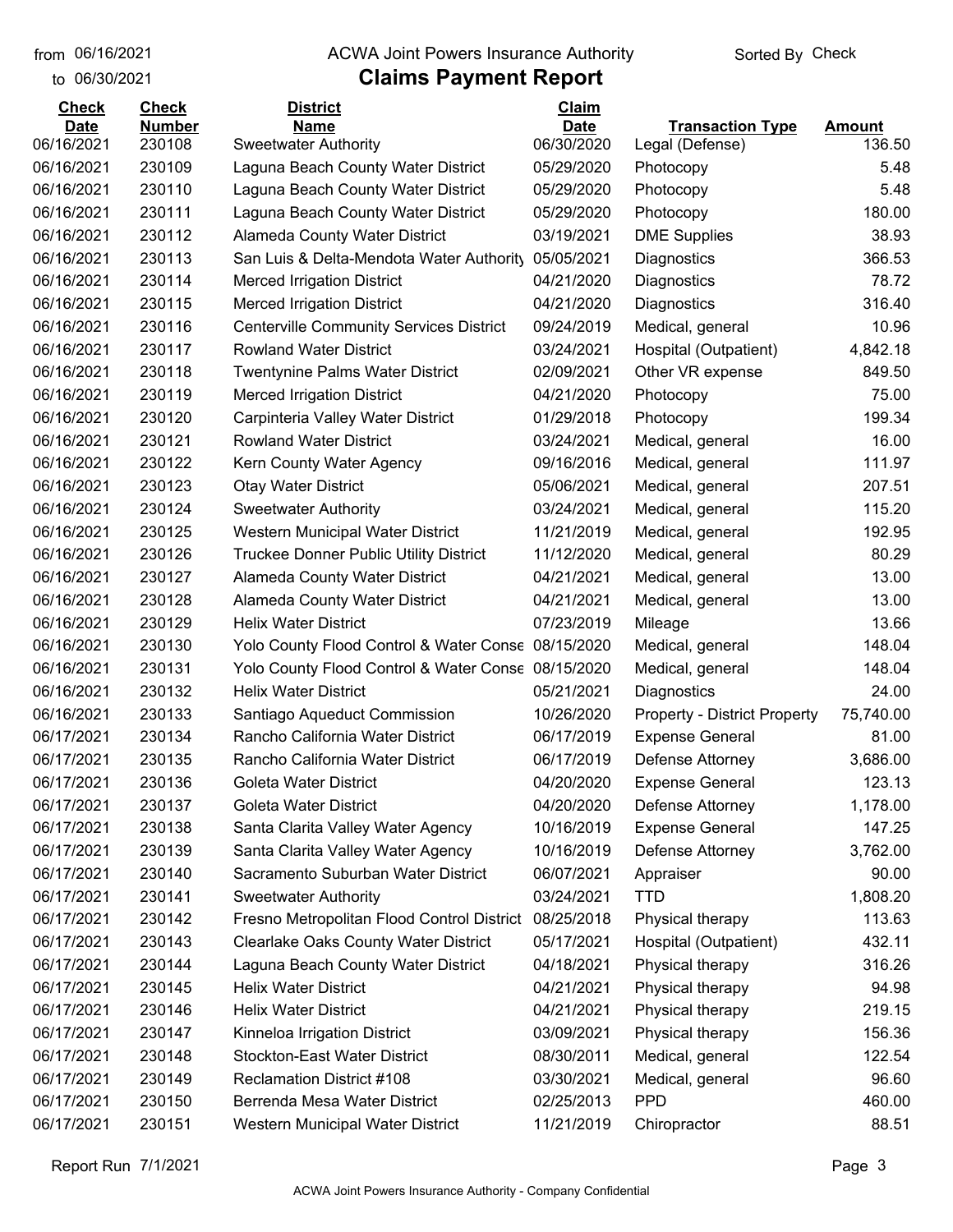from 06/16/2021
to 06/30/2021

ACWA Joint Powers Insurance Authority

# Claims Payment Report

Sorted By Check

| Check Date | Check Number | District Name | Claim Date | Transaction Type | Amount |
|---|---|---|---|---|---|
| 06/16/2021 | 230108 | Sweetwater Authority | 06/30/2020 | Legal (Defense) | 136.50 |
| 06/16/2021 | 230109 | Laguna Beach County Water District | 05/29/2020 | Photocopy | 5.48 |
| 06/16/2021 | 230110 | Laguna Beach County Water District | 05/29/2020 | Photocopy | 5.48 |
| 06/16/2021 | 230111 | Laguna Beach County Water District | 05/29/2020 | Photocopy | 180.00 |
| 06/16/2021 | 230112 | Alameda County Water District | 03/19/2021 | DME Supplies | 38.93 |
| 06/16/2021 | 230113 | San Luis & Delta-Mendota Water Authority | 05/05/2021 | Diagnostics | 366.53 |
| 06/16/2021 | 230114 | Merced Irrigation District | 04/21/2020 | Diagnostics | 78.72 |
| 06/16/2021 | 230115 | Merced Irrigation District | 04/21/2020 | Diagnostics | 316.40 |
| 06/16/2021 | 230116 | Centerville Community Services District | 09/24/2019 | Medical, general | 10.96 |
| 06/16/2021 | 230117 | Rowland Water District | 03/24/2021 | Hospital (Outpatient) | 4,842.18 |
| 06/16/2021 | 230118 | Twentynine Palms Water District | 02/09/2021 | Other VR expense | 849.50 |
| 06/16/2021 | 230119 | Merced Irrigation District | 04/21/2020 | Photocopy | 75.00 |
| 06/16/2021 | 230120 | Carpinteria Valley Water District | 01/29/2018 | Photocopy | 199.34 |
| 06/16/2021 | 230121 | Rowland Water District | 03/24/2021 | Medical, general | 16.00 |
| 06/16/2021 | 230122 | Kern County Water Agency | 09/16/2016 | Medical, general | 111.97 |
| 06/16/2021 | 230123 | Otay Water District | 05/06/2021 | Medical, general | 207.51 |
| 06/16/2021 | 230124 | Sweetwater Authority | 03/24/2021 | Medical, general | 115.20 |
| 06/16/2021 | 230125 | Western Municipal Water District | 11/21/2019 | Medical, general | 192.95 |
| 06/16/2021 | 230126 | Truckee Donner Public Utility District | 11/12/2020 | Medical, general | 80.29 |
| 06/16/2021 | 230127 | Alameda County Water District | 04/21/2021 | Medical, general | 13.00 |
| 06/16/2021 | 230128 | Alameda County Water District | 04/21/2021 | Medical, general | 13.00 |
| 06/16/2021 | 230129 | Helix Water District | 07/23/2019 | Mileage | 13.66 |
| 06/16/2021 | 230130 | Yolo County Flood Control & Water Conse | 08/15/2020 | Medical, general | 148.04 |
| 06/16/2021 | 230131 | Yolo County Flood Control & Water Conse | 08/15/2020 | Medical, general | 148.04 |
| 06/16/2021 | 230132 | Helix Water District | 05/21/2021 | Diagnostics | 24.00 |
| 06/16/2021 | 230133 | Santiago Aqueduct Commission | 10/26/2020 | Property - District Property | 75,740.00 |
| 06/17/2021 | 230134 | Rancho California Water District | 06/17/2019 | Expense General | 81.00 |
| 06/17/2021 | 230135 | Rancho California Water District | 06/17/2019 | Defense Attorney | 3,686.00 |
| 06/17/2021 | 230136 | Goleta Water District | 04/20/2020 | Expense General | 123.13 |
| 06/17/2021 | 230137 | Goleta Water District | 04/20/2020 | Defense Attorney | 1,178.00 |
| 06/17/2021 | 230138 | Santa Clarita Valley Water Agency | 10/16/2019 | Expense General | 147.25 |
| 06/17/2021 | 230139 | Santa Clarita Valley Water Agency | 10/16/2019 | Defense Attorney | 3,762.00 |
| 06/17/2021 | 230140 | Sacramento Suburban Water District | 06/07/2021 | Appraiser | 90.00 |
| 06/17/2021 | 230141 | Sweetwater Authority | 03/24/2021 | TTD | 1,808.20 |
| 06/17/2021 | 230142 | Fresno Metropolitan Flood Control District | 08/25/2018 | Physical therapy | 113.63 |
| 06/17/2021 | 230143 | Clearlake Oaks County Water District | 05/17/2021 | Hospital (Outpatient) | 432.11 |
| 06/17/2021 | 230144 | Laguna Beach County Water District | 04/18/2021 | Physical therapy | 316.26 |
| 06/17/2021 | 230145 | Helix Water District | 04/21/2021 | Physical therapy | 94.98 |
| 06/17/2021 | 230146 | Helix Water District | 04/21/2021 | Physical therapy | 219.15 |
| 06/17/2021 | 230147 | Kinneloa Irrigation District | 03/09/2021 | Physical therapy | 156.36 |
| 06/17/2021 | 230148 | Stockton-East Water District | 08/30/2011 | Medical, general | 122.54 |
| 06/17/2021 | 230149 | Reclamation District #108 | 03/30/2021 | Medical, general | 96.60 |
| 06/17/2021 | 230150 | Berrenda Mesa Water District | 02/25/2013 | PPD | 460.00 |
| 06/17/2021 | 230151 | Western Municipal Water District | 11/21/2019 | Chiropractor | 88.51 |

Report Run 7/1/2021

ACWA Joint Powers Insurance Authority - Company Confidential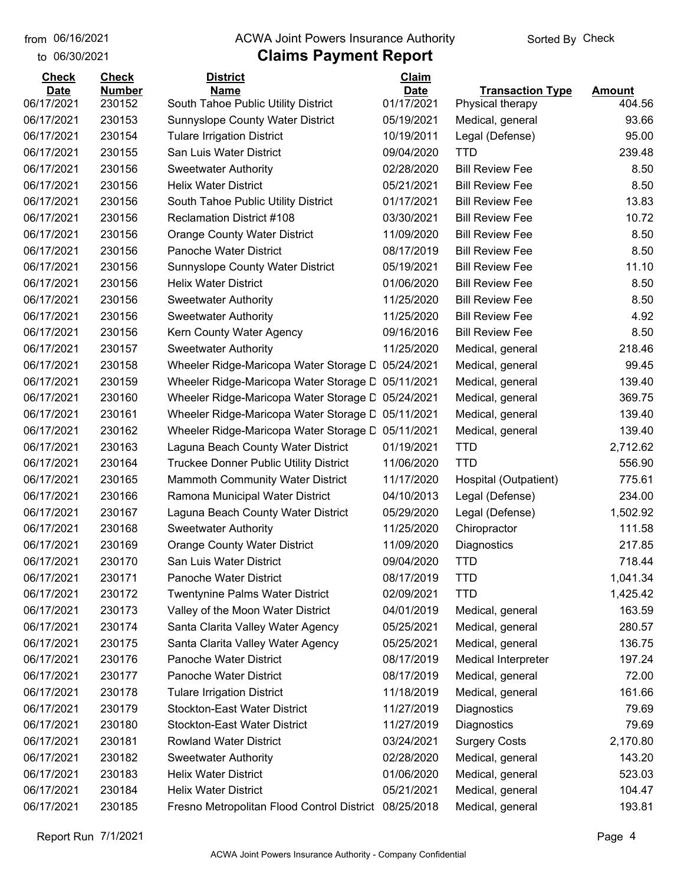from 06/16/2021 to 06/30/2021

# ACWA Joint Powers Insurance Authority

## Claims Payment Report

Sorted By Check

| Check Date | Check Number | District Name | Claim Date | Transaction Type | Amount |
|---|---|---|---|---|---|
| 06/17/2021 | 230152 | South Tahoe Public Utility District | 01/17/2021 | Physical therapy | 404.56 |
| 06/17/2021 | 230153 | Sunnyslope County Water District | 05/19/2021 | Medical, general | 93.66 |
| 06/17/2021 | 230154 | Tulare Irrigation District | 10/19/2011 | Legal (Defense) | 95.00 |
| 06/17/2021 | 230155 | San Luis Water District | 09/04/2020 | TTD | 239.48 |
| 06/17/2021 | 230156 | Sweetwater Authority | 02/28/2020 | Bill Review Fee | 8.50 |
| 06/17/2021 | 230156 | Helix Water District | 05/21/2021 | Bill Review Fee | 8.50 |
| 06/17/2021 | 230156 | South Tahoe Public Utility District | 01/17/2021 | Bill Review Fee | 13.83 |
| 06/17/2021 | 230156 | Reclamation District #108 | 03/30/2021 | Bill Review Fee | 10.72 |
| 06/17/2021 | 230156 | Orange County Water District | 11/09/2020 | Bill Review Fee | 8.50 |
| 06/17/2021 | 230156 | Panoche Water District | 08/17/2019 | Bill Review Fee | 8.50 |
| 06/17/2021 | 230156 | Sunnyslope County Water District | 05/19/2021 | Bill Review Fee | 11.10 |
| 06/17/2021 | 230156 | Helix Water District | 01/06/2020 | Bill Review Fee | 8.50 |
| 06/17/2021 | 230156 | Sweetwater Authority | 11/25/2020 | Bill Review Fee | 8.50 |
| 06/17/2021 | 230156 | Sweetwater Authority | 11/25/2020 | Bill Review Fee | 4.92 |
| 06/17/2021 | 230156 | Kern County Water Agency | 09/16/2016 | Bill Review Fee | 8.50 |
| 06/17/2021 | 230157 | Sweetwater Authority | 11/25/2020 | Medical, general | 218.46 |
| 06/17/2021 | 230158 | Wheeler Ridge-Maricopa Water Storage D | 05/24/2021 | Medical, general | 99.45 |
| 06/17/2021 | 230159 | Wheeler Ridge-Maricopa Water Storage D | 05/11/2021 | Medical, general | 139.40 |
| 06/17/2021 | 230160 | Wheeler Ridge-Maricopa Water Storage D | 05/24/2021 | Medical, general | 369.75 |
| 06/17/2021 | 230161 | Wheeler Ridge-Maricopa Water Storage D | 05/11/2021 | Medical, general | 139.40 |
| 06/17/2021 | 230162 | Wheeler Ridge-Maricopa Water Storage D | 05/11/2021 | Medical, general | 139.40 |
| 06/17/2021 | 230163 | Laguna Beach County Water District | 01/19/2021 | TTD | 2,712.62 |
| 06/17/2021 | 230164 | Truckee Donner Public Utility District | 11/06/2020 | TTD | 556.90 |
| 06/17/2021 | 230165 | Mammoth Community Water District | 11/17/2020 | Hospital (Outpatient) | 775.61 |
| 06/17/2021 | 230166 | Ramona Municipal Water District | 04/10/2013 | Legal (Defense) | 234.00 |
| 06/17/2021 | 230167 | Laguna Beach County Water District | 05/29/2020 | Legal (Defense) | 1,502.92 |
| 06/17/2021 | 230168 | Sweetwater Authority | 11/25/2020 | Chiropractor | 111.58 |
| 06/17/2021 | 230169 | Orange County Water District | 11/09/2020 | Diagnostics | 217.85 |
| 06/17/2021 | 230170 | San Luis Water District | 09/04/2020 | TTD | 718.44 |
| 06/17/2021 | 230171 | Panoche Water District | 08/17/2019 | TTD | 1,041.34 |
| 06/17/2021 | 230172 | Twentynine Palms Water District | 02/09/2021 | TTD | 1,425.42 |
| 06/17/2021 | 230173 | Valley of the Moon Water District | 04/01/2019 | Medical, general | 163.59 |
| 06/17/2021 | 230174 | Santa Clarita Valley Water Agency | 05/25/2021 | Medical, general | 280.57 |
| 06/17/2021 | 230175 | Santa Clarita Valley Water Agency | 05/25/2021 | Medical, general | 136.75 |
| 06/17/2021 | 230176 | Panoche Water District | 08/17/2019 | Medical Interpreter | 197.24 |
| 06/17/2021 | 230177 | Panoche Water District | 08/17/2019 | Medical, general | 72.00 |
| 06/17/2021 | 230178 | Tulare Irrigation District | 11/18/2019 | Medical, general | 161.66 |
| 06/17/2021 | 230179 | Stockton-East Water District | 11/27/2019 | Diagnostics | 79.69 |
| 06/17/2021 | 230180 | Stockton-East Water District | 11/27/2019 | Diagnostics | 79.69 |
| 06/17/2021 | 230181 | Rowland Water District | 03/24/2021 | Surgery Costs | 2,170.80 |
| 06/17/2021 | 230182 | Sweetwater Authority | 02/28/2020 | Medical, general | 143.20 |
| 06/17/2021 | 230183 | Helix Water District | 01/06/2020 | Medical, general | 523.03 |
| 06/17/2021 | 230184 | Helix Water District | 05/21/2021 | Medical, general | 104.47 |
| 06/17/2021 | 230185 | Fresno Metropolitan Flood Control District | 08/25/2018 | Medical, general | 193.81 |

Report Run 7/1/2021

ACWA Joint Powers Insurance Authority - Company Confidential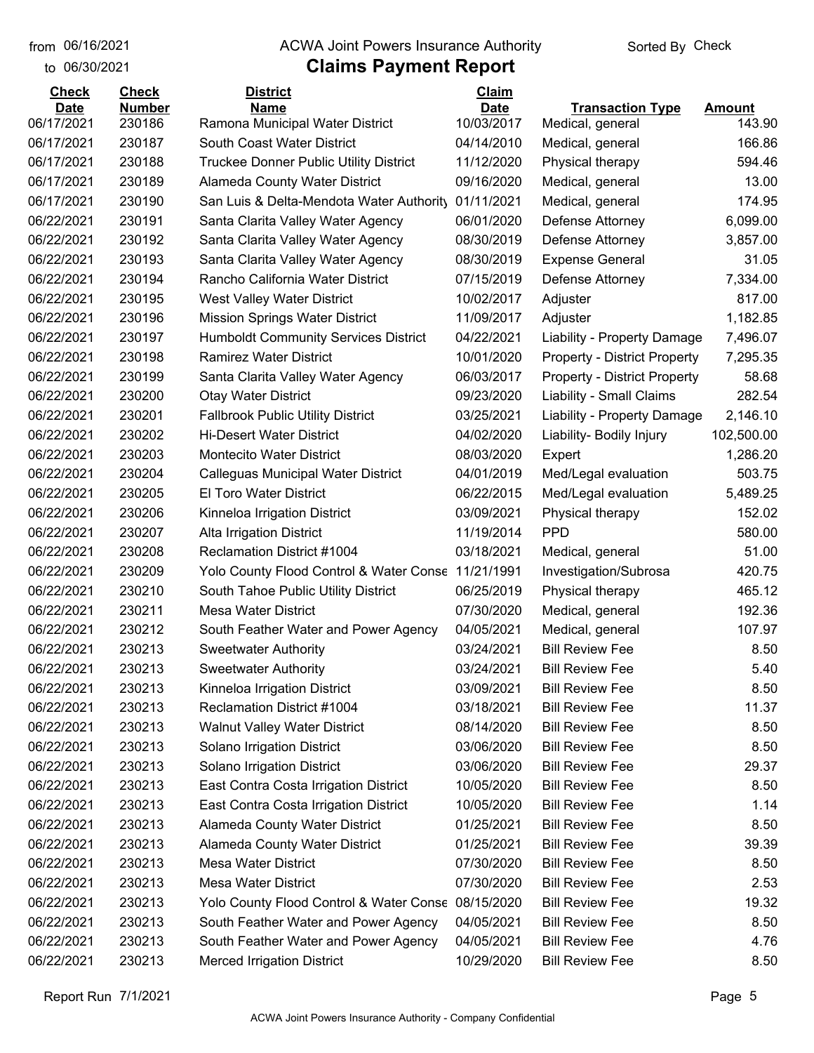from 06/16/2021
to 06/30/2021

# ACWA Joint Powers Insurance Authority

## Claims Payment Report

Sorted By Check

| Check Date | Check Number | District Name | Claim Date | Transaction Type | Amount |
|---|---|---|---|---|---|
| 06/17/2021 | 230186 | Ramona Municipal Water District | 10/03/2017 | Medical, general | 143.90 |
| 06/17/2021 | 230187 | South Coast Water District | 04/14/2010 | Medical, general | 166.86 |
| 06/17/2021 | 230188 | Truckee Donner Public Utility District | 11/12/2020 | Physical therapy | 594.46 |
| 06/17/2021 | 230189 | Alameda County Water District | 09/16/2020 | Medical, general | 13.00 |
| 06/17/2021 | 230190 | San Luis & Delta-Mendota Water Authority | 01/11/2021 | Medical, general | 174.95 |
| 06/22/2021 | 230191 | Santa Clarita Valley Water Agency | 06/01/2020 | Defense Attorney | 6,099.00 |
| 06/22/2021 | 230192 | Santa Clarita Valley Water Agency | 08/30/2019 | Defense Attorney | 3,857.00 |
| 06/22/2021 | 230193 | Santa Clarita Valley Water Agency | 08/30/2019 | Expense General | 31.05 |
| 06/22/2021 | 230194 | Rancho California Water District | 07/15/2019 | Defense Attorney | 7,334.00 |
| 06/22/2021 | 230195 | West Valley Water District | 10/02/2017 | Adjuster | 817.00 |
| 06/22/2021 | 230196 | Mission Springs Water District | 11/09/2017 | Adjuster | 1,182.85 |
| 06/22/2021 | 230197 | Humboldt Community Services District | 04/22/2021 | Liability - Property Damage | 7,496.07 |
| 06/22/2021 | 230198 | Ramirez Water District | 10/01/2020 | Property - District Property | 7,295.35 |
| 06/22/2021 | 230199 | Santa Clarita Valley Water Agency | 06/03/2017 | Property - District Property | 58.68 |
| 06/22/2021 | 230200 | Otay Water District | 09/23/2020 | Liability - Small Claims | 282.54 |
| 06/22/2021 | 230201 | Fallbrook Public Utility District | 03/25/2021 | Liability - Property Damage | 2,146.10 |
| 06/22/2021 | 230202 | Hi-Desert Water District | 04/02/2020 | Liability- Bodily Injury | 102,500.00 |
| 06/22/2021 | 230203 | Montecito Water District | 08/03/2020 | Expert | 1,286.20 |
| 06/22/2021 | 230204 | Calleguas Municipal Water District | 04/01/2019 | Med/Legal evaluation | 503.75 |
| 06/22/2021 | 230205 | El Toro Water District | 06/22/2015 | Med/Legal evaluation | 5,489.25 |
| 06/22/2021 | 230206 | Kinneloa Irrigation District | 03/09/2021 | Physical therapy | 152.02 |
| 06/22/2021 | 230207 | Alta Irrigation District | 11/19/2014 | PPD | 580.00 |
| 06/22/2021 | 230208 | Reclamation District #1004 | 03/18/2021 | Medical, general | 51.00 |
| 06/22/2021 | 230209 | Yolo County Flood Control & Water Conse | 11/21/1991 | Investigation/Subrosa | 420.75 |
| 06/22/2021 | 230210 | South Tahoe Public Utility District | 06/25/2019 | Physical therapy | 465.12 |
| 06/22/2021 | 230211 | Mesa Water District | 07/30/2020 | Medical, general | 192.36 |
| 06/22/2021 | 230212 | South Feather Water and Power Agency | 04/05/2021 | Medical, general | 107.97 |
| 06/22/2021 | 230213 | Sweetwater Authority | 03/24/2021 | Bill Review Fee | 8.50 |
| 06/22/2021 | 230213 | Sweetwater Authority | 03/24/2021 | Bill Review Fee | 5.40 |
| 06/22/2021 | 230213 | Kinneloa Irrigation District | 03/09/2021 | Bill Review Fee | 8.50 |
| 06/22/2021 | 230213 | Reclamation District #1004 | 03/18/2021 | Bill Review Fee | 11.37 |
| 06/22/2021 | 230213 | Walnut Valley Water District | 08/14/2020 | Bill Review Fee | 8.50 |
| 06/22/2021 | 230213 | Solano Irrigation District | 03/06/2020 | Bill Review Fee | 8.50 |
| 06/22/2021 | 230213 | Solano Irrigation District | 03/06/2020 | Bill Review Fee | 29.37 |
| 06/22/2021 | 230213 | East Contra Costa Irrigation District | 10/05/2020 | Bill Review Fee | 8.50 |
| 06/22/2021 | 230213 | East Contra Costa Irrigation District | 10/05/2020 | Bill Review Fee | 1.14 |
| 06/22/2021 | 230213 | Alameda County Water District | 01/25/2021 | Bill Review Fee | 8.50 |
| 06/22/2021 | 230213 | Alameda County Water District | 01/25/2021 | Bill Review Fee | 39.39 |
| 06/22/2021 | 230213 | Mesa Water District | 07/30/2020 | Bill Review Fee | 8.50 |
| 06/22/2021 | 230213 | Mesa Water District | 07/30/2020 | Bill Review Fee | 2.53 |
| 06/22/2021 | 230213 | Yolo County Flood Control & Water Conse | 08/15/2020 | Bill Review Fee | 19.32 |
| 06/22/2021 | 230213 | South Feather Water and Power Agency | 04/05/2021 | Bill Review Fee | 8.50 |
| 06/22/2021 | 230213 | South Feather Water and Power Agency | 04/05/2021 | Bill Review Fee | 4.76 |
| 06/22/2021 | 230213 | Merced Irrigation District | 10/29/2020 | Bill Review Fee | 8.50 |

Report Run 7/1/2021

ACWA Joint Powers Insurance Authority - Company Confidential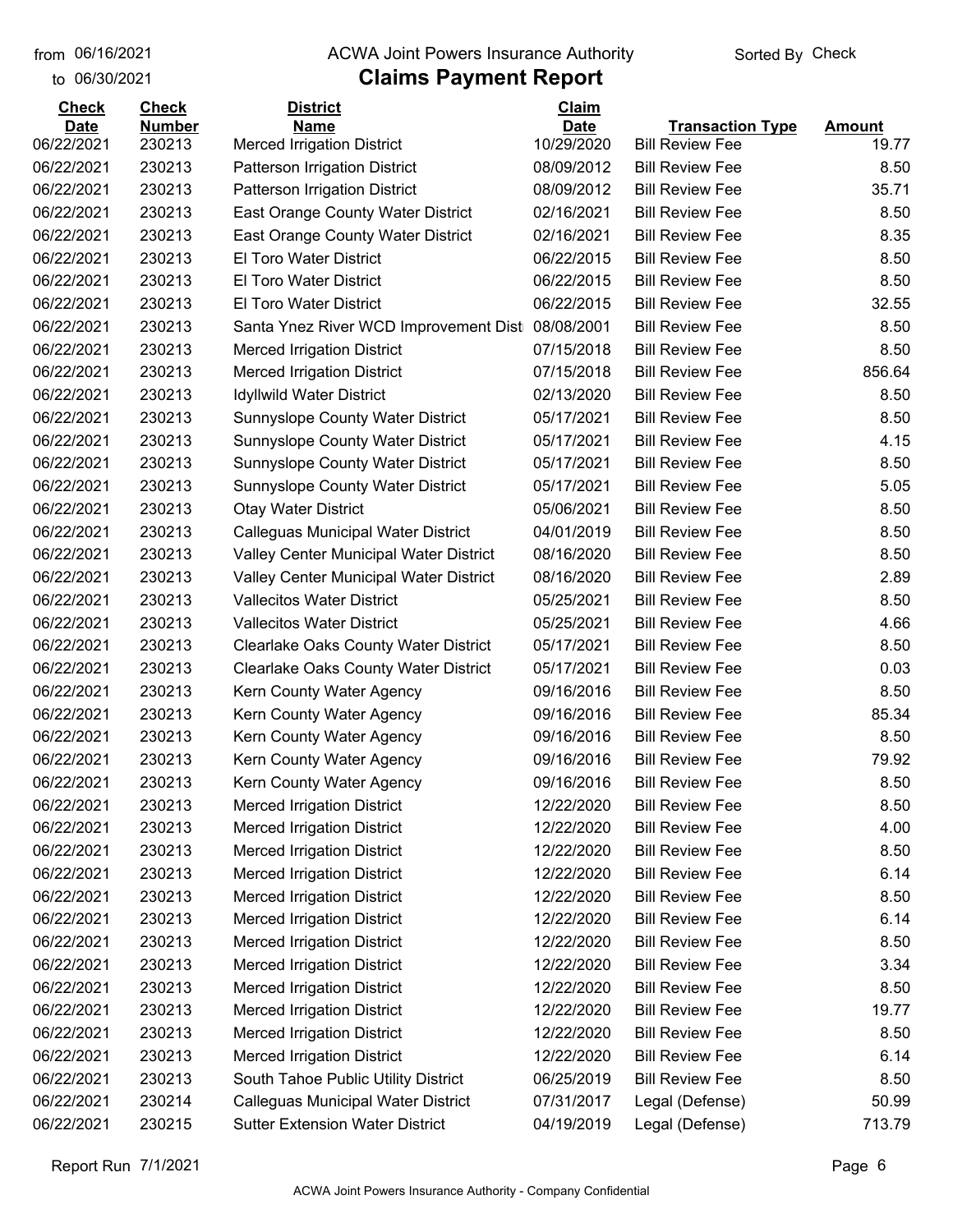from 06/16/2021
to 06/30/2021

# ACWA Joint Powers Insurance Authority

## Claims Payment Report

Sorted By Check

| Check Date | Check Number | District Name | Claim Date | Transaction Type | Amount |
|---|---|---|---|---|---|
| 06/22/2021 | 230213 | Merced Irrigation District | 10/29/2020 | Bill Review Fee | 19.77 |
| 06/22/2021 | 230213 | Patterson Irrigation District | 08/09/2012 | Bill Review Fee | 8.50 |
| 06/22/2021 | 230213 | Patterson Irrigation District | 08/09/2012 | Bill Review Fee | 35.71 |
| 06/22/2021 | 230213 | East Orange County Water District | 02/16/2021 | Bill Review Fee | 8.50 |
| 06/22/2021 | 230213 | East Orange County Water District | 02/16/2021 | Bill Review Fee | 8.35 |
| 06/22/2021 | 230213 | El Toro Water District | 06/22/2015 | Bill Review Fee | 8.50 |
| 06/22/2021 | 230213 | El Toro Water District | 06/22/2015 | Bill Review Fee | 8.50 |
| 06/22/2021 | 230213 | El Toro Water District | 06/22/2015 | Bill Review Fee | 32.55 |
| 06/22/2021 | 230213 | Santa Ynez River WCD Improvement Dist | 08/08/2001 | Bill Review Fee | 8.50 |
| 06/22/2021 | 230213 | Merced Irrigation District | 07/15/2018 | Bill Review Fee | 8.50 |
| 06/22/2021 | 230213 | Merced Irrigation District | 07/15/2018 | Bill Review Fee | 856.64 |
| 06/22/2021 | 230213 | Idyllwild Water District | 02/13/2020 | Bill Review Fee | 8.50 |
| 06/22/2021 | 230213 | Sunnyslope County Water District | 05/17/2021 | Bill Review Fee | 8.50 |
| 06/22/2021 | 230213 | Sunnyslope County Water District | 05/17/2021 | Bill Review Fee | 4.15 |
| 06/22/2021 | 230213 | Sunnyslope County Water District | 05/17/2021 | Bill Review Fee | 8.50 |
| 06/22/2021 | 230213 | Sunnyslope County Water District | 05/17/2021 | Bill Review Fee | 5.05 |
| 06/22/2021 | 230213 | Otay Water District | 05/06/2021 | Bill Review Fee | 8.50 |
| 06/22/2021 | 230213 | Calleguas Municipal Water District | 04/01/2019 | Bill Review Fee | 8.50 |
| 06/22/2021 | 230213 | Valley Center Municipal Water District | 08/16/2020 | Bill Review Fee | 8.50 |
| 06/22/2021 | 230213 | Valley Center Municipal Water District | 08/16/2020 | Bill Review Fee | 2.89 |
| 06/22/2021 | 230213 | Vallecitos Water District | 05/25/2021 | Bill Review Fee | 8.50 |
| 06/22/2021 | 230213 | Vallecitos Water District | 05/25/2021 | Bill Review Fee | 4.66 |
| 06/22/2021 | 230213 | Clearlake Oaks County Water District | 05/17/2021 | Bill Review Fee | 8.50 |
| 06/22/2021 | 230213 | Clearlake Oaks County Water District | 05/17/2021 | Bill Review Fee | 0.03 |
| 06/22/2021 | 230213 | Kern County Water Agency | 09/16/2016 | Bill Review Fee | 8.50 |
| 06/22/2021 | 230213 | Kern County Water Agency | 09/16/2016 | Bill Review Fee | 85.34 |
| 06/22/2021 | 230213 | Kern County Water Agency | 09/16/2016 | Bill Review Fee | 8.50 |
| 06/22/2021 | 230213 | Kern County Water Agency | 09/16/2016 | Bill Review Fee | 79.92 |
| 06/22/2021 | 230213 | Kern County Water Agency | 09/16/2016 | Bill Review Fee | 8.50 |
| 06/22/2021 | 230213 | Merced Irrigation District | 12/22/2020 | Bill Review Fee | 8.50 |
| 06/22/2021 | 230213 | Merced Irrigation District | 12/22/2020 | Bill Review Fee | 4.00 |
| 06/22/2021 | 230213 | Merced Irrigation District | 12/22/2020 | Bill Review Fee | 8.50 |
| 06/22/2021 | 230213 | Merced Irrigation District | 12/22/2020 | Bill Review Fee | 6.14 |
| 06/22/2021 | 230213 | Merced Irrigation District | 12/22/2020 | Bill Review Fee | 8.50 |
| 06/22/2021 | 230213 | Merced Irrigation District | 12/22/2020 | Bill Review Fee | 6.14 |
| 06/22/2021 | 230213 | Merced Irrigation District | 12/22/2020 | Bill Review Fee | 8.50 |
| 06/22/2021 | 230213 | Merced Irrigation District | 12/22/2020 | Bill Review Fee | 3.34 |
| 06/22/2021 | 230213 | Merced Irrigation District | 12/22/2020 | Bill Review Fee | 8.50 |
| 06/22/2021 | 230213 | Merced Irrigation District | 12/22/2020 | Bill Review Fee | 19.77 |
| 06/22/2021 | 230213 | Merced Irrigation District | 12/22/2020 | Bill Review Fee | 8.50 |
| 06/22/2021 | 230213 | Merced Irrigation District | 12/22/2020 | Bill Review Fee | 6.14 |
| 06/22/2021 | 230213 | South Tahoe Public Utility District | 06/25/2019 | Bill Review Fee | 8.50 |
| 06/22/2021 | 230214 | Calleguas Municipal Water District | 07/31/2017 | Legal (Defense) | 50.99 |
| 06/22/2021 | 230215 | Sutter Extension Water District | 04/19/2019 | Legal (Defense) | 713.79 |

Report Run 7/1/2021

ACWA Joint Powers Insurance Authority - Company Confidential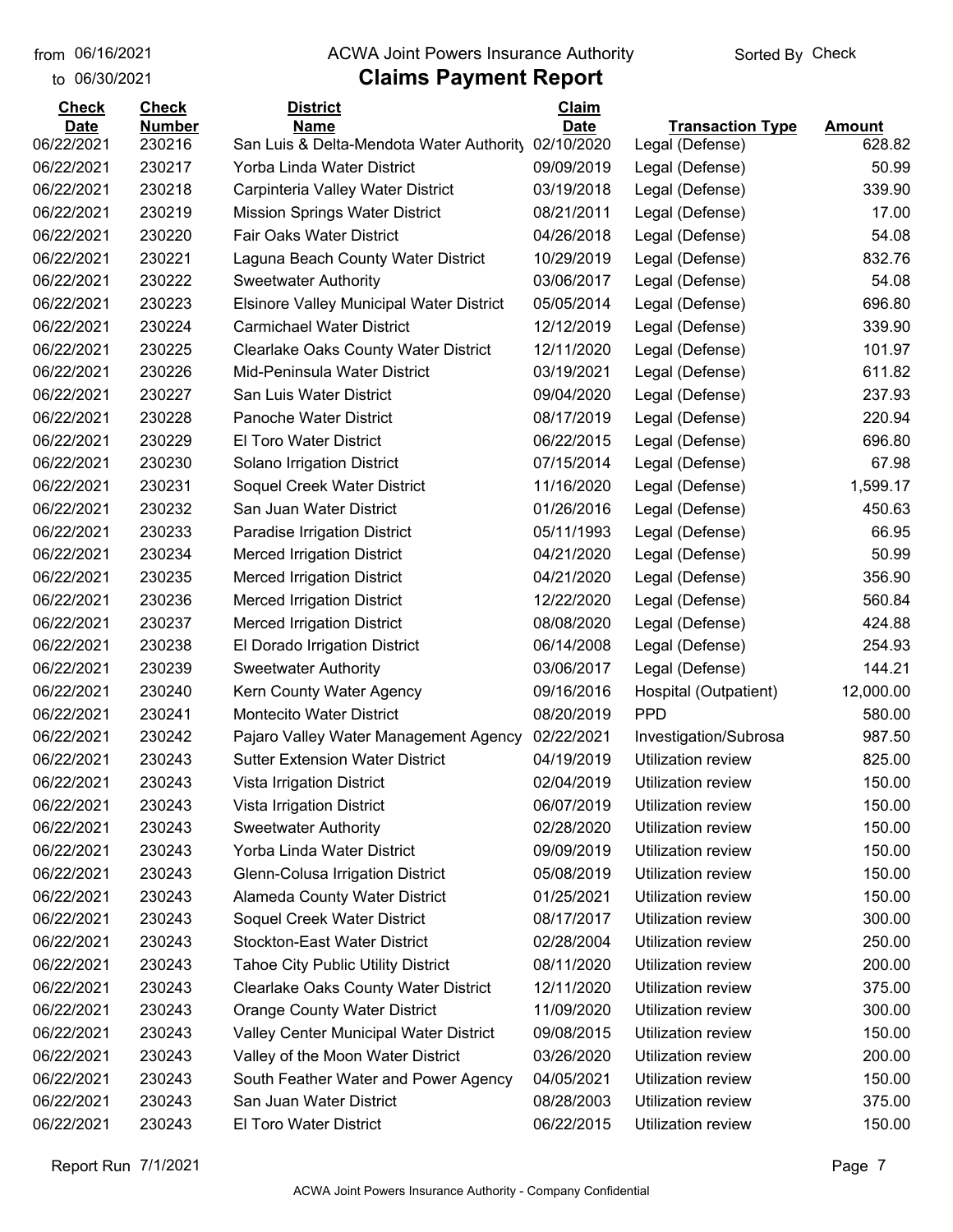# ACWA Joint Powers Insurance Authority

## Claims Payment Report

from 06/16/2021 to 06/30/2021 — Sorted By Check

| Check Date | Check Number | District Name | Claim Date | Transaction Type | Amount |
|---|---|---|---|---|---|
| 06/22/2021 | 230216 | San Luis & Delta-Mendota Water Authority | 02/10/2020 | Legal (Defense) | 628.82 |
| 06/22/2021 | 230217 | Yorba Linda Water District | 09/09/2019 | Legal (Defense) | 50.99 |
| 06/22/2021 | 230218 | Carpinteria Valley Water District | 03/19/2018 | Legal (Defense) | 339.90 |
| 06/22/2021 | 230219 | Mission Springs Water District | 08/21/2011 | Legal (Defense) | 17.00 |
| 06/22/2021 | 230220 | Fair Oaks Water District | 04/26/2018 | Legal (Defense) | 54.08 |
| 06/22/2021 | 230221 | Laguna Beach County Water District | 10/29/2019 | Legal (Defense) | 832.76 |
| 06/22/2021 | 230222 | Sweetwater Authority | 03/06/2017 | Legal (Defense) | 54.08 |
| 06/22/2021 | 230223 | Elsinore Valley Municipal Water District | 05/05/2014 | Legal (Defense) | 696.80 |
| 06/22/2021 | 230224 | Carmichael Water District | 12/12/2019 | Legal (Defense) | 339.90 |
| 06/22/2021 | 230225 | Clearlake Oaks County Water District | 12/11/2020 | Legal (Defense) | 101.97 |
| 06/22/2021 | 230226 | Mid-Peninsula Water District | 03/19/2021 | Legal (Defense) | 611.82 |
| 06/22/2021 | 230227 | San Luis Water District | 09/04/2020 | Legal (Defense) | 237.93 |
| 06/22/2021 | 230228 | Panoche Water District | 08/17/2019 | Legal (Defense) | 220.94 |
| 06/22/2021 | 230229 | El Toro Water District | 06/22/2015 | Legal (Defense) | 696.80 |
| 06/22/2021 | 230230 | Solano Irrigation District | 07/15/2014 | Legal (Defense) | 67.98 |
| 06/22/2021 | 230231 | Soquel Creek Water District | 11/16/2020 | Legal (Defense) | 1,599.17 |
| 06/22/2021 | 230232 | San Juan Water District | 01/26/2016 | Legal (Defense) | 450.63 |
| 06/22/2021 | 230233 | Paradise Irrigation District | 05/11/1993 | Legal (Defense) | 66.95 |
| 06/22/2021 | 230234 | Merced Irrigation District | 04/21/2020 | Legal (Defense) | 50.99 |
| 06/22/2021 | 230235 | Merced Irrigation District | 04/21/2020 | Legal (Defense) | 356.90 |
| 06/22/2021 | 230236 | Merced Irrigation District | 12/22/2020 | Legal (Defense) | 560.84 |
| 06/22/2021 | 230237 | Merced Irrigation District | 08/08/2020 | Legal (Defense) | 424.88 |
| 06/22/2021 | 230238 | El Dorado Irrigation District | 06/14/2008 | Legal (Defense) | 254.93 |
| 06/22/2021 | 230239 | Sweetwater Authority | 03/06/2017 | Legal (Defense) | 144.21 |
| 06/22/2021 | 230240 | Kern County Water Agency | 09/16/2016 | Hospital (Outpatient) | 12,000.00 |
| 06/22/2021 | 230241 | Montecito Water District | 08/20/2019 | PPD | 580.00 |
| 06/22/2021 | 230242 | Pajaro Valley Water Management Agency | 02/22/2021 | Investigation/Subrosa | 987.50 |
| 06/22/2021 | 230243 | Sutter Extension Water District | 04/19/2019 | Utilization review | 825.00 |
| 06/22/2021 | 230243 | Vista Irrigation District | 02/04/2019 | Utilization review | 150.00 |
| 06/22/2021 | 230243 | Vista Irrigation District | 06/07/2019 | Utilization review | 150.00 |
| 06/22/2021 | 230243 | Sweetwater Authority | 02/28/2020 | Utilization review | 150.00 |
| 06/22/2021 | 230243 | Yorba Linda Water District | 09/09/2019 | Utilization review | 150.00 |
| 06/22/2021 | 230243 | Glenn-Colusa Irrigation District | 05/08/2019 | Utilization review | 150.00 |
| 06/22/2021 | 230243 | Alameda County Water District | 01/25/2021 | Utilization review | 150.00 |
| 06/22/2021 | 230243 | Soquel Creek Water District | 08/17/2017 | Utilization review | 300.00 |
| 06/22/2021 | 230243 | Stockton-East Water District | 02/28/2004 | Utilization review | 250.00 |
| 06/22/2021 | 230243 | Tahoe City Public Utility District | 08/11/2020 | Utilization review | 200.00 |
| 06/22/2021 | 230243 | Clearlake Oaks County Water District | 12/11/2020 | Utilization review | 375.00 |
| 06/22/2021 | 230243 | Orange County Water District | 11/09/2020 | Utilization review | 300.00 |
| 06/22/2021 | 230243 | Valley Center Municipal Water District | 09/08/2015 | Utilization review | 150.00 |
| 06/22/2021 | 230243 | Valley of the Moon Water District | 03/26/2020 | Utilization review | 200.00 |
| 06/22/2021 | 230243 | South Feather Water and Power Agency | 04/05/2021 | Utilization review | 150.00 |
| 06/22/2021 | 230243 | San Juan Water District | 08/28/2003 | Utilization review | 375.00 |
| 06/22/2021 | 230243 | El Toro Water District | 06/22/2015 | Utilization review | 150.00 |

Report Run 7/1/2021

ACWA Joint Powers Insurance Authority - Company Confidential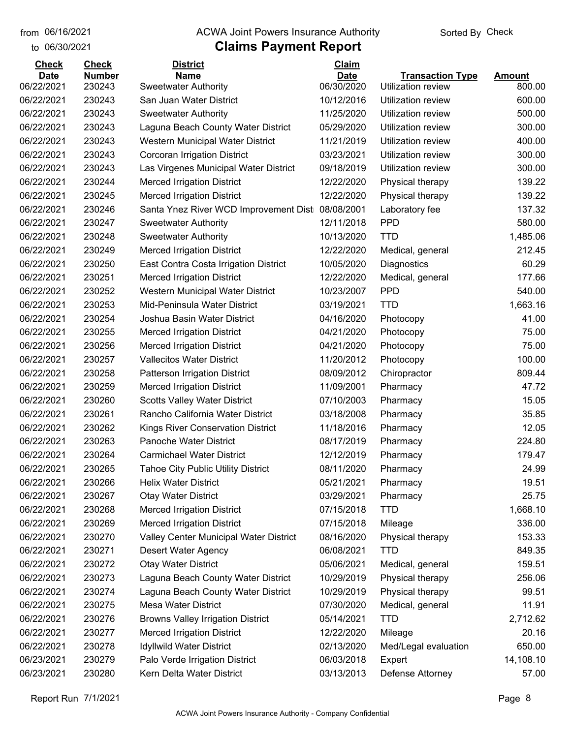from 06/16/2021 to 06/30/2021

ACWA Joint Powers Insurance Authority

# Claims Payment Report

Sorted By Check

| Check Date | Check Number | District Name | Claim Date | Transaction Type | Amount |
|---|---|---|---|---|---|
| 06/22/2021 | 230243 | Sweetwater Authority | 06/30/2020 | Utilization review | 800.00 |
| 06/22/2021 | 230243 | San Juan Water District | 10/12/2016 | Utilization review | 600.00 |
| 06/22/2021 | 230243 | Sweetwater Authority | 11/25/2020 | Utilization review | 500.00 |
| 06/22/2021 | 230243 | Laguna Beach County Water District | 05/29/2020 | Utilization review | 300.00 |
| 06/22/2021 | 230243 | Western Municipal Water District | 11/21/2019 | Utilization review | 400.00 |
| 06/22/2021 | 230243 | Corcoran Irrigation District | 03/23/2021 | Utilization review | 300.00 |
| 06/22/2021 | 230243 | Las Virgenes Municipal Water District | 09/18/2019 | Utilization review | 300.00 |
| 06/22/2021 | 230244 | Merced Irrigation District | 12/22/2020 | Physical therapy | 139.22 |
| 06/22/2021 | 230245 | Merced Irrigation District | 12/22/2020 | Physical therapy | 139.22 |
| 06/22/2021 | 230246 | Santa Ynez River WCD Improvement Dist | 08/08/2001 | Laboratory fee | 137.32 |
| 06/22/2021 | 230247 | Sweetwater Authority | 12/11/2018 | PPD | 580.00 |
| 06/22/2021 | 230248 | Sweetwater Authority | 10/13/2020 | TTD | 1,485.06 |
| 06/22/2021 | 230249 | Merced Irrigation District | 12/22/2020 | Medical, general | 212.45 |
| 06/22/2021 | 230250 | East Contra Costa Irrigation District | 10/05/2020 | Diagnostics | 60.29 |
| 06/22/2021 | 230251 | Merced Irrigation District | 12/22/2020 | Medical, general | 177.66 |
| 06/22/2021 | 230252 | Western Municipal Water District | 10/23/2007 | PPD | 540.00 |
| 06/22/2021 | 230253 | Mid-Peninsula Water District | 03/19/2021 | TTD | 1,663.16 |
| 06/22/2021 | 230254 | Joshua Basin Water District | 04/16/2020 | Photocopy | 41.00 |
| 06/22/2021 | 230255 | Merced Irrigation District | 04/21/2020 | Photocopy | 75.00 |
| 06/22/2021 | 230256 | Merced Irrigation District | 04/21/2020 | Photocopy | 75.00 |
| 06/22/2021 | 230257 | Vallecitos Water District | 11/20/2012 | Photocopy | 100.00 |
| 06/22/2021 | 230258 | Patterson Irrigation District | 08/09/2012 | Chiropractor | 809.44 |
| 06/22/2021 | 230259 | Merced Irrigation District | 11/09/2001 | Pharmacy | 47.72 |
| 06/22/2021 | 230260 | Scotts Valley Water District | 07/10/2003 | Pharmacy | 15.05 |
| 06/22/2021 | 230261 | Rancho California Water District | 03/18/2008 | Pharmacy | 35.85 |
| 06/22/2021 | 230262 | Kings River Conservation District | 11/18/2016 | Pharmacy | 12.05 |
| 06/22/2021 | 230263 | Panoche Water District | 08/17/2019 | Pharmacy | 224.80 |
| 06/22/2021 | 230264 | Carmichael Water District | 12/12/2019 | Pharmacy | 179.47 |
| 06/22/2021 | 230265 | Tahoe City Public Utility District | 08/11/2020 | Pharmacy | 24.99 |
| 06/22/2021 | 230266 | Helix Water District | 05/21/2021 | Pharmacy | 19.51 |
| 06/22/2021 | 230267 | Otay Water District | 03/29/2021 | Pharmacy | 25.75 |
| 06/22/2021 | 230268 | Merced Irrigation District | 07/15/2018 | TTD | 1,668.10 |
| 06/22/2021 | 230269 | Merced Irrigation District | 07/15/2018 | Mileage | 336.00 |
| 06/22/2021 | 230270 | Valley Center Municipal Water District | 08/16/2020 | Physical therapy | 153.33 |
| 06/22/2021 | 230271 | Desert Water Agency | 06/08/2021 | TTD | 849.35 |
| 06/22/2021 | 230272 | Otay Water District | 05/06/2021 | Medical, general | 159.51 |
| 06/22/2021 | 230273 | Laguna Beach County Water District | 10/29/2019 | Physical therapy | 256.06 |
| 06/22/2021 | 230274 | Laguna Beach County Water District | 10/29/2019 | Physical therapy | 99.51 |
| 06/22/2021 | 230275 | Mesa Water District | 07/30/2020 | Medical, general | 11.91 |
| 06/22/2021 | 230276 | Browns Valley Irrigation District | 05/14/2021 | TTD | 2,712.62 |
| 06/22/2021 | 230277 | Merced Irrigation District | 12/22/2020 | Mileage | 20.16 |
| 06/22/2021 | 230278 | Idyllwild Water District | 02/13/2020 | Med/Legal evaluation | 650.00 |
| 06/23/2021 | 230279 | Palo Verde Irrigation District | 06/03/2018 | Expert | 14,108.10 |
| 06/23/2021 | 230280 | Kern Delta Water District | 03/13/2013 | Defense Attorney | 57.00 |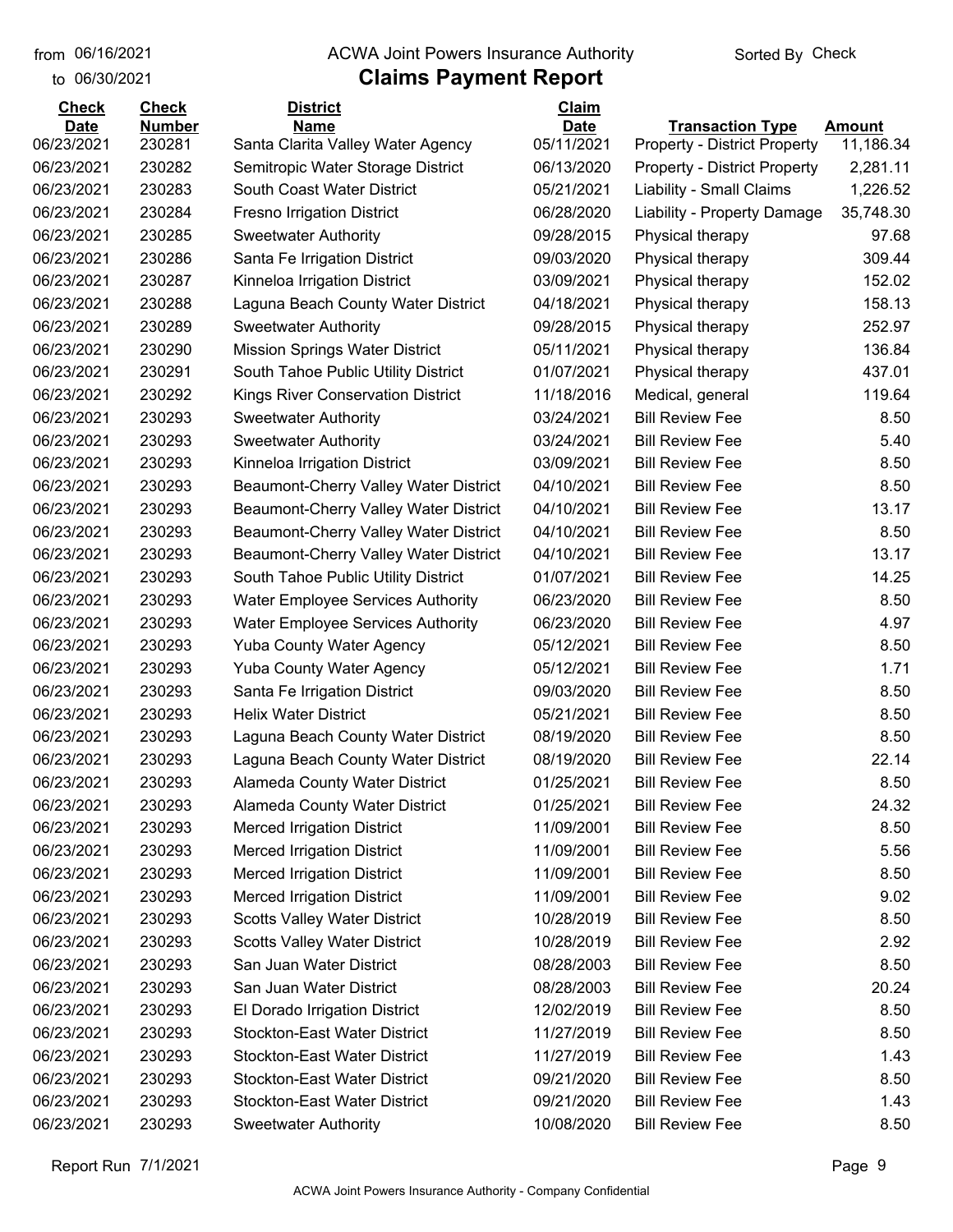from 06/16/2021
to 06/30/2021

# ACWA Joint Powers Insurance Authority

## Claims Payment Report

Sorted By Check

| Check Date | Check Number | District Name | Claim Date | Transaction Type | Amount |
|---|---|---|---|---|---|
| 06/23/2021 | 230281 | Santa Clarita Valley Water Agency | 05/11/2021 | Property - District Property | 11,186.34 |
| 06/23/2021 | 230282 | Semitropic Water Storage District | 06/13/2020 | Property - District Property | 2,281.11 |
| 06/23/2021 | 230283 | South Coast Water District | 05/21/2021 | Liability - Small Claims | 1,226.52 |
| 06/23/2021 | 230284 | Fresno Irrigation District | 06/28/2020 | Liability - Property Damage | 35,748.30 |
| 06/23/2021 | 230285 | Sweetwater Authority | 09/28/2015 | Physical therapy | 97.68 |
| 06/23/2021 | 230286 | Santa Fe Irrigation District | 09/03/2020 | Physical therapy | 309.44 |
| 06/23/2021 | 230287 | Kinneloa Irrigation District | 03/09/2021 | Physical therapy | 152.02 |
| 06/23/2021 | 230288 | Laguna Beach County Water District | 04/18/2021 | Physical therapy | 158.13 |
| 06/23/2021 | 230289 | Sweetwater Authority | 09/28/2015 | Physical therapy | 252.97 |
| 06/23/2021 | 230290 | Mission Springs Water District | 05/11/2021 | Physical therapy | 136.84 |
| 06/23/2021 | 230291 | South Tahoe Public Utility District | 01/07/2021 | Physical therapy | 437.01 |
| 06/23/2021 | 230292 | Kings River Conservation District | 11/18/2016 | Medical, general | 119.64 |
| 06/23/2021 | 230293 | Sweetwater Authority | 03/24/2021 | Bill Review Fee | 8.50 |
| 06/23/2021 | 230293 | Sweetwater Authority | 03/24/2021 | Bill Review Fee | 5.40 |
| 06/23/2021 | 230293 | Kinneloa Irrigation District | 03/09/2021 | Bill Review Fee | 8.50 |
| 06/23/2021 | 230293 | Beaumont-Cherry Valley Water District | 04/10/2021 | Bill Review Fee | 8.50 |
| 06/23/2021 | 230293 | Beaumont-Cherry Valley Water District | 04/10/2021 | Bill Review Fee | 13.17 |
| 06/23/2021 | 230293 | Beaumont-Cherry Valley Water District | 04/10/2021 | Bill Review Fee | 8.50 |
| 06/23/2021 | 230293 | Beaumont-Cherry Valley Water District | 04/10/2021 | Bill Review Fee | 13.17 |
| 06/23/2021 | 230293 | South Tahoe Public Utility District | 01/07/2021 | Bill Review Fee | 14.25 |
| 06/23/2021 | 230293 | Water Employee Services Authority | 06/23/2020 | Bill Review Fee | 8.50 |
| 06/23/2021 | 230293 | Water Employee Services Authority | 06/23/2020 | Bill Review Fee | 4.97 |
| 06/23/2021 | 230293 | Yuba County Water Agency | 05/12/2021 | Bill Review Fee | 8.50 |
| 06/23/2021 | 230293 | Yuba County Water Agency | 05/12/2021 | Bill Review Fee | 1.71 |
| 06/23/2021 | 230293 | Santa Fe Irrigation District | 09/03/2020 | Bill Review Fee | 8.50 |
| 06/23/2021 | 230293 | Helix Water District | 05/21/2021 | Bill Review Fee | 8.50 |
| 06/23/2021 | 230293 | Laguna Beach County Water District | 08/19/2020 | Bill Review Fee | 8.50 |
| 06/23/2021 | 230293 | Laguna Beach County Water District | 08/19/2020 | Bill Review Fee | 22.14 |
| 06/23/2021 | 230293 | Alameda County Water District | 01/25/2021 | Bill Review Fee | 8.50 |
| 06/23/2021 | 230293 | Alameda County Water District | 01/25/2021 | Bill Review Fee | 24.32 |
| 06/23/2021 | 230293 | Merced Irrigation District | 11/09/2001 | Bill Review Fee | 8.50 |
| 06/23/2021 | 230293 | Merced Irrigation District | 11/09/2001 | Bill Review Fee | 5.56 |
| 06/23/2021 | 230293 | Merced Irrigation District | 11/09/2001 | Bill Review Fee | 8.50 |
| 06/23/2021 | 230293 | Merced Irrigation District | 11/09/2001 | Bill Review Fee | 9.02 |
| 06/23/2021 | 230293 | Scotts Valley Water District | 10/28/2019 | Bill Review Fee | 8.50 |
| 06/23/2021 | 230293 | Scotts Valley Water District | 10/28/2019 | Bill Review Fee | 2.92 |
| 06/23/2021 | 230293 | San Juan Water District | 08/28/2003 | Bill Review Fee | 8.50 |
| 06/23/2021 | 230293 | San Juan Water District | 08/28/2003 | Bill Review Fee | 20.24 |
| 06/23/2021 | 230293 | El Dorado Irrigation District | 12/02/2019 | Bill Review Fee | 8.50 |
| 06/23/2021 | 230293 | Stockton-East Water District | 11/27/2019 | Bill Review Fee | 8.50 |
| 06/23/2021 | 230293 | Stockton-East Water District | 11/27/2019 | Bill Review Fee | 1.43 |
| 06/23/2021 | 230293 | Stockton-East Water District | 09/21/2020 | Bill Review Fee | 8.50 |
| 06/23/2021 | 230293 | Stockton-East Water District | 09/21/2020 | Bill Review Fee | 1.43 |
| 06/23/2021 | 230293 | Sweetwater Authority | 10/08/2020 | Bill Review Fee | 8.50 |

Report Run 7/1/2021

ACWA Joint Powers Insurance Authority - Company Confidential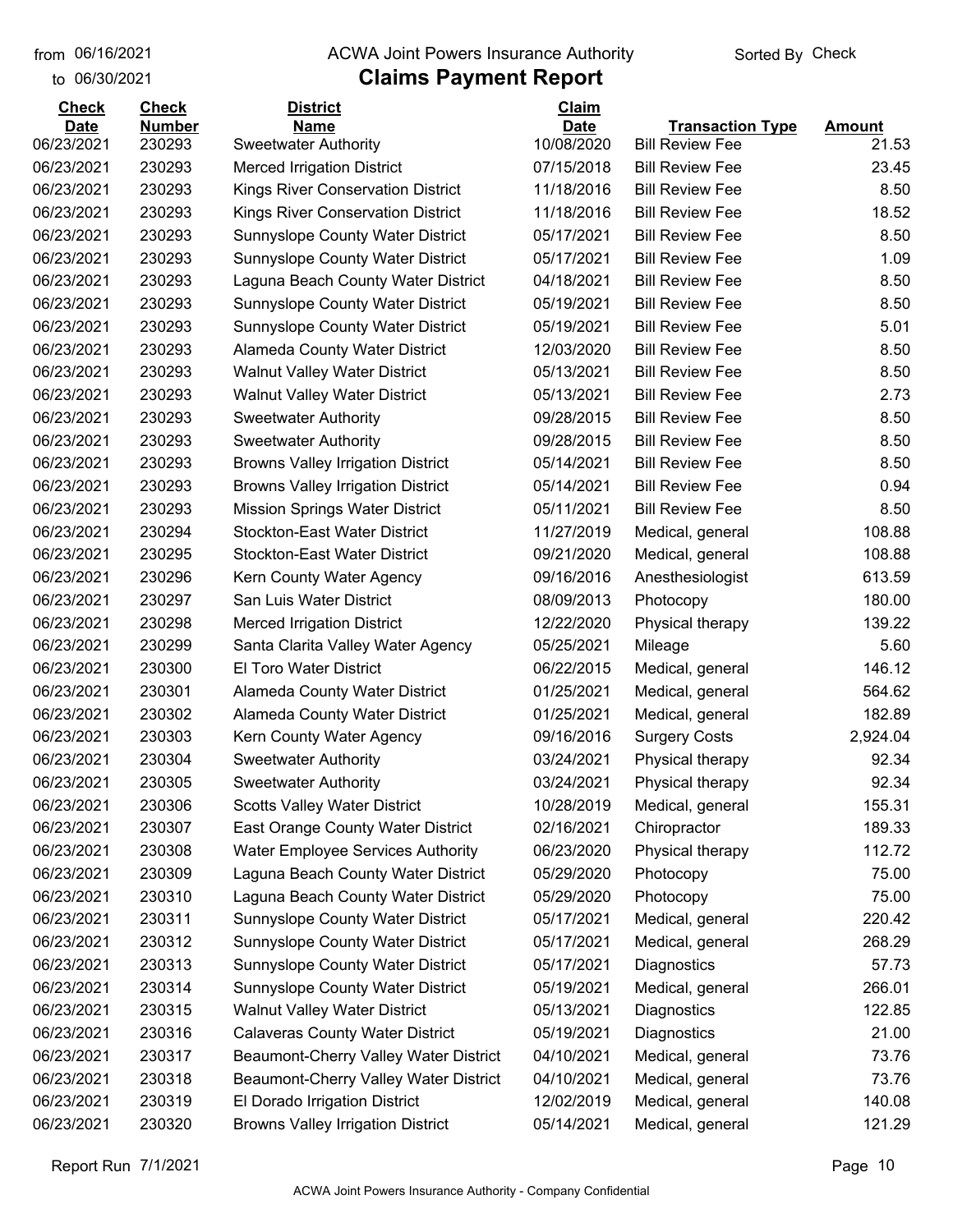from 06/16/2021 to 06/30/2021

# ACWA Joint Powers Insurance Authority

## Claims Payment Report

Sorted By Check

| Check Date | Check Number | District Name | Claim Date | Transaction Type | Amount |
|---|---|---|---|---|---|
| 06/23/2021 | 230293 | Sweetwater Authority | 10/08/2020 | Bill Review Fee | 21.53 |
| 06/23/2021 | 230293 | Merced Irrigation District | 07/15/2018 | Bill Review Fee | 23.45 |
| 06/23/2021 | 230293 | Kings River Conservation District | 11/18/2016 | Bill Review Fee | 8.50 |
| 06/23/2021 | 230293 | Kings River Conservation District | 11/18/2016 | Bill Review Fee | 18.52 |
| 06/23/2021 | 230293 | Sunnyslope County Water District | 05/17/2021 | Bill Review Fee | 8.50 |
| 06/23/2021 | 230293 | Sunnyslope County Water District | 05/17/2021 | Bill Review Fee | 1.09 |
| 06/23/2021 | 230293 | Laguna Beach County Water District | 04/18/2021 | Bill Review Fee | 8.50 |
| 06/23/2021 | 230293 | Sunnyslope County Water District | 05/19/2021 | Bill Review Fee | 8.50 |
| 06/23/2021 | 230293 | Sunnyslope County Water District | 05/19/2021 | Bill Review Fee | 5.01 |
| 06/23/2021 | 230293 | Alameda County Water District | 12/03/2020 | Bill Review Fee | 8.50 |
| 06/23/2021 | 230293 | Walnut Valley Water District | 05/13/2021 | Bill Review Fee | 8.50 |
| 06/23/2021 | 230293 | Walnut Valley Water District | 05/13/2021 | Bill Review Fee | 2.73 |
| 06/23/2021 | 230293 | Sweetwater Authority | 09/28/2015 | Bill Review Fee | 8.50 |
| 06/23/2021 | 230293 | Sweetwater Authority | 09/28/2015 | Bill Review Fee | 8.50 |
| 06/23/2021 | 230293 | Browns Valley Irrigation District | 05/14/2021 | Bill Review Fee | 8.50 |
| 06/23/2021 | 230293 | Browns Valley Irrigation District | 05/14/2021 | Bill Review Fee | 0.94 |
| 06/23/2021 | 230293 | Mission Springs Water District | 05/11/2021 | Bill Review Fee | 8.50 |
| 06/23/2021 | 230294 | Stockton-East Water District | 11/27/2019 | Medical, general | 108.88 |
| 06/23/2021 | 230295 | Stockton-East Water District | 09/21/2020 | Medical, general | 108.88 |
| 06/23/2021 | 230296 | Kern County Water Agency | 09/16/2016 | Anesthesiologist | 613.59 |
| 06/23/2021 | 230297 | San Luis Water District | 08/09/2013 | Photocopy | 180.00 |
| 06/23/2021 | 230298 | Merced Irrigation District | 12/22/2020 | Physical therapy | 139.22 |
| 06/23/2021 | 230299 | Santa Clarita Valley Water Agency | 05/25/2021 | Mileage | 5.60 |
| 06/23/2021 | 230300 | El Toro Water District | 06/22/2015 | Medical, general | 146.12 |
| 06/23/2021 | 230301 | Alameda County Water District | 01/25/2021 | Medical, general | 564.62 |
| 06/23/2021 | 230302 | Alameda County Water District | 01/25/2021 | Medical, general | 182.89 |
| 06/23/2021 | 230303 | Kern County Water Agency | 09/16/2016 | Surgery Costs | 2,924.04 |
| 06/23/2021 | 230304 | Sweetwater Authority | 03/24/2021 | Physical therapy | 92.34 |
| 06/23/2021 | 230305 | Sweetwater Authority | 03/24/2021 | Physical therapy | 92.34 |
| 06/23/2021 | 230306 | Scotts Valley Water District | 10/28/2019 | Medical, general | 155.31 |
| 06/23/2021 | 230307 | East Orange County Water District | 02/16/2021 | Chiropractor | 189.33 |
| 06/23/2021 | 230308 | Water Employee Services Authority | 06/23/2020 | Physical therapy | 112.72 |
| 06/23/2021 | 230309 | Laguna Beach County Water District | 05/29/2020 | Photocopy | 75.00 |
| 06/23/2021 | 230310 | Laguna Beach County Water District | 05/29/2020 | Photocopy | 75.00 |
| 06/23/2021 | 230311 | Sunnyslope County Water District | 05/17/2021 | Medical, general | 220.42 |
| 06/23/2021 | 230312 | Sunnyslope County Water District | 05/17/2021 | Medical, general | 268.29 |
| 06/23/2021 | 230313 | Sunnyslope County Water District | 05/17/2021 | Diagnostics | 57.73 |
| 06/23/2021 | 230314 | Sunnyslope County Water District | 05/19/2021 | Medical, general | 266.01 |
| 06/23/2021 | 230315 | Walnut Valley Water District | 05/13/2021 | Diagnostics | 122.85 |
| 06/23/2021 | 230316 | Calaveras County Water District | 05/19/2021 | Diagnostics | 21.00 |
| 06/23/2021 | 230317 | Beaumont-Cherry Valley Water District | 04/10/2021 | Medical, general | 73.76 |
| 06/23/2021 | 230318 | Beaumont-Cherry Valley Water District | 04/10/2021 | Medical, general | 73.76 |
| 06/23/2021 | 230319 | El Dorado Irrigation District | 12/02/2019 | Medical, general | 140.08 |
| 06/23/2021 | 230320 | Browns Valley Irrigation District | 05/14/2021 | Medical, general | 121.29 |

Report Run 7/1/2021

ACWA Joint Powers Insurance Authority - Company Confidential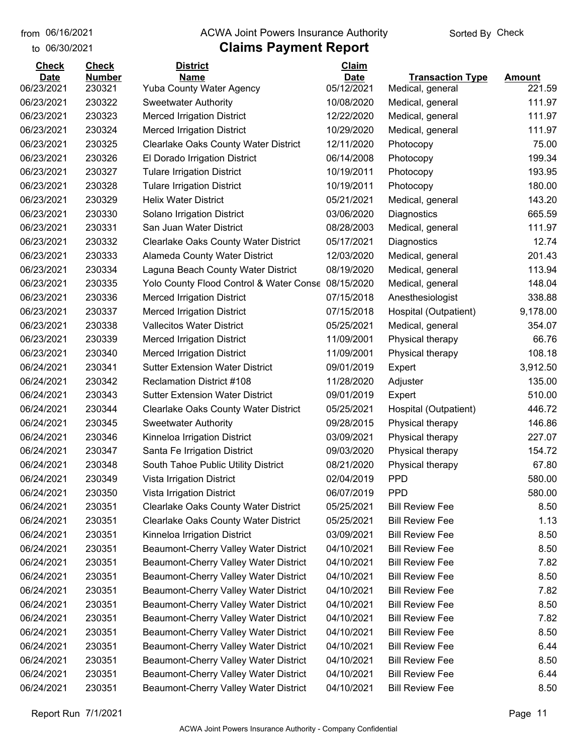from 06/16/2021
to 06/30/2021

# ACWA Joint Powers Insurance Authority

## Claims Payment Report

Sorted By Check

| Check Date | Check Number | District Name | Claim Date | Transaction Type | Amount |
|---|---|---|---|---|---|
| 06/23/2021 | 230321 | Yuba County Water Agency | 05/12/2021 | Medical, general | 221.59 |
| 06/23/2021 | 230322 | Sweetwater Authority | 10/08/2020 | Medical, general | 111.97 |
| 06/23/2021 | 230323 | Merced Irrigation District | 12/22/2020 | Medical, general | 111.97 |
| 06/23/2021 | 230324 | Merced Irrigation District | 10/29/2020 | Medical, general | 111.97 |
| 06/23/2021 | 230325 | Clearlake Oaks County Water District | 12/11/2020 | Photocopy | 75.00 |
| 06/23/2021 | 230326 | El Dorado Irrigation District | 06/14/2008 | Photocopy | 199.34 |
| 06/23/2021 | 230327 | Tulare Irrigation District | 10/19/2011 | Photocopy | 193.95 |
| 06/23/2021 | 230328 | Tulare Irrigation District | 10/19/2011 | Photocopy | 180.00 |
| 06/23/2021 | 230329 | Helix Water District | 05/21/2021 | Medical, general | 143.20 |
| 06/23/2021 | 230330 | Solano Irrigation District | 03/06/2020 | Diagnostics | 665.59 |
| 06/23/2021 | 230331 | San Juan Water District | 08/28/2003 | Medical, general | 111.97 |
| 06/23/2021 | 230332 | Clearlake Oaks County Water District | 05/17/2021 | Diagnostics | 12.74 |
| 06/23/2021 | 230333 | Alameda County Water District | 12/03/2020 | Medical, general | 201.43 |
| 06/23/2021 | 230334 | Laguna Beach County Water District | 08/19/2020 | Medical, general | 113.94 |
| 06/23/2021 | 230335 | Yolo County Flood Control & Water Conse | 08/15/2020 | Medical, general | 148.04 |
| 06/23/2021 | 230336 | Merced Irrigation District | 07/15/2018 | Anesthesiologist | 338.88 |
| 06/23/2021 | 230337 | Merced Irrigation District | 07/15/2018 | Hospital (Outpatient) | 9,178.00 |
| 06/23/2021 | 230338 | Vallecitos Water District | 05/25/2021 | Medical, general | 354.07 |
| 06/23/2021 | 230339 | Merced Irrigation District | 11/09/2001 | Physical therapy | 66.76 |
| 06/23/2021 | 230340 | Merced Irrigation District | 11/09/2001 | Physical therapy | 108.18 |
| 06/24/2021 | 230341 | Sutter Extension Water District | 09/01/2019 | Expert | 3,912.50 |
| 06/24/2021 | 230342 | Reclamation District #108 | 11/28/2020 | Adjuster | 135.00 |
| 06/24/2021 | 230343 | Sutter Extension Water District | 09/01/2019 | Expert | 510.00 |
| 06/24/2021 | 230344 | Clearlake Oaks County Water District | 05/25/2021 | Hospital (Outpatient) | 446.72 |
| 06/24/2021 | 230345 | Sweetwater Authority | 09/28/2015 | Physical therapy | 146.86 |
| 06/24/2021 | 230346 | Kinneloa Irrigation District | 03/09/2021 | Physical therapy | 227.07 |
| 06/24/2021 | 230347 | Santa Fe Irrigation District | 09/03/2020 | Physical therapy | 154.72 |
| 06/24/2021 | 230348 | South Tahoe Public Utility District | 08/21/2020 | Physical therapy | 67.80 |
| 06/24/2021 | 230349 | Vista Irrigation District | 02/04/2019 | PPD | 580.00 |
| 06/24/2021 | 230350 | Vista Irrigation District | 06/07/2019 | PPD | 580.00 |
| 06/24/2021 | 230351 | Clearlake Oaks County Water District | 05/25/2021 | Bill Review Fee | 8.50 |
| 06/24/2021 | 230351 | Clearlake Oaks County Water District | 05/25/2021 | Bill Review Fee | 1.13 |
| 06/24/2021 | 230351 | Kinneloa Irrigation District | 03/09/2021 | Bill Review Fee | 8.50 |
| 06/24/2021 | 230351 | Beaumont-Cherry Valley Water District | 04/10/2021 | Bill Review Fee | 8.50 |
| 06/24/2021 | 230351 | Beaumont-Cherry Valley Water District | 04/10/2021 | Bill Review Fee | 7.82 |
| 06/24/2021 | 230351 | Beaumont-Cherry Valley Water District | 04/10/2021 | Bill Review Fee | 8.50 |
| 06/24/2021 | 230351 | Beaumont-Cherry Valley Water District | 04/10/2021 | Bill Review Fee | 7.82 |
| 06/24/2021 | 230351 | Beaumont-Cherry Valley Water District | 04/10/2021 | Bill Review Fee | 8.50 |
| 06/24/2021 | 230351 | Beaumont-Cherry Valley Water District | 04/10/2021 | Bill Review Fee | 7.82 |
| 06/24/2021 | 230351 | Beaumont-Cherry Valley Water District | 04/10/2021 | Bill Review Fee | 8.50 |
| 06/24/2021 | 230351 | Beaumont-Cherry Valley Water District | 04/10/2021 | Bill Review Fee | 6.44 |
| 06/24/2021 | 230351 | Beaumont-Cherry Valley Water District | 04/10/2021 | Bill Review Fee | 8.50 |
| 06/24/2021 | 230351 | Beaumont-Cherry Valley Water District | 04/10/2021 | Bill Review Fee | 6.44 |
| 06/24/2021 | 230351 | Beaumont-Cherry Valley Water District | 04/10/2021 | Bill Review Fee | 8.50 |

Report Run 7/1/2021

ACWA Joint Powers Insurance Authority - Company Confidential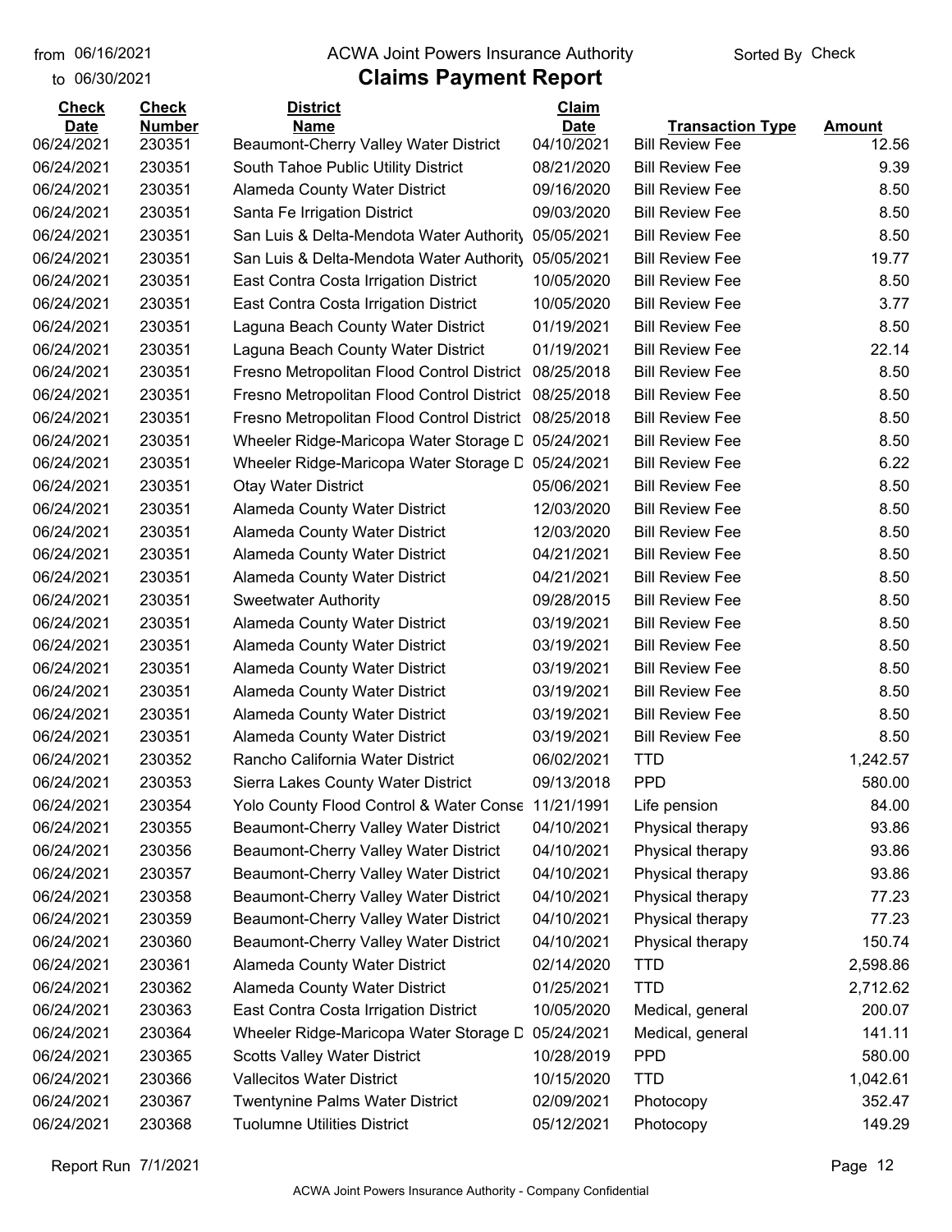from 06/16/2021 ACWA Joint Powers Insurance Authority Sorted By Check

to 06/30/2021

# Claims Payment Report

| Check Date | Check Number | District Name | Claim Date | Transaction Type | Amount |
|---|---|---|---|---|---|
| 06/24/2021 | 230351 | Beaumont-Cherry Valley Water District | 04/10/2021 | Bill Review Fee | 12.56 |
| 06/24/2021 | 230351 | South Tahoe Public Utility District | 08/21/2020 | Bill Review Fee | 9.39 |
| 06/24/2021 | 230351 | Alameda County Water District | 09/16/2020 | Bill Review Fee | 8.50 |
| 06/24/2021 | 230351 | Santa Fe Irrigation District | 09/03/2020 | Bill Review Fee | 8.50 |
| 06/24/2021 | 230351 | San Luis & Delta-Mendota Water Authority | 05/05/2021 | Bill Review Fee | 8.50 |
| 06/24/2021 | 230351 | San Luis & Delta-Mendota Water Authority | 05/05/2021 | Bill Review Fee | 19.77 |
| 06/24/2021 | 230351 | East Contra Costa Irrigation District | 10/05/2020 | Bill Review Fee | 8.50 |
| 06/24/2021 | 230351 | East Contra Costa Irrigation District | 10/05/2020 | Bill Review Fee | 3.77 |
| 06/24/2021 | 230351 | Laguna Beach County Water District | 01/19/2021 | Bill Review Fee | 8.50 |
| 06/24/2021 | 230351 | Laguna Beach County Water District | 01/19/2021 | Bill Review Fee | 22.14 |
| 06/24/2021 | 230351 | Fresno Metropolitan Flood Control District | 08/25/2018 | Bill Review Fee | 8.50 |
| 06/24/2021 | 230351 | Fresno Metropolitan Flood Control District | 08/25/2018 | Bill Review Fee | 8.50 |
| 06/24/2021 | 230351 | Fresno Metropolitan Flood Control District | 08/25/2018 | Bill Review Fee | 8.50 |
| 06/24/2021 | 230351 | Wheeler Ridge-Maricopa Water Storage D | 05/24/2021 | Bill Review Fee | 8.50 |
| 06/24/2021 | 230351 | Wheeler Ridge-Maricopa Water Storage D | 05/24/2021 | Bill Review Fee | 6.22 |
| 06/24/2021 | 230351 | Otay Water District | 05/06/2021 | Bill Review Fee | 8.50 |
| 06/24/2021 | 230351 | Alameda County Water District | 12/03/2020 | Bill Review Fee | 8.50 |
| 06/24/2021 | 230351 | Alameda County Water District | 12/03/2020 | Bill Review Fee | 8.50 |
| 06/24/2021 | 230351 | Alameda County Water District | 04/21/2021 | Bill Review Fee | 8.50 |
| 06/24/2021 | 230351 | Alameda County Water District | 04/21/2021 | Bill Review Fee | 8.50 |
| 06/24/2021 | 230351 | Sweetwater Authority | 09/28/2015 | Bill Review Fee | 8.50 |
| 06/24/2021 | 230351 | Alameda County Water District | 03/19/2021 | Bill Review Fee | 8.50 |
| 06/24/2021 | 230351 | Alameda County Water District | 03/19/2021 | Bill Review Fee | 8.50 |
| 06/24/2021 | 230351 | Alameda County Water District | 03/19/2021 | Bill Review Fee | 8.50 |
| 06/24/2021 | 230351 | Alameda County Water District | 03/19/2021 | Bill Review Fee | 8.50 |
| 06/24/2021 | 230351 | Alameda County Water District | 03/19/2021 | Bill Review Fee | 8.50 |
| 06/24/2021 | 230351 | Alameda County Water District | 03/19/2021 | Bill Review Fee | 8.50 |
| 06/24/2021 | 230352 | Rancho California Water District | 06/02/2021 | TTD | 1,242.57 |
| 06/24/2021 | 230353 | Sierra Lakes County Water District | 09/13/2018 | PPD | 580.00 |
| 06/24/2021 | 230354 | Yolo County Flood Control & Water Conse | 11/21/1991 | Life pension | 84.00 |
| 06/24/2021 | 230355 | Beaumont-Cherry Valley Water District | 04/10/2021 | Physical therapy | 93.86 |
| 06/24/2021 | 230356 | Beaumont-Cherry Valley Water District | 04/10/2021 | Physical therapy | 93.86 |
| 06/24/2021 | 230357 | Beaumont-Cherry Valley Water District | 04/10/2021 | Physical therapy | 93.86 |
| 06/24/2021 | 230358 | Beaumont-Cherry Valley Water District | 04/10/2021 | Physical therapy | 77.23 |
| 06/24/2021 | 230359 | Beaumont-Cherry Valley Water District | 04/10/2021 | Physical therapy | 77.23 |
| 06/24/2021 | 230360 | Beaumont-Cherry Valley Water District | 04/10/2021 | Physical therapy | 150.74 |
| 06/24/2021 | 230361 | Alameda County Water District | 02/14/2020 | TTD | 2,598.86 |
| 06/24/2021 | 230362 | Alameda County Water District | 01/25/2021 | TTD | 2,712.62 |
| 06/24/2021 | 230363 | East Contra Costa Irrigation District | 10/05/2020 | Medical, general | 200.07 |
| 06/24/2021 | 230364 | Wheeler Ridge-Maricopa Water Storage D | 05/24/2021 | Medical, general | 141.11 |
| 06/24/2021 | 230365 | Scotts Valley Water District | 10/28/2019 | PPD | 580.00 |
| 06/24/2021 | 230366 | Vallecitos Water District | 10/15/2020 | TTD | 1,042.61 |
| 06/24/2021 | 230367 | Twentynine Palms Water District | 02/09/2021 | Photocopy | 352.47 |
| 06/24/2021 | 230368 | Tuolumne Utilities District | 05/12/2021 | Photocopy | 149.29 |

Report Run 7/1/2021

ACWA Joint Powers Insurance Authority - Company Confidential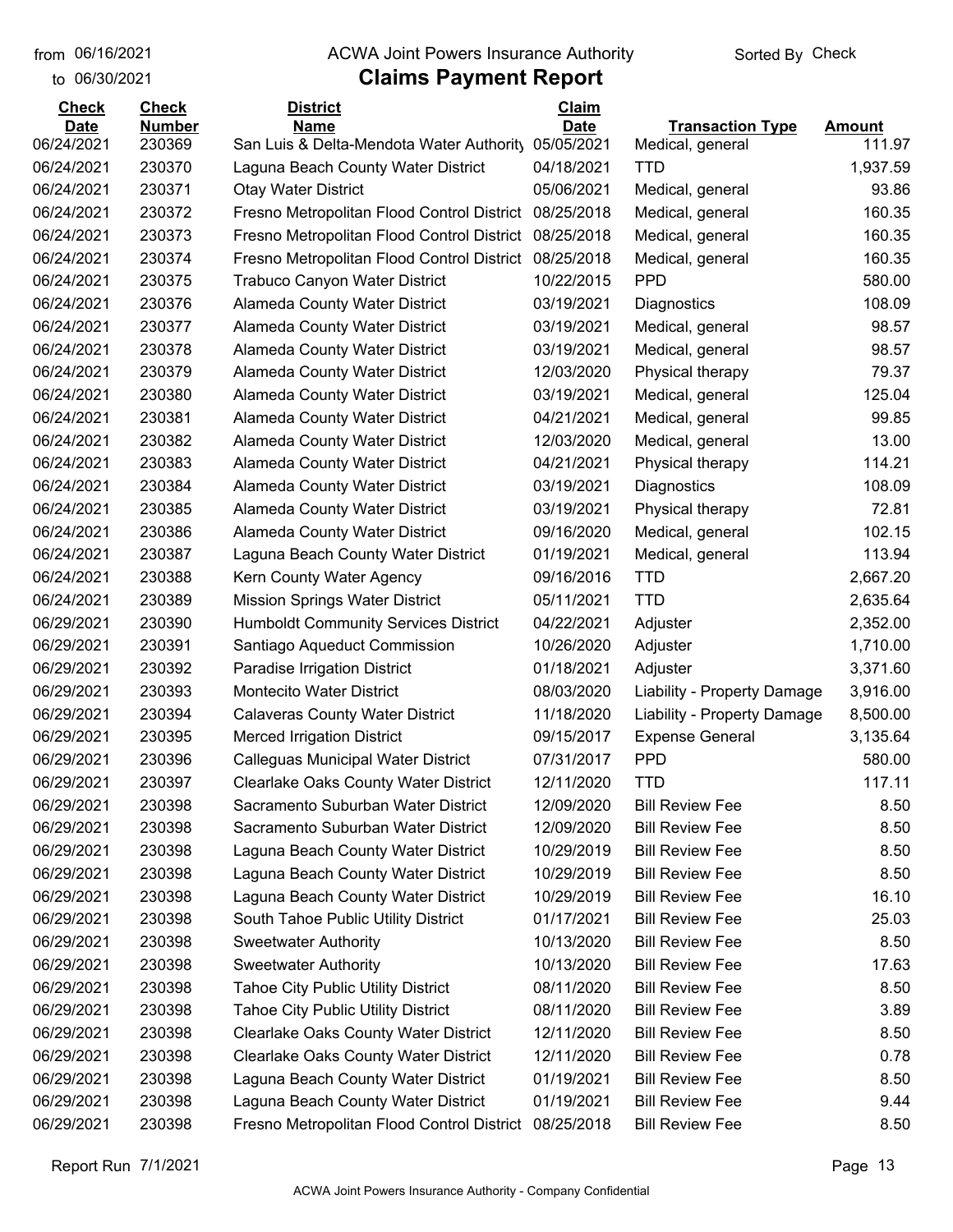from 06/16/2021
to 06/30/2021

# ACWA Joint Powers Insurance Authority

## Claims Payment Report

Sorted By Check

| Check Date | Check Number | District Name | Claim Date | Transaction Type | Amount |
|---|---|---|---|---|---|
| 06/24/2021 | 230369 | San Luis & Delta-Mendota Water Authority | 05/05/2021 | Medical, general | 111.97 |
| 06/24/2021 | 230370 | Laguna Beach County Water District | 04/18/2021 | TTD | 1,937.59 |
| 06/24/2021 | 230371 | Otay Water District | 05/06/2021 | Medical, general | 93.86 |
| 06/24/2021 | 230372 | Fresno Metropolitan Flood Control District | 08/25/2018 | Medical, general | 160.35 |
| 06/24/2021 | 230373 | Fresno Metropolitan Flood Control District | 08/25/2018 | Medical, general | 160.35 |
| 06/24/2021 | 230374 | Fresno Metropolitan Flood Control District | 08/25/2018 | Medical, general | 160.35 |
| 06/24/2021 | 230375 | Trabuco Canyon Water District | 10/22/2015 | PPD | 580.00 |
| 06/24/2021 | 230376 | Alameda County Water District | 03/19/2021 | Diagnostics | 108.09 |
| 06/24/2021 | 230377 | Alameda County Water District | 03/19/2021 | Medical, general | 98.57 |
| 06/24/2021 | 230378 | Alameda County Water District | 03/19/2021 | Medical, general | 98.57 |
| 06/24/2021 | 230379 | Alameda County Water District | 12/03/2020 | Physical therapy | 79.37 |
| 06/24/2021 | 230380 | Alameda County Water District | 03/19/2021 | Medical, general | 125.04 |
| 06/24/2021 | 230381 | Alameda County Water District | 04/21/2021 | Medical, general | 99.85 |
| 06/24/2021 | 230382 | Alameda County Water District | 12/03/2020 | Medical, general | 13.00 |
| 06/24/2021 | 230383 | Alameda County Water District | 04/21/2021 | Physical therapy | 114.21 |
| 06/24/2021 | 230384 | Alameda County Water District | 03/19/2021 | Diagnostics | 108.09 |
| 06/24/2021 | 230385 | Alameda County Water District | 03/19/2021 | Physical therapy | 72.81 |
| 06/24/2021 | 230386 | Alameda County Water District | 09/16/2020 | Medical, general | 102.15 |
| 06/24/2021 | 230387 | Laguna Beach County Water District | 01/19/2021 | Medical, general | 113.94 |
| 06/24/2021 | 230388 | Kern County Water Agency | 09/16/2016 | TTD | 2,667.20 |
| 06/24/2021 | 230389 | Mission Springs Water District | 05/11/2021 | TTD | 2,635.64 |
| 06/29/2021 | 230390 | Humboldt Community Services District | 04/22/2021 | Adjuster | 2,352.00 |
| 06/29/2021 | 230391 | Santiago Aqueduct Commission | 10/26/2020 | Adjuster | 1,710.00 |
| 06/29/2021 | 230392 | Paradise Irrigation District | 01/18/2021 | Adjuster | 3,371.60 |
| 06/29/2021 | 230393 | Montecito Water District | 08/03/2020 | Liability - Property Damage | 3,916.00 |
| 06/29/2021 | 230394 | Calaveras County Water District | 11/18/2020 | Liability - Property Damage | 8,500.00 |
| 06/29/2021 | 230395 | Merced Irrigation District | 09/15/2017 | Expense General | 3,135.64 |
| 06/29/2021 | 230396 | Calleguas Municipal Water District | 07/31/2017 | PPD | 580.00 |
| 06/29/2021 | 230397 | Clearlake Oaks County Water District | 12/11/2020 | TTD | 117.11 |
| 06/29/2021 | 230398 | Sacramento Suburban Water District | 12/09/2020 | Bill Review Fee | 8.50 |
| 06/29/2021 | 230398 | Sacramento Suburban Water District | 12/09/2020 | Bill Review Fee | 8.50 |
| 06/29/2021 | 230398 | Laguna Beach County Water District | 10/29/2019 | Bill Review Fee | 8.50 |
| 06/29/2021 | 230398 | Laguna Beach County Water District | 10/29/2019 | Bill Review Fee | 8.50 |
| 06/29/2021 | 230398 | Laguna Beach County Water District | 10/29/2019 | Bill Review Fee | 16.10 |
| 06/29/2021 | 230398 | South Tahoe Public Utility District | 01/17/2021 | Bill Review Fee | 25.03 |
| 06/29/2021 | 230398 | Sweetwater Authority | 10/13/2020 | Bill Review Fee | 8.50 |
| 06/29/2021 | 230398 | Sweetwater Authority | 10/13/2020 | Bill Review Fee | 17.63 |
| 06/29/2021 | 230398 | Tahoe City Public Utility District | 08/11/2020 | Bill Review Fee | 8.50 |
| 06/29/2021 | 230398 | Tahoe City Public Utility District | 08/11/2020 | Bill Review Fee | 3.89 |
| 06/29/2021 | 230398 | Clearlake Oaks County Water District | 12/11/2020 | Bill Review Fee | 8.50 |
| 06/29/2021 | 230398 | Clearlake Oaks County Water District | 12/11/2020 | Bill Review Fee | 0.78 |
| 06/29/2021 | 230398 | Laguna Beach County Water District | 01/19/2021 | Bill Review Fee | 8.50 |
| 06/29/2021 | 230398 | Laguna Beach County Water District | 01/19/2021 | Bill Review Fee | 9.44 |
| 06/29/2021 | 230398 | Fresno Metropolitan Flood Control District | 08/25/2018 | Bill Review Fee | 8.50 |

Report Run 7/1/2021

ACWA Joint Powers Insurance Authority - Company Confidential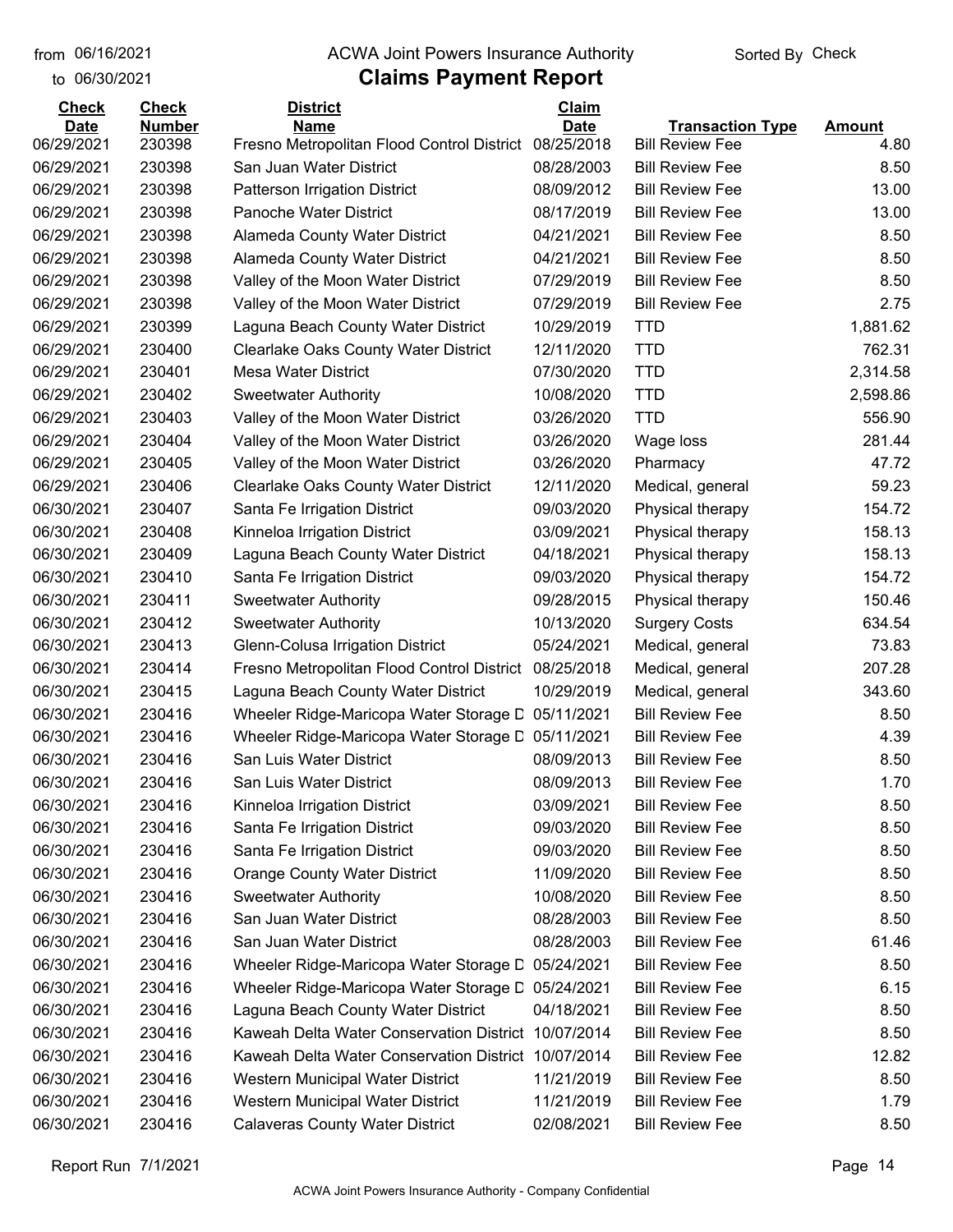from 06/16/2021 to 06/30/2021

# ACWA Joint Powers Insurance Authority

## Claims Payment Report

Sorted By Check

| Check Date | Check Number | District Name | Claim Date | Transaction Type | Amount |
|---|---|---|---|---|---|
| 06/29/2021 | 230398 | Fresno Metropolitan Flood Control District | 08/25/2018 | Bill Review Fee | 4.80 |
| 06/29/2021 | 230398 | San Juan Water District | 08/28/2003 | Bill Review Fee | 8.50 |
| 06/29/2021 | 230398 | Patterson Irrigation District | 08/09/2012 | Bill Review Fee | 13.00 |
| 06/29/2021 | 230398 | Panoche Water District | 08/17/2019 | Bill Review Fee | 13.00 |
| 06/29/2021 | 230398 | Alameda County Water District | 04/21/2021 | Bill Review Fee | 8.50 |
| 06/29/2021 | 230398 | Alameda County Water District | 04/21/2021 | Bill Review Fee | 8.50 |
| 06/29/2021 | 230398 | Valley of the Moon Water District | 07/29/2019 | Bill Review Fee | 8.50 |
| 06/29/2021 | 230398 | Valley of the Moon Water District | 07/29/2019 | Bill Review Fee | 2.75 |
| 06/29/2021 | 230399 | Laguna Beach County Water District | 10/29/2019 | TTD | 1,881.62 |
| 06/29/2021 | 230400 | Clearlake Oaks County Water District | 12/11/2020 | TTD | 762.31 |
| 06/29/2021 | 230401 | Mesa Water District | 07/30/2020 | TTD | 2,314.58 |
| 06/29/2021 | 230402 | Sweetwater Authority | 10/08/2020 | TTD | 2,598.86 |
| 06/29/2021 | 230403 | Valley of the Moon Water District | 03/26/2020 | TTD | 556.90 |
| 06/29/2021 | 230404 | Valley of the Moon Water District | 03/26/2020 | Wage loss | 281.44 |
| 06/29/2021 | 230405 | Valley of the Moon Water District | 03/26/2020 | Pharmacy | 47.72 |
| 06/29/2021 | 230406 | Clearlake Oaks County Water District | 12/11/2020 | Medical, general | 59.23 |
| 06/30/2021 | 230407 | Santa Fe Irrigation District | 09/03/2020 | Physical therapy | 154.72 |
| 06/30/2021 | 230408 | Kinneloa Irrigation District | 03/09/2021 | Physical therapy | 158.13 |
| 06/30/2021 | 230409 | Laguna Beach County Water District | 04/18/2021 | Physical therapy | 158.13 |
| 06/30/2021 | 230410 | Santa Fe Irrigation District | 09/03/2020 | Physical therapy | 154.72 |
| 06/30/2021 | 230411 | Sweetwater Authority | 09/28/2015 | Physical therapy | 150.46 |
| 06/30/2021 | 230412 | Sweetwater Authority | 10/13/2020 | Surgery Costs | 634.54 |
| 06/30/2021 | 230413 | Glenn-Colusa Irrigation District | 05/24/2021 | Medical, general | 73.83 |
| 06/30/2021 | 230414 | Fresno Metropolitan Flood Control District | 08/25/2018 | Medical, general | 207.28 |
| 06/30/2021 | 230415 | Laguna Beach County Water District | 10/29/2019 | Medical, general | 343.60 |
| 06/30/2021 | 230416 | Wheeler Ridge-Maricopa Water Storage D | 05/11/2021 | Bill Review Fee | 8.50 |
| 06/30/2021 | 230416 | Wheeler Ridge-Maricopa Water Storage D | 05/11/2021 | Bill Review Fee | 4.39 |
| 06/30/2021 | 230416 | San Luis Water District | 08/09/2013 | Bill Review Fee | 8.50 |
| 06/30/2021 | 230416 | San Luis Water District | 08/09/2013 | Bill Review Fee | 1.70 |
| 06/30/2021 | 230416 | Kinneloa Irrigation District | 03/09/2021 | Bill Review Fee | 8.50 |
| 06/30/2021 | 230416 | Santa Fe Irrigation District | 09/03/2020 | Bill Review Fee | 8.50 |
| 06/30/2021 | 230416 | Santa Fe Irrigation District | 09/03/2020 | Bill Review Fee | 8.50 |
| 06/30/2021 | 230416 | Orange County Water District | 11/09/2020 | Bill Review Fee | 8.50 |
| 06/30/2021 | 230416 | Sweetwater Authority | 10/08/2020 | Bill Review Fee | 8.50 |
| 06/30/2021 | 230416 | San Juan Water District | 08/28/2003 | Bill Review Fee | 8.50 |
| 06/30/2021 | 230416 | San Juan Water District | 08/28/2003 | Bill Review Fee | 61.46 |
| 06/30/2021 | 230416 | Wheeler Ridge-Maricopa Water Storage D | 05/24/2021 | Bill Review Fee | 8.50 |
| 06/30/2021 | 230416 | Wheeler Ridge-Maricopa Water Storage D | 05/24/2021 | Bill Review Fee | 6.15 |
| 06/30/2021 | 230416 | Laguna Beach County Water District | 04/18/2021 | Bill Review Fee | 8.50 |
| 06/30/2021 | 230416 | Kaweah Delta Water Conservation District | 10/07/2014 | Bill Review Fee | 8.50 |
| 06/30/2021 | 230416 | Kaweah Delta Water Conservation District | 10/07/2014 | Bill Review Fee | 12.82 |
| 06/30/2021 | 230416 | Western Municipal Water District | 11/21/2019 | Bill Review Fee | 8.50 |
| 06/30/2021 | 230416 | Western Municipal Water District | 11/21/2019 | Bill Review Fee | 1.79 |
| 06/30/2021 | 230416 | Calaveras County Water District | 02/08/2021 | Bill Review Fee | 8.50 |

Report Run 7/1/2021

ACWA Joint Powers Insurance Authority - Company Confidential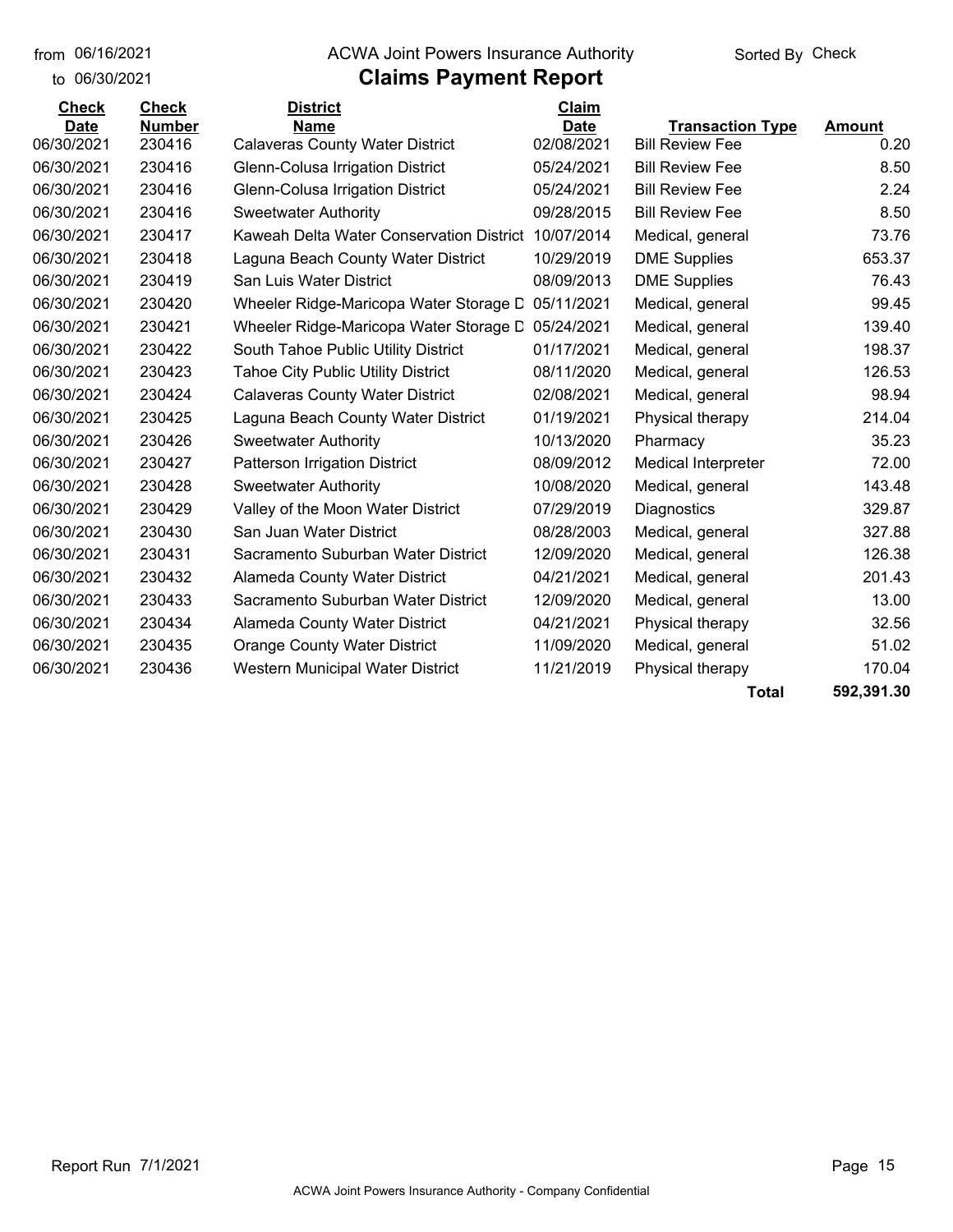from 06/16/2021
to 06/30/2021

ACWA Joint Powers Insurance Authority

# Claims Payment Report

Sorted By Check

| Check Date | Check Number | District Name | Claim Date | Transaction Type | Amount |
|---|---|---|---|---|---|
| 06/30/2021 | 230416 | Calaveras County Water District | 02/08/2021 | Bill Review Fee | 0.20 |
| 06/30/2021 | 230416 | Glenn-Colusa Irrigation District | 05/24/2021 | Bill Review Fee | 8.50 |
| 06/30/2021 | 230416 | Glenn-Colusa Irrigation District | 05/24/2021 | Bill Review Fee | 2.24 |
| 06/30/2021 | 230416 | Sweetwater Authority | 09/28/2015 | Bill Review Fee | 8.50 |
| 06/30/2021 | 230417 | Kaweah Delta Water Conservation District | 10/07/2014 | Medical, general | 73.76 |
| 06/30/2021 | 230418 | Laguna Beach County Water District | 10/29/2019 | DME Supplies | 653.37 |
| 06/30/2021 | 230419 | San Luis Water District | 08/09/2013 | DME Supplies | 76.43 |
| 06/30/2021 | 230420 | Wheeler Ridge-Maricopa Water Storage D | 05/11/2021 | Medical, general | 99.45 |
| 06/30/2021 | 230421 | Wheeler Ridge-Maricopa Water Storage D | 05/24/2021 | Medical, general | 139.40 |
| 06/30/2021 | 230422 | South Tahoe Public Utility District | 01/17/2021 | Medical, general | 198.37 |
| 06/30/2021 | 230423 | Tahoe City Public Utility District | 08/11/2020 | Medical, general | 126.53 |
| 06/30/2021 | 230424 | Calaveras County Water District | 02/08/2021 | Medical, general | 98.94 |
| 06/30/2021 | 230425 | Laguna Beach County Water District | 01/19/2021 | Physical therapy | 214.04 |
| 06/30/2021 | 230426 | Sweetwater Authority | 10/13/2020 | Pharmacy | 35.23 |
| 06/30/2021 | 230427 | Patterson Irrigation District | 08/09/2012 | Medical Interpreter | 72.00 |
| 06/30/2021 | 230428 | Sweetwater Authority | 10/08/2020 | Medical, general | 143.48 |
| 06/30/2021 | 230429 | Valley of the Moon Water District | 07/29/2019 | Diagnostics | 329.87 |
| 06/30/2021 | 230430 | San Juan Water District | 08/28/2003 | Medical, general | 327.88 |
| 06/30/2021 | 230431 | Sacramento Suburban Water District | 12/09/2020 | Medical, general | 126.38 |
| 06/30/2021 | 230432 | Alameda County Water District | 04/21/2021 | Medical, general | 201.43 |
| 06/30/2021 | 230433 | Sacramento Suburban Water District | 12/09/2020 | Medical, general | 13.00 |
| 06/30/2021 | 230434 | Alameda County Water District | 04/21/2021 | Physical therapy | 32.56 |
| 06/30/2021 | 230435 | Orange County Water District | 11/09/2020 | Medical, general | 51.02 |
| 06/30/2021 | 230436 | Western Municipal Water District | 11/21/2019 | Physical therapy | 170.04 |
| | | | | **Total** | **592,391.30** |

Report Run 7/1/2021

ACWA Joint Powers Insurance Authority - Company Confidential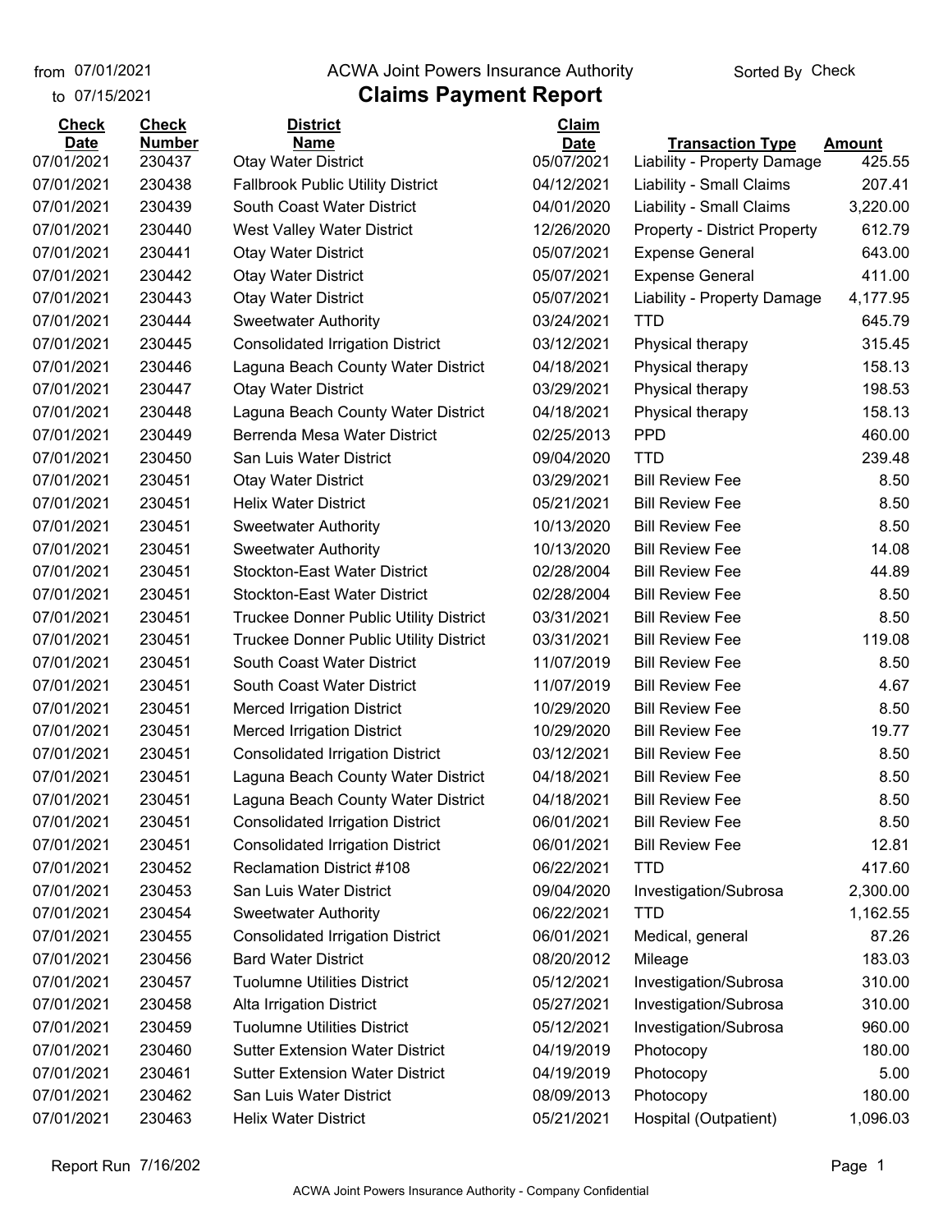from 07/01/2021 to 07/15/2021

# ACWA Joint Powers Insurance Authority

## Claims Payment Report

Sorted By Check

| Check Date | Check Number | District Name | Claim Date | Transaction Type | Amount |
|---|---|---|---|---|---|
| 07/01/2021 | 230437 | Otay Water District | 05/07/2021 | Liability - Property Damage | 425.55 |
| 07/01/2021 | 230438 | Fallbrook Public Utility District | 04/12/2021 | Liability - Small Claims | 207.41 |
| 07/01/2021 | 230439 | South Coast Water District | 04/01/2020 | Liability - Small Claims | 3,220.00 |
| 07/01/2021 | 230440 | West Valley Water District | 12/26/2020 | Property - District Property | 612.79 |
| 07/01/2021 | 230441 | Otay Water District | 05/07/2021 | Expense General | 643.00 |
| 07/01/2021 | 230442 | Otay Water District | 05/07/2021 | Expense General | 411.00 |
| 07/01/2021 | 230443 | Otay Water District | 05/07/2021 | Liability - Property Damage | 4,177.95 |
| 07/01/2021 | 230444 | Sweetwater Authority | 03/24/2021 | TTD | 645.79 |
| 07/01/2021 | 230445 | Consolidated Irrigation District | 03/12/2021 | Physical therapy | 315.45 |
| 07/01/2021 | 230446 | Laguna Beach County Water District | 04/18/2021 | Physical therapy | 158.13 |
| 07/01/2021 | 230447 | Otay Water District | 03/29/2021 | Physical therapy | 198.53 |
| 07/01/2021 | 230448 | Laguna Beach County Water District | 04/18/2021 | Physical therapy | 158.13 |
| 07/01/2021 | 230449 | Berrenda Mesa Water District | 02/25/2013 | PPD | 460.00 |
| 07/01/2021 | 230450 | San Luis Water District | 09/04/2020 | TTD | 239.48 |
| 07/01/2021 | 230451 | Otay Water District | 03/29/2021 | Bill Review Fee | 8.50 |
| 07/01/2021 | 230451 | Helix Water District | 05/21/2021 | Bill Review Fee | 8.50 |
| 07/01/2021 | 230451 | Sweetwater Authority | 10/13/2020 | Bill Review Fee | 8.50 |
| 07/01/2021 | 230451 | Sweetwater Authority | 10/13/2020 | Bill Review Fee | 14.08 |
| 07/01/2021 | 230451 | Stockton-East Water District | 02/28/2004 | Bill Review Fee | 44.89 |
| 07/01/2021 | 230451 | Stockton-East Water District | 02/28/2004 | Bill Review Fee | 8.50 |
| 07/01/2021 | 230451 | Truckee Donner Public Utility District | 03/31/2021 | Bill Review Fee | 8.50 |
| 07/01/2021 | 230451 | Truckee Donner Public Utility District | 03/31/2021 | Bill Review Fee | 119.08 |
| 07/01/2021 | 230451 | South Coast Water District | 11/07/2019 | Bill Review Fee | 8.50 |
| 07/01/2021 | 230451 | South Coast Water District | 11/07/2019 | Bill Review Fee | 4.67 |
| 07/01/2021 | 230451 | Merced Irrigation District | 10/29/2020 | Bill Review Fee | 8.50 |
| 07/01/2021 | 230451 | Merced Irrigation District | 10/29/2020 | Bill Review Fee | 19.77 |
| 07/01/2021 | 230451 | Consolidated Irrigation District | 03/12/2021 | Bill Review Fee | 8.50 |
| 07/01/2021 | 230451 | Laguna Beach County Water District | 04/18/2021 | Bill Review Fee | 8.50 |
| 07/01/2021 | 230451 | Laguna Beach County Water District | 04/18/2021 | Bill Review Fee | 8.50 |
| 07/01/2021 | 230451 | Consolidated Irrigation District | 06/01/2021 | Bill Review Fee | 8.50 |
| 07/01/2021 | 230451 | Consolidated Irrigation District | 06/01/2021 | Bill Review Fee | 12.81 |
| 07/01/2021 | 230452 | Reclamation District #108 | 06/22/2021 | TTD | 417.60 |
| 07/01/2021 | 230453 | San Luis Water District | 09/04/2020 | Investigation/Subrosa | 2,300.00 |
| 07/01/2021 | 230454 | Sweetwater Authority | 06/22/2021 | TTD | 1,162.55 |
| 07/01/2021 | 230455 | Consolidated Irrigation District | 06/01/2021 | Medical, general | 87.26 |
| 07/01/2021 | 230456 | Bard Water District | 08/20/2012 | Mileage | 183.03 |
| 07/01/2021 | 230457 | Tuolumne Utilities District | 05/12/2021 | Investigation/Subrosa | 310.00 |
| 07/01/2021 | 230458 | Alta Irrigation District | 05/27/2021 | Investigation/Subrosa | 310.00 |
| 07/01/2021 | 230459 | Tuolumne Utilities District | 05/12/2021 | Investigation/Subrosa | 960.00 |
| 07/01/2021 | 230460 | Sutter Extension Water District | 04/19/2019 | Photocopy | 180.00 |
| 07/01/2021 | 230461 | Sutter Extension Water District | 04/19/2019 | Photocopy | 5.00 |
| 07/01/2021 | 230462 | San Luis Water District | 08/09/2013 | Photocopy | 180.00 |
| 07/01/2021 | 230463 | Helix Water District | 05/21/2021 | Hospital (Outpatient) | 1,096.03 |

Report Run 7/16/202

ACWA Joint Powers Insurance Authority - Company Confidential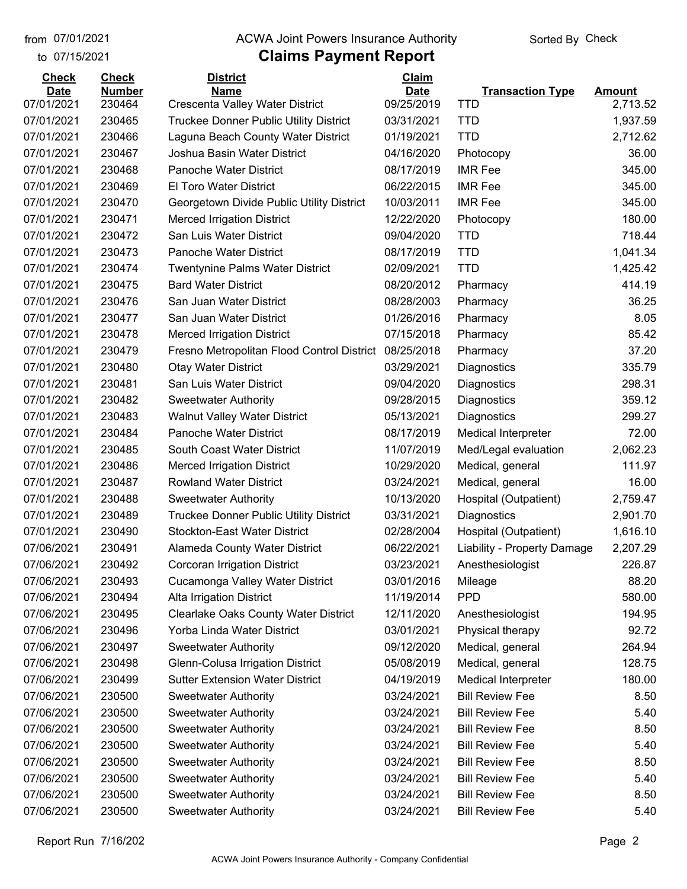from 07/01/2021
to 07/15/2021

ACWA Joint Powers Insurance Authority

Sorted By Check

# Claims Payment Report

| Check Date | Check Number | District Name | Claim Date | Transaction Type | Amount |
|---|---|---|---|---|---|
| 07/01/2021 | 230464 | Crescenta Valley Water District | 09/25/2019 | TTD | 2,713.52 |
| 07/01/2021 | 230465 | Truckee Donner Public Utility District | 03/31/2021 | TTD | 1,937.59 |
| 07/01/2021 | 230466 | Laguna Beach County Water District | 01/19/2021 | TTD | 2,712.62 |
| 07/01/2021 | 230467 | Joshua Basin Water District | 04/16/2020 | Photocopy | 36.00 |
| 07/01/2021 | 230468 | Panoche Water District | 08/17/2019 | IMR Fee | 345.00 |
| 07/01/2021 | 230469 | El Toro Water District | 06/22/2015 | IMR Fee | 345.00 |
| 07/01/2021 | 230470 | Georgetown Divide Public Utility District | 10/03/2011 | IMR Fee | 345.00 |
| 07/01/2021 | 230471 | Merced Irrigation District | 12/22/2020 | Photocopy | 180.00 |
| 07/01/2021 | 230472 | San Luis Water District | 09/04/2020 | TTD | 718.44 |
| 07/01/2021 | 230473 | Panoche Water District | 08/17/2019 | TTD | 1,041.34 |
| 07/01/2021 | 230474 | Twentynine Palms Water District | 02/09/2021 | TTD | 1,425.42 |
| 07/01/2021 | 230475 | Bard Water District | 08/20/2012 | Pharmacy | 414.19 |
| 07/01/2021 | 230476 | San Juan Water District | 08/28/2003 | Pharmacy | 36.25 |
| 07/01/2021 | 230477 | San Juan Water District | 01/26/2016 | Pharmacy | 8.05 |
| 07/01/2021 | 230478 | Merced Irrigation District | 07/15/2018 | Pharmacy | 85.42 |
| 07/01/2021 | 230479 | Fresno Metropolitan Flood Control District | 08/25/2018 | Pharmacy | 37.20 |
| 07/01/2021 | 230480 | Otay Water District | 03/29/2021 | Diagnostics | 335.79 |
| 07/01/2021 | 230481 | San Luis Water District | 09/04/2020 | Diagnostics | 298.31 |
| 07/01/2021 | 230482 | Sweetwater Authority | 09/28/2015 | Diagnostics | 359.12 |
| 07/01/2021 | 230483 | Walnut Valley Water District | 05/13/2021 | Diagnostics | 299.27 |
| 07/01/2021 | 230484 | Panoche Water District | 08/17/2019 | Medical Interpreter | 72.00 |
| 07/01/2021 | 230485 | South Coast Water District | 11/07/2019 | Med/Legal evaluation | 2,062.23 |
| 07/01/2021 | 230486 | Merced Irrigation District | 10/29/2020 | Medical, general | 111.97 |
| 07/01/2021 | 230487 | Rowland Water District | 03/24/2021 | Medical, general | 16.00 |
| 07/01/2021 | 230488 | Sweetwater Authority | 10/13/2020 | Hospital (Outpatient) | 2,759.47 |
| 07/01/2021 | 230489 | Truckee Donner Public Utility District | 03/31/2021 | Diagnostics | 2,901.70 |
| 07/01/2021 | 230490 | Stockton-East Water District | 02/28/2004 | Hospital (Outpatient) | 1,616.10 |
| 07/06/2021 | 230491 | Alameda County Water District | 06/22/2021 | Liability - Property Damage | 2,207.29 |
| 07/06/2021 | 230492 | Corcoran Irrigation District | 03/23/2021 | Anesthesiologist | 226.87 |
| 07/06/2021 | 230493 | Cucamonga Valley Water District | 03/01/2016 | Mileage | 88.20 |
| 07/06/2021 | 230494 | Alta Irrigation District | 11/19/2014 | PPD | 580.00 |
| 07/06/2021 | 230495 | Clearlake Oaks County Water District | 12/11/2020 | Anesthesiologist | 194.95 |
| 07/06/2021 | 230496 | Yorba Linda Water District | 03/01/2021 | Physical therapy | 92.72 |
| 07/06/2021 | 230497 | Sweetwater Authority | 09/12/2020 | Medical, general | 264.94 |
| 07/06/2021 | 230498 | Glenn-Colusa Irrigation District | 05/08/2019 | Medical, general | 128.75 |
| 07/06/2021 | 230499 | Sutter Extension Water District | 04/19/2019 | Medical Interpreter | 180.00 |
| 07/06/2021 | 230500 | Sweetwater Authority | 03/24/2021 | Bill Review Fee | 8.50 |
| 07/06/2021 | 230500 | Sweetwater Authority | 03/24/2021 | Bill Review Fee | 5.40 |
| 07/06/2021 | 230500 | Sweetwater Authority | 03/24/2021 | Bill Review Fee | 8.50 |
| 07/06/2021 | 230500 | Sweetwater Authority | 03/24/2021 | Bill Review Fee | 5.40 |
| 07/06/2021 | 230500 | Sweetwater Authority | 03/24/2021 | Bill Review Fee | 8.50 |
| 07/06/2021 | 230500 | Sweetwater Authority | 03/24/2021 | Bill Review Fee | 5.40 |
| 07/06/2021 | 230500 | Sweetwater Authority | 03/24/2021 | Bill Review Fee | 8.50 |
| 07/06/2021 | 230500 | Sweetwater Authority | 03/24/2021 | Bill Review Fee | 5.40 |

Report Run 7/16/202

ACWA Joint Powers Insurance Authority - Company Confidential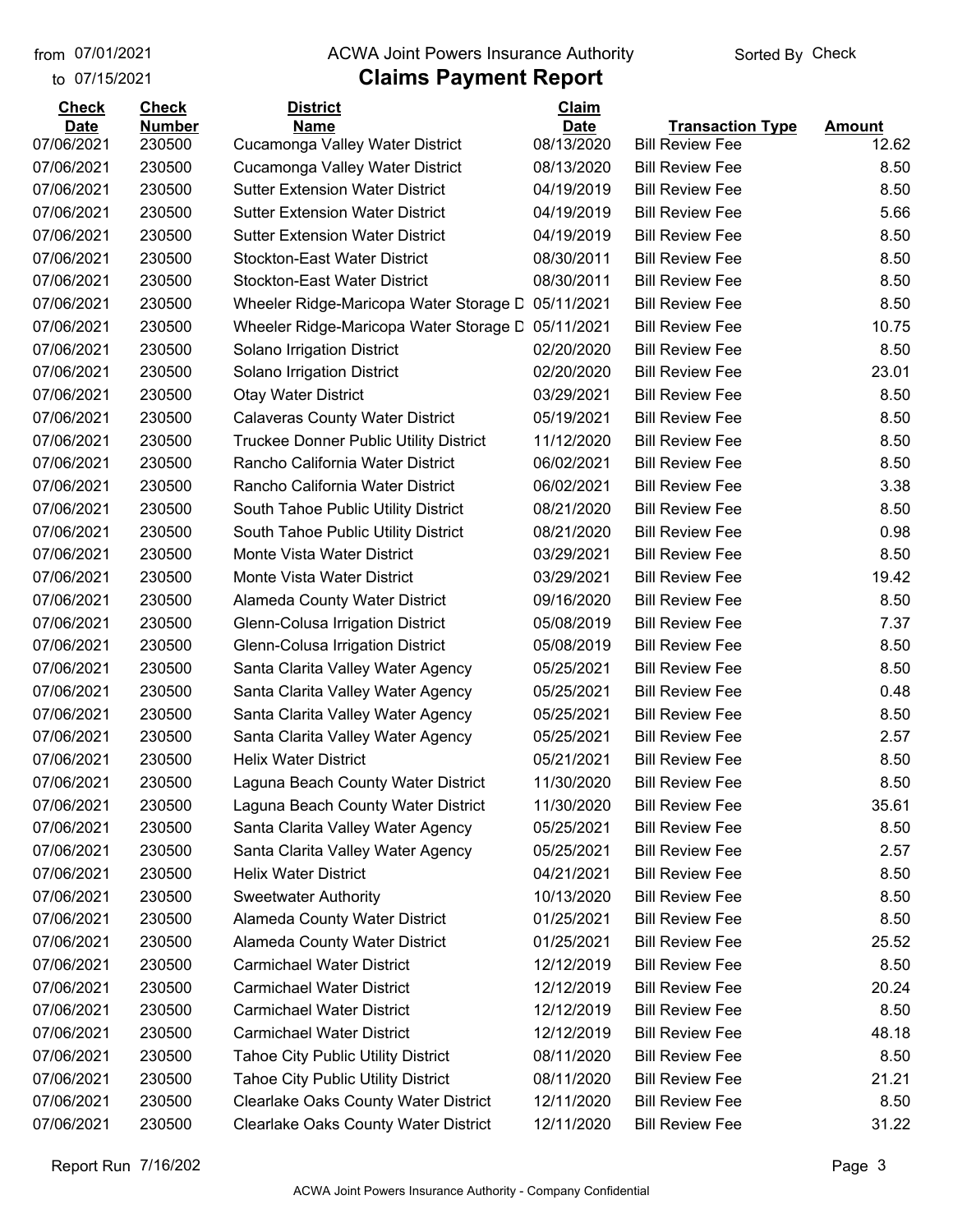from 07/01/2021 to 07/15/2021

# ACWA Joint Powers Insurance Authority

## Claims Payment Report

Sorted By Check

| Check Date | Check Number | District Name | Claim Date | Transaction Type | Amount |
|---|---|---|---|---|---|
| 07/06/2021 | 230500 | Cucamonga Valley Water District | 08/13/2020 | Bill Review Fee | 12.62 |
| 07/06/2021 | 230500 | Cucamonga Valley Water District | 08/13/2020 | Bill Review Fee | 8.50 |
| 07/06/2021 | 230500 | Sutter Extension Water District | 04/19/2019 | Bill Review Fee | 8.50 |
| 07/06/2021 | 230500 | Sutter Extension Water District | 04/19/2019 | Bill Review Fee | 5.66 |
| 07/06/2021 | 230500 | Sutter Extension Water District | 04/19/2019 | Bill Review Fee | 8.50 |
| 07/06/2021 | 230500 | Stockton-East Water District | 08/30/2011 | Bill Review Fee | 8.50 |
| 07/06/2021 | 230500 | Stockton-East Water District | 08/30/2011 | Bill Review Fee | 8.50 |
| 07/06/2021 | 230500 | Wheeler Ridge-Maricopa Water Storage D | 05/11/2021 | Bill Review Fee | 8.50 |
| 07/06/2021 | 230500 | Wheeler Ridge-Maricopa Water Storage D | 05/11/2021 | Bill Review Fee | 10.75 |
| 07/06/2021 | 230500 | Solano Irrigation District | 02/20/2020 | Bill Review Fee | 8.50 |
| 07/06/2021 | 230500 | Solano Irrigation District | 02/20/2020 | Bill Review Fee | 23.01 |
| 07/06/2021 | 230500 | Otay Water District | 03/29/2021 | Bill Review Fee | 8.50 |
| 07/06/2021 | 230500 | Calaveras County Water District | 05/19/2021 | Bill Review Fee | 8.50 |
| 07/06/2021 | 230500 | Truckee Donner Public Utility District | 11/12/2020 | Bill Review Fee | 8.50 |
| 07/06/2021 | 230500 | Rancho California Water District | 06/02/2021 | Bill Review Fee | 8.50 |
| 07/06/2021 | 230500 | Rancho California Water District | 06/02/2021 | Bill Review Fee | 3.38 |
| 07/06/2021 | 230500 | South Tahoe Public Utility District | 08/21/2020 | Bill Review Fee | 8.50 |
| 07/06/2021 | 230500 | South Tahoe Public Utility District | 08/21/2020 | Bill Review Fee | 0.98 |
| 07/06/2021 | 230500 | Monte Vista Water District | 03/29/2021 | Bill Review Fee | 8.50 |
| 07/06/2021 | 230500 | Monte Vista Water District | 03/29/2021 | Bill Review Fee | 19.42 |
| 07/06/2021 | 230500 | Alameda County Water District | 09/16/2020 | Bill Review Fee | 8.50 |
| 07/06/2021 | 230500 | Glenn-Colusa Irrigation District | 05/08/2019 | Bill Review Fee | 7.37 |
| 07/06/2021 | 230500 | Glenn-Colusa Irrigation District | 05/08/2019 | Bill Review Fee | 8.50 |
| 07/06/2021 | 230500 | Santa Clarita Valley Water Agency | 05/25/2021 | Bill Review Fee | 8.50 |
| 07/06/2021 | 230500 | Santa Clarita Valley Water Agency | 05/25/2021 | Bill Review Fee | 0.48 |
| 07/06/2021 | 230500 | Santa Clarita Valley Water Agency | 05/25/2021 | Bill Review Fee | 8.50 |
| 07/06/2021 | 230500 | Santa Clarita Valley Water Agency | 05/25/2021 | Bill Review Fee | 2.57 |
| 07/06/2021 | 230500 | Helix Water District | 05/21/2021 | Bill Review Fee | 8.50 |
| 07/06/2021 | 230500 | Laguna Beach County Water District | 11/30/2020 | Bill Review Fee | 8.50 |
| 07/06/2021 | 230500 | Laguna Beach County Water District | 11/30/2020 | Bill Review Fee | 35.61 |
| 07/06/2021 | 230500 | Santa Clarita Valley Water Agency | 05/25/2021 | Bill Review Fee | 8.50 |
| 07/06/2021 | 230500 | Santa Clarita Valley Water Agency | 05/25/2021 | Bill Review Fee | 2.57 |
| 07/06/2021 | 230500 | Helix Water District | 04/21/2021 | Bill Review Fee | 8.50 |
| 07/06/2021 | 230500 | Sweetwater Authority | 10/13/2020 | Bill Review Fee | 8.50 |
| 07/06/2021 | 230500 | Alameda County Water District | 01/25/2021 | Bill Review Fee | 8.50 |
| 07/06/2021 | 230500 | Alameda County Water District | 01/25/2021 | Bill Review Fee | 25.52 |
| 07/06/2021 | 230500 | Carmichael Water District | 12/12/2019 | Bill Review Fee | 8.50 |
| 07/06/2021 | 230500 | Carmichael Water District | 12/12/2019 | Bill Review Fee | 20.24 |
| 07/06/2021 | 230500 | Carmichael Water District | 12/12/2019 | Bill Review Fee | 8.50 |
| 07/06/2021 | 230500 | Carmichael Water District | 12/12/2019 | Bill Review Fee | 48.18 |
| 07/06/2021 | 230500 | Tahoe City Public Utility District | 08/11/2020 | Bill Review Fee | 8.50 |
| 07/06/2021 | 230500 | Tahoe City Public Utility District | 08/11/2020 | Bill Review Fee | 21.21 |
| 07/06/2021 | 230500 | Clearlake Oaks County Water District | 12/11/2020 | Bill Review Fee | 8.50 |
| 07/06/2021 | 230500 | Clearlake Oaks County Water District | 12/11/2020 | Bill Review Fee | 31.22 |

Report Run 7/16/202

ACWA Joint Powers Insurance Authority - Company Confidential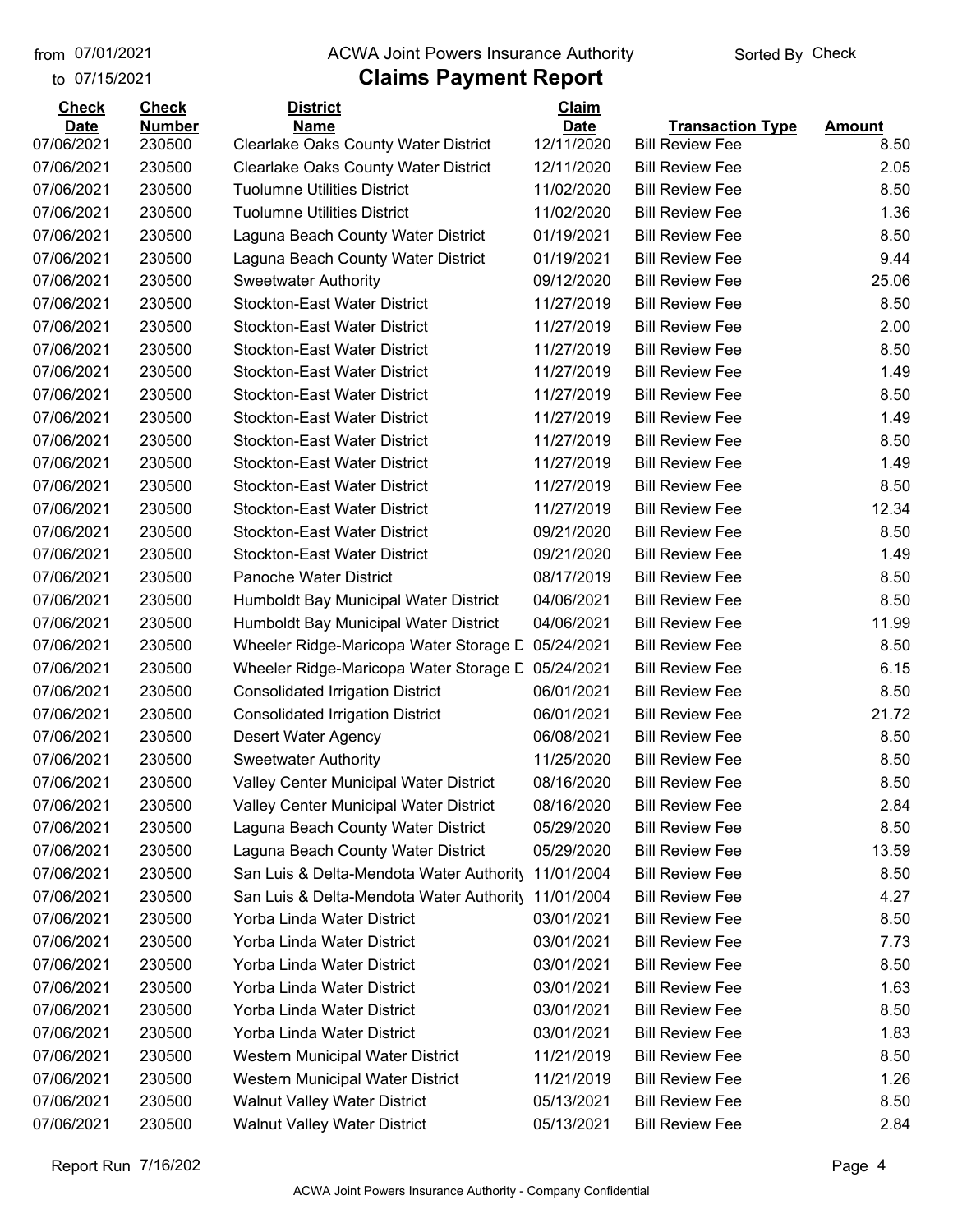| Check Date | Check Number | District Name | Claim Date | Transaction Type | Amount |
|---|---|---|---|---|---|
| 07/06/2021 | 230500 | Clearlake Oaks County Water District | 12/11/2020 | Bill Review Fee | 8.50 |
| 07/06/2021 | 230500 | Clearlake Oaks County Water District | 12/11/2020 | Bill Review Fee | 2.05 |
| 07/06/2021 | 230500 | Tuolumne Utilities District | 11/02/2020 | Bill Review Fee | 8.50 |
| 07/06/2021 | 230500 | Tuolumne Utilities District | 11/02/2020 | Bill Review Fee | 1.36 |
| 07/06/2021 | 230500 | Laguna Beach County Water District | 01/19/2021 | Bill Review Fee | 8.50 |
| 07/06/2021 | 230500 | Laguna Beach County Water District | 01/19/2021 | Bill Review Fee | 9.44 |
| 07/06/2021 | 230500 | Sweetwater Authority | 09/12/2020 | Bill Review Fee | 25.06 |
| 07/06/2021 | 230500 | Stockton-East Water District | 11/27/2019 | Bill Review Fee | 8.50 |
| 07/06/2021 | 230500 | Stockton-East Water District | 11/27/2019 | Bill Review Fee | 2.00 |
| 07/06/2021 | 230500 | Stockton-East Water District | 11/27/2019 | Bill Review Fee | 8.50 |
| 07/06/2021 | 230500 | Stockton-East Water District | 11/27/2019 | Bill Review Fee | 1.49 |
| 07/06/2021 | 230500 | Stockton-East Water District | 11/27/2019 | Bill Review Fee | 8.50 |
| 07/06/2021 | 230500 | Stockton-East Water District | 11/27/2019 | Bill Review Fee | 1.49 |
| 07/06/2021 | 230500 | Stockton-East Water District | 11/27/2019 | Bill Review Fee | 8.50 |
| 07/06/2021 | 230500 | Stockton-East Water District | 11/27/2019 | Bill Review Fee | 1.49 |
| 07/06/2021 | 230500 | Stockton-East Water District | 11/27/2019 | Bill Review Fee | 8.50 |
| 07/06/2021 | 230500 | Stockton-East Water District | 11/27/2019 | Bill Review Fee | 12.34 |
| 07/06/2021 | 230500 | Stockton-East Water District | 09/21/2020 | Bill Review Fee | 8.50 |
| 07/06/2021 | 230500 | Stockton-East Water District | 09/21/2020 | Bill Review Fee | 1.49 |
| 07/06/2021 | 230500 | Panoche Water District | 08/17/2019 | Bill Review Fee | 8.50 |
| 07/06/2021 | 230500 | Humboldt Bay Municipal Water District | 04/06/2021 | Bill Review Fee | 8.50 |
| 07/06/2021 | 230500 | Humboldt Bay Municipal Water District | 04/06/2021 | Bill Review Fee | 11.99 |
| 07/06/2021 | 230500 | Wheeler Ridge-Maricopa Water Storage D | 05/24/2021 | Bill Review Fee | 8.50 |
| 07/06/2021 | 230500 | Wheeler Ridge-Maricopa Water Storage D | 05/24/2021 | Bill Review Fee | 6.15 |
| 07/06/2021 | 230500 | Consolidated Irrigation District | 06/01/2021 | Bill Review Fee | 8.50 |
| 07/06/2021 | 230500 | Consolidated Irrigation District | 06/01/2021 | Bill Review Fee | 21.72 |
| 07/06/2021 | 230500 | Desert Water Agency | 06/08/2021 | Bill Review Fee | 8.50 |
| 07/06/2021 | 230500 | Sweetwater Authority | 11/25/2020 | Bill Review Fee | 8.50 |
| 07/06/2021 | 230500 | Valley Center Municipal Water District | 08/16/2020 | Bill Review Fee | 8.50 |
| 07/06/2021 | 230500 | Valley Center Municipal Water District | 08/16/2020 | Bill Review Fee | 2.84 |
| 07/06/2021 | 230500 | Laguna Beach County Water District | 05/29/2020 | Bill Review Fee | 8.50 |
| 07/06/2021 | 230500 | Laguna Beach County Water District | 05/29/2020 | Bill Review Fee | 13.59 |
| 07/06/2021 | 230500 | San Luis & Delta-Mendota Water Authority | 11/01/2004 | Bill Review Fee | 8.50 |
| 07/06/2021 | 230500 | San Luis & Delta-Mendota Water Authority | 11/01/2004 | Bill Review Fee | 4.27 |
| 07/06/2021 | 230500 | Yorba Linda Water District | 03/01/2021 | Bill Review Fee | 8.50 |
| 07/06/2021 | 230500 | Yorba Linda Water District | 03/01/2021 | Bill Review Fee | 7.73 |
| 07/06/2021 | 230500 | Yorba Linda Water District | 03/01/2021 | Bill Review Fee | 8.50 |
| 07/06/2021 | 230500 | Yorba Linda Water District | 03/01/2021 | Bill Review Fee | 1.63 |
| 07/06/2021 | 230500 | Yorba Linda Water District | 03/01/2021 | Bill Review Fee | 8.50 |
| 07/06/2021 | 230500 | Yorba Linda Water District | 03/01/2021 | Bill Review Fee | 1.83 |
| 07/06/2021 | 230500 | Western Municipal Water District | 11/21/2019 | Bill Review Fee | 8.50 |
| 07/06/2021 | 230500 | Western Municipal Water District | 11/21/2019 | Bill Review Fee | 1.26 |
| 07/06/2021 | 230500 | Walnut Valley Water District | 05/13/2021 | Bill Review Fee | 8.50 |
| 07/06/2021 | 230500 | Walnut Valley Water District | 05/13/2021 | Bill Review Fee | 2.84 |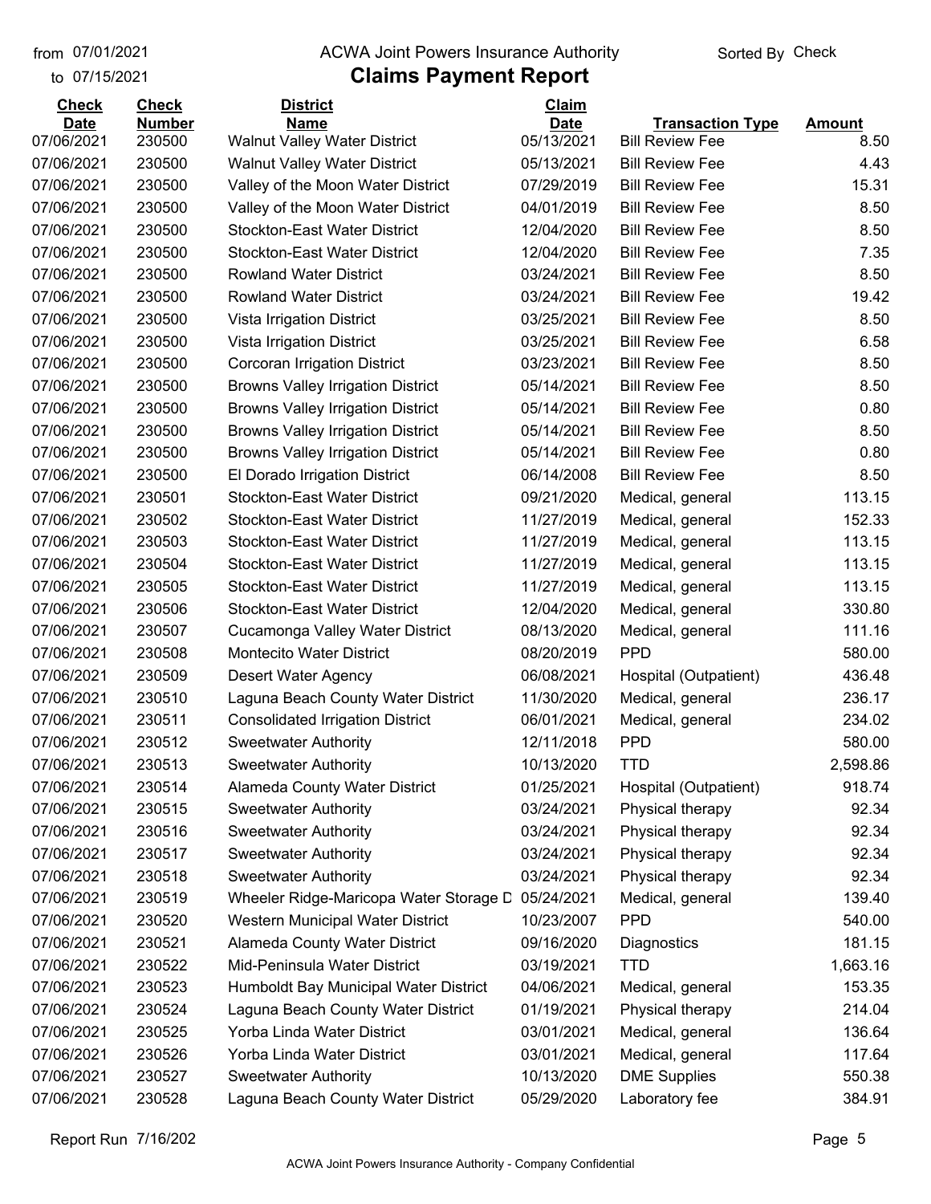from 07/01/2021 ACWA Joint Powers Insurance Authority Sorted By Check

to 07/15/2021

# Claims Payment Report

| Check Date | Check Number | District Name | Claim Date | Transaction Type | Amount |
|---|---|---|---|---|---|
| 07/06/2021 | 230500 | Walnut Valley Water District | 05/13/2021 | Bill Review Fee | 8.50 |
| 07/06/2021 | 230500 | Walnut Valley Water District | 05/13/2021 | Bill Review Fee | 4.43 |
| 07/06/2021 | 230500 | Valley of the Moon Water District | 07/29/2019 | Bill Review Fee | 15.31 |
| 07/06/2021 | 230500 | Valley of the Moon Water District | 04/01/2019 | Bill Review Fee | 8.50 |
| 07/06/2021 | 230500 | Stockton-East Water District | 12/04/2020 | Bill Review Fee | 8.50 |
| 07/06/2021 | 230500 | Stockton-East Water District | 12/04/2020 | Bill Review Fee | 7.35 |
| 07/06/2021 | 230500 | Rowland Water District | 03/24/2021 | Bill Review Fee | 8.50 |
| 07/06/2021 | 230500 | Rowland Water District | 03/24/2021 | Bill Review Fee | 19.42 |
| 07/06/2021 | 230500 | Vista Irrigation District | 03/25/2021 | Bill Review Fee | 8.50 |
| 07/06/2021 | 230500 | Vista Irrigation District | 03/25/2021 | Bill Review Fee | 6.58 |
| 07/06/2021 | 230500 | Corcoran Irrigation District | 03/23/2021 | Bill Review Fee | 8.50 |
| 07/06/2021 | 230500 | Browns Valley Irrigation District | 05/14/2021 | Bill Review Fee | 8.50 |
| 07/06/2021 | 230500 | Browns Valley Irrigation District | 05/14/2021 | Bill Review Fee | 0.80 |
| 07/06/2021 | 230500 | Browns Valley Irrigation District | 05/14/2021 | Bill Review Fee | 8.50 |
| 07/06/2021 | 230500 | Browns Valley Irrigation District | 05/14/2021 | Bill Review Fee | 0.80 |
| 07/06/2021 | 230500 | El Dorado Irrigation District | 06/14/2008 | Bill Review Fee | 8.50 |
| 07/06/2021 | 230501 | Stockton-East Water District | 09/21/2020 | Medical, general | 113.15 |
| 07/06/2021 | 230502 | Stockton-East Water District | 11/27/2019 | Medical, general | 152.33 |
| 07/06/2021 | 230503 | Stockton-East Water District | 11/27/2019 | Medical, general | 113.15 |
| 07/06/2021 | 230504 | Stockton-East Water District | 11/27/2019 | Medical, general | 113.15 |
| 07/06/2021 | 230505 | Stockton-East Water District | 11/27/2019 | Medical, general | 113.15 |
| 07/06/2021 | 230506 | Stockton-East Water District | 12/04/2020 | Medical, general | 330.80 |
| 07/06/2021 | 230507 | Cucamonga Valley Water District | 08/13/2020 | Medical, general | 111.16 |
| 07/06/2021 | 230508 | Montecito Water District | 08/20/2019 | PPD | 580.00 |
| 07/06/2021 | 230509 | Desert Water Agency | 06/08/2021 | Hospital (Outpatient) | 436.48 |
| 07/06/2021 | 230510 | Laguna Beach County Water District | 11/30/2020 | Medical, general | 236.17 |
| 07/06/2021 | 230511 | Consolidated Irrigation District | 06/01/2021 | Medical, general | 234.02 |
| 07/06/2021 | 230512 | Sweetwater Authority | 12/11/2018 | PPD | 580.00 |
| 07/06/2021 | 230513 | Sweetwater Authority | 10/13/2020 | TTD | 2,598.86 |
| 07/06/2021 | 230514 | Alameda County Water District | 01/25/2021 | Hospital (Outpatient) | 918.74 |
| 07/06/2021 | 230515 | Sweetwater Authority | 03/24/2021 | Physical therapy | 92.34 |
| 07/06/2021 | 230516 | Sweetwater Authority | 03/24/2021 | Physical therapy | 92.34 |
| 07/06/2021 | 230517 | Sweetwater Authority | 03/24/2021 | Physical therapy | 92.34 |
| 07/06/2021 | 230518 | Sweetwater Authority | 03/24/2021 | Physical therapy | 92.34 |
| 07/06/2021 | 230519 | Wheeler Ridge-Maricopa Water Storage D | 05/24/2021 | Medical, general | 139.40 |
| 07/06/2021 | 230520 | Western Municipal Water District | 10/23/2007 | PPD | 540.00 |
| 07/06/2021 | 230521 | Alameda County Water District | 09/16/2020 | Diagnostics | 181.15 |
| 07/06/2021 | 230522 | Mid-Peninsula Water District | 03/19/2021 | TTD | 1,663.16 |
| 07/06/2021 | 230523 | Humboldt Bay Municipal Water District | 04/06/2021 | Medical, general | 153.35 |
| 07/06/2021 | 230524 | Laguna Beach County Water District | 01/19/2021 | Physical therapy | 214.04 |
| 07/06/2021 | 230525 | Yorba Linda Water District | 03/01/2021 | Medical, general | 136.64 |
| 07/06/2021 | 230526 | Yorba Linda Water District | 03/01/2021 | Medical, general | 117.64 |
| 07/06/2021 | 230527 | Sweetwater Authority | 10/13/2020 | DME Supplies | 550.38 |
| 07/06/2021 | 230528 | Laguna Beach County Water District | 05/29/2020 | Laboratory fee | 384.91 |

Report Run 7/16/202

ACWA Joint Powers Insurance Authority - Company Confidential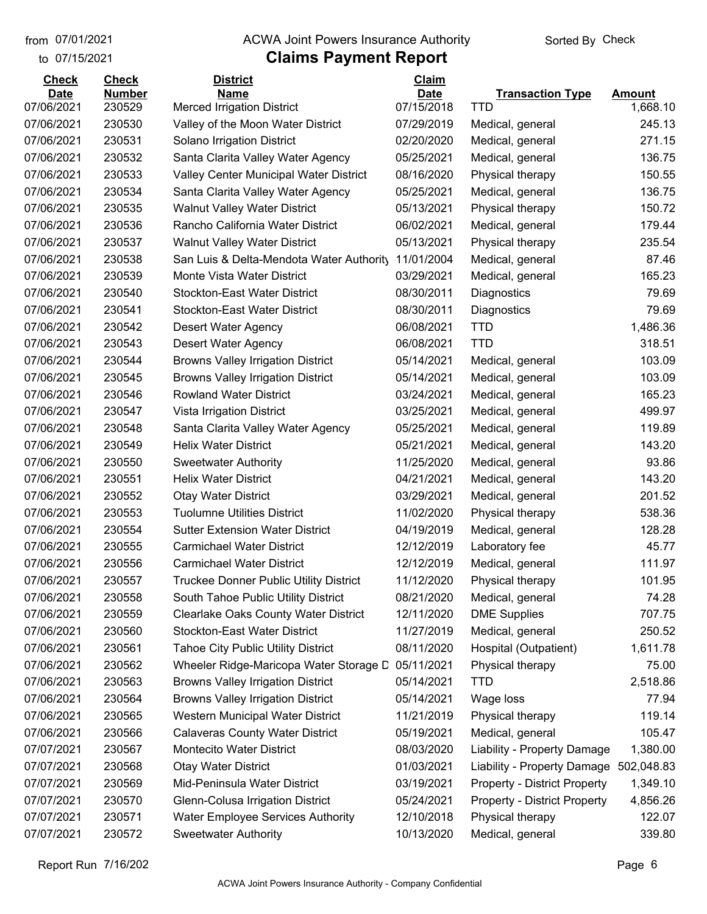from 07/01/2021
to 07/15/2021

# ACWA Joint Powers Insurance Authority

## Claims Payment Report

Sorted By Check

| Check Date | Check Number | District Name | Claim Date | Transaction Type | Amount |
|---|---|---|---|---|---|
| 07/06/2021 | 230529 | Merced Irrigation District | 07/15/2018 | TTD | 1,668.10 |
| 07/06/2021 | 230530 | Valley of the Moon Water District | 07/29/2019 | Medical, general | 245.13 |
| 07/06/2021 | 230531 | Solano Irrigation District | 02/20/2020 | Medical, general | 271.15 |
| 07/06/2021 | 230532 | Santa Clarita Valley Water Agency | 05/25/2021 | Medical, general | 136.75 |
| 07/06/2021 | 230533 | Valley Center Municipal Water District | 08/16/2020 | Physical therapy | 150.55 |
| 07/06/2021 | 230534 | Santa Clarita Valley Water Agency | 05/25/2021 | Medical, general | 136.75 |
| 07/06/2021 | 230535 | Walnut Valley Water District | 05/13/2021 | Physical therapy | 150.72 |
| 07/06/2021 | 230536 | Rancho California Water District | 06/02/2021 | Medical, general | 179.44 |
| 07/06/2021 | 230537 | Walnut Valley Water District | 05/13/2021 | Physical therapy | 235.54 |
| 07/06/2021 | 230538 | San Luis & Delta-Mendota Water Authority | 11/01/2004 | Medical, general | 87.46 |
| 07/06/2021 | 230539 | Monte Vista Water District | 03/29/2021 | Medical, general | 165.23 |
| 07/06/2021 | 230540 | Stockton-East Water District | 08/30/2011 | Diagnostics | 79.69 |
| 07/06/2021 | 230541 | Stockton-East Water District | 08/30/2011 | Diagnostics | 79.69 |
| 07/06/2021 | 230542 | Desert Water Agency | 06/08/2021 | TTD | 1,486.36 |
| 07/06/2021 | 230543 | Desert Water Agency | 06/08/2021 | TTD | 318.51 |
| 07/06/2021 | 230544 | Browns Valley Irrigation District | 05/14/2021 | Medical, general | 103.09 |
| 07/06/2021 | 230545 | Browns Valley Irrigation District | 05/14/2021 | Medical, general | 103.09 |
| 07/06/2021 | 230546 | Rowland Water District | 03/24/2021 | Medical, general | 165.23 |
| 07/06/2021 | 230547 | Vista Irrigation District | 03/25/2021 | Medical, general | 499.97 |
| 07/06/2021 | 230548 | Santa Clarita Valley Water Agency | 05/25/2021 | Medical, general | 119.89 |
| 07/06/2021 | 230549 | Helix Water District | 05/21/2021 | Medical, general | 143.20 |
| 07/06/2021 | 230550 | Sweetwater Authority | 11/25/2020 | Medical, general | 93.86 |
| 07/06/2021 | 230551 | Helix Water District | 04/21/2021 | Medical, general | 143.20 |
| 07/06/2021 | 230552 | Otay Water District | 03/29/2021 | Medical, general | 201.52 |
| 07/06/2021 | 230553 | Tuolumne Utilities District | 11/02/2020 | Physical therapy | 538.36 |
| 07/06/2021 | 230554 | Sutter Extension Water District | 04/19/2019 | Medical, general | 128.28 |
| 07/06/2021 | 230555 | Carmichael Water District | 12/12/2019 | Laboratory fee | 45.77 |
| 07/06/2021 | 230556 | Carmichael Water District | 12/12/2019 | Medical, general | 111.97 |
| 07/06/2021 | 230557 | Truckee Donner Public Utility District | 11/12/2020 | Physical therapy | 101.95 |
| 07/06/2021 | 230558 | South Tahoe Public Utility District | 08/21/2020 | Medical, general | 74.28 |
| 07/06/2021 | 230559 | Clearlake Oaks County Water District | 12/11/2020 | DME Supplies | 707.75 |
| 07/06/2021 | 230560 | Stockton-East Water District | 11/27/2019 | Medical, general | 250.52 |
| 07/06/2021 | 230561 | Tahoe City Public Utility District | 08/11/2020 | Hospital (Outpatient) | 1,611.78 |
| 07/06/2021 | 230562 | Wheeler Ridge-Maricopa Water Storage D | 05/11/2021 | Physical therapy | 75.00 |
| 07/06/2021 | 230563 | Browns Valley Irrigation District | 05/14/2021 | TTD | 2,518.86 |
| 07/06/2021 | 230564 | Browns Valley Irrigation District | 05/14/2021 | Wage loss | 77.94 |
| 07/06/2021 | 230565 | Western Municipal Water District | 11/21/2019 | Physical therapy | 119.14 |
| 07/06/2021 | 230566 | Calaveras County Water District | 05/19/2021 | Medical, general | 105.47 |
| 07/07/2021 | 230567 | Montecito Water District | 08/03/2020 | Liability - Property Damage | 1,380.00 |
| 07/07/2021 | 230568 | Otay Water District | 01/03/2021 | Liability - Property Damage | 502,048.83 |
| 07/07/2021 | 230569 | Mid-Peninsula Water District | 03/19/2021 | Property - District Property | 1,349.10 |
| 07/07/2021 | 230570 | Glenn-Colusa Irrigation District | 05/24/2021 | Property - District Property | 4,856.26 |
| 07/07/2021 | 230571 | Water Employee Services Authority | 12/10/2018 | Physical therapy | 122.07 |
| 07/07/2021 | 230572 | Sweetwater Authority | 10/13/2020 | Medical, general | 339.80 |

Report Run 7/16/202

ACWA Joint Powers Insurance Authority - Company Confidential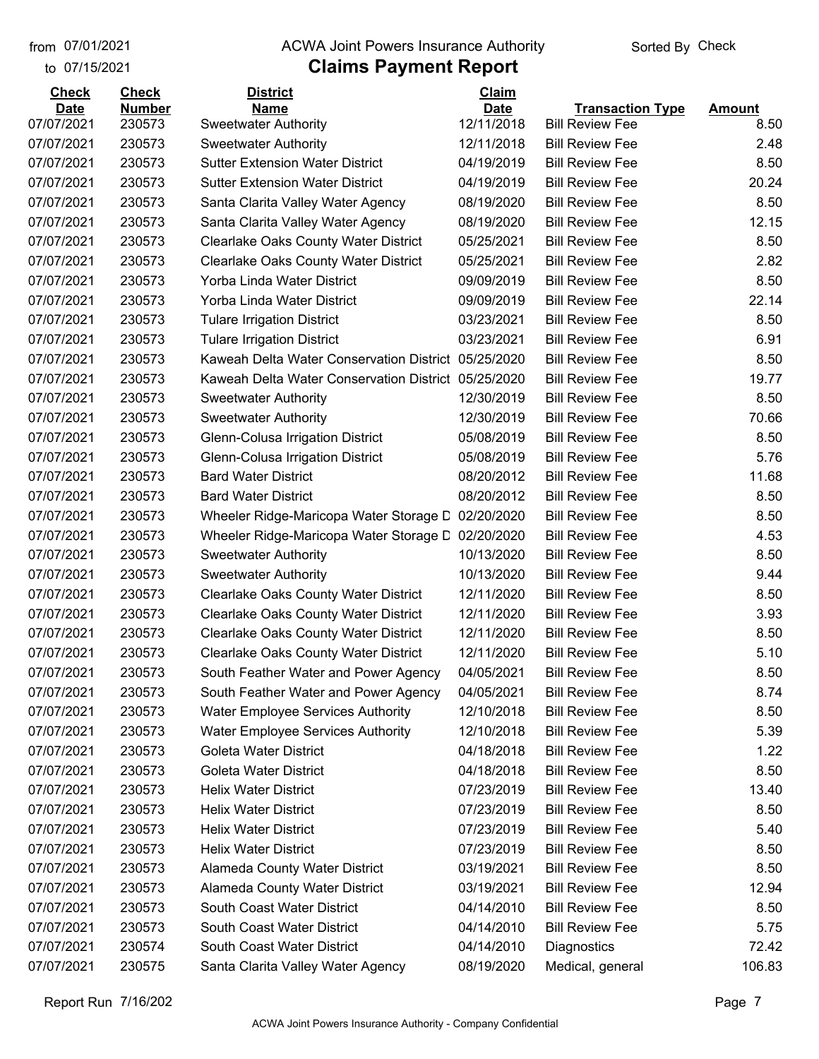from 07/01/2021 ACWA Joint Powers Insurance Authority Sorted By Check
to 07/15/2021

# Claims Payment Report

| Check Date | Check Number | District Name | Claim Date | Transaction Type | Amount |
|---|---|---|---|---|---|
| 07/07/2021 | 230573 | Sweetwater Authority | 12/11/2018 | Bill Review Fee | 8.50 |
| 07/07/2021 | 230573 | Sweetwater Authority | 12/11/2018 | Bill Review Fee | 2.48 |
| 07/07/2021 | 230573 | Sutter Extension Water District | 04/19/2019 | Bill Review Fee | 8.50 |
| 07/07/2021 | 230573 | Sutter Extension Water District | 04/19/2019 | Bill Review Fee | 20.24 |
| 07/07/2021 | 230573 | Santa Clarita Valley Water Agency | 08/19/2020 | Bill Review Fee | 8.50 |
| 07/07/2021 | 230573 | Santa Clarita Valley Water Agency | 08/19/2020 | Bill Review Fee | 12.15 |
| 07/07/2021 | 230573 | Clearlake Oaks County Water District | 05/25/2021 | Bill Review Fee | 8.50 |
| 07/07/2021 | 230573 | Clearlake Oaks County Water District | 05/25/2021 | Bill Review Fee | 2.82 |
| 07/07/2021 | 230573 | Yorba Linda Water District | 09/09/2019 | Bill Review Fee | 8.50 |
| 07/07/2021 | 230573 | Yorba Linda Water District | 09/09/2019 | Bill Review Fee | 22.14 |
| 07/07/2021 | 230573 | Tulare Irrigation District | 03/23/2021 | Bill Review Fee | 8.50 |
| 07/07/2021 | 230573 | Tulare Irrigation District | 03/23/2021 | Bill Review Fee | 6.91 |
| 07/07/2021 | 230573 | Kaweah Delta Water Conservation District | 05/25/2020 | Bill Review Fee | 8.50 |
| 07/07/2021 | 230573 | Kaweah Delta Water Conservation District | 05/25/2020 | Bill Review Fee | 19.77 |
| 07/07/2021 | 230573 | Sweetwater Authority | 12/30/2019 | Bill Review Fee | 8.50 |
| 07/07/2021 | 230573 | Sweetwater Authority | 12/30/2019 | Bill Review Fee | 70.66 |
| 07/07/2021 | 230573 | Glenn-Colusa Irrigation District | 05/08/2019 | Bill Review Fee | 8.50 |
| 07/07/2021 | 230573 | Glenn-Colusa Irrigation District | 05/08/2019 | Bill Review Fee | 5.76 |
| 07/07/2021 | 230573 | Bard Water District | 08/20/2012 | Bill Review Fee | 11.68 |
| 07/07/2021 | 230573 | Bard Water District | 08/20/2012 | Bill Review Fee | 8.50 |
| 07/07/2021 | 230573 | Wheeler Ridge-Maricopa Water Storage D | 02/20/2020 | Bill Review Fee | 8.50 |
| 07/07/2021 | 230573 | Wheeler Ridge-Maricopa Water Storage D | 02/20/2020 | Bill Review Fee | 4.53 |
| 07/07/2021 | 230573 | Sweetwater Authority | 10/13/2020 | Bill Review Fee | 8.50 |
| 07/07/2021 | 230573 | Sweetwater Authority | 10/13/2020 | Bill Review Fee | 9.44 |
| 07/07/2021 | 230573 | Clearlake Oaks County Water District | 12/11/2020 | Bill Review Fee | 8.50 |
| 07/07/2021 | 230573 | Clearlake Oaks County Water District | 12/11/2020 | Bill Review Fee | 3.93 |
| 07/07/2021 | 230573 | Clearlake Oaks County Water District | 12/11/2020 | Bill Review Fee | 8.50 |
| 07/07/2021 | 230573 | Clearlake Oaks County Water District | 12/11/2020 | Bill Review Fee | 5.10 |
| 07/07/2021 | 230573 | South Feather Water and Power Agency | 04/05/2021 | Bill Review Fee | 8.50 |
| 07/07/2021 | 230573 | South Feather Water and Power Agency | 04/05/2021 | Bill Review Fee | 8.74 |
| 07/07/2021 | 230573 | Water Employee Services Authority | 12/10/2018 | Bill Review Fee | 8.50 |
| 07/07/2021 | 230573 | Water Employee Services Authority | 12/10/2018 | Bill Review Fee | 5.39 |
| 07/07/2021 | 230573 | Goleta Water District | 04/18/2018 | Bill Review Fee | 1.22 |
| 07/07/2021 | 230573 | Goleta Water District | 04/18/2018 | Bill Review Fee | 8.50 |
| 07/07/2021 | 230573 | Helix Water District | 07/23/2019 | Bill Review Fee | 13.40 |
| 07/07/2021 | 230573 | Helix Water District | 07/23/2019 | Bill Review Fee | 8.50 |
| 07/07/2021 | 230573 | Helix Water District | 07/23/2019 | Bill Review Fee | 5.40 |
| 07/07/2021 | 230573 | Helix Water District | 07/23/2019 | Bill Review Fee | 8.50 |
| 07/07/2021 | 230573 | Alameda County Water District | 03/19/2021 | Bill Review Fee | 8.50 |
| 07/07/2021 | 230573 | Alameda County Water District | 03/19/2021 | Bill Review Fee | 12.94 |
| 07/07/2021 | 230573 | South Coast Water District | 04/14/2010 | Bill Review Fee | 8.50 |
| 07/07/2021 | 230573 | South Coast Water District | 04/14/2010 | Bill Review Fee | 5.75 |
| 07/07/2021 | 230574 | South Coast Water District | 04/14/2010 | Diagnostics | 72.42 |
| 07/07/2021 | 230575 | Santa Clarita Valley Water Agency | 08/19/2020 | Medical, general | 106.83 |

Report Run 7/16/202

ACWA Joint Powers Insurance Authority - Company Confidential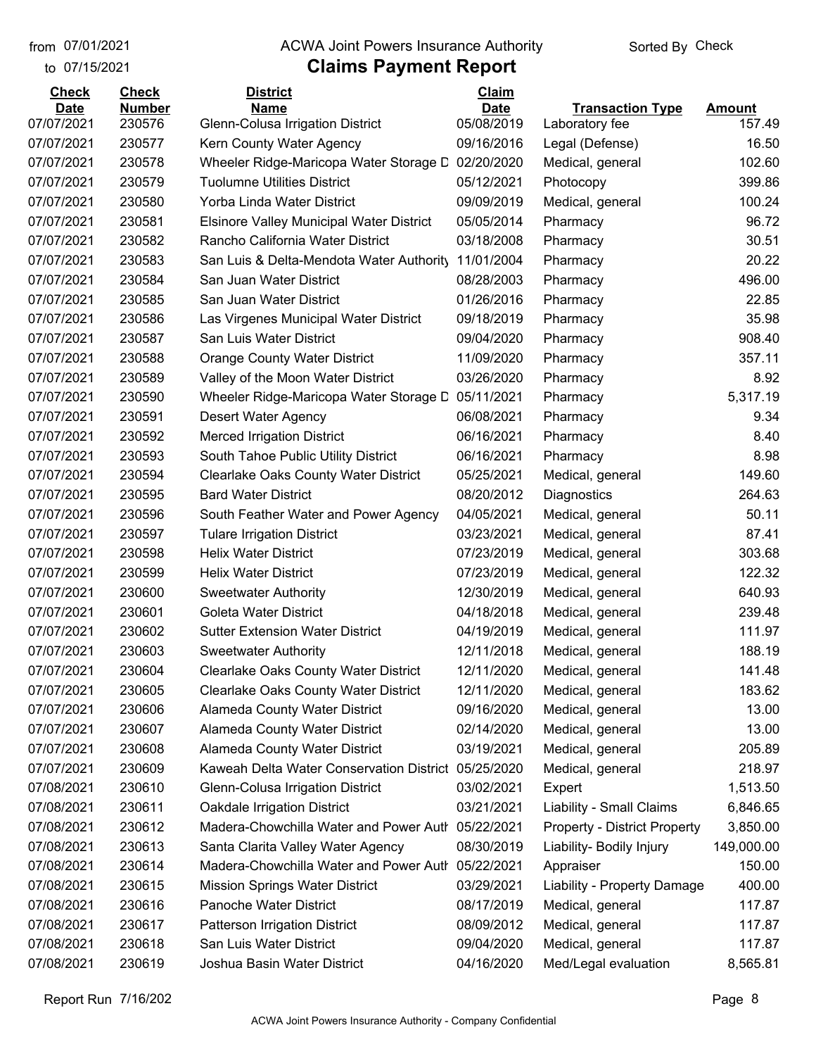from 07/01/2021
to 07/15/2021

# ACWA Joint Powers Insurance Authority

Sorted By Check

## Claims Payment Report

| Check Date | Check Number | District Name | Claim Date | Transaction Type | Amount |
|---|---|---|---|---|---|
| 07/07/2021 | 230576 | Glenn-Colusa Irrigation District | 05/08/2019 | Laboratory fee | 157.49 |
| 07/07/2021 | 230577 | Kern County Water Agency | 09/16/2016 | Legal (Defense) | 16.50 |
| 07/07/2021 | 230578 | Wheeler Ridge-Maricopa Water Storage D | 02/20/2020 | Medical, general | 102.60 |
| 07/07/2021 | 230579 | Tuolumne Utilities District | 05/12/2021 | Photocopy | 399.86 |
| 07/07/2021 | 230580 | Yorba Linda Water District | 09/09/2019 | Medical, general | 100.24 |
| 07/07/2021 | 230581 | Elsinore Valley Municipal Water District | 05/05/2014 | Pharmacy | 96.72 |
| 07/07/2021 | 230582 | Rancho California Water District | 03/18/2008 | Pharmacy | 30.51 |
| 07/07/2021 | 230583 | San Luis & Delta-Mendota Water Authority | 11/01/2004 | Pharmacy | 20.22 |
| 07/07/2021 | 230584 | San Juan Water District | 08/28/2003 | Pharmacy | 496.00 |
| 07/07/2021 | 230585 | San Juan Water District | 01/26/2016 | Pharmacy | 22.85 |
| 07/07/2021 | 230586 | Las Virgenes Municipal Water District | 09/18/2019 | Pharmacy | 35.98 |
| 07/07/2021 | 230587 | San Luis Water District | 09/04/2020 | Pharmacy | 908.40 |
| 07/07/2021 | 230588 | Orange County Water District | 11/09/2020 | Pharmacy | 357.11 |
| 07/07/2021 | 230589 | Valley of the Moon Water District | 03/26/2020 | Pharmacy | 8.92 |
| 07/07/2021 | 230590 | Wheeler Ridge-Maricopa Water Storage D | 05/11/2021 | Pharmacy | 5,317.19 |
| 07/07/2021 | 230591 | Desert Water Agency | 06/08/2021 | Pharmacy | 9.34 |
| 07/07/2021 | 230592 | Merced Irrigation District | 06/16/2021 | Pharmacy | 8.40 |
| 07/07/2021 | 230593 | South Tahoe Public Utility District | 06/16/2021 | Pharmacy | 8.98 |
| 07/07/2021 | 230594 | Clearlake Oaks County Water District | 05/25/2021 | Medical, general | 149.60 |
| 07/07/2021 | 230595 | Bard Water District | 08/20/2012 | Diagnostics | 264.63 |
| 07/07/2021 | 230596 | South Feather Water and Power Agency | 04/05/2021 | Medical, general | 50.11 |
| 07/07/2021 | 230597 | Tulare Irrigation District | 03/23/2021 | Medical, general | 87.41 |
| 07/07/2021 | 230598 | Helix Water District | 07/23/2019 | Medical, general | 303.68 |
| 07/07/2021 | 230599 | Helix Water District | 07/23/2019 | Medical, general | 122.32 |
| 07/07/2021 | 230600 | Sweetwater Authority | 12/30/2019 | Medical, general | 640.93 |
| 07/07/2021 | 230601 | Goleta Water District | 04/18/2018 | Medical, general | 239.48 |
| 07/07/2021 | 230602 | Sutter Extension Water District | 04/19/2019 | Medical, general | 111.97 |
| 07/07/2021 | 230603 | Sweetwater Authority | 12/11/2018 | Medical, general | 188.19 |
| 07/07/2021 | 230604 | Clearlake Oaks County Water District | 12/11/2020 | Medical, general | 141.48 |
| 07/07/2021 | 230605 | Clearlake Oaks County Water District | 12/11/2020 | Medical, general | 183.62 |
| 07/07/2021 | 230606 | Alameda County Water District | 09/16/2020 | Medical, general | 13.00 |
| 07/07/2021 | 230607 | Alameda County Water District | 02/14/2020 | Medical, general | 13.00 |
| 07/07/2021 | 230608 | Alameda County Water District | 03/19/2021 | Medical, general | 205.89 |
| 07/07/2021 | 230609 | Kaweah Delta Water Conservation District | 05/25/2020 | Medical, general | 218.97 |
| 07/08/2021 | 230610 | Glenn-Colusa Irrigation District | 03/02/2021 | Expert | 1,513.50 |
| 07/08/2021 | 230611 | Oakdale Irrigation District | 03/21/2021 | Liability - Small Claims | 6,846.65 |
| 07/08/2021 | 230612 | Madera-Chowchilla Water and Power Auth | 05/22/2021 | Property - District Property | 3,850.00 |
| 07/08/2021 | 230613 | Santa Clarita Valley Water Agency | 08/30/2019 | Liability- Bodily Injury | 149,000.00 |
| 07/08/2021 | 230614 | Madera-Chowchilla Water and Power Auth | 05/22/2021 | Appraiser | 150.00 |
| 07/08/2021 | 230615 | Mission Springs Water District | 03/29/2021 | Liability - Property Damage | 400.00 |
| 07/08/2021 | 230616 | Panoche Water District | 08/17/2019 | Medical, general | 117.87 |
| 07/08/2021 | 230617 | Patterson Irrigation District | 08/09/2012 | Medical, general | 117.87 |
| 07/08/2021 | 230618 | San Luis Water District | 09/04/2020 | Medical, general | 117.87 |
| 07/08/2021 | 230619 | Joshua Basin Water District | 04/16/2020 | Med/Legal evaluation | 8,565.81 |

Report Run 7/16/202

ACWA Joint Powers Insurance Authority - Company Confidential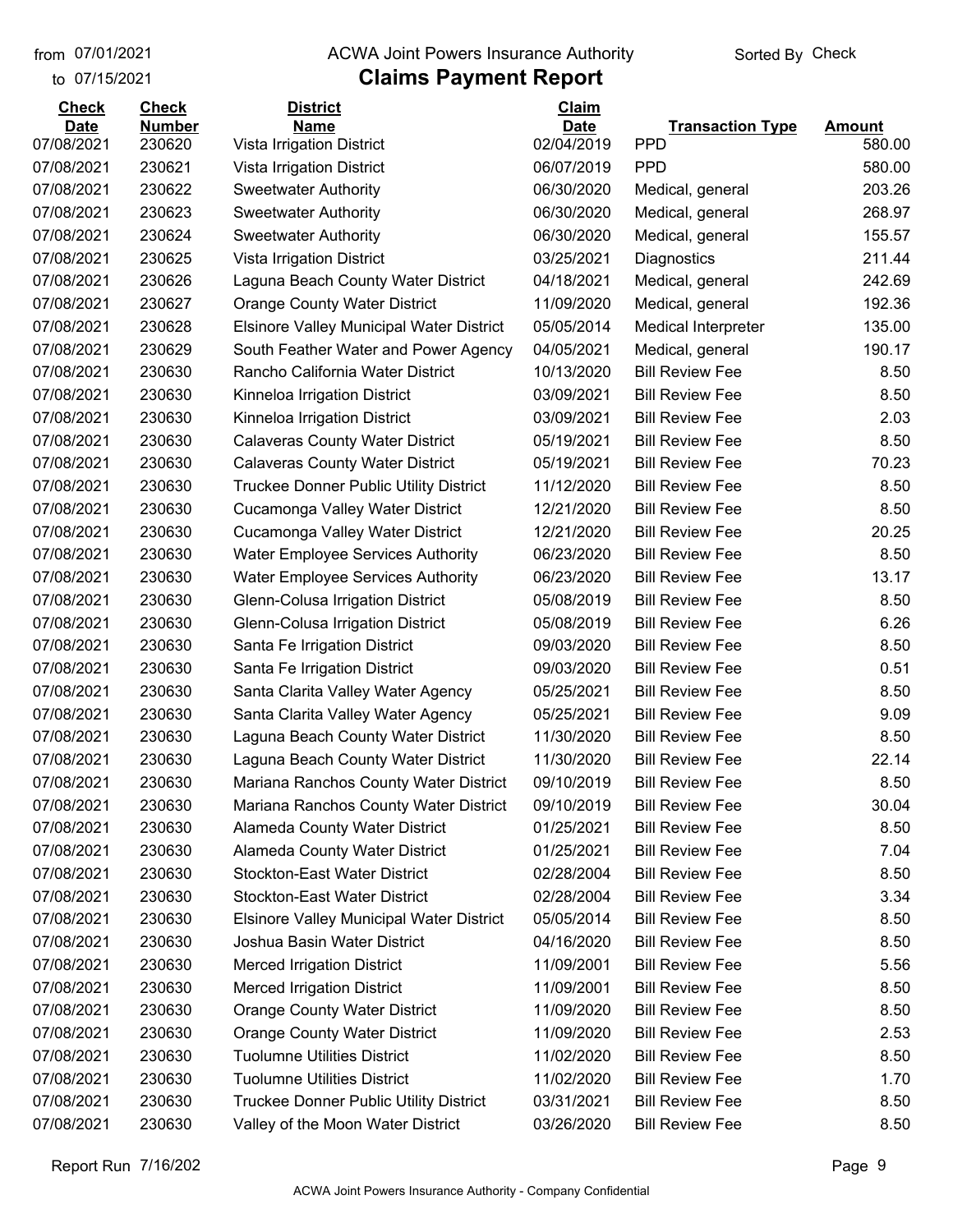from 07/01/2021
to 07/15/2021

# ACWA Joint Powers Insurance Authority

## Claims Payment Report

Sorted By Check

| Check Date | Check Number | District Name | Claim Date | Transaction Type | Amount |
|---|---|---|---|---|---|
| 07/08/2021 | 230620 | Vista Irrigation District | 02/04/2019 | PPD | 580.00 |
| 07/08/2021 | 230621 | Vista Irrigation District | 06/07/2019 | PPD | 580.00 |
| 07/08/2021 | 230622 | Sweetwater Authority | 06/30/2020 | Medical, general | 203.26 |
| 07/08/2021 | 230623 | Sweetwater Authority | 06/30/2020 | Medical, general | 268.97 |
| 07/08/2021 | 230624 | Sweetwater Authority | 06/30/2020 | Medical, general | 155.57 |
| 07/08/2021 | 230625 | Vista Irrigation District | 03/25/2021 | Diagnostics | 211.44 |
| 07/08/2021 | 230626 | Laguna Beach County Water District | 04/18/2021 | Medical, general | 242.69 |
| 07/08/2021 | 230627 | Orange County Water District | 11/09/2020 | Medical, general | 192.36 |
| 07/08/2021 | 230628 | Elsinore Valley Municipal Water District | 05/05/2014 | Medical Interpreter | 135.00 |
| 07/08/2021 | 230629 | South Feather Water and Power Agency | 04/05/2021 | Medical, general | 190.17 |
| 07/08/2021 | 230630 | Rancho California Water District | 10/13/2020 | Bill Review Fee | 8.50 |
| 07/08/2021 | 230630 | Kinneloa Irrigation District | 03/09/2021 | Bill Review Fee | 8.50 |
| 07/08/2021 | 230630 | Kinneloa Irrigation District | 03/09/2021 | Bill Review Fee | 2.03 |
| 07/08/2021 | 230630 | Calaveras County Water District | 05/19/2021 | Bill Review Fee | 8.50 |
| 07/08/2021 | 230630 | Calaveras County Water District | 05/19/2021 | Bill Review Fee | 70.23 |
| 07/08/2021 | 230630 | Truckee Donner Public Utility District | 11/12/2020 | Bill Review Fee | 8.50 |
| 07/08/2021 | 230630 | Cucamonga Valley Water District | 12/21/2020 | Bill Review Fee | 8.50 |
| 07/08/2021 | 230630 | Cucamonga Valley Water District | 12/21/2020 | Bill Review Fee | 20.25 |
| 07/08/2021 | 230630 | Water Employee Services Authority | 06/23/2020 | Bill Review Fee | 8.50 |
| 07/08/2021 | 230630 | Water Employee Services Authority | 06/23/2020 | Bill Review Fee | 13.17 |
| 07/08/2021 | 230630 | Glenn-Colusa Irrigation District | 05/08/2019 | Bill Review Fee | 8.50 |
| 07/08/2021 | 230630 | Glenn-Colusa Irrigation District | 05/08/2019 | Bill Review Fee | 6.26 |
| 07/08/2021 | 230630 | Santa Fe Irrigation District | 09/03/2020 | Bill Review Fee | 8.50 |
| 07/08/2021 | 230630 | Santa Fe Irrigation District | 09/03/2020 | Bill Review Fee | 0.51 |
| 07/08/2021 | 230630 | Santa Clarita Valley Water Agency | 05/25/2021 | Bill Review Fee | 8.50 |
| 07/08/2021 | 230630 | Santa Clarita Valley Water Agency | 05/25/2021 | Bill Review Fee | 9.09 |
| 07/08/2021 | 230630 | Laguna Beach County Water District | 11/30/2020 | Bill Review Fee | 8.50 |
| 07/08/2021 | 230630 | Laguna Beach County Water District | 11/30/2020 | Bill Review Fee | 22.14 |
| 07/08/2021 | 230630 | Mariana Ranchos County Water District | 09/10/2019 | Bill Review Fee | 8.50 |
| 07/08/2021 | 230630 | Mariana Ranchos County Water District | 09/10/2019 | Bill Review Fee | 30.04 |
| 07/08/2021 | 230630 | Alameda County Water District | 01/25/2021 | Bill Review Fee | 8.50 |
| 07/08/2021 | 230630 | Alameda County Water District | 01/25/2021 | Bill Review Fee | 7.04 |
| 07/08/2021 | 230630 | Stockton-East Water District | 02/28/2004 | Bill Review Fee | 8.50 |
| 07/08/2021 | 230630 | Stockton-East Water District | 02/28/2004 | Bill Review Fee | 3.34 |
| 07/08/2021 | 230630 | Elsinore Valley Municipal Water District | 05/05/2014 | Bill Review Fee | 8.50 |
| 07/08/2021 | 230630 | Joshua Basin Water District | 04/16/2020 | Bill Review Fee | 8.50 |
| 07/08/2021 | 230630 | Merced Irrigation District | 11/09/2001 | Bill Review Fee | 5.56 |
| 07/08/2021 | 230630 | Merced Irrigation District | 11/09/2001 | Bill Review Fee | 8.50 |
| 07/08/2021 | 230630 | Orange County Water District | 11/09/2020 | Bill Review Fee | 8.50 |
| 07/08/2021 | 230630 | Orange County Water District | 11/09/2020 | Bill Review Fee | 2.53 |
| 07/08/2021 | 230630 | Tuolumne Utilities District | 11/02/2020 | Bill Review Fee | 8.50 |
| 07/08/2021 | 230630 | Tuolumne Utilities District | 11/02/2020 | Bill Review Fee | 1.70 |
| 07/08/2021 | 230630 | Truckee Donner Public Utility District | 03/31/2021 | Bill Review Fee | 8.50 |
| 07/08/2021 | 230630 | Valley of the Moon Water District | 03/26/2020 | Bill Review Fee | 8.50 |

Report Run 7/16/202

ACWA Joint Powers Insurance Authority - Company Confidential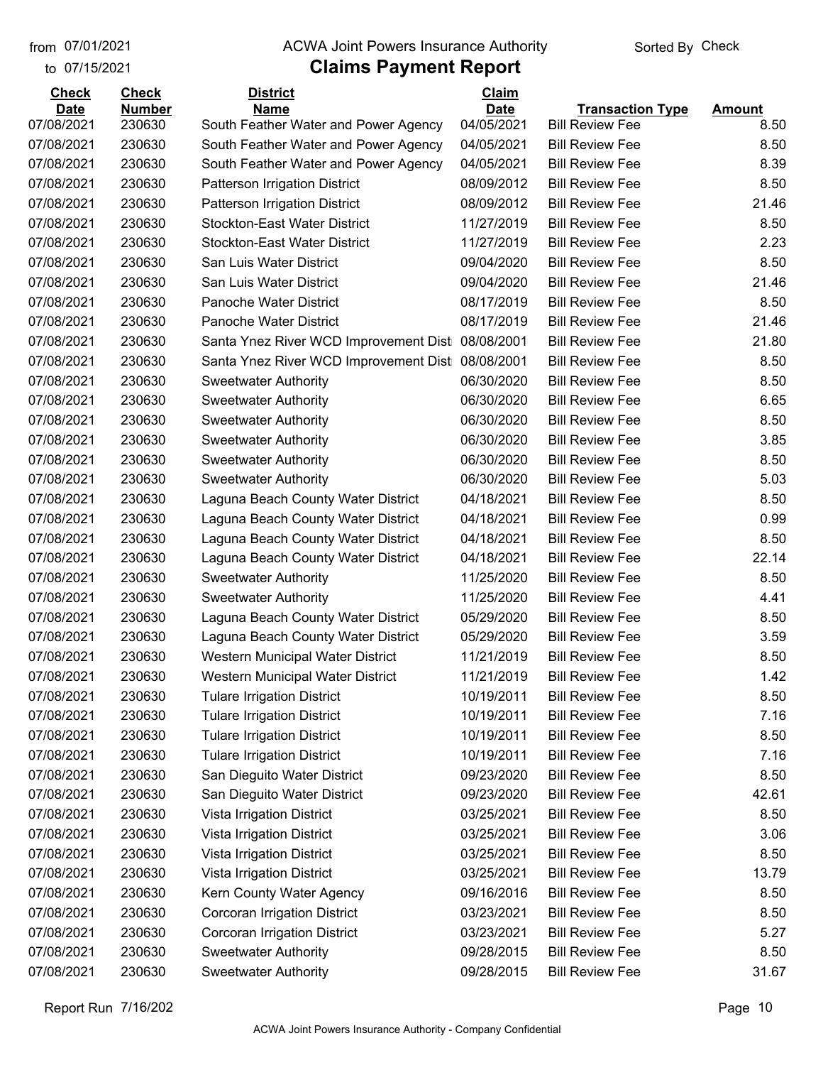from 07/01/2021
to 07/15/2021

# ACWA Joint Powers Insurance Authority

## Claims Payment Report

Sorted By Check

| Check Date | Check Number | District Name | Claim Date | Transaction Type | Amount |
|---|---|---|---|---|---|
| 07/08/2021 | 230630 | South Feather Water and Power Agency | 04/05/2021 | Bill Review Fee | 8.50 |
| 07/08/2021 | 230630 | South Feather Water and Power Agency | 04/05/2021 | Bill Review Fee | 8.50 |
| 07/08/2021 | 230630 | South Feather Water and Power Agency | 04/05/2021 | Bill Review Fee | 8.39 |
| 07/08/2021 | 230630 | Patterson Irrigation District | 08/09/2012 | Bill Review Fee | 8.50 |
| 07/08/2021 | 230630 | Patterson Irrigation District | 08/09/2012 | Bill Review Fee | 21.46 |
| 07/08/2021 | 230630 | Stockton-East Water District | 11/27/2019 | Bill Review Fee | 8.50 |
| 07/08/2021 | 230630 | Stockton-East Water District | 11/27/2019 | Bill Review Fee | 2.23 |
| 07/08/2021 | 230630 | San Luis Water District | 09/04/2020 | Bill Review Fee | 8.50 |
| 07/08/2021 | 230630 | San Luis Water District | 09/04/2020 | Bill Review Fee | 21.46 |
| 07/08/2021 | 230630 | Panoche Water District | 08/17/2019 | Bill Review Fee | 8.50 |
| 07/08/2021 | 230630 | Panoche Water District | 08/17/2019 | Bill Review Fee | 21.46 |
| 07/08/2021 | 230630 | Santa Ynez River WCD Improvement Dist | 08/08/2001 | Bill Review Fee | 21.80 |
| 07/08/2021 | 230630 | Santa Ynez River WCD Improvement Dist | 08/08/2001 | Bill Review Fee | 8.50 |
| 07/08/2021 | 230630 | Sweetwater Authority | 06/30/2020 | Bill Review Fee | 8.50 |
| 07/08/2021 | 230630 | Sweetwater Authority | 06/30/2020 | Bill Review Fee | 6.65 |
| 07/08/2021 | 230630 | Sweetwater Authority | 06/30/2020 | Bill Review Fee | 8.50 |
| 07/08/2021 | 230630 | Sweetwater Authority | 06/30/2020 | Bill Review Fee | 3.85 |
| 07/08/2021 | 230630 | Sweetwater Authority | 06/30/2020 | Bill Review Fee | 8.50 |
| 07/08/2021 | 230630 | Sweetwater Authority | 06/30/2020 | Bill Review Fee | 5.03 |
| 07/08/2021 | 230630 | Laguna Beach County Water District | 04/18/2021 | Bill Review Fee | 8.50 |
| 07/08/2021 | 230630 | Laguna Beach County Water District | 04/18/2021 | Bill Review Fee | 0.99 |
| 07/08/2021 | 230630 | Laguna Beach County Water District | 04/18/2021 | Bill Review Fee | 8.50 |
| 07/08/2021 | 230630 | Laguna Beach County Water District | 04/18/2021 | Bill Review Fee | 22.14 |
| 07/08/2021 | 230630 | Sweetwater Authority | 11/25/2020 | Bill Review Fee | 8.50 |
| 07/08/2021 | 230630 | Sweetwater Authority | 11/25/2020 | Bill Review Fee | 4.41 |
| 07/08/2021 | 230630 | Laguna Beach County Water District | 05/29/2020 | Bill Review Fee | 8.50 |
| 07/08/2021 | 230630 | Laguna Beach County Water District | 05/29/2020 | Bill Review Fee | 3.59 |
| 07/08/2021 | 230630 | Western Municipal Water District | 11/21/2019 | Bill Review Fee | 8.50 |
| 07/08/2021 | 230630 | Western Municipal Water District | 11/21/2019 | Bill Review Fee | 1.42 |
| 07/08/2021 | 230630 | Tulare Irrigation District | 10/19/2011 | Bill Review Fee | 8.50 |
| 07/08/2021 | 230630 | Tulare Irrigation District | 10/19/2011 | Bill Review Fee | 7.16 |
| 07/08/2021 | 230630 | Tulare Irrigation District | 10/19/2011 | Bill Review Fee | 8.50 |
| 07/08/2021 | 230630 | Tulare Irrigation District | 10/19/2011 | Bill Review Fee | 7.16 |
| 07/08/2021 | 230630 | San Dieguito Water District | 09/23/2020 | Bill Review Fee | 8.50 |
| 07/08/2021 | 230630 | San Dieguito Water District | 09/23/2020 | Bill Review Fee | 42.61 |
| 07/08/2021 | 230630 | Vista Irrigation District | 03/25/2021 | Bill Review Fee | 8.50 |
| 07/08/2021 | 230630 | Vista Irrigation District | 03/25/2021 | Bill Review Fee | 3.06 |
| 07/08/2021 | 230630 | Vista Irrigation District | 03/25/2021 | Bill Review Fee | 8.50 |
| 07/08/2021 | 230630 | Vista Irrigation District | 03/25/2021 | Bill Review Fee | 13.79 |
| 07/08/2021 | 230630 | Kern County Water Agency | 09/16/2016 | Bill Review Fee | 8.50 |
| 07/08/2021 | 230630 | Corcoran Irrigation District | 03/23/2021 | Bill Review Fee | 8.50 |
| 07/08/2021 | 230630 | Corcoran Irrigation District | 03/23/2021 | Bill Review Fee | 5.27 |
| 07/08/2021 | 230630 | Sweetwater Authority | 09/28/2015 | Bill Review Fee | 8.50 |
| 07/08/2021 | 230630 | Sweetwater Authority | 09/28/2015 | Bill Review Fee | 31.67 |

Report Run 7/16/202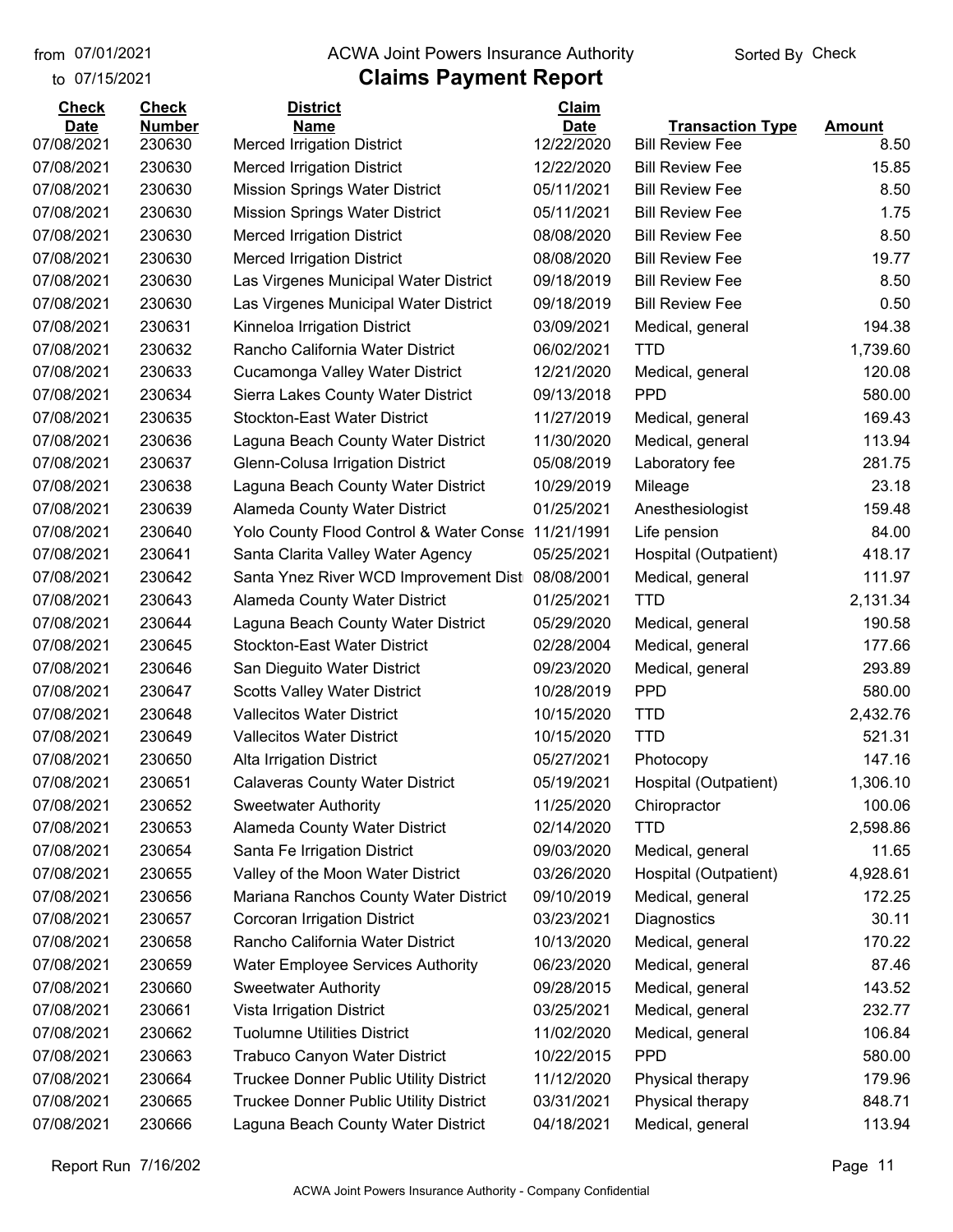from 07/01/2021 ACWA Joint Powers Insurance Authority Sorted By Check

to 07/15/2021

# Claims Payment Report

| Check Date | Check Number | District Name | Claim Date | Transaction Type | Amount |
|---|---|---|---|---|---|
| 07/08/2021 | 230630 | Merced Irrigation District | 12/22/2020 | Bill Review Fee | 8.50 |
| 07/08/2021 | 230630 | Merced Irrigation District | 12/22/2020 | Bill Review Fee | 15.85 |
| 07/08/2021 | 230630 | Mission Springs Water District | 05/11/2021 | Bill Review Fee | 8.50 |
| 07/08/2021 | 230630 | Mission Springs Water District | 05/11/2021 | Bill Review Fee | 1.75 |
| 07/08/2021 | 230630 | Merced Irrigation District | 08/08/2020 | Bill Review Fee | 8.50 |
| 07/08/2021 | 230630 | Merced Irrigation District | 08/08/2020 | Bill Review Fee | 19.77 |
| 07/08/2021 | 230630 | Las Virgenes Municipal Water District | 09/18/2019 | Bill Review Fee | 8.50 |
| 07/08/2021 | 230630 | Las Virgenes Municipal Water District | 09/18/2019 | Bill Review Fee | 0.50 |
| 07/08/2021 | 230631 | Kinneloa Irrigation District | 03/09/2021 | Medical, general | 194.38 |
| 07/08/2021 | 230632 | Rancho California Water District | 06/02/2021 | TTD | 1,739.60 |
| 07/08/2021 | 230633 | Cucamonga Valley Water District | 12/21/2020 | Medical, general | 120.08 |
| 07/08/2021 | 230634 | Sierra Lakes County Water District | 09/13/2018 | PPD | 580.00 |
| 07/08/2021 | 230635 | Stockton-East Water District | 11/27/2019 | Medical, general | 169.43 |
| 07/08/2021 | 230636 | Laguna Beach County Water District | 11/30/2020 | Medical, general | 113.94 |
| 07/08/2021 | 230637 | Glenn-Colusa Irrigation District | 05/08/2019 | Laboratory fee | 281.75 |
| 07/08/2021 | 230638 | Laguna Beach County Water District | 10/29/2019 | Mileage | 23.18 |
| 07/08/2021 | 230639 | Alameda County Water District | 01/25/2021 | Anesthesiologist | 159.48 |
| 07/08/2021 | 230640 | Yolo County Flood Control & Water Conse | 11/21/1991 | Life pension | 84.00 |
| 07/08/2021 | 230641 | Santa Clarita Valley Water Agency | 05/25/2021 | Hospital (Outpatient) | 418.17 |
| 07/08/2021 | 230642 | Santa Ynez River WCD Improvement Dist | 08/08/2001 | Medical, general | 111.97 |
| 07/08/2021 | 230643 | Alameda County Water District | 01/25/2021 | TTD | 2,131.34 |
| 07/08/2021 | 230644 | Laguna Beach County Water District | 05/29/2020 | Medical, general | 190.58 |
| 07/08/2021 | 230645 | Stockton-East Water District | 02/28/2004 | Medical, general | 177.66 |
| 07/08/2021 | 230646 | San Dieguito Water District | 09/23/2020 | Medical, general | 293.89 |
| 07/08/2021 | 230647 | Scotts Valley Water District | 10/28/2019 | PPD | 580.00 |
| 07/08/2021 | 230648 | Vallecitos Water District | 10/15/2020 | TTD | 2,432.76 |
| 07/08/2021 | 230649 | Vallecitos Water District | 10/15/2020 | TTD | 521.31 |
| 07/08/2021 | 230650 | Alta Irrigation District | 05/27/2021 | Photocopy | 147.16 |
| 07/08/2021 | 230651 | Calaveras County Water District | 05/19/2021 | Hospital (Outpatient) | 1,306.10 |
| 07/08/2021 | 230652 | Sweetwater Authority | 11/25/2020 | Chiropractor | 100.06 |
| 07/08/2021 | 230653 | Alameda County Water District | 02/14/2020 | TTD | 2,598.86 |
| 07/08/2021 | 230654 | Santa Fe Irrigation District | 09/03/2020 | Medical, general | 11.65 |
| 07/08/2021 | 230655 | Valley of the Moon Water District | 03/26/2020 | Hospital (Outpatient) | 4,928.61 |
| 07/08/2021 | 230656 | Mariana Ranchos County Water District | 09/10/2019 | Medical, general | 172.25 |
| 07/08/2021 | 230657 | Corcoran Irrigation District | 03/23/2021 | Diagnostics | 30.11 |
| 07/08/2021 | 230658 | Rancho California Water District | 10/13/2020 | Medical, general | 170.22 |
| 07/08/2021 | 230659 | Water Employee Services Authority | 06/23/2020 | Medical, general | 87.46 |
| 07/08/2021 | 230660 | Sweetwater Authority | 09/28/2015 | Medical, general | 143.52 |
| 07/08/2021 | 230661 | Vista Irrigation District | 03/25/2021 | Medical, general | 232.77 |
| 07/08/2021 | 230662 | Tuolumne Utilities District | 11/02/2020 | Medical, general | 106.84 |
| 07/08/2021 | 230663 | Trabuco Canyon Water District | 10/22/2015 | PPD | 580.00 |
| 07/08/2021 | 230664 | Truckee Donner Public Utility District | 11/12/2020 | Physical therapy | 179.96 |
| 07/08/2021 | 230665 | Truckee Donner Public Utility District | 03/31/2021 | Physical therapy | 848.71 |
| 07/08/2021 | 230666 | Laguna Beach County Water District | 04/18/2021 | Medical, general | 113.94 |

Report Run 7/16/202

ACWA Joint Powers Insurance Authority - Company Confidential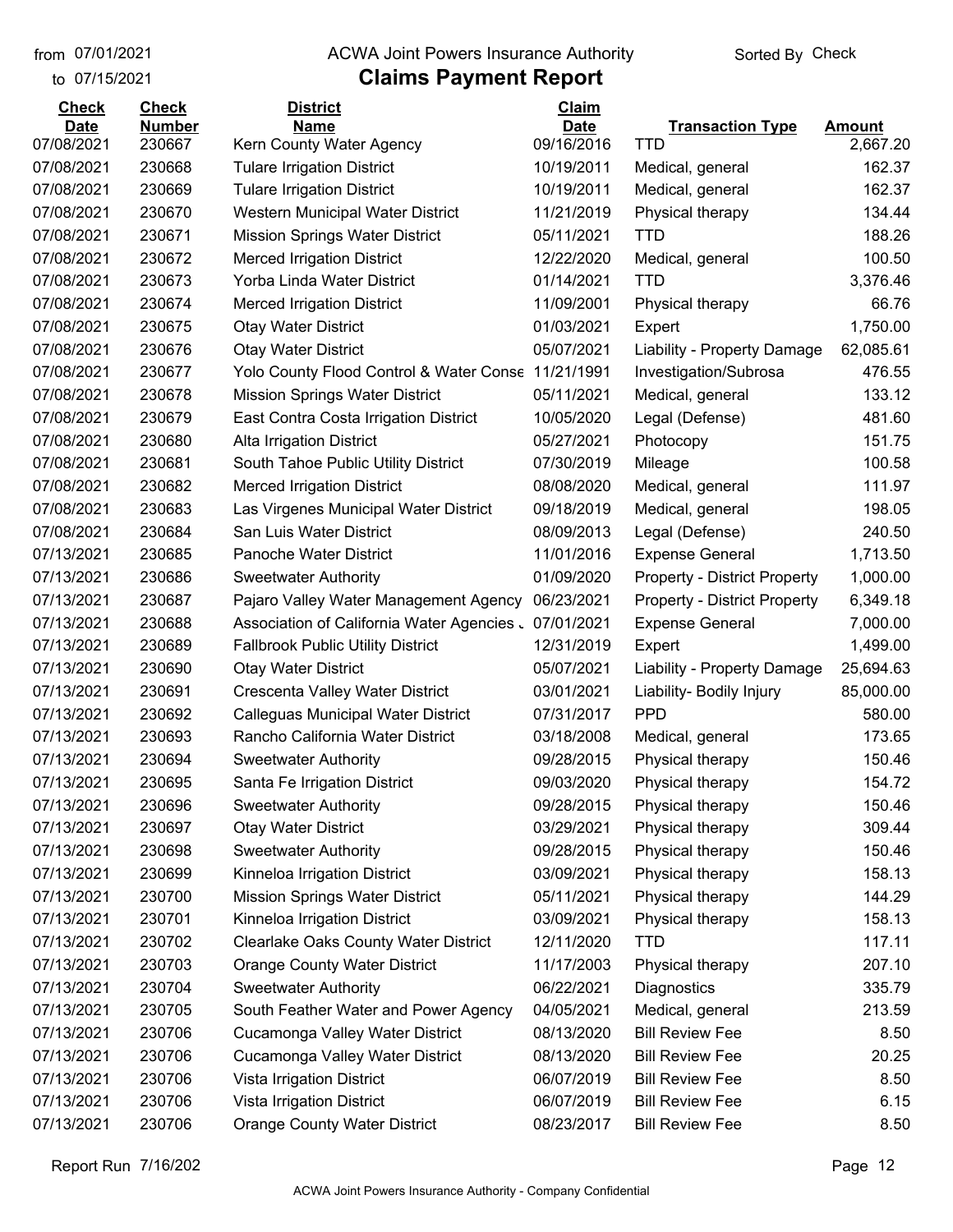from 07/01/2021 to 07/15/2021

# ACWA Joint Powers Insurance Authority

## Claims Payment Report

Sorted By Check

| Check Date | Check Number | District Name | Claim Date | Transaction Type | Amount |
|---|---|---|---|---|---|
| 07/08/2021 | 230667 | Kern County Water Agency | 09/16/2016 | TTD | 2,667.20 |
| 07/08/2021 | 230668 | Tulare Irrigation District | 10/19/2011 | Medical, general | 162.37 |
| 07/08/2021 | 230669 | Tulare Irrigation District | 10/19/2011 | Medical, general | 162.37 |
| 07/08/2021 | 230670 | Western Municipal Water District | 11/21/2019 | Physical therapy | 134.44 |
| 07/08/2021 | 230671 | Mission Springs Water District | 05/11/2021 | TTD | 188.26 |
| 07/08/2021 | 230672 | Merced Irrigation District | 12/22/2020 | Medical, general | 100.50 |
| 07/08/2021 | 230673 | Yorba Linda Water District | 01/14/2021 | TTD | 3,376.46 |
| 07/08/2021 | 230674 | Merced Irrigation District | 11/09/2001 | Physical therapy | 66.76 |
| 07/08/2021 | 230675 | Otay Water District | 01/03/2021 | Expert | 1,750.00 |
| 07/08/2021 | 230676 | Otay Water District | 05/07/2021 | Liability - Property Damage | 62,085.61 |
| 07/08/2021 | 230677 | Yolo County Flood Control & Water Conse | 11/21/1991 | Investigation/Subrosa | 476.55 |
| 07/08/2021 | 230678 | Mission Springs Water District | 05/11/2021 | Medical, general | 133.12 |
| 07/08/2021 | 230679 | East Contra Costa Irrigation District | 10/05/2020 | Legal (Defense) | 481.60 |
| 07/08/2021 | 230680 | Alta Irrigation District | 05/27/2021 | Photocopy | 151.75 |
| 07/08/2021 | 230681 | South Tahoe Public Utility District | 07/30/2019 | Mileage | 100.58 |
| 07/08/2021 | 230682 | Merced Irrigation District | 08/08/2020 | Medical, general | 111.97 |
| 07/08/2021 | 230683 | Las Virgenes Municipal Water District | 09/18/2019 | Medical, general | 198.05 |
| 07/08/2021 | 230684 | San Luis Water District | 08/09/2013 | Legal (Defense) | 240.50 |
| 07/13/2021 | 230685 | Panoche Water District | 11/01/2016 | Expense General | 1,713.50 |
| 07/13/2021 | 230686 | Sweetwater Authority | 01/09/2020 | Property - District Property | 1,000.00 |
| 07/13/2021 | 230687 | Pajaro Valley Water Management Agency | 06/23/2021 | Property - District Property | 6,349.18 |
| 07/13/2021 | 230688 | Association of California Water Agencies . | 07/01/2021 | Expense General | 7,000.00 |
| 07/13/2021 | 230689 | Fallbrook Public Utility District | 12/31/2019 | Expert | 1,499.00 |
| 07/13/2021 | 230690 | Otay Water District | 05/07/2021 | Liability - Property Damage | 25,694.63 |
| 07/13/2021 | 230691 | Crescenta Valley Water District | 03/01/2021 | Liability- Bodily Injury | 85,000.00 |
| 07/13/2021 | 230692 | Calleguas Municipal Water District | 07/31/2017 | PPD | 580.00 |
| 07/13/2021 | 230693 | Rancho California Water District | 03/18/2008 | Medical, general | 173.65 |
| 07/13/2021 | 230694 | Sweetwater Authority | 09/28/2015 | Physical therapy | 150.46 |
| 07/13/2021 | 230695 | Santa Fe Irrigation District | 09/03/2020 | Physical therapy | 154.72 |
| 07/13/2021 | 230696 | Sweetwater Authority | 09/28/2015 | Physical therapy | 150.46 |
| 07/13/2021 | 230697 | Otay Water District | 03/29/2021 | Physical therapy | 309.44 |
| 07/13/2021 | 230698 | Sweetwater Authority | 09/28/2015 | Physical therapy | 150.46 |
| 07/13/2021 | 230699 | Kinneloa Irrigation District | 03/09/2021 | Physical therapy | 158.13 |
| 07/13/2021 | 230700 | Mission Springs Water District | 05/11/2021 | Physical therapy | 144.29 |
| 07/13/2021 | 230701 | Kinneloa Irrigation District | 03/09/2021 | Physical therapy | 158.13 |
| 07/13/2021 | 230702 | Clearlake Oaks County Water District | 12/11/2020 | TTD | 117.11 |
| 07/13/2021 | 230703 | Orange County Water District | 11/17/2003 | Physical therapy | 207.10 |
| 07/13/2021 | 230704 | Sweetwater Authority | 06/22/2021 | Diagnostics | 335.79 |
| 07/13/2021 | 230705 | South Feather Water and Power Agency | 04/05/2021 | Medical, general | 213.59 |
| 07/13/2021 | 230706 | Cucamonga Valley Water District | 08/13/2020 | Bill Review Fee | 8.50 |
| 07/13/2021 | 230706 | Cucamonga Valley Water District | 08/13/2020 | Bill Review Fee | 20.25 |
| 07/13/2021 | 230706 | Vista Irrigation District | 06/07/2019 | Bill Review Fee | 8.50 |
| 07/13/2021 | 230706 | Vista Irrigation District | 06/07/2019 | Bill Review Fee | 6.15 |
| 07/13/2021 | 230706 | Orange County Water District | 08/23/2017 | Bill Review Fee | 8.50 |

Report Run 7/16/202

ACWA Joint Powers Insurance Authority - Company Confidential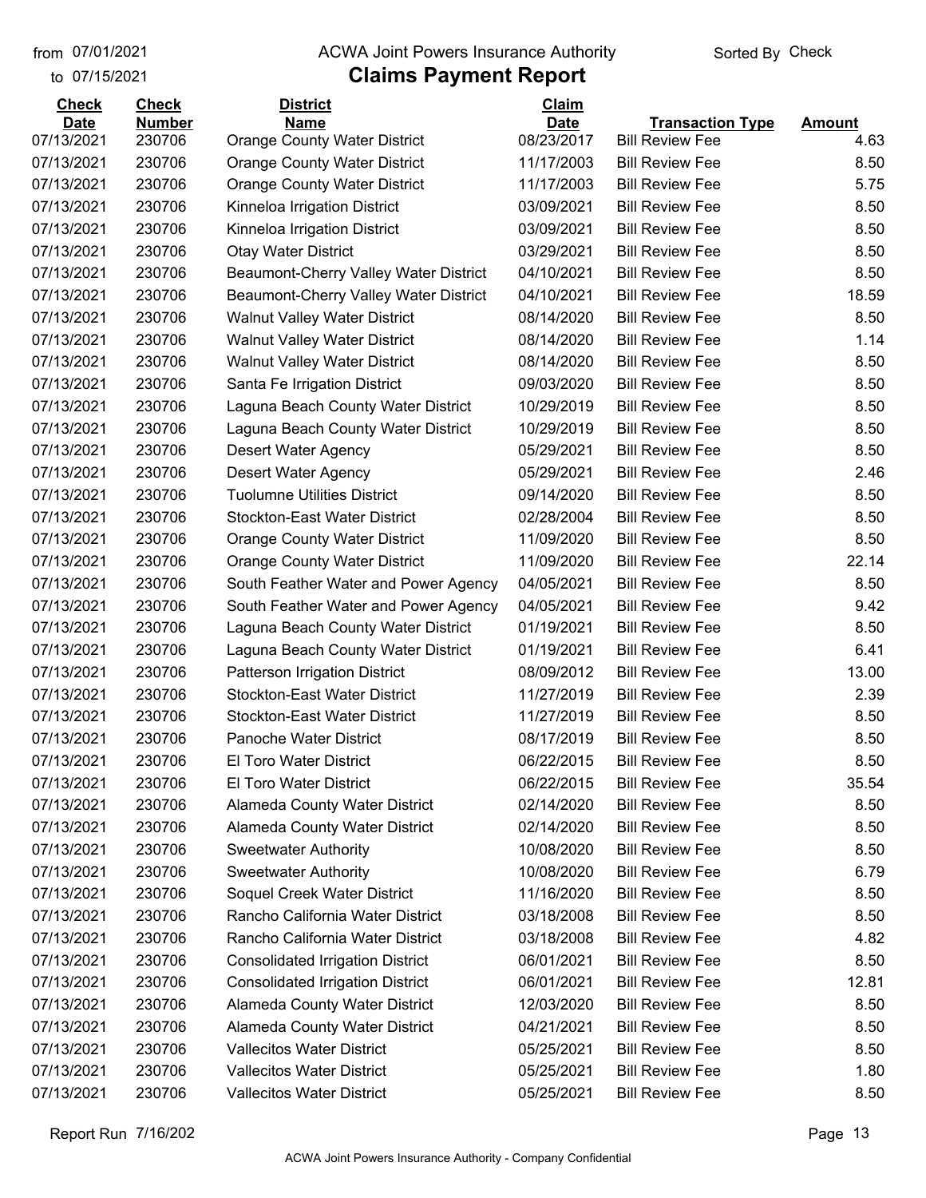# Claims Payment Report

from 07/01/2021 to 07/15/2021

ACWA Joint Powers Insurance Authority

Sorted By Check

| Check Date | Check Number | District Name | Claim Date | Transaction Type | Amount |
|---|---|---|---|---|---|
| 07/13/2021 | 230706 | Orange County Water District | 08/23/2017 | Bill Review Fee | 4.63 |
| 07/13/2021 | 230706 | Orange County Water District | 11/17/2003 | Bill Review Fee | 8.50 |
| 07/13/2021 | 230706 | Orange County Water District | 11/17/2003 | Bill Review Fee | 5.75 |
| 07/13/2021 | 230706 | Kinneloa Irrigation District | 03/09/2021 | Bill Review Fee | 8.50 |
| 07/13/2021 | 230706 | Kinneloa Irrigation District | 03/09/2021 | Bill Review Fee | 8.50 |
| 07/13/2021 | 230706 | Otay Water District | 03/29/2021 | Bill Review Fee | 8.50 |
| 07/13/2021 | 230706 | Beaumont-Cherry Valley Water District | 04/10/2021 | Bill Review Fee | 8.50 |
| 07/13/2021 | 230706 | Beaumont-Cherry Valley Water District | 04/10/2021 | Bill Review Fee | 18.59 |
| 07/13/2021 | 230706 | Walnut Valley Water District | 08/14/2020 | Bill Review Fee | 8.50 |
| 07/13/2021 | 230706 | Walnut Valley Water District | 08/14/2020 | Bill Review Fee | 1.14 |
| 07/13/2021 | 230706 | Walnut Valley Water District | 08/14/2020 | Bill Review Fee | 8.50 |
| 07/13/2021 | 230706 | Santa Fe Irrigation District | 09/03/2020 | Bill Review Fee | 8.50 |
| 07/13/2021 | 230706 | Laguna Beach County Water District | 10/29/2019 | Bill Review Fee | 8.50 |
| 07/13/2021 | 230706 | Laguna Beach County Water District | 10/29/2019 | Bill Review Fee | 8.50 |
| 07/13/2021 | 230706 | Desert Water Agency | 05/29/2021 | Bill Review Fee | 8.50 |
| 07/13/2021 | 230706 | Desert Water Agency | 05/29/2021 | Bill Review Fee | 2.46 |
| 07/13/2021 | 230706 | Tuolumne Utilities District | 09/14/2020 | Bill Review Fee | 8.50 |
| 07/13/2021 | 230706 | Stockton-East Water District | 02/28/2004 | Bill Review Fee | 8.50 |
| 07/13/2021 | 230706 | Orange County Water District | 11/09/2020 | Bill Review Fee | 8.50 |
| 07/13/2021 | 230706 | Orange County Water District | 11/09/2020 | Bill Review Fee | 22.14 |
| 07/13/2021 | 230706 | South Feather Water and Power Agency | 04/05/2021 | Bill Review Fee | 8.50 |
| 07/13/2021 | 230706 | South Feather Water and Power Agency | 04/05/2021 | Bill Review Fee | 9.42 |
| 07/13/2021 | 230706 | Laguna Beach County Water District | 01/19/2021 | Bill Review Fee | 8.50 |
| 07/13/2021 | 230706 | Laguna Beach County Water District | 01/19/2021 | Bill Review Fee | 6.41 |
| 07/13/2021 | 230706 | Patterson Irrigation District | 08/09/2012 | Bill Review Fee | 13.00 |
| 07/13/2021 | 230706 | Stockton-East Water District | 11/27/2019 | Bill Review Fee | 2.39 |
| 07/13/2021 | 230706 | Stockton-East Water District | 11/27/2019 | Bill Review Fee | 8.50 |
| 07/13/2021 | 230706 | Panoche Water District | 08/17/2019 | Bill Review Fee | 8.50 |
| 07/13/2021 | 230706 | El Toro Water District | 06/22/2015 | Bill Review Fee | 8.50 |
| 07/13/2021 | 230706 | El Toro Water District | 06/22/2015 | Bill Review Fee | 35.54 |
| 07/13/2021 | 230706 | Alameda County Water District | 02/14/2020 | Bill Review Fee | 8.50 |
| 07/13/2021 | 230706 | Alameda County Water District | 02/14/2020 | Bill Review Fee | 8.50 |
| 07/13/2021 | 230706 | Sweetwater Authority | 10/08/2020 | Bill Review Fee | 8.50 |
| 07/13/2021 | 230706 | Sweetwater Authority | 10/08/2020 | Bill Review Fee | 6.79 |
| 07/13/2021 | 230706 | Soquel Creek Water District | 11/16/2020 | Bill Review Fee | 8.50 |
| 07/13/2021 | 230706 | Rancho California Water District | 03/18/2008 | Bill Review Fee | 8.50 |
| 07/13/2021 | 230706 | Rancho California Water District | 03/18/2008 | Bill Review Fee | 4.82 |
| 07/13/2021 | 230706 | Consolidated Irrigation District | 06/01/2021 | Bill Review Fee | 8.50 |
| 07/13/2021 | 230706 | Consolidated Irrigation District | 06/01/2021 | Bill Review Fee | 12.81 |
| 07/13/2021 | 230706 | Alameda County Water District | 12/03/2020 | Bill Review Fee | 8.50 |
| 07/13/2021 | 230706 | Alameda County Water District | 04/21/2021 | Bill Review Fee | 8.50 |
| 07/13/2021 | 230706 | Vallecitos Water District | 05/25/2021 | Bill Review Fee | 8.50 |
| 07/13/2021 | 230706 | Vallecitos Water District | 05/25/2021 | Bill Review Fee | 1.80 |
| 07/13/2021 | 230706 | Vallecitos Water District | 05/25/2021 | Bill Review Fee | 8.50 |

Report Run 7/16/202

ACWA Joint Powers Insurance Authority - Company Confidential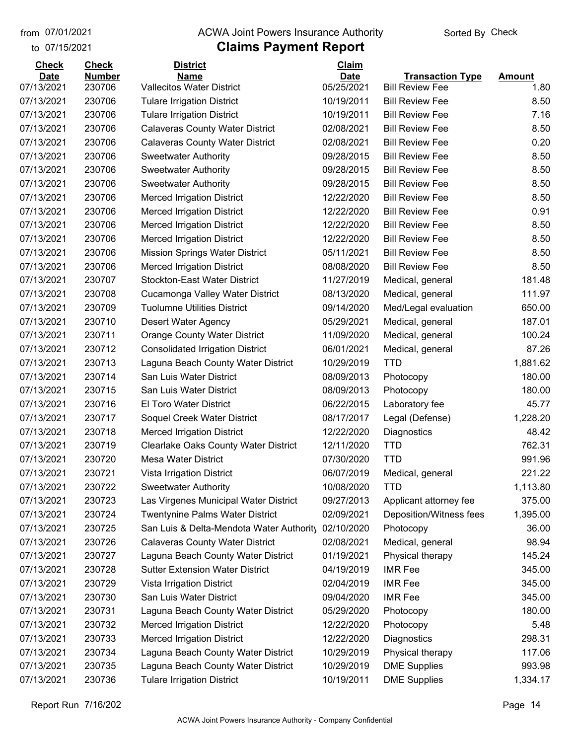from 07/01/2021
to 07/15/2021

ACWA Joint Powers Insurance Authority

# Claims Payment Report

Sorted By Check

| Check Date | Check Number | District Name | Claim Date | Transaction Type | Amount |
|---|---|---|---|---|---|
| 07/13/2021 | 230706 | Vallecitos Water District | 05/25/2021 | Bill Review Fee | 1.80 |
| 07/13/2021 | 230706 | Tulare Irrigation District | 10/19/2011 | Bill Review Fee | 8.50 |
| 07/13/2021 | 230706 | Tulare Irrigation District | 10/19/2011 | Bill Review Fee | 7.16 |
| 07/13/2021 | 230706 | Calaveras County Water District | 02/08/2021 | Bill Review Fee | 8.50 |
| 07/13/2021 | 230706 | Calaveras County Water District | 02/08/2021 | Bill Review Fee | 0.20 |
| 07/13/2021 | 230706 | Sweetwater Authority | 09/28/2015 | Bill Review Fee | 8.50 |
| 07/13/2021 | 230706 | Sweetwater Authority | 09/28/2015 | Bill Review Fee | 8.50 |
| 07/13/2021 | 230706 | Sweetwater Authority | 09/28/2015 | Bill Review Fee | 8.50 |
| 07/13/2021 | 230706 | Merced Irrigation District | 12/22/2020 | Bill Review Fee | 8.50 |
| 07/13/2021 | 230706 | Merced Irrigation District | 12/22/2020 | Bill Review Fee | 0.91 |
| 07/13/2021 | 230706 | Merced Irrigation District | 12/22/2020 | Bill Review Fee | 8.50 |
| 07/13/2021 | 230706 | Merced Irrigation District | 12/22/2020 | Bill Review Fee | 8.50 |
| 07/13/2021 | 230706 | Mission Springs Water District | 05/11/2021 | Bill Review Fee | 8.50 |
| 07/13/2021 | 230706 | Merced Irrigation District | 08/08/2020 | Bill Review Fee | 8.50 |
| 07/13/2021 | 230707 | Stockton-East Water District | 11/27/2019 | Medical, general | 181.48 |
| 07/13/2021 | 230708 | Cucamonga Valley Water District | 08/13/2020 | Medical, general | 111.97 |
| 07/13/2021 | 230709 | Tuolumne Utilities District | 09/14/2020 | Med/Legal evaluation | 650.00 |
| 07/13/2021 | 230710 | Desert Water Agency | 05/29/2021 | Medical, general | 187.01 |
| 07/13/2021 | 230711 | Orange County Water District | 11/09/2020 | Medical, general | 100.24 |
| 07/13/2021 | 230712 | Consolidated Irrigation District | 06/01/2021 | Medical, general | 87.26 |
| 07/13/2021 | 230713 | Laguna Beach County Water District | 10/29/2019 | TTD | 1,881.62 |
| 07/13/2021 | 230714 | San Luis Water District | 08/09/2013 | Photocopy | 180.00 |
| 07/13/2021 | 230715 | San Luis Water District | 08/09/2013 | Photocopy | 180.00 |
| 07/13/2021 | 230716 | El Toro Water District | 06/22/2015 | Laboratory fee | 45.77 |
| 07/13/2021 | 230717 | Soquel Creek Water District | 08/17/2017 | Legal (Defense) | 1,228.20 |
| 07/13/2021 | 230718 | Merced Irrigation District | 12/22/2020 | Diagnostics | 48.42 |
| 07/13/2021 | 230719 | Clearlake Oaks County Water District | 12/11/2020 | TTD | 762.31 |
| 07/13/2021 | 230720 | Mesa Water District | 07/30/2020 | TTD | 991.96 |
| 07/13/2021 | 230721 | Vista Irrigation District | 06/07/2019 | Medical, general | 221.22 |
| 07/13/2021 | 230722 | Sweetwater Authority | 10/08/2020 | TTD | 1,113.80 |
| 07/13/2021 | 230723 | Las Virgenes Municipal Water District | 09/27/2013 | Applicant attorney fee | 375.00 |
| 07/13/2021 | 230724 | Twentynine Palms Water District | 02/09/2021 | Deposition/Witness fees | 1,395.00 |
| 07/13/2021 | 230725 | San Luis & Delta-Mendota Water Authority | 02/10/2020 | Photocopy | 36.00 |
| 07/13/2021 | 230726 | Calaveras County Water District | 02/08/2021 | Medical, general | 98.94 |
| 07/13/2021 | 230727 | Laguna Beach County Water District | 01/19/2021 | Physical therapy | 145.24 |
| 07/13/2021 | 230728 | Sutter Extension Water District | 04/19/2019 | IMR Fee | 345.00 |
| 07/13/2021 | 230729 | Vista Irrigation District | 02/04/2019 | IMR Fee | 345.00 |
| 07/13/2021 | 230730 | San Luis Water District | 09/04/2020 | IMR Fee | 345.00 |
| 07/13/2021 | 230731 | Laguna Beach County Water District | 05/29/2020 | Photocopy | 180.00 |
| 07/13/2021 | 230732 | Merced Irrigation District | 12/22/2020 | Photocopy | 5.48 |
| 07/13/2021 | 230733 | Merced Irrigation District | 12/22/2020 | Diagnostics | 298.31 |
| 07/13/2021 | 230734 | Laguna Beach County Water District | 10/29/2019 | Physical therapy | 117.06 |
| 07/13/2021 | 230735 | Laguna Beach County Water District | 10/29/2019 | DME Supplies | 993.98 |
| 07/13/2021 | 230736 | Tulare Irrigation District | 10/19/2011 | DME Supplies | 1,334.17 |

Report Run 7/16/202

ACWA Joint Powers Insurance Authority - Company Confidential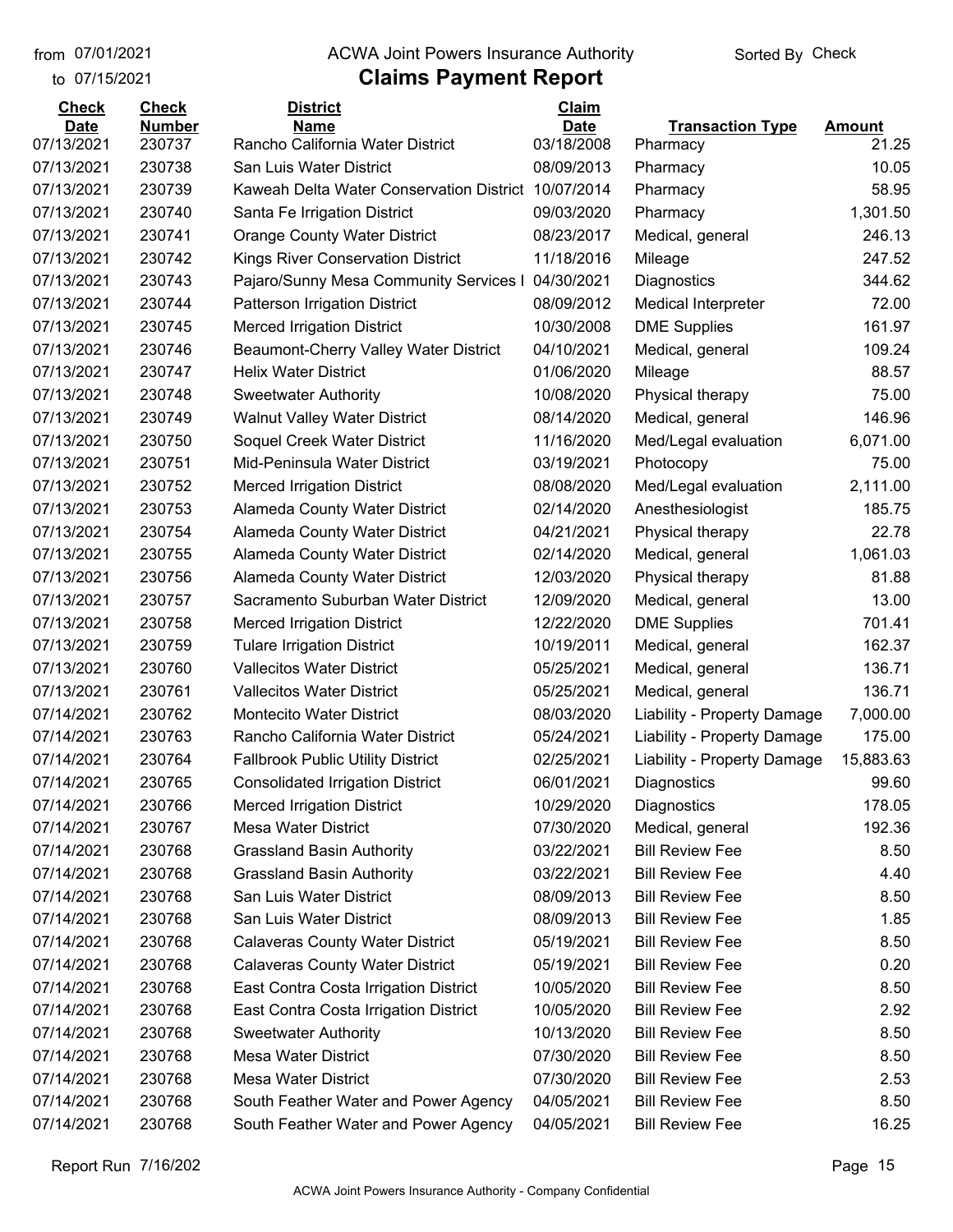from 07/01/2021
to 07/15/2021

# ACWA Joint Powers Insurance Authority

## Claims Payment Report

Sorted By Check

| Check Date | Check Number | District Name | Claim Date | Transaction Type | Amount |
|---|---|---|---|---|---|
| 07/13/2021 | 230737 | Rancho California Water District | 03/18/2008 | Pharmacy | 21.25 |
| 07/13/2021 | 230738 | San Luis Water District | 08/09/2013 | Pharmacy | 10.05 |
| 07/13/2021 | 230739 | Kaweah Delta Water Conservation District | 10/07/2014 | Pharmacy | 58.95 |
| 07/13/2021 | 230740 | Santa Fe Irrigation District | 09/03/2020 | Pharmacy | 1,301.50 |
| 07/13/2021 | 230741 | Orange County Water District | 08/23/2017 | Medical, general | 246.13 |
| 07/13/2021 | 230742 | Kings River Conservation District | 11/18/2016 | Mileage | 247.52 |
| 07/13/2021 | 230743 | Pajaro/Sunny Mesa Community Services I | 04/30/2021 | Diagnostics | 344.62 |
| 07/13/2021 | 230744 | Patterson Irrigation District | 08/09/2012 | Medical Interpreter | 72.00 |
| 07/13/2021 | 230745 | Merced Irrigation District | 10/30/2008 | DME Supplies | 161.97 |
| 07/13/2021 | 230746 | Beaumont-Cherry Valley Water District | 04/10/2021 | Medical, general | 109.24 |
| 07/13/2021 | 230747 | Helix Water District | 01/06/2020 | Mileage | 88.57 |
| 07/13/2021 | 230748 | Sweetwater Authority | 10/08/2020 | Physical therapy | 75.00 |
| 07/13/2021 | 230749 | Walnut Valley Water District | 08/14/2020 | Medical, general | 146.96 |
| 07/13/2021 | 230750 | Soquel Creek Water District | 11/16/2020 | Med/Legal evaluation | 6,071.00 |
| 07/13/2021 | 230751 | Mid-Peninsula Water District | 03/19/2021 | Photocopy | 75.00 |
| 07/13/2021 | 230752 | Merced Irrigation District | 08/08/2020 | Med/Legal evaluation | 2,111.00 |
| 07/13/2021 | 230753 | Alameda County Water District | 02/14/2020 | Anesthesiologist | 185.75 |
| 07/13/2021 | 230754 | Alameda County Water District | 04/21/2021 | Physical therapy | 22.78 |
| 07/13/2021 | 230755 | Alameda County Water District | 02/14/2020 | Medical, general | 1,061.03 |
| 07/13/2021 | 230756 | Alameda County Water District | 12/03/2020 | Physical therapy | 81.88 |
| 07/13/2021 | 230757 | Sacramento Suburban Water District | 12/09/2020 | Medical, general | 13.00 |
| 07/13/2021 | 230758 | Merced Irrigation District | 12/22/2020 | DME Supplies | 701.41 |
| 07/13/2021 | 230759 | Tulare Irrigation District | 10/19/2011 | Medical, general | 162.37 |
| 07/13/2021 | 230760 | Vallecitos Water District | 05/25/2021 | Medical, general | 136.71 |
| 07/13/2021 | 230761 | Vallecitos Water District | 05/25/2021 | Medical, general | 136.71 |
| 07/14/2021 | 230762 | Montecito Water District | 08/03/2020 | Liability - Property Damage | 7,000.00 |
| 07/14/2021 | 230763 | Rancho California Water District | 05/24/2021 | Liability - Property Damage | 175.00 |
| 07/14/2021 | 230764 | Fallbrook Public Utility District | 02/25/2021 | Liability - Property Damage | 15,883.63 |
| 07/14/2021 | 230765 | Consolidated Irrigation District | 06/01/2021 | Diagnostics | 99.60 |
| 07/14/2021 | 230766 | Merced Irrigation District | 10/29/2020 | Diagnostics | 178.05 |
| 07/14/2021 | 230767 | Mesa Water District | 07/30/2020 | Medical, general | 192.36 |
| 07/14/2021 | 230768 | Grassland Basin Authority | 03/22/2021 | Bill Review Fee | 8.50 |
| 07/14/2021 | 230768 | Grassland Basin Authority | 03/22/2021 | Bill Review Fee | 4.40 |
| 07/14/2021 | 230768 | San Luis Water District | 08/09/2013 | Bill Review Fee | 8.50 |
| 07/14/2021 | 230768 | San Luis Water District | 08/09/2013 | Bill Review Fee | 1.85 |
| 07/14/2021 | 230768 | Calaveras County Water District | 05/19/2021 | Bill Review Fee | 8.50 |
| 07/14/2021 | 230768 | Calaveras County Water District | 05/19/2021 | Bill Review Fee | 0.20 |
| 07/14/2021 | 230768 | East Contra Costa Irrigation District | 10/05/2020 | Bill Review Fee | 8.50 |
| 07/14/2021 | 230768 | East Contra Costa Irrigation District | 10/05/2020 | Bill Review Fee | 2.92 |
| 07/14/2021 | 230768 | Sweetwater Authority | 10/13/2020 | Bill Review Fee | 8.50 |
| 07/14/2021 | 230768 | Mesa Water District | 07/30/2020 | Bill Review Fee | 8.50 |
| 07/14/2021 | 230768 | Mesa Water District | 07/30/2020 | Bill Review Fee | 2.53 |
| 07/14/2021 | 230768 | South Feather Water and Power Agency | 04/05/2021 | Bill Review Fee | 8.50 |
| 07/14/2021 | 230768 | South Feather Water and Power Agency | 04/05/2021 | Bill Review Fee | 16.25 |

Report Run 7/16/202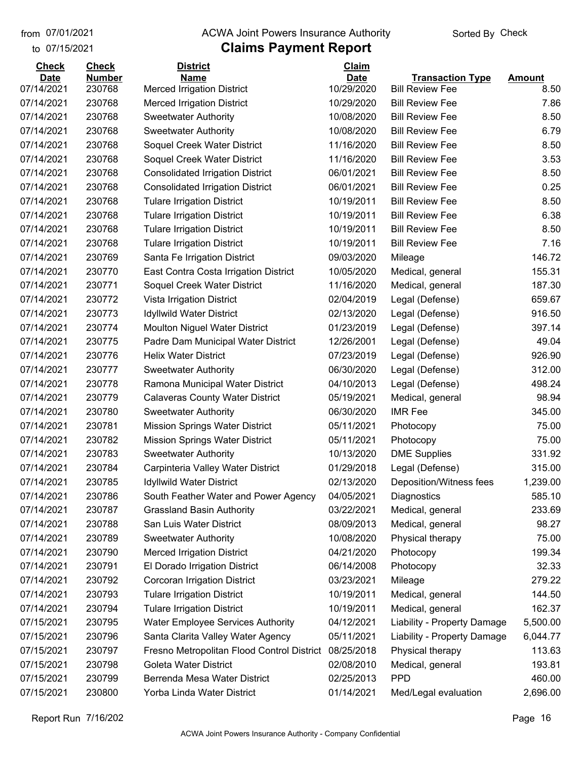from 07/01/2021
to 07/15/2021

# ACWA Joint Powers Insurance Authority

## Claims Payment Report

Sorted By Check

| Check Date | Check Number | District Name | Claim Date | Transaction Type | Amount |
|---|---|---|---|---|---|
| 07/14/2021 | 230768 | Merced Irrigation District | 10/29/2020 | Bill Review Fee | 8.50 |
| 07/14/2021 | 230768 | Merced Irrigation District | 10/29/2020 | Bill Review Fee | 7.86 |
| 07/14/2021 | 230768 | Sweetwater Authority | 10/08/2020 | Bill Review Fee | 8.50 |
| 07/14/2021 | 230768 | Sweetwater Authority | 10/08/2020 | Bill Review Fee | 6.79 |
| 07/14/2021 | 230768 | Soquel Creek Water District | 11/16/2020 | Bill Review Fee | 8.50 |
| 07/14/2021 | 230768 | Soquel Creek Water District | 11/16/2020 | Bill Review Fee | 3.53 |
| 07/14/2021 | 230768 | Consolidated Irrigation District | 06/01/2021 | Bill Review Fee | 8.50 |
| 07/14/2021 | 230768 | Consolidated Irrigation District | 06/01/2021 | Bill Review Fee | 0.25 |
| 07/14/2021 | 230768 | Tulare Irrigation District | 10/19/2011 | Bill Review Fee | 8.50 |
| 07/14/2021 | 230768 | Tulare Irrigation District | 10/19/2011 | Bill Review Fee | 6.38 |
| 07/14/2021 | 230768 | Tulare Irrigation District | 10/19/2011 | Bill Review Fee | 8.50 |
| 07/14/2021 | 230768 | Tulare Irrigation District | 10/19/2011 | Bill Review Fee | 7.16 |
| 07/14/2021 | 230769 | Santa Fe Irrigation District | 09/03/2020 | Mileage | 146.72 |
| 07/14/2021 | 230770 | East Contra Costa Irrigation District | 10/05/2020 | Medical, general | 155.31 |
| 07/14/2021 | 230771 | Soquel Creek Water District | 11/16/2020 | Medical, general | 187.30 |
| 07/14/2021 | 230772 | Vista Irrigation District | 02/04/2019 | Legal (Defense) | 659.67 |
| 07/14/2021 | 230773 | Idyllwild Water District | 02/13/2020 | Legal (Defense) | 916.50 |
| 07/14/2021 | 230774 | Moulton Niguel Water District | 01/23/2019 | Legal (Defense) | 397.14 |
| 07/14/2021 | 230775 | Padre Dam Municipal Water District | 12/26/2001 | Legal (Defense) | 49.04 |
| 07/14/2021 | 230776 | Helix Water District | 07/23/2019 | Legal (Defense) | 926.90 |
| 07/14/2021 | 230777 | Sweetwater Authority | 06/30/2020 | Legal (Defense) | 312.00 |
| 07/14/2021 | 230778 | Ramona Municipal Water District | 04/10/2013 | Legal (Defense) | 498.24 |
| 07/14/2021 | 230779 | Calaveras County Water District | 05/19/2021 | Medical, general | 98.94 |
| 07/14/2021 | 230780 | Sweetwater Authority | 06/30/2020 | IMR Fee | 345.00 |
| 07/14/2021 | 230781 | Mission Springs Water District | 05/11/2021 | Photocopy | 75.00 |
| 07/14/2021 | 230782 | Mission Springs Water District | 05/11/2021 | Photocopy | 75.00 |
| 07/14/2021 | 230783 | Sweetwater Authority | 10/13/2020 | DME Supplies | 331.92 |
| 07/14/2021 | 230784 | Carpinteria Valley Water District | 01/29/2018 | Legal (Defense) | 315.00 |
| 07/14/2021 | 230785 | Idyllwild Water District | 02/13/2020 | Deposition/Witness fees | 1,239.00 |
| 07/14/2021 | 230786 | South Feather Water and Power Agency | 04/05/2021 | Diagnostics | 585.10 |
| 07/14/2021 | 230787 | Grassland Basin Authority | 03/22/2021 | Medical, general | 233.69 |
| 07/14/2021 | 230788 | San Luis Water District | 08/09/2013 | Medical, general | 98.27 |
| 07/14/2021 | 230789 | Sweetwater Authority | 10/08/2020 | Physical therapy | 75.00 |
| 07/14/2021 | 230790 | Merced Irrigation District | 04/21/2020 | Photocopy | 199.34 |
| 07/14/2021 | 230791 | El Dorado Irrigation District | 06/14/2008 | Photocopy | 32.33 |
| 07/14/2021 | 230792 | Corcoran Irrigation District | 03/23/2021 | Mileage | 279.22 |
| 07/14/2021 | 230793 | Tulare Irrigation District | 10/19/2011 | Medical, general | 144.50 |
| 07/14/2021 | 230794 | Tulare Irrigation District | 10/19/2011 | Medical, general | 162.37 |
| 07/15/2021 | 230795 | Water Employee Services Authority | 04/12/2021 | Liability - Property Damage | 5,500.00 |
| 07/15/2021 | 230796 | Santa Clarita Valley Water Agency | 05/11/2021 | Liability - Property Damage | 6,044.77 |
| 07/15/2021 | 230797 | Fresno Metropolitan Flood Control District | 08/25/2018 | Physical therapy | 113.63 |
| 07/15/2021 | 230798 | Goleta Water District | 02/08/2010 | Medical, general | 193.81 |
| 07/15/2021 | 230799 | Berrenda Mesa Water District | 02/25/2013 | PPD | 460.00 |
| 07/15/2021 | 230800 | Yorba Linda Water District | 01/14/2021 | Med/Legal evaluation | 2,696.00 |

Report Run 7/16/202

ACWA Joint Powers Insurance Authority - Company Confidential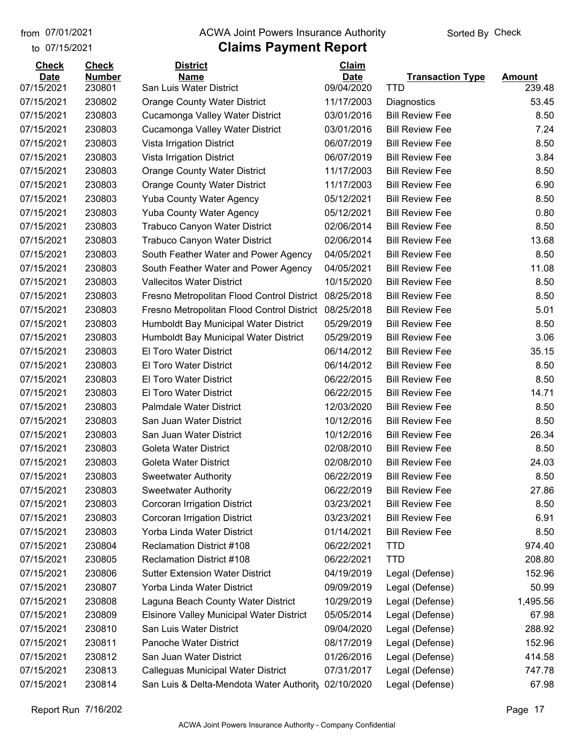from 07/01/2021

to 07/15/2021

# ACWA Joint Powers Insurance Authority

## Claims Payment Report

Sorted By Check

| Check Date | Check Number | District Name | Claim Date | Transaction Type | Amount |
|---|---|---|---|---|---|
| 07/15/2021 | 230801 | San Luis Water District | 09/04/2020 | TTD | 239.48 |
| 07/15/2021 | 230802 | Orange County Water District | 11/17/2003 | Diagnostics | 53.45 |
| 07/15/2021 | 230803 | Cucamonga Valley Water District | 03/01/2016 | Bill Review Fee | 8.50 |
| 07/15/2021 | 230803 | Cucamonga Valley Water District | 03/01/2016 | Bill Review Fee | 7.24 |
| 07/15/2021 | 230803 | Vista Irrigation District | 06/07/2019 | Bill Review Fee | 8.50 |
| 07/15/2021 | 230803 | Vista Irrigation District | 06/07/2019 | Bill Review Fee | 3.84 |
| 07/15/2021 | 230803 | Orange County Water District | 11/17/2003 | Bill Review Fee | 8.50 |
| 07/15/2021 | 230803 | Orange County Water District | 11/17/2003 | Bill Review Fee | 6.90 |
| 07/15/2021 | 230803 | Yuba County Water Agency | 05/12/2021 | Bill Review Fee | 8.50 |
| 07/15/2021 | 230803 | Yuba County Water Agency | 05/12/2021 | Bill Review Fee | 0.80 |
| 07/15/2021 | 230803 | Trabuco Canyon Water District | 02/06/2014 | Bill Review Fee | 8.50 |
| 07/15/2021 | 230803 | Trabuco Canyon Water District | 02/06/2014 | Bill Review Fee | 13.68 |
| 07/15/2021 | 230803 | South Feather Water and Power Agency | 04/05/2021 | Bill Review Fee | 8.50 |
| 07/15/2021 | 230803 | South Feather Water and Power Agency | 04/05/2021 | Bill Review Fee | 11.08 |
| 07/15/2021 | 230803 | Vallecitos Water District | 10/15/2020 | Bill Review Fee | 8.50 |
| 07/15/2021 | 230803 | Fresno Metropolitan Flood Control District | 08/25/2018 | Bill Review Fee | 8.50 |
| 07/15/2021 | 230803 | Fresno Metropolitan Flood Control District | 08/25/2018 | Bill Review Fee | 5.01 |
| 07/15/2021 | 230803 | Humboldt Bay Municipal Water District | 05/29/2019 | Bill Review Fee | 8.50 |
| 07/15/2021 | 230803 | Humboldt Bay Municipal Water District | 05/29/2019 | Bill Review Fee | 3.06 |
| 07/15/2021 | 230803 | El Toro Water District | 06/14/2012 | Bill Review Fee | 35.15 |
| 07/15/2021 | 230803 | El Toro Water District | 06/14/2012 | Bill Review Fee | 8.50 |
| 07/15/2021 | 230803 | El Toro Water District | 06/22/2015 | Bill Review Fee | 8.50 |
| 07/15/2021 | 230803 | El Toro Water District | 06/22/2015 | Bill Review Fee | 14.71 |
| 07/15/2021 | 230803 | Palmdale Water District | 12/03/2020 | Bill Review Fee | 8.50 |
| 07/15/2021 | 230803 | San Juan Water District | 10/12/2016 | Bill Review Fee | 8.50 |
| 07/15/2021 | 230803 | San Juan Water District | 10/12/2016 | Bill Review Fee | 26.34 |
| 07/15/2021 | 230803 | Goleta Water District | 02/08/2010 | Bill Review Fee | 8.50 |
| 07/15/2021 | 230803 | Goleta Water District | 02/08/2010 | Bill Review Fee | 24.03 |
| 07/15/2021 | 230803 | Sweetwater Authority | 06/22/2019 | Bill Review Fee | 8.50 |
| 07/15/2021 | 230803 | Sweetwater Authority | 06/22/2019 | Bill Review Fee | 27.86 |
| 07/15/2021 | 230803 | Corcoran Irrigation District | 03/23/2021 | Bill Review Fee | 8.50 |
| 07/15/2021 | 230803 | Corcoran Irrigation District | 03/23/2021 | Bill Review Fee | 6.91 |
| 07/15/2021 | 230803 | Yorba Linda Water District | 01/14/2021 | Bill Review Fee | 8.50 |
| 07/15/2021 | 230804 | Reclamation District #108 | 06/22/2021 | TTD | 974.40 |
| 07/15/2021 | 230805 | Reclamation District #108 | 06/22/2021 | TTD | 208.80 |
| 07/15/2021 | 230806 | Sutter Extension Water District | 04/19/2019 | Legal (Defense) | 152.96 |
| 07/15/2021 | 230807 | Yorba Linda Water District | 09/09/2019 | Legal (Defense) | 50.99 |
| 07/15/2021 | 230808 | Laguna Beach County Water District | 10/29/2019 | Legal (Defense) | 1,495.56 |
| 07/15/2021 | 230809 | Elsinore Valley Municipal Water District | 05/05/2014 | Legal (Defense) | 67.98 |
| 07/15/2021 | 230810 | San Luis Water District | 09/04/2020 | Legal (Defense) | 288.92 |
| 07/15/2021 | 230811 | Panoche Water District | 08/17/2019 | Legal (Defense) | 152.96 |
| 07/15/2021 | 230812 | San Juan Water District | 01/26/2016 | Legal (Defense) | 414.58 |
| 07/15/2021 | 230813 | Calleguas Municipal Water District | 07/31/2017 | Legal (Defense) | 747.78 |
| 07/15/2021 | 230814 | San Luis & Delta-Mendota Water Authority | 02/10/2020 | Legal (Defense) | 67.98 |

Report Run 7/16/202

ACWA Joint Powers Insurance Authority - Company Confidential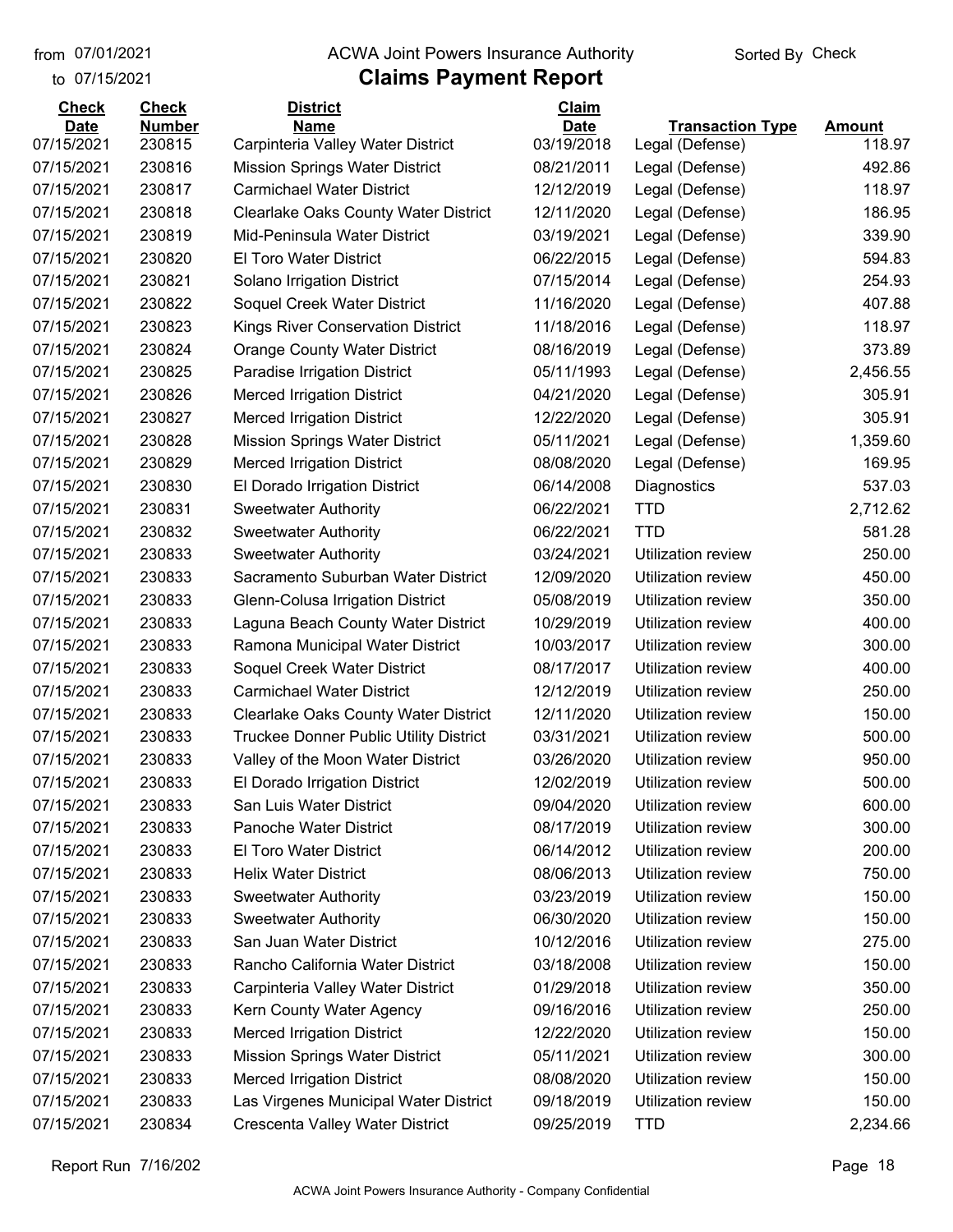from 07/01/2021
to 07/15/2021

ACWA Joint Powers Insurance Authority

# Claims Payment Report

Sorted By Check

| Check Date | Check Number | District Name | Claim Date | Transaction Type | Amount |
|---|---|---|---|---|---|
| 07/15/2021 | 230815 | Carpinteria Valley Water District | 03/19/2018 | Legal (Defense) | 118.97 |
| 07/15/2021 | 230816 | Mission Springs Water District | 08/21/2011 | Legal (Defense) | 492.86 |
| 07/15/2021 | 230817 | Carmichael Water District | 12/12/2019 | Legal (Defense) | 118.97 |
| 07/15/2021 | 230818 | Clearlake Oaks County Water District | 12/11/2020 | Legal (Defense) | 186.95 |
| 07/15/2021 | 230819 | Mid-Peninsula Water District | 03/19/2021 | Legal (Defense) | 339.90 |
| 07/15/2021 | 230820 | El Toro Water District | 06/22/2015 | Legal (Defense) | 594.83 |
| 07/15/2021 | 230821 | Solano Irrigation District | 07/15/2014 | Legal (Defense) | 254.93 |
| 07/15/2021 | 230822 | Soquel Creek Water District | 11/16/2020 | Legal (Defense) | 407.88 |
| 07/15/2021 | 230823 | Kings River Conservation District | 11/18/2016 | Legal (Defense) | 118.97 |
| 07/15/2021 | 230824 | Orange County Water District | 08/16/2019 | Legal (Defense) | 373.89 |
| 07/15/2021 | 230825 | Paradise Irrigation District | 05/11/1993 | Legal (Defense) | 2,456.55 |
| 07/15/2021 | 230826 | Merced Irrigation District | 04/21/2020 | Legal (Defense) | 305.91 |
| 07/15/2021 | 230827 | Merced Irrigation District | 12/22/2020 | Legal (Defense) | 305.91 |
| 07/15/2021 | 230828 | Mission Springs Water District | 05/11/2021 | Legal (Defense) | 1,359.60 |
| 07/15/2021 | 230829 | Merced Irrigation District | 08/08/2020 | Legal (Defense) | 169.95 |
| 07/15/2021 | 230830 | El Dorado Irrigation District | 06/14/2008 | Diagnostics | 537.03 |
| 07/15/2021 | 230831 | Sweetwater Authority | 06/22/2021 | TTD | 2,712.62 |
| 07/15/2021 | 230832 | Sweetwater Authority | 06/22/2021 | TTD | 581.28 |
| 07/15/2021 | 230833 | Sweetwater Authority | 03/24/2021 | Utilization review | 250.00 |
| 07/15/2021 | 230833 | Sacramento Suburban Water District | 12/09/2020 | Utilization review | 450.00 |
| 07/15/2021 | 230833 | Glenn-Colusa Irrigation District | 05/08/2019 | Utilization review | 350.00 |
| 07/15/2021 | 230833 | Laguna Beach County Water District | 10/29/2019 | Utilization review | 400.00 |
| 07/15/2021 | 230833 | Ramona Municipal Water District | 10/03/2017 | Utilization review | 300.00 |
| 07/15/2021 | 230833 | Soquel Creek Water District | 08/17/2017 | Utilization review | 400.00 |
| 07/15/2021 | 230833 | Carmichael Water District | 12/12/2019 | Utilization review | 250.00 |
| 07/15/2021 | 230833 | Clearlake Oaks County Water District | 12/11/2020 | Utilization review | 150.00 |
| 07/15/2021 | 230833 | Truckee Donner Public Utility District | 03/31/2021 | Utilization review | 500.00 |
| 07/15/2021 | 230833 | Valley of the Moon Water District | 03/26/2020 | Utilization review | 950.00 |
| 07/15/2021 | 230833 | El Dorado Irrigation District | 12/02/2019 | Utilization review | 500.00 |
| 07/15/2021 | 230833 | San Luis Water District | 09/04/2020 | Utilization review | 600.00 |
| 07/15/2021 | 230833 | Panoche Water District | 08/17/2019 | Utilization review | 300.00 |
| 07/15/2021 | 230833 | El Toro Water District | 06/14/2012 | Utilization review | 200.00 |
| 07/15/2021 | 230833 | Helix Water District | 08/06/2013 | Utilization review | 750.00 |
| 07/15/2021 | 230833 | Sweetwater Authority | 03/23/2019 | Utilization review | 150.00 |
| 07/15/2021 | 230833 | Sweetwater Authority | 06/30/2020 | Utilization review | 150.00 |
| 07/15/2021 | 230833 | San Juan Water District | 10/12/2016 | Utilization review | 275.00 |
| 07/15/2021 | 230833 | Rancho California Water District | 03/18/2008 | Utilization review | 150.00 |
| 07/15/2021 | 230833 | Carpinteria Valley Water District | 01/29/2018 | Utilization review | 350.00 |
| 07/15/2021 | 230833 | Kern County Water Agency | 09/16/2016 | Utilization review | 250.00 |
| 07/15/2021 | 230833 | Merced Irrigation District | 12/22/2020 | Utilization review | 150.00 |
| 07/15/2021 | 230833 | Mission Springs Water District | 05/11/2021 | Utilization review | 300.00 |
| 07/15/2021 | 230833 | Merced Irrigation District | 08/08/2020 | Utilization review | 150.00 |
| 07/15/2021 | 230833 | Las Virgenes Municipal Water District | 09/18/2019 | Utilization review | 150.00 |
| 07/15/2021 | 230834 | Crescenta Valley Water District | 09/25/2019 | TTD | 2,234.66 |

Report Run 7/16/202

ACWA Joint Powers Insurance Authority - Company Confidential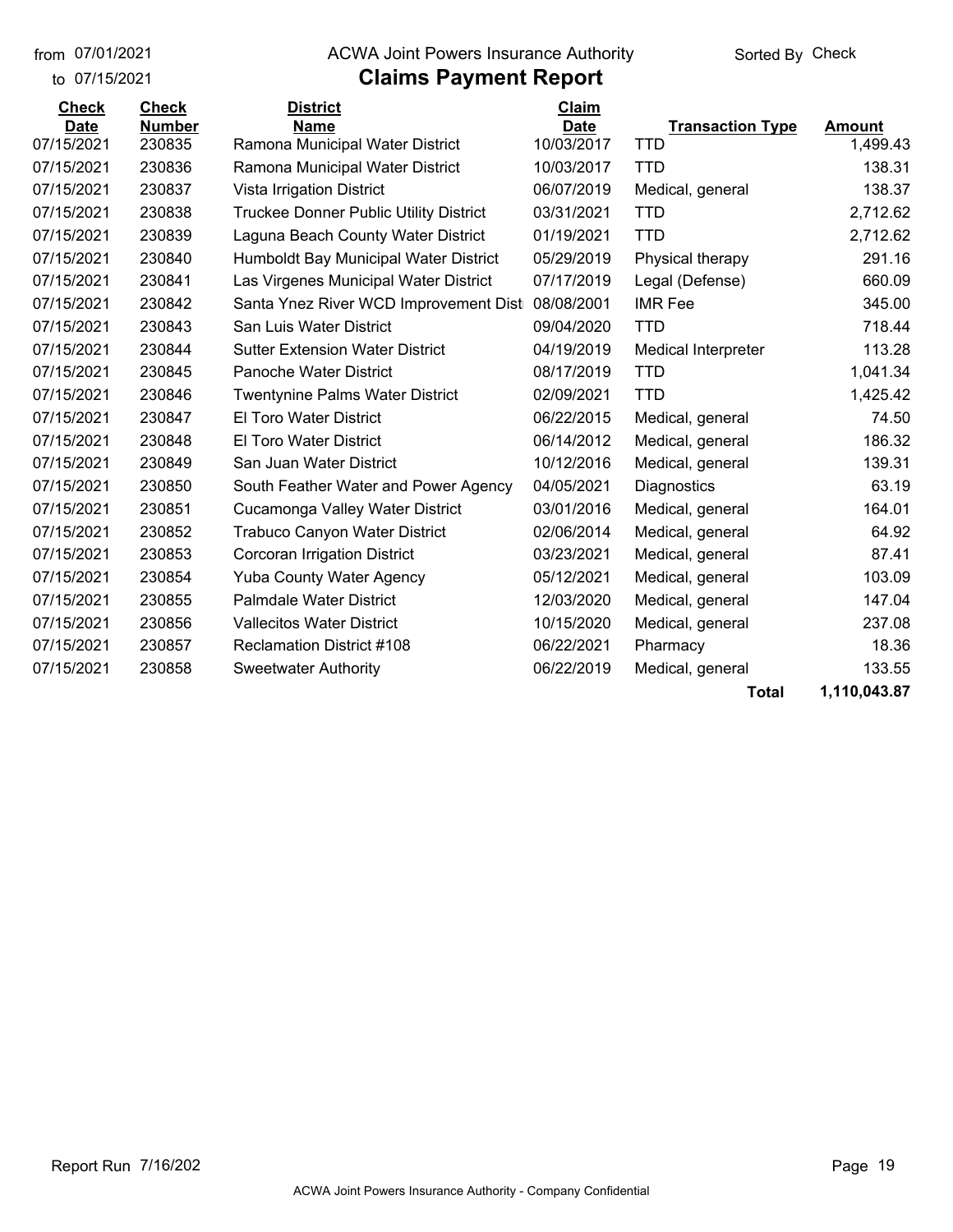from 07/01/2021
to 07/15/2021

ACWA Joint Powers Insurance Authority

# Claims Payment Report

Sorted By Check

| Check Date | Check Number | District Name | Claim Date | Transaction Type | Amount |
|---|---|---|---|---|---|
| 07/15/2021 | 230835 | Ramona Municipal Water District | 10/03/2017 | TTD | 1,499.43 |
| 07/15/2021 | 230836 | Ramona Municipal Water District | 10/03/2017 | TTD | 138.31 |
| 07/15/2021 | 230837 | Vista Irrigation District | 06/07/2019 | Medical, general | 138.37 |
| 07/15/2021 | 230838 | Truckee Donner Public Utility District | 03/31/2021 | TTD | 2,712.62 |
| 07/15/2021 | 230839 | Laguna Beach County Water District | 01/19/2021 | TTD | 2,712.62 |
| 07/15/2021 | 230840 | Humboldt Bay Municipal Water District | 05/29/2019 | Physical therapy | 291.16 |
| 07/15/2021 | 230841 | Las Virgenes Municipal Water District | 07/17/2019 | Legal (Defense) | 660.09 |
| 07/15/2021 | 230842 | Santa Ynez River WCD Improvement Dist | 08/08/2001 | IMR Fee | 345.00 |
| 07/15/2021 | 230843 | San Luis Water District | 09/04/2020 | TTD | 718.44 |
| 07/15/2021 | 230844 | Sutter Extension Water District | 04/19/2019 | Medical Interpreter | 113.28 |
| 07/15/2021 | 230845 | Panoche Water District | 08/17/2019 | TTD | 1,041.34 |
| 07/15/2021 | 230846 | Twentynine Palms Water District | 02/09/2021 | TTD | 1,425.42 |
| 07/15/2021 | 230847 | El Toro Water District | 06/22/2015 | Medical, general | 74.50 |
| 07/15/2021 | 230848 | El Toro Water District | 06/14/2012 | Medical, general | 186.32 |
| 07/15/2021 | 230849 | San Juan Water District | 10/12/2016 | Medical, general | 139.31 |
| 07/15/2021 | 230850 | South Feather Water and Power Agency | 04/05/2021 | Diagnostics | 63.19 |
| 07/15/2021 | 230851 | Cucamonga Valley Water District | 03/01/2016 | Medical, general | 164.01 |
| 07/15/2021 | 230852 | Trabuco Canyon Water District | 02/06/2014 | Medical, general | 64.92 |
| 07/15/2021 | 230853 | Corcoran Irrigation District | 03/23/2021 | Medical, general | 87.41 |
| 07/15/2021 | 230854 | Yuba County Water Agency | 05/12/2021 | Medical, general | 103.09 |
| 07/15/2021 | 230855 | Palmdale Water District | 12/03/2020 | Medical, general | 147.04 |
| 07/15/2021 | 230856 | Vallecitos Water District | 10/15/2020 | Medical, general | 237.08 |
| 07/15/2021 | 230857 | Reclamation District #108 | 06/22/2021 | Pharmacy | 18.36 |
| 07/15/2021 | 230858 | Sweetwater Authority | 06/22/2019 | Medical, general | 133.55 |
| | | | | **Total** | **1,110,043.87** |

Report Run 7/16/202

ACWA Joint Powers Insurance Authority - Company Confidential